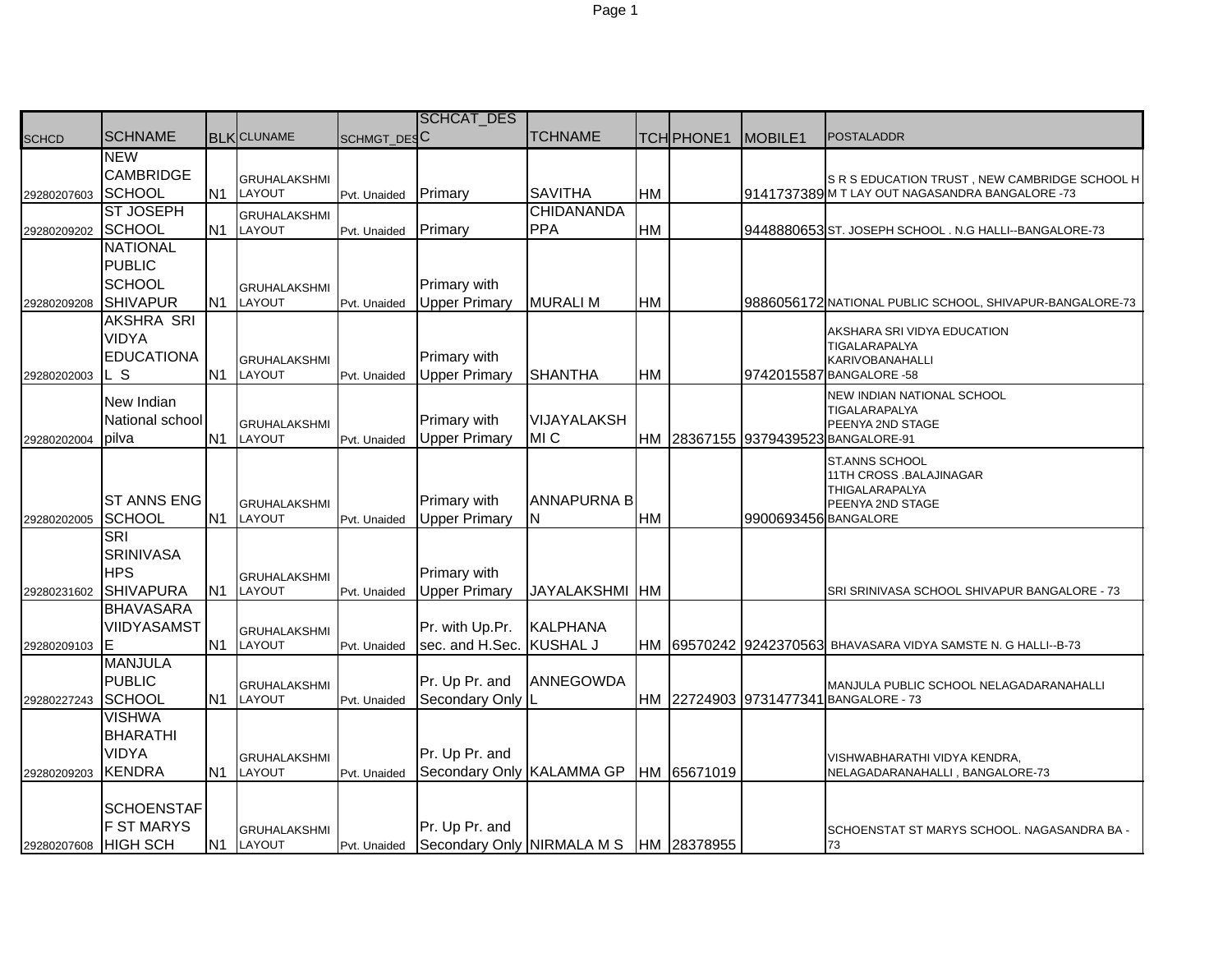| SCHCD | SCHNAME | BLK | CLUNAME | SCHMGT_DESC | SCHCAT_DESC | TCHNAME | TCH | PHONE1 | MOBILE1 | POSTALADDR |
|---|---|---|---|---|---|---|---|---|---|---|
| 29280207603 | NEW CAMBRIDGE SCHOOL | N1 | GRUHALAKSHMI LAYOUT | Pvt. Unaided | Primary | SAVITHA | HM | | 9141737389 | S R S EDUCATION TRUST , NEW CAMBRIDGE SCHOOL H M T LAY OUT NAGASANDRA BANGALORE -73 |
| 29280209202 | ST JOSEPH SCHOOL | N1 | GRUHALAKSHMI LAYOUT | Pvt. Unaided | Primary | CHIDANANDAPPA | HM | | 9448880653 | ST. JOSEPH SCHOOL . N.G HALLI--BANGALORE-73 |
| 29280209208 | NATIONAL PUBLIC SCHOOL SHIVAPUR | N1 | GRUHALAKSHMI LAYOUT | Pvt. Unaided | Primary with Upper Primary | MURALI M | HM | | 9886056172 | NATIONAL PUBLIC SCHOOL, SHIVAPUR-BANGALORE-73 |
| 29280202003 | AKSHRA SRI VIDYA EDUCATIONAL S | N1 | GRUHALAKSHMI LAYOUT | Pvt. Unaided | Primary with Upper Primary | SHANTHA | HM | | 9742015587 | AKSHARA SRI VIDYA EDUCATION TIGALARAPALYA KARIVOBANAHALLI BANGALORE -58 |
| 29280202004 | New Indian National school pilva | N1 | GRUHALAKSHMI LAYOUT | Pvt. Unaided | Primary with Upper Primary | VIJAYALAKSHMI C | HM | 28367155 | 9379439523 | NEW INDIAN NATIONAL SCHOOL TIGALARAPALYA PEENYA 2ND STAGE BANGALORE-91 |
| 29280202005 | ST ANNS ENG SCHOOL | N1 | GRUHALAKSHMI LAYOUT | Pvt. Unaided | Primary with Upper Primary | ANNAPURNA BN | HM | | 9900693456 | ST.ANNS SCHOOL 11TH CROSS .BALAJINAGAR THIGALARAPALYA PEENYA 2ND STAGE BANGALORE |
| 29280231602 | SRI SRINIVASA HPS SHIVAPURA | N1 | GRUHALAKSHMI LAYOUT | Pvt. Unaided | Primary with Upper Primary | JAYALAKSHMI | HM | | | SRI SRINIVASA SCHOOL SHIVAPUR BANGALORE - 73 |
| 29280209103 | BHAVASARA VIIDYASAMSTE | N1 | GRUHALAKSHMI LAYOUT | Pvt. Unaided | Pr. with Up.Pr. sec. and H.Sec. | KALPHANA KUSHAL J | HM | 69570242 | 9242370563 | BHAVASARA VIDYA SAMSTE N. G HALLI--B-73 |
| 29280227243 | MANJULA PUBLIC SCHOOL | N1 | GRUHALAKSHMI LAYOUT | Pvt. Unaided | Pr. Up Pr. and Secondary Only | ANNEGOWDA L | HM | 22724903 | 9731477341 | MANJULA PUBLIC SCHOOL NELAGADARANAHALLI BANGALORE - 73 |
| 29280209203 | VISHWA BHARATHI VIDYA KENDRA | N1 | GRUHALAKSHMI LAYOUT | Pvt. Unaided | Pr. Up Pr. and Secondary Only | KALAMMA GP | HM | 65671019 | | VISHWABHARATHI VIDYA KENDRA, NELAGADARANAHALLI , BANGALORE-73 |
| 29280207608 | SCHOENSTAFF ST MARYS HIGH SCH | N1 | GRUHALAKSHMI LAYOUT | Pvt. Unaided | Pr. Up Pr. and Secondary Only | NIRMALA M S | HM | 28378955 | | SCHOENSTAT ST MARYS SCHOOL. NAGASANDRA BA - 73 |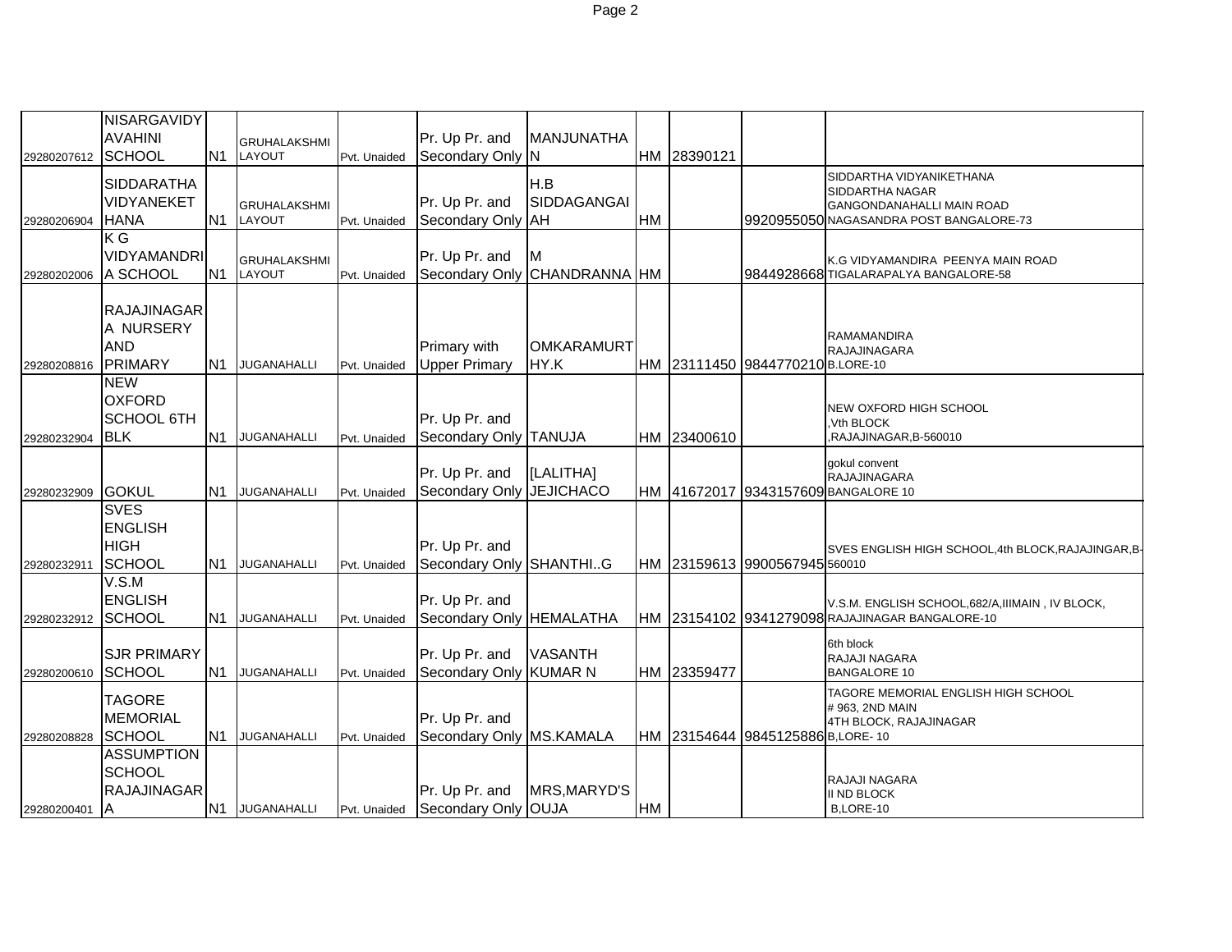| | | | | | | | | | | |
|---|---|---|---|---|---|---|---|---|---|---|
| 29280207612 | NISARGAVIDYAVAHINI SCHOOL | N1 | GRUHALAKSHMI LAYOUT | Pvt. Unaided | Pr. Up Pr. and Secondary Only | MANJUNATHAN | HM | 28390121 | | |
| 29280206904 | SIDDARATHA VIDYANEKETHANA | N1 | GRUHALAKSHMI LAYOUT | Pvt. Unaided | Pr. Up Pr. and Secondary Only | H.B SIDDAGANGAIAH | HM | | 9920955050 | SIDDARTHA VIDYANIKETHANA SIDDARTHA NAGAR GANGONDANAHALLI MAIN ROAD NAGASANDRA POST BANGALORE-73 |
| 29280202006 | K G VIDYAMANDRIA SCHOOL | N1 | GRUHALAKSHMI LAYOUT | Pvt. Unaided | Pr. Up Pr. and Secondary Only | M CHANDRANNA | HM | | 9844928668 | K.G VIDYAMANDIRA PEENYA MAIN ROAD TIGALARAPALYA BANGALORE-58 |
| 29280208816 | RAJAJINAGARA NURSERY AND PRIMARY | N1 | JUGANAHALLI | Pvt. Unaided | Primary with Upper Primary | OMKARAMURTHY.K | HM | 23111450 | 9844770210 | RAMAMANDIRA RAJAJINAGARA B.LORE-10 |
| 29280232904 | NEW OXFORD SCHOOL 6TH BLK | N1 | JUGANAHALLI | Pvt. Unaided | Pr. Up Pr. and Secondary Only | TANUJA | HM | 23400610 | | NEW OXFORD HIGH SCHOOL ,Vth BLOCK ,RAJAJINAGAR,B-560010 |
| 29280232909 | GOKUL | N1 | JUGANAHALLI | Pvt. Unaided | Pr. Up Pr. and Secondary Only | [LALITHA] JEJICHACO | HM | 41672017 | 9343157609 | gokul convent RAJAJINAGARA BANGALORE 10 |
| 29280232911 | SVES ENGLISH HIGH SCHOOL | N1 | JUGANAHALLI | Pvt. Unaided | Pr. Up Pr. and Secondary Only | SHANTHI..G | HM | 23159613 | 9900567945 | SVES ENGLISH HIGH SCHOOL,4th BLOCK,RAJAJINGAR,B-560010 |
| 29280232912 | V.S.M ENGLISH SCHOOL | N1 | JUGANAHALLI | Pvt. Unaided | Pr. Up Pr. and Secondary Only | HEMALATHA | HM | 23154102 | 9341279098 | V.S.M. ENGLISH SCHOOL,682/A,IIIMAIN , IV BLOCK, RAJAJINAGAR BANGALORE-10 |
| 29280200610 | SJR PRIMARY SCHOOL | N1 | JUGANAHALLI | Pvt. Unaided | Pr. Up Pr. and Secondary Only | VASANTH KUMAR N | HM | 23359477 | | 6th block RAJAJI NAGARA BANGALORE 10 |
| 29280208828 | TAGORE MEMORIAL SCHOOL | N1 | JUGANAHALLI | Pvt. Unaided | Pr. Up Pr. and Secondary Only | MS.KAMALA | HM | 23154644 | 9845125886 | TAGORE MEMORIAL ENGLISH HIGH SCHOOL # 963, 2ND MAIN 4TH BLOCK, RAJAJINAGAR B,LORE- 10 |
| 29280200401 | ASSUMPTION SCHOOL RAJAJINAGARA | N1 | JUGANAHALLI | Pvt. Unaided | Pr. Up Pr. and Secondary Only | MRS,MARYD'SOUJA | HM | | | RAJAJI NAGARA II ND BLOCK B,LORE-10 |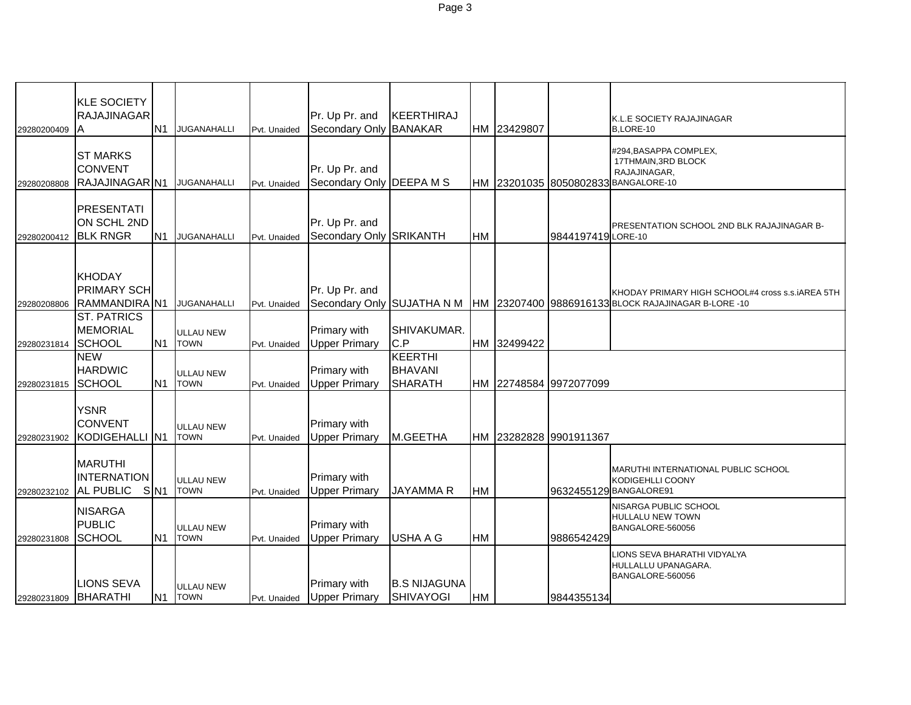|  |  |  |  |  |  |  |  |  |  |  |
|---|---|---|---|---|---|---|---|---|---|---|
| 29280200409 | KLE SOCIETY RAJAJINAGARA | N1 | JUGANAHALLI | Pvt. Unaided | Pr. Up Pr. and Secondary Only | KEERTHIRAJ BANAKAR | HM | 23429807 |  | K.L.E SOCIETY RAJAJINAGAR B,LORE-10 |
| 29280208808 | ST MARKS CONVENT RAJAJINAGAR | N1 | JUGANAHALLI | Pvt. Unaided | Pr. Up Pr. and Secondary Only | DEEPA M S | HM | 23201035 | 8050802833 | #294,BASAPPA COMPLEX, 17THMAIN,3RD BLOCK RAJAJINAGAR, BANGALORE-10 |
| 29280200412 | PRESENTATION SCHL 2ND BLK RNGR | N1 | JUGANAHALLI | Pvt. Unaided | Pr. Up Pr. and Secondary Only | SRIKANTH | HM |  | 9844197419 | PRESENTATION SCHOOL 2ND BLK RAJAJINAGAR B-LORE-10 |
| 29280208806 | KHODAY PRIMARY SCH RAMMANDIRA | N1 | JUGANAHALLI | Pvt. Unaided | Pr. Up Pr. and Secondary Only | SUJATHA N M | HM | 23207400 | 9886916133 | KHODAY PRIMARY HIGH SCHOOL#4 cross s.s.iAREA 5TH BLOCK RAJAJINAGAR B-LORE -10 |
| 29280231814 | ST. PATRICS MEMORIAL SCHOOL | N1 | ULLAU NEW TOWN | Pvt. Unaided | Primary with Upper Primary | SHIVAKUMAR. C.P | HM | 32499422 |  |  |
| 29280231815 | NEW HARDWIC SCHOOL | N1 | ULLAU NEW TOWN | Pvt. Unaided | Primary with Upper Primary | KEERTHI BHAVANI SHARATH | HM | 22748584 | 9972077099 |  |
| 29280231902 | YSNR CONVENT KODIGEHALLI | N1 | ULLAU NEW TOWN | Pvt. Unaided | Primary with Upper Primary | M.GEETHA | HM | 23282828 | 9901911367 |  |
| 29280232102 | MARUTHI INTERNATIONAL PUBLIC S | N1 | ULLAU NEW TOWN | Pvt. Unaided | Primary with Upper Primary | JAYAMMA R | HM |  | 9632455129 | MARUTHI INTERNATIONAL PUBLIC SCHOOL KODIGEHLLI COONY BANGALORE91 |
| 29280231808 | NISARGA PUBLIC SCHOOL | N1 | ULLAU NEW TOWN | Pvt. Unaided | Primary with Upper Primary | USHA A G | HM |  | 9886542429 | NISARGA PUBLIC SCHOOL HULLALU NEW TOWN BANGALORE-560056 |
| 29280231809 | LIONS SEVA BHARATHI | N1 | ULLAU NEW TOWN | Pvt. Unaided | Primary with Upper Primary | B.S NIJAGUNA SHIVAYOGI | HM |  | 9844355134 | LIONS SEVA BHARATHI VIDYALYA HULLALLU UPANAGARA. BANGALORE-560056 |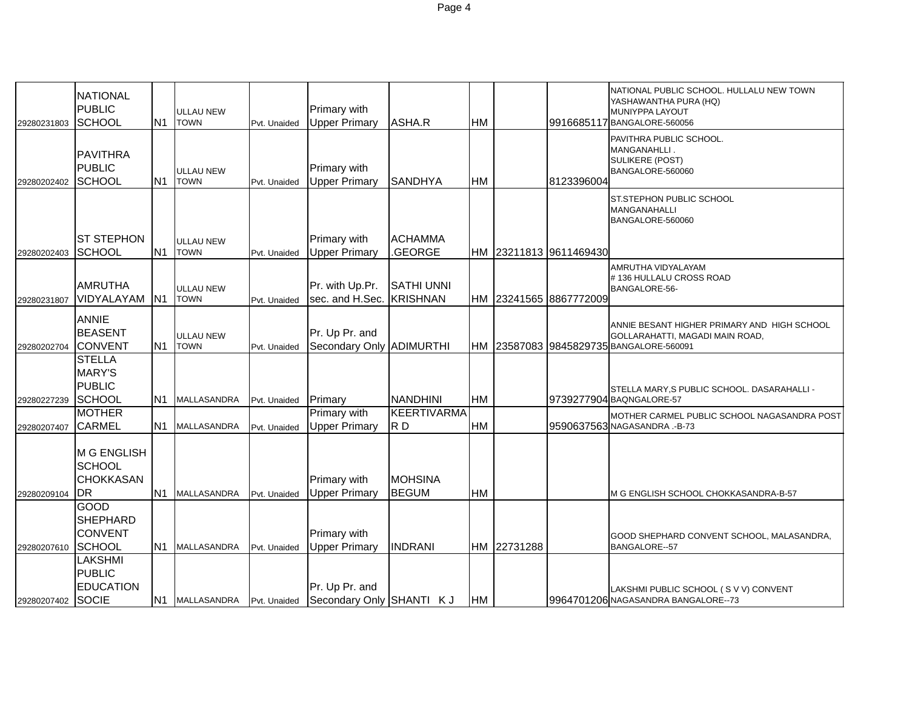| | | | | | | | | | | |
|---|---|---|---|---|---|---|---|---|---|---|
| 29280231803 | NATIONAL PUBLIC SCHOOL | N1 | ULLAU NEW TOWN | Pvt. Unaided | Primary with Upper Primary | ASHA.R | HM | | 9916685117 | NATIONAL PUBLIC SCHOOL. HULLALU NEW TOWN YASHAWANTHA PURA (HQ) MUNIYPPA LAYOUT BANGALORE-560056 |
| 29280202402 | PAVITHRA PUBLIC SCHOOL | N1 | ULLAU NEW TOWN | Pvt. Unaided | Primary with Upper Primary | SANDHYA | HM | | 8123396004 | PAVITHRA PUBLIC SCHOOL. MANGANAHLLI . SULIKERE (POST) BANGALORE-560060 |
| 29280202403 | ST STEPHON SCHOOL | N1 | ULLAU NEW TOWN | Pvt. Unaided | Primary with Upper Primary | ACHAMMA .GEORGE | HM | 23211813 | 9611469430 | ST.STEPHON PUBLIC SCHOOL MANGANAHALLI BANGALORE-560060 |
| 29280231807 | AMRUTHA VIDYALAYAM | N1 | ULLAU NEW TOWN | Pvt. Unaided | Pr. with Up.Pr. sec. and H.Sec. | SATHI UNNI KRISHNAN | HM | 23241565 | 8867772009 | AMRUTHA VIDYALAYAM # 136 HULLALU CROSS ROAD BANGALORE-56- |
| 29280202704 | ANNIE BEASENT CONVENT | N1 | ULLAU NEW TOWN | Pvt. Unaided | Pr. Up Pr. and Secondary Only | ADIMURTHI | HM | 23587083 | 9845829735 | ANNIE BESANT HIGHER PRIMARY AND HIGH SCHOOL GOLLARAHATTI, MAGADI MAIN ROAD, BANGALORE-560091 |
| 29280227239 | STELLA MARY'S PUBLIC SCHOOL | N1 | MALLASANDRA | Pvt. Unaided | Primary | NANDHINI | HM | | 9739277904 | STELLA MARY,S PUBLIC SCHOOL. DASARAHALLI - BAQNGALORE-57 |
| 29280207407 | MOTHER CARMEL | N1 | MALLASANDRA | Pvt. Unaided | Primary with Upper Primary | KEERTIVARMA R D | HM | | 9590637563 | MOTHER CARMEL PUBLIC SCHOOL NAGASANDRA POST NAGASANDRA .-B-73 |
| 29280209104 | M G ENGLISH SCHOOL CHOKKASANDR | N1 | MALLASANDRA | Pvt. Unaided | Primary with Upper Primary | MOHSINA BEGUM | HM | | | M G ENGLISH SCHOOL CHOKKASANDRA-B-57 |
| 29280207610 | GOOD SHEPHARD CONVENT SCHOOL | N1 | MALLASANDRA | Pvt. Unaided | Primary with Upper Primary | INDRANI | HM | 22731288 | | GOOD SHEPHARD CONVENT SCHOOL, MALASANDRA, BANGALORE--57 |
| 29280207402 | LAKSHMI PUBLIC EDUCATION SOCIE | N1 | MALLASANDRA | Pvt. Unaided | Pr. Up Pr. and Secondary Only | SHANTI K J | HM | | 9964701206 | LAKSHMI PUBLIC SCHOOL ( S V V) CONVENT NAGASANDRA BANGALORE--73 |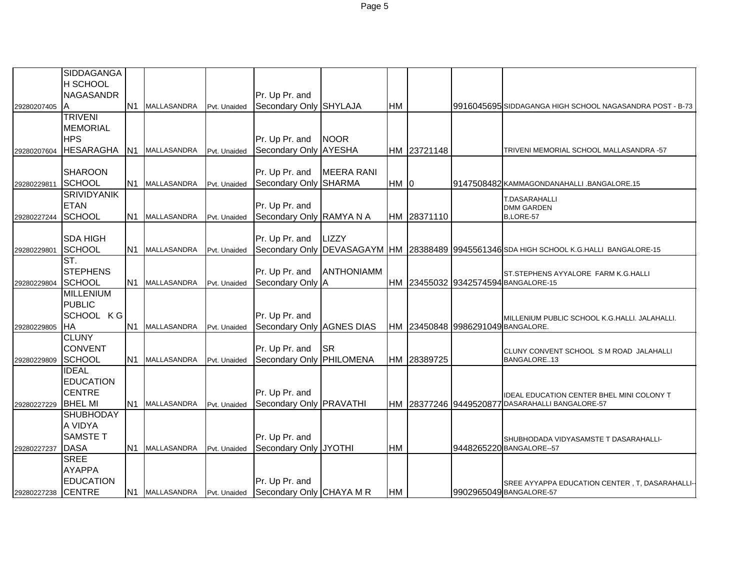| | | | | | | | | | | |
|---|---|---|---|---|---|---|---|---|---|---|
| 29280207405 | SIDDAGANGA H SCHOOL NAGASANDRA | N1 | MALLASANDRA | Pvt. Unaided | Pr. Up Pr. and Secondary Only | SHYLAJA | HM | | 9916045695 | SIDDAGANGA HIGH SCHOOL NAGASANDRA POST - B-73 |
| 29280207604 | TRIVENI MEMORIAL HPS HESARAGHA | N1 | MALLASANDRA | Pvt. Unaided | Pr. Up Pr. and Secondary Only | NOOR AYESHA | HM | 23721148 | | TRIVENI MEMORIAL SCHOOL MALLASANDRA -57 |
| 29280229811 | SHAROON SCHOOL | N1 | MALLASANDRA | Pvt. Unaided | Pr. Up Pr. and Secondary Only | MEERA RANI SHARMA | HM | 0 | 9147508482 | KAMMAGONDANAHALLI .BANGALORE.15 |
| 29280227244 | SRIVIDYANIKETAN SCHOOL | N1 | MALLASANDRA | Pvt. Unaided | Pr. Up Pr. and Secondary Only | RAMYA N A | HM | 28371110 | | T.DASARAHALLI DMM GARDEN B,LORE-57 |
| 29280229801 | SDA HIGH SCHOOL | N1 | MALLASANDRA | Pvt. Unaided | Pr. Up Pr. and Secondary Only | LIZZY DEVASAGAYM | HM | 28388489 | 9945561346 | SDA HIGH SCHOOL K.G.HALLI BANGALORE-15 |
| 29280229804 | ST. STEPHENS SCHOOL | N1 | MALLASANDRA | Pvt. Unaided | Pr. Up Pr. and Secondary Only | ANTHONIAMMA | HM | 23455032 | 9342574594 | ST.STEPHENS AYYALORE FARM K.G.HALLI BANGALORE-15 |
| 29280229805 | MILLENIUM PUBLIC SCHOOL K G HA | N1 | MALLASANDRA | Pvt. Unaided | Pr. Up Pr. and Secondary Only | AGNES DIAS | HM | 23450848 | 9986291049 | MILLENIUM PUBLIC SCHOOL K.G.HALLI. JALAHALLI. BANGALORE. |
| 29280229809 | CLUNY CONVENT SCHOOL | N1 | MALLASANDRA | Pvt. Unaided | Pr. Up Pr. and Secondary Only | SR PHILOMENA | HM | 28389725 | | CLUNY CONVENT SCHOOL S M ROAD JALAHALLI BANGALORE..13 |
| 29280227229 | IDEAL EDUCATION CENTRE BHEL MI | N1 | MALLASANDRA | Pvt. Unaided | Pr. Up Pr. and Secondary Only | PRAVATHI | HM | 28377246 | 9449520877 | IDEAL EDUCATION CENTER BHEL MINI COLONY T DASARAHALLI BANGALORE-57 |
| 29280227237 | SHUBHODAYA VIDYA SAMSTE T DASA | N1 | MALLASANDRA | Pvt. Unaided | Pr. Up Pr. and Secondary Only | JYOTHI | HM | | 9448265220 | SHUBHODADA VIDYASAMSTE T DASARAHALLI-BANGALORE--57 |
| 29280227238 | SREE AYAPPA EDUCATION CENTRE | N1 | MALLASANDRA | Pvt. Unaided | Pr. Up Pr. and Secondary Only | CHAYA M R | HM | | 9902965049 | SREE AYYAPPA EDUCATION CENTER , T, DASARAHALLI--BANGALORE-57 |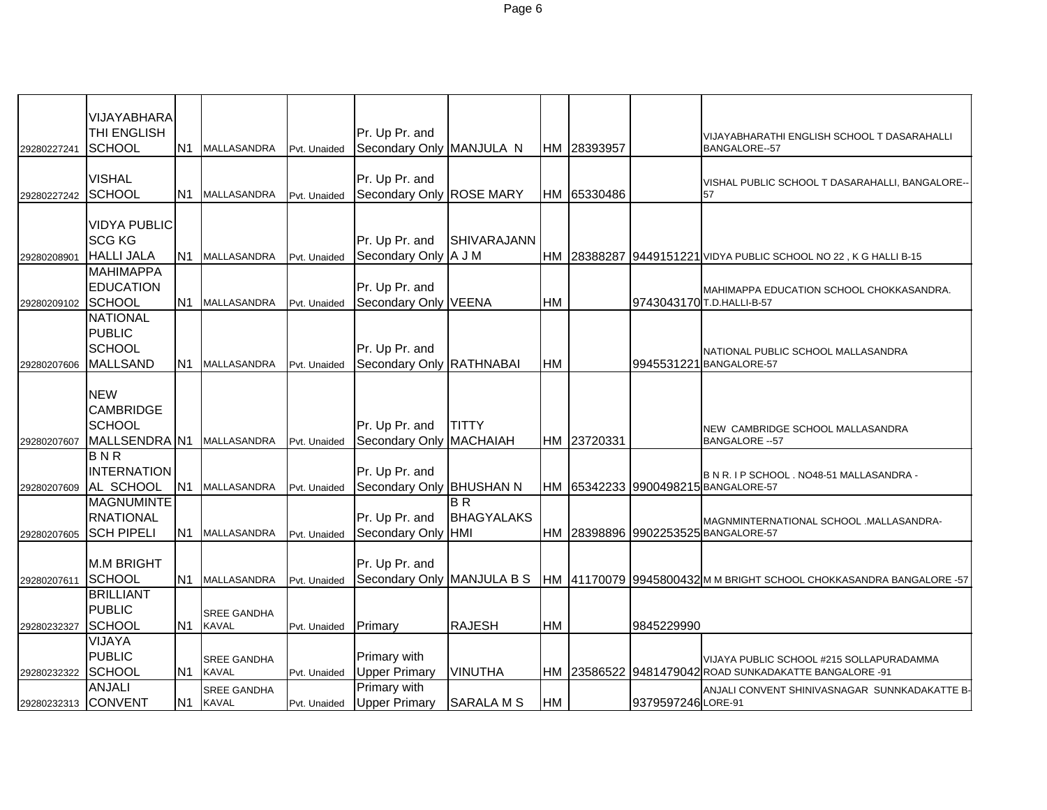| | | | | | | | | | | |
|---|---|---|---|---|---|---|---|---|---|---|
| 29280227241 | VIJAYABHARATHI ENGLISH SCHOOL | N1 | MALLASANDRA | Pvt. Unaided | Pr. Up Pr. and Secondary Only | MANJULA N | HM | 28393957 | | VIJAYABHARATHI ENGLISH SCHOOL T DASARAHALLI BANGALORE--57 |
| 29280227242 | VISHAL SCHOOL | N1 | MALLASANDRA | Pvt. Unaided | Pr. Up Pr. and Secondary Only | ROSE MARY | HM | 65330486 | | VISHAL PUBLIC SCHOOL T DASARAHALLI, BANGALORE--57 |
| 29280208901 | VIDYA PUBLIC SCG KG HALLI JALA | N1 | MALLASANDRA | Pvt. Unaided | Pr. Up Pr. and Secondary Only | SHIVARAJANN A J M | HM | 28388287 | 9449151221 | VIDYA PUBLIC SCHOOL NO 22 , K G HALLI B-15 |
| 29280209102 | MAHIMAPPA EDUCATION SCHOOL | N1 | MALLASANDRA | Pvt. Unaided | Pr. Up Pr. and Secondary Only | VEENA | HM | | 9743043170 | MAHIMAPPA EDUCATION SCHOOL CHOKKASANDRA. T.D.HALLI-B-57 |
| 29280207606 | NATIONAL PUBLIC SCHOOL MALLSAND | N1 | MALLASANDRA | Pvt. Unaided | Pr. Up Pr. and Secondary Only | RATHNABAI | HM | | 9945531221 | NATIONAL PUBLIC SCHOOL MALLASANDRA BANGALORE-57 |
| 29280207607 | NEW CAMBRIDGE SCHOOL MALLSENDRA | N1 | MALLASANDRA | Pvt. Unaided | Pr. Up Pr. and Secondary Only | TITTY MACHAIAH | HM | 23720331 | | NEW CAMBRIDGE SCHOOL MALLASANDRA BANGALORE --57 |
| 29280207609 | B N R INTERNATIONAL SCHOOL | N1 | MALLASANDRA | Pvt. Unaided | Pr. Up Pr. and Secondary Only | BHUSHAN N | HM | 65342233 | 9900498215 | B N R. I P SCHOOL . NO48-51 MALLASANDRA - BANGALORE-57 |
| 29280207605 | MAGNUMINTERNATIONAL SCH PIPELI | N1 | MALLASANDRA | Pvt. Unaided | Pr. Up Pr. and Secondary Only | B R BHAGYALAKSHMI | HM | 28398896 | 9902253525 | MAGNMINTERNATIONAL SCHOOL .MALLASANDRA-BANGALORE-57 |
| 29280207611 | M.M BRIGHT SCHOOL | N1 | MALLASANDRA | Pvt. Unaided | Pr. Up Pr. and Secondary Only | MANJULA B S | HM | 41170079 | 9945800432 | M M BRIGHT SCHOOL CHOKKASANDRA BANGALORE -57 |
| 29280232327 | BRILLIANT PUBLIC SCHOOL | N1 | SREE GANDHA KAVAL | Pvt. Unaided | Primary | RAJESH | HM | | 9845229990 | |
| 29280232322 | VIJAYA PUBLIC SCHOOL | N1 | SREE GANDHA KAVAL | Pvt. Unaided | Primary with Upper Primary | VINUTHA | HM | 23586522 | 9481479042 | VIJAYA PUBLIC SCHOOL #215 SOLLAPURADAMMA ROAD SUNKADAKATTE BANGALORE -91 |
| 29280232313 | ANJALI CONVENT | N1 | SREE GANDHA KAVAL | Pvt. Unaided | Primary with Upper Primary | SARALA M S | HM | | 9379597246 | ANJALI CONVENT SHINIVASNAGAR SUNNKADAKATTE B-LORE-91 |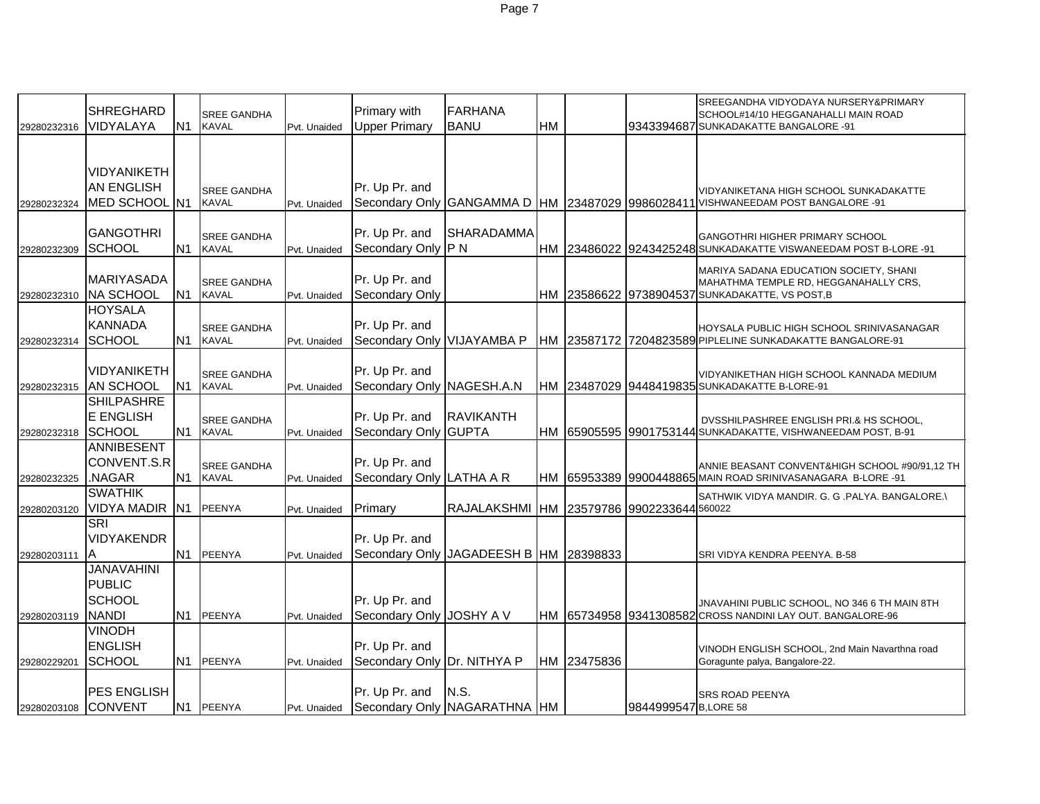| | | | | | | | | | | |
|---|---|---|---|---|---|---|---|---|---|---|
| 29280232316 | SHREGHARD VIDYALAYA | N1 | SREE GANDHA KAVAL | Pvt. Unaided | Primary with Upper Primary | FARHANA BANU | HM | | 9343394687 | SREEGANDHA VIDYODAYA NURSERY&PRIMARY SCHOOL#14/10 HEGGANAHALLI MAIN ROAD SUNKADAKATTE BANGALORE -91 |
| 29280232324 | VIDYANIKETH AN ENGLISH MED SCHOOL | N1 | SREE GANDHA KAVAL | Pvt. Unaided | Pr. Up Pr. and Secondary Only | GANGAMMA D | HM | 23487029 | 9986028411 | VIDYANIKETANA HIGH SCHOOL SUNKADAKATTE VISHWANEEDAM POST BANGALORE -91 |
| 29280232309 | GANGOTHRI SCHOOL | N1 | SREE GANDHA KAVAL | Pvt. Unaided | Pr. Up Pr. and Secondary Only | SHARADAMMA P N | HM | 23486022 | 9243425248 | GANGOTHRI HIGHER PRIMARY SCHOOL SUNKADAKATTE VISWANEEDAM POST B-LORE -91 |
| 29280232310 | MARIYASADA NA SCHOOL | N1 | SREE GANDHA KAVAL | Pvt. Unaided | Pr. Up Pr. and Secondary Only | | HM | 23586622 | 9738904537 | MARIYA SADANA EDUCATION SOCIETY, SHANI MAHATHMA TEMPLE RD, HEGGANAHALLY CRS, SUNKADAKATTE, VS POST,B |
| 29280232314 | HOYSALA KANNADA SCHOOL | N1 | SREE GANDHA KAVAL | Pvt. Unaided | Pr. Up Pr. and Secondary Only | VIJAYAMBA P | HM | 23587172 | 7204823589 | HOYSALA PUBLIC HIGH SCHOOL SRINIVASANAGAR PIPLELINE SUNKADAKATTE BANGALORE-91 |
| 29280232315 | VIDYANIKETH AN SCHOOL | N1 | SREE GANDHA KAVAL | Pvt. Unaided | Pr. Up Pr. and Secondary Only | NAGESH.A.N | HM | 23487029 | 9448419835 | VIDYANIKETHAN HIGH SCHOOL KANNADA MEDIUM SUNKADAKATTE B-LORE-91 |
| 29280232318 | SHILPASHRE E ENGLISH SCHOOL | N1 | SREE GANDHA KAVAL | Pvt. Unaided | Pr. Up Pr. and Secondary Only | RAVIKANTH GUPTA | HM | 65905595 | 9901753144 | DVSSHILPASHREE ENGLISH PRI.& HS SCHOOL, SUNKADAKATTE, VISHWANEEDAM POST, B-91 |
| 29280232325 | ANNIBESENT CONVENT.S.R .NAGAR | N1 | SREE GANDHA KAVAL | Pvt. Unaided | Pr. Up Pr. and Secondary Only | LATHA A R | HM | 65953389 | 9900448865 | ANNIE BEASANT CONVENT&HIGH SCHOOL #90/91,12 TH MAIN ROAD SRINIVASANAGARA B-LORE -91 |
| 29280203120 | SWATHIK VIDYA MADIR | N1 | PEENYA | Pvt. Unaided | Primary | RAJALAKSHMI | HM | 23579786 | 9902233644 | SATHWIK VIDYA MANDIR. G. G .PALYA. BANGALORE.\ 560022 |
| 29280203111 | SRI VIDYAKENDR A | N1 | PEENYA | Pvt. Unaided | Pr. Up Pr. and Secondary Only | JAGADEESH B | HM | 28398833 | | SRI VIDYA KENDRA PEENYA. B-58 |
| 29280203119 | JANAVAHINI PUBLIC SCHOOL NANDI | N1 | PEENYA | Pvt. Unaided | Pr. Up Pr. and Secondary Only | JOSHY A V | HM | 65734958 | 9341308582 | JNAVAHINI PUBLIC SCHOOL, NO 346 6 TH MAIN 8TH CROSS NANDINI LAY OUT. BANGALORE-96 |
| 29280229201 | VINODH ENGLISH SCHOOL | N1 | PEENYA | Pvt. Unaided | Pr. Up Pr. and Secondary Only | Dr. NITHYA P | HM | 23475836 | | VINODH ENGLISH SCHOOL, 2nd Main Navarthna road Goragunte palya, Bangalore-22. |
| 29280203108 | PES ENGLISH CONVENT | N1 | PEENYA | Pvt. Unaided | Pr. Up Pr. and Secondary Only | N.S. NAGARATHNA | HM | | 9844999547 | SRS ROAD PEENYA B,LORE 58 |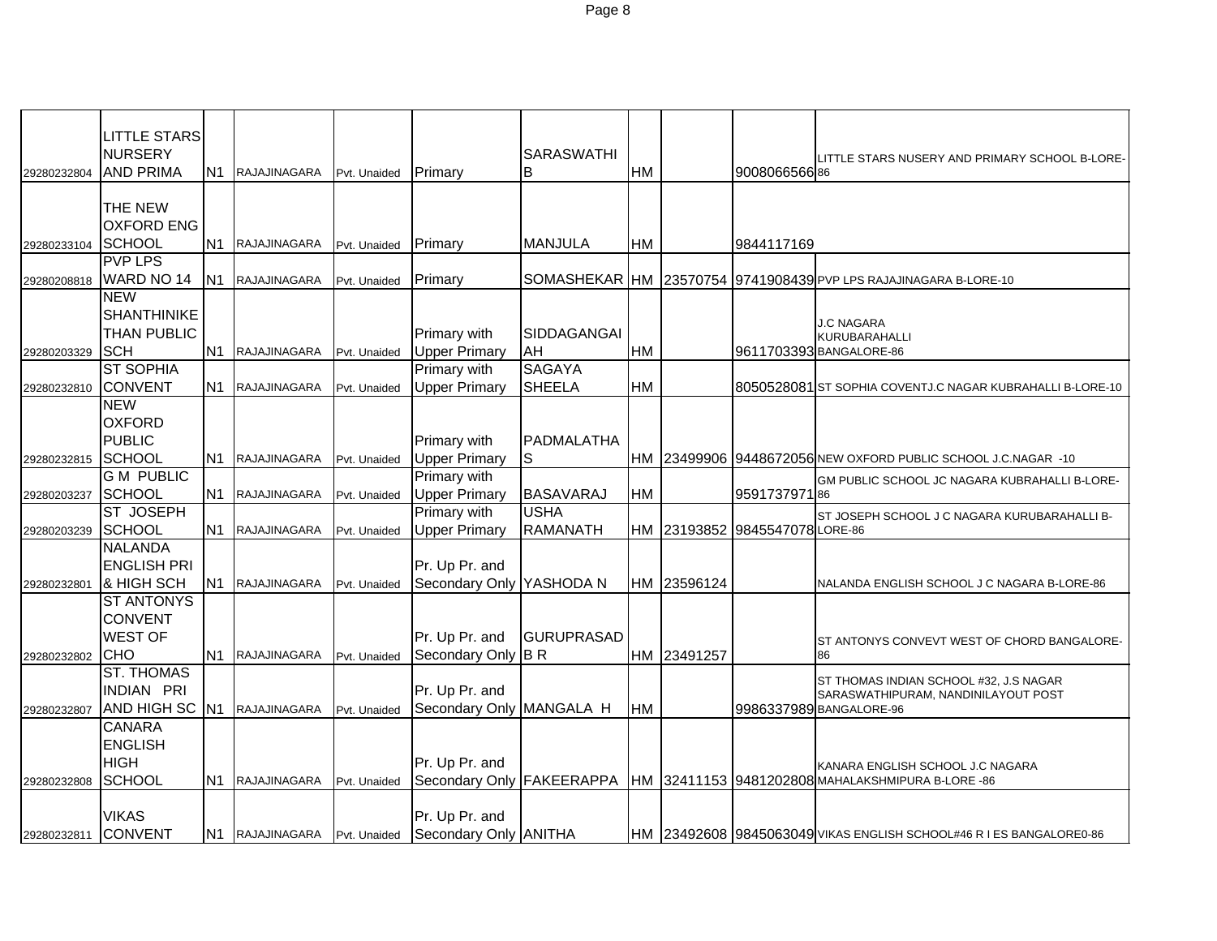| | | | | | | | | | | |
|---|---|---|---|---|---|---|---|---|---|---|
| 29280232804 | LITTLE STARS NURSERY AND PRIMA | N1 | RAJAJINAGARA | Pvt. Unaided | Primary | SARASWATHI B | HM | | 9008066566 | LITTLE STARS NUSERY AND PRIMARY SCHOOL B-LORE-86 |
| 29280233104 | THE NEW OXFORD ENG SCHOOL | N1 | RAJAJINAGARA | Pvt. Unaided | Primary | MANJULA | HM | | 9844117169 | |
| 29280208818 | PVP LPS WARD NO 14 | N1 | RAJAJINAGARA | Pvt. Unaided | Primary | SOMASHEKAR | HM | 23570754 | 9741908439 | PVP LPS RAJAJINAGARA B-LORE-10 |
| 29280203329 | NEW SHANTHINIKETHAN PUBLIC SCH | N1 | RAJAJINAGARA | Pvt. Unaided | Primary with Upper Primary | SIDDAGANGAIAH | HM | | 9611703393 | J.C NAGARA KURUBARAHALLI BANGALORE-86 |
| 29280232810 | ST SOPHIA CONVENT | N1 | RAJAJINAGARA | Pvt. Unaided | Primary with Upper Primary | SAGAYA SHEELA | HM | | 8050528081 | ST SOPHIA COVENTJ.C NAGAR KUBRAHALLI B-LORE-10 |
| 29280232815 | NEW OXFORD PUBLIC SCHOOL | N1 | RAJAJINAGARA | Pvt. Unaided | Primary with Upper Primary | PADMALATHA S | HM | 23499906 | 9448672056 | NEW OXFORD PUBLIC SCHOOL J.C.NAGAR -10 |
| 29280203237 | G M PUBLIC SCHOOL | N1 | RAJAJINAGARA | Pvt. Unaided | Primary with Upper Primary | BASAVARAJ | HM | | 9591737971 | GM PUBLIC SCHOOL JC NAGARA KUBRAHALLI B-LORE-86 |
| 29280203239 | ST JOSEPH SCHOOL | N1 | RAJAJINAGARA | Pvt. Unaided | Primary with Upper Primary | USHA RAMANATH | HM | 23193852 | 9845547078 | ST JOSEPH SCHOOL J C NAGARA KURUBARAHALLI B-LORE-86 |
| 29280232801 | NALANDA ENGLISH PRI & HIGH SCH | N1 | RAJAJINAGARA | Pvt. Unaided | Pr. Up Pr. and Secondary Only | YASHODA N | HM | 23596124 | | NALANDA ENGLISH SCHOOL J C NAGARA B-LORE-86 |
| 29280232802 | ST ANTONYS CONVENT WEST OF CHO | N1 | RAJAJINAGARA | Pvt. Unaided | Pr. Up Pr. and Secondary Only | GURUPRASAD B R | HM | 23491257 | | ST ANTONYS CONVEVT WEST OF CHORD BANGALORE-86 |
| 29280232807 | ST. THOMAS INDIAN PRI AND HIGH SC | N1 | RAJAJINAGARA | Pvt. Unaided | Pr. Up Pr. and Secondary Only | MANGALA H | HM | | 9986337989 | ST THOMAS INDIAN SCHOOL #32, J.S NAGAR SARASWATHIPURAM, NANDINILAYOUT POST BANGALORE-96 |
| 29280232808 | CANARA ENGLISH HIGH SCHOOL | N1 | RAJAJINAGARA | Pvt. Unaided | Pr. Up Pr. and Secondary Only | FAKEERAPPA | HM | 32411153 | 9481202808 | KANARA ENGLISH SCHOOL J.C NAGARA MAHALAKSHMIPURA B-LORE -86 |
| 29280232811 | VIKAS CONVENT | N1 | RAJAJINAGARA | Pvt. Unaided | Pr. Up Pr. and Secondary Only | ANITHA | HM | 23492608 | 9845063049 | VIKAS ENGLISH SCHOOL#46 R I ES BANGALORE0-86 |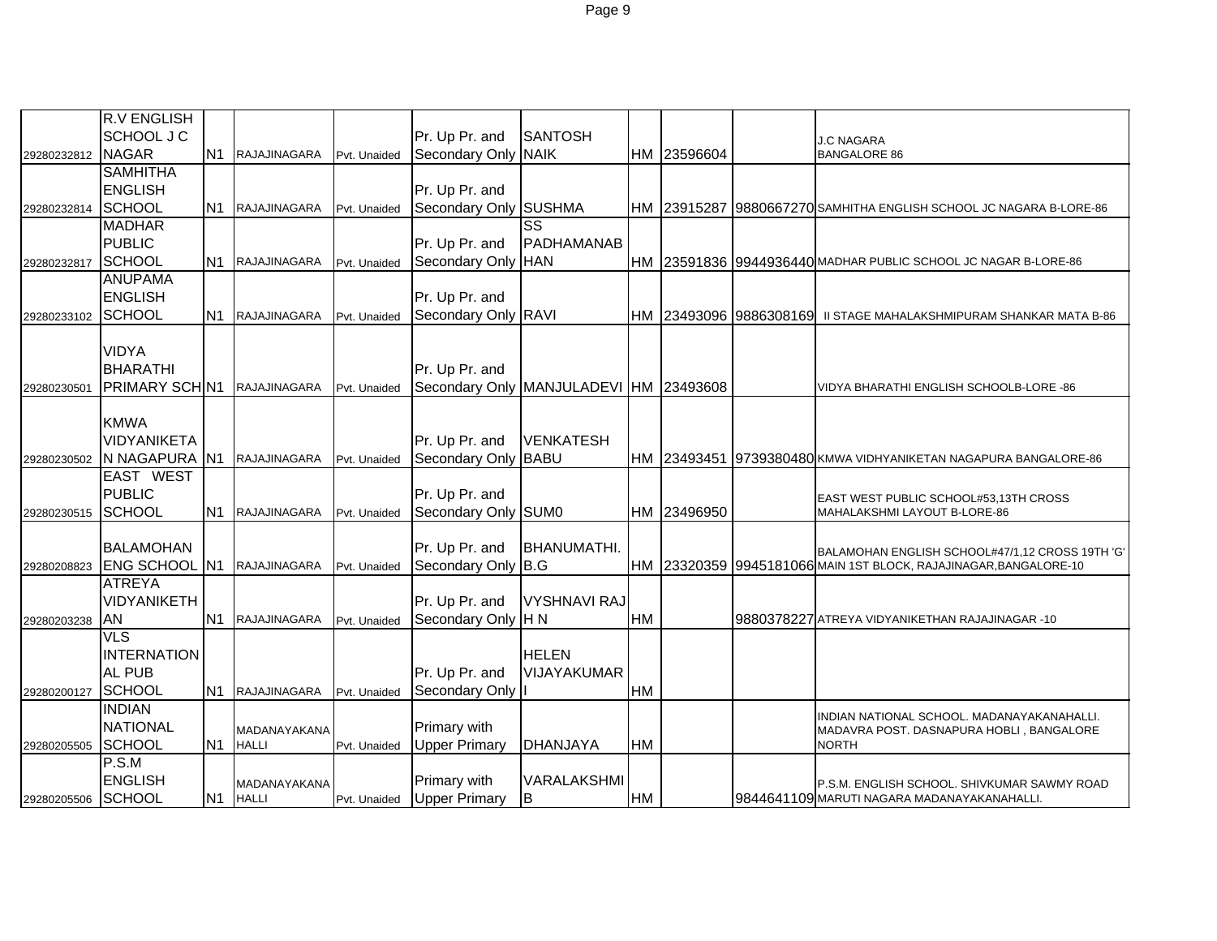| | | | | | | | | | | |
|---|---|---|---|---|---|---|---|---|---|---|
| 29280232812 | R.V ENGLISH SCHOOL J C NAGAR | N1 | RAJAJINAGARA | Pvt. Unaided | Pr. Up Pr. and Secondary Only | SANTOSH NAIK | HM | 23596604 | | J.C NAGARA BANGALORE 86 |
| 29280232814 | SAMHITHA ENGLISH SCHOOL | N1 | RAJAJINAGARA | Pvt. Unaided | Pr. Up Pr. and Secondary Only | SUSHMA | HM | 23915287 | 9880667270 | SAMHITHA ENGLISH SCHOOL JC NAGARA B-LORE-86 |
| 29280232817 | MADHAR PUBLIC SCHOOL | N1 | RAJAJINAGARA | Pvt. Unaided | Pr. Up Pr. and Secondary Only | SS PADHAMANABHAN | HM | 23591836 | 9944936440 | MADHAR PUBLIC SCHOOL JC NAGAR B-LORE-86 |
| 29280233102 | ANUPAMA ENGLISH SCHOOL | N1 | RAJAJINAGARA | Pvt. Unaided | Pr. Up Pr. and Secondary Only | RAVI | HM | 23493096 | 9886308169 | II STAGE MAHALAKSHMIPURAM SHANKAR MATA B-86 |
| 29280230501 | VIDYA BHARATHI PRIMARY SCH | N1 | RAJAJINAGARA | Pvt. Unaided | Pr. Up Pr. and Secondary Only | MANJULADEVI | HM | 23493608 | | VIDYA BHARATHI ENGLISH SCHOOLB-LORE -86 |
| 29280230502 | KMWA VIDYANIKETAN NAGAPURA | N1 | RAJAJINAGARA | Pvt. Unaided | Pr. Up Pr. and Secondary Only | VENKATESH BABU | HM | 23493451 | 9739380480 | KMWA VIDHYANIKETAN NAGAPURA BANGALORE-86 |
| 29280230515 | EAST WEST PUBLIC SCHOOL | N1 | RAJAJINAGARA | Pvt. Unaided | Pr. Up Pr. and Secondary Only | SUM0 | HM | 23496950 | | EAST WEST PUBLIC SCHOOL#53,13TH CROSS MAHALAKSHMI LAYOUT B-LORE-86 |
| 29280208823 | BALAMOHAN ENG SCHOOL | N1 | RAJAJINAGARA | Pvt. Unaided | Pr. Up Pr. and Secondary Only | BHANUMATHI. B.G | HM | 23320359 | 9945181066 | BALAMOHAN ENGLISH SCHOOL#47/1,12 CROSS 19TH 'G' MAIN 1ST BLOCK, RAJAJINAGAR,BANGALORE-10 |
| 29280203238 | ATREYA VIDYANIKETHAN | N1 | RAJAJINAGARA | Pvt. Unaided | Pr. Up Pr. and Secondary Only | VYSHNAVI RAJ H N | HM | | 9880378227 | ATREYA VIDYANIKETHAN RAJAJINAGAR -10 |
| 29280200127 | VLS INTERNATIONAL PUB SCHOOL | N1 | RAJAJINAGARA | Pvt. Unaided | Pr. Up Pr. and Secondary Only | HELEN VIJAYAKUMARI | HM | | | |
| 29280205505 | INDIAN NATIONAL SCHOOL | N1 | MADANAYAKANAHALLI | Pvt. Unaided | Primary with Upper Primary | DHANJAYA | HM | | | INDIAN NATIONAL SCHOOL. MADANAYAKANAHALLI. MADAVRA POST. DASNAPURA HOBLI , BANGALORE NORTH |
| 29280205506 | P.S.M ENGLISH SCHOOL | N1 | MADANAYAKANAHALLI | Pvt. Unaided | Primary with Upper Primary | VARALAKSHMI B | HM | | 9844641109 | P.S.M. ENGLISH SCHOOL. SHIVKUMAR SAWMY ROAD MARUTI NAGARA MADANAYAKANAHALLI. |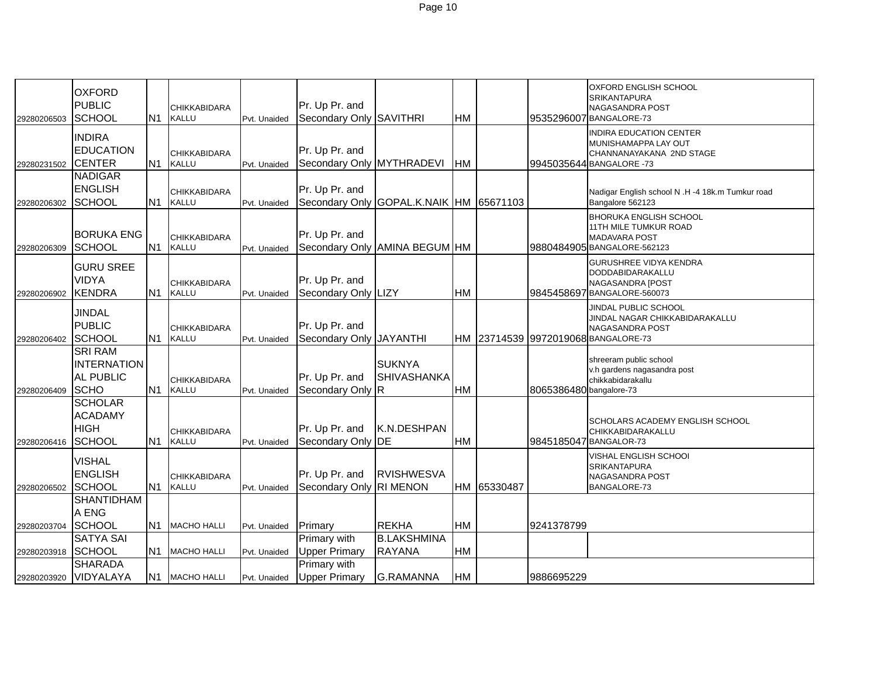| | | | | | | | | | | |
|---|---|---|---|---|---|---|---|---|---|---|
| 29280206503 | OXFORD PUBLIC SCHOOL | N1 | CHIKKABIDARA KALLU | Pvt. Unaided | Pr. Up Pr. and Secondary Only | SAVITHRI | HM | | 9535296007 | OXFORD ENGLISH SCHOOL SRIKANTAPURA NAGASANDRA POST BANGALORE-73 |
| 29280231502 | INDIRA EDUCATION CENTER | N1 | CHIKKABIDARA KALLU | Pvt. Unaided | Pr. Up Pr. and Secondary Only | MYTHRADEVI | HM | | 9945035644 | INDIRA EDUCATION CENTER MUNISHAMAPPA LAY OUT CHANNANAYAKANA 2ND STAGE BANGALORE -73 |
| 29280206302 | NADIGAR ENGLISH SCHOOL | N1 | CHIKKABIDARA KALLU | Pvt. Unaided | Pr. Up Pr. and Secondary Only | GOPAL.K.NAIK | HM | 65671103 | | Nadigar English school N .H -4 18k.m Tumkur road Bangalore 562123 |
| 29280206309 | BORUKA ENG SCHOOL | N1 | CHIKKABIDARA KALLU | Pvt. Unaided | Pr. Up Pr. and Secondary Only | AMINA BEGUM | HM | | 9880484905 | BHORUKA ENGLISH SCHOOL 11TH MILE TUMKUR ROAD MADAVARA POST BANGALORE-562123 |
| 29280206902 | GURU SREE VIDYA KENDRA | N1 | CHIKKABIDARA KALLU | Pvt. Unaided | Pr. Up Pr. and Secondary Only | LIZY | HM | | 9845458697 | GURUSHREE VIDYA KENDRA DODDABIDARAKALLU NAGASANDRA [POST BANGALORE-560073 |
| 29280206402 | JINDAL PUBLIC SCHOOL | N1 | CHIKKABIDARA KALLU | Pvt. Unaided | Pr. Up Pr. and Secondary Only | JAYANTHI | HM | 23714539 | 9972019068 | JINDAL PUBLIC SCHOOL JINDAL NAGAR CHIKKABIDARAKALLU NAGASANDRA POST BANGALORE-73 |
| 29280206409 | SRI RAM INTERNATION AL PUBLIC SCHO | N1 | CHIKKABIDARA KALLU | Pvt. Unaided | Pr. Up Pr. and Secondary Only | SUKNYA SHIVASHANKA R | HM | | 8065386480 | shreeram public school v.h gardens nagasandra post chikkabidarakallu bangalore-73 |
| 29280206416 | SCHOLAR ACADAMY HIGH SCHOOL | N1 | CHIKKABIDARA KALLU | Pvt. Unaided | Pr. Up Pr. and Secondary Only | K.N.DESHPAN DE | HM | | 9845185047 | SCHOLARS ACADEMY ENGLISH SCHOOL CHIKKABIDARAKALLU BANGALOR-73 |
| 29280206502 | VISHAL ENGLISH SCHOOL | N1 | CHIKKABIDARA KALLU | Pvt. Unaided | Pr. Up Pr. and Secondary Only | RVISHWESVA RI MENON | HM | 65330487 | | VISHAL ENGLISH SCHOOl SRIKANTAPURA NAGASANDRA POST BANGALORE-73 |
| 29280203704 | SHANTIDHAM A ENG SCHOOL | N1 | MACHO HALLI | Pvt. Unaided | Primary | REKHA | HM | | 9241378799 | |
| 29280203918 | SATYA SAI SCHOOL | N1 | MACHO HALLI | Pvt. Unaided | Primary with Upper Primary | B.LAKSHMINA RAYANA | HM | | | |
| 29280203920 | SHARADA VIDYALAYA | N1 | MACHO HALLI | Pvt. Unaided | Primary with Upper Primary | G.RAMANNA | HM | | 9886695229 | |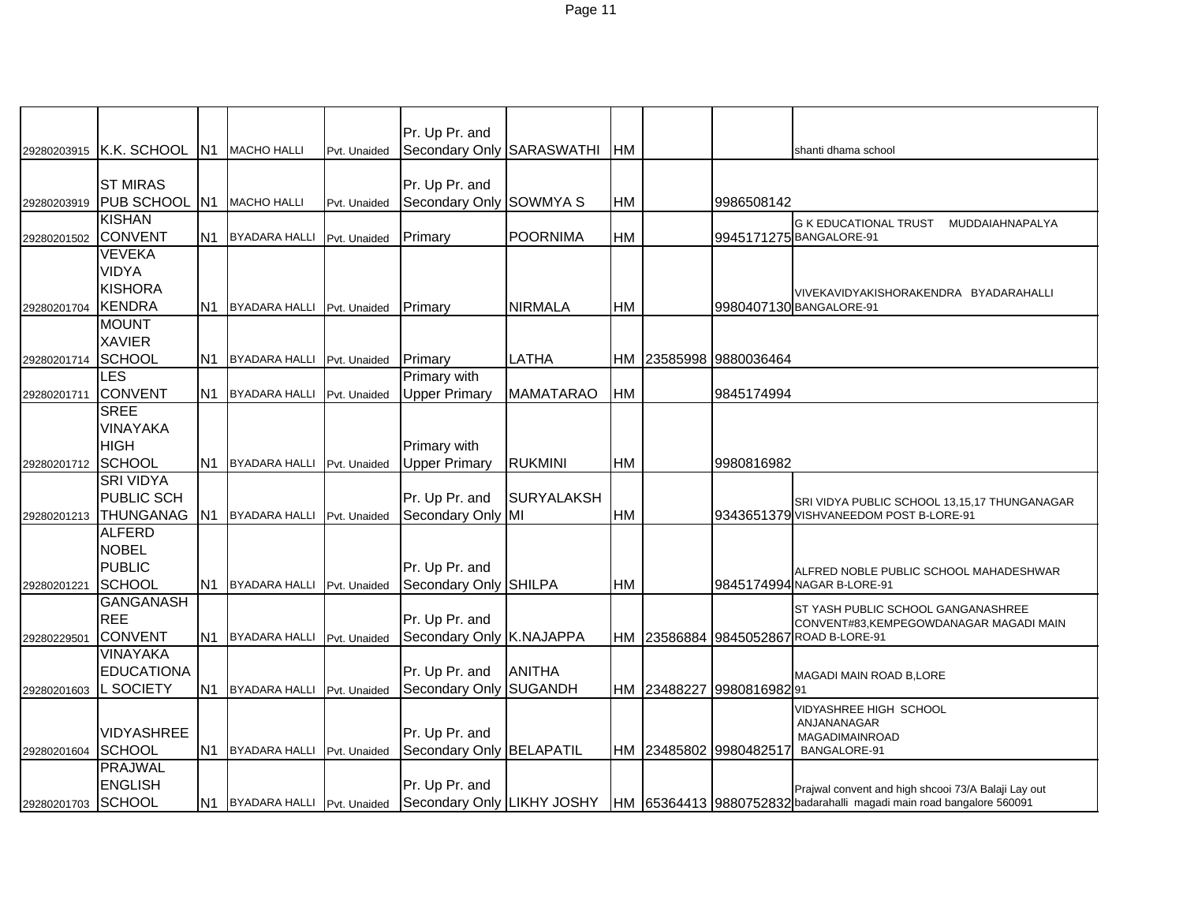| | | | | | | | | | | |
|---|---|---|---|---|---|---|---|---|---|---|
| 29280203915 | K.K. SCHOOL | N1 | MACHO HALLI | Pvt. Unaided | Pr. Up Pr. and Secondary Only | SARASWATHI | HM | | | shanti dhama school |
| 29280203919 | ST MIRAS PUB SCHOOL | N1 | MACHO HALLI | Pvt. Unaided | Pr. Up Pr. and Secondary Only | SOWMYA S | HM | | 9986508142 | |
| 29280201502 | KISHAN CONVENT | N1 | BYADARA HALLI | Pvt. Unaided | Primary | POORNIMA | HM | | 9945171275 | G K EDUCATIONAL TRUST MUDDAIAHNAPALYA BANGALORE-91 |
| 29280201704 | VEVEKA VIDYA KISHORA KENDRA | N1 | BYADARA HALLI | Pvt. Unaided | Primary | NIRMALA | HM | | 9980407130 | VIVEKAVIDYAKISHORAKENDRA BYADARAHALLI BANGALORE-91 |
| 29280201714 | MOUNT XAVIER SCHOOL | N1 | BYADARA HALLI | Pvt. Unaided | Primary | LATHA | HM | 23585998 | 9880036464 | |
| 29280201711 | LES CONVENT | N1 | BYADARA HALLI | Pvt. Unaided | Primary with Upper Primary | MAMATARAO | HM | | 9845174994 | |
| 29280201712 | SREE VINAYAKA HIGH SCHOOL | N1 | BYADARA HALLI | Pvt. Unaided | Primary with Upper Primary | RUKMINI | HM | | 9980816982 | |
| 29280201213 | SRI VIDYA PUBLIC SCH THUNGANAG | N1 | BYADARA HALLI | Pvt. Unaided | Pr. Up Pr. and Secondary Only | SURYALAKSHMI | HM | | 9343651379 | SRI VIDYA PUBLIC SCHOOL 13,15,17 THUNGANAGAR VISHVANEEDOM POST B-LORE-91 |
| 29280201221 | ALFERD NOBEL PUBLIC SCHOOL | N1 | BYADARA HALLI | Pvt. Unaided | Pr. Up Pr. and Secondary Only | SHILPA | HM | | 9845174994 | ALFRED NOBLE PUBLIC SCHOOL MAHADESHWAR NAGAR B-LORE-91 |
| 29280229501 | GANGANASHREE CONVENT | N1 | BYADARA HALLI | Pvt. Unaided | Pr. Up Pr. and Secondary Only | K.NAJAPPA | HM | 23586884 | 9845052867 | ST YASH PUBLIC SCHOOL GANGANASHREE CONVENT#83,KEMPEGOWDANAGAR MAGADI MAIN ROAD B-LORE-91 |
| 29280201603 | VINAYAKA EDUCATIONAL SOCIETY | N1 | BYADARA HALLI | Pvt. Unaided | Pr. Up Pr. and Secondary Only | ANITHA SUGANDH | HM | 23488227 | 9980816982 | MAGADI MAIN ROAD B,LORE 91 |
| 29280201604 | VIDYASHREE SCHOOL | N1 | BYADARA HALLI | Pvt. Unaided | Pr. Up Pr. and Secondary Only | BELAPATIL | HM | 23485802 | 9980482517 | VIDYASHREE HIGH SCHOOL ANJANANAGAR MAGADIMAINROAD BANGALORE-91 |
| 29280201703 | PRAJWAL ENGLISH SCHOOL | N1 | BYADARA HALLI | Pvt. Unaided | Pr. Up Pr. and Secondary Only | LIKHY JOSHY | HM | 65364413 | 9880752832 | Prajwal convent and high shcooi 73/A Balaji Lay out badarahalli magadi main road bangalore 560091 |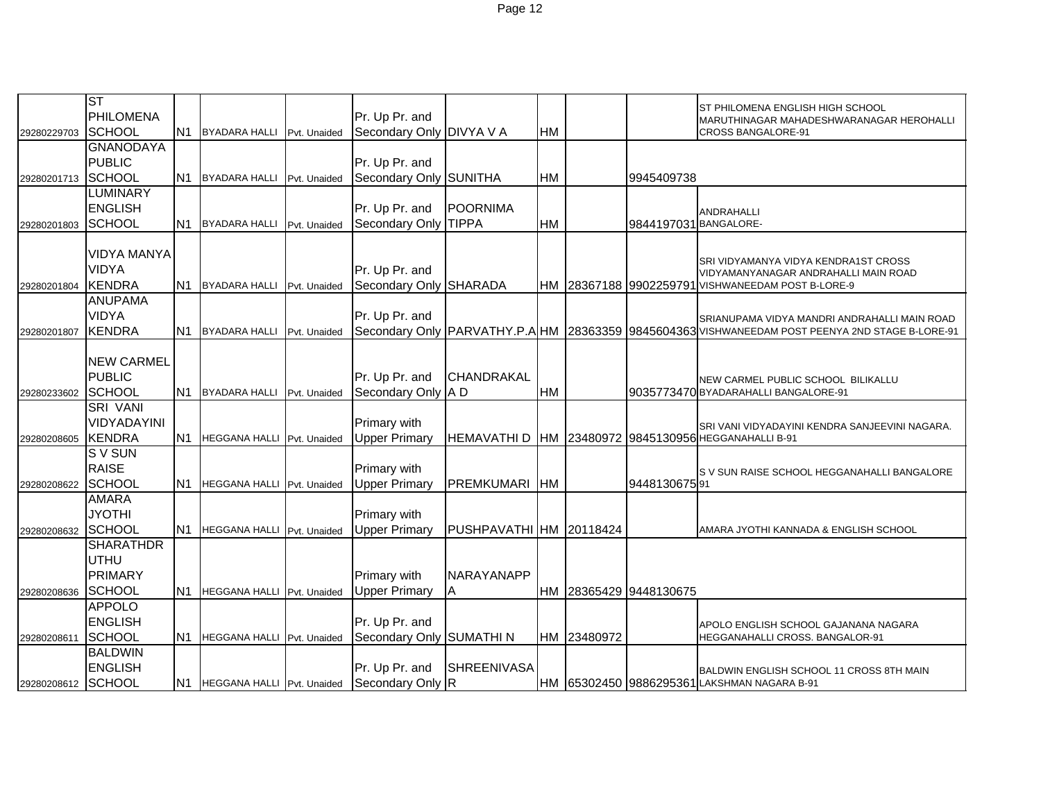| | | | | | | | | | | |
|---|---|---|---|---|---|---|---|---|---|---|
| 29280229703 | ST PHILOMENA SCHOOL | N1 | BYADARA HALLI | Pvt. Unaided | Pr. Up Pr. and Secondary Only | DIVYA V A | HM | | | ST PHILOMENA ENGLISH HIGH SCHOOL MARUTHINAGAR MAHADESHWARANAGAR HEROHALLI CROSS BANGALORE-91 |
| 29280201713 | GNANODAYA PUBLIC SCHOOL | N1 | BYADARA HALLI | Pvt. Unaided | Pr. Up Pr. and Secondary Only | SUNITHA | HM | | 9945409738 | |
| 29280201803 | LUMINARY ENGLISH SCHOOL | N1 | BYADARA HALLI | Pvt. Unaided | Pr. Up Pr. and Secondary Only | POORNIMA TIPPA | HM | | 9844197031 | ANDRAHALLI BANGALORE- |
| 29280201804 | VIDYA MANYA VIDYA KENDRA | N1 | BYADARA HALLI | Pvt. Unaided | Pr. Up Pr. and Secondary Only | SHARADA | HM | 28367188 | 9902259791 | SRI VIDYAMANYA VIDYA KENDRA1ST CROSS VIDYAMANYANAGAR ANDRAHALLI MAIN ROAD VISHWANEEDAM POST B-LORE-9 |
| 29280201807 | ANUPAMA VIDYA KENDRA | N1 | BYADARA HALLI | Pvt. Unaided | Pr. Up Pr. and Secondary Only | PARVATHY.P.A | HM | 28363359 | 9845604363 | SRIANUPAMA VIDYA MANDRI ANDRAHALLI MAIN ROAD VISHWANEEDAM POST PEENYA 2ND STAGE B-LORE-91 |
| 29280233602 | NEW CARMEL PUBLIC SCHOOL | N1 | BYADARA HALLI | Pvt. Unaided | Pr. Up Pr. and Secondary Only | CHANDRAKAL A D | HM | | 9035773470 | NEW CARMEL PUBLIC SCHOOL BILIKALLU BYADARAHALLI BANGALORE-91 |
| 29280208605 | SRI VANI VIDYADAYINI KENDRA | N1 | HEGGANA HALLI | Pvt. Unaided | Primary with Upper Primary | HEMAVATHI D | HM | 23480972 | 9845130956 | SRI VANI VIDYADAYINI KENDRA SANJEEVINI NAGARA. HEGGANAHALLI B-91 |
| 29280208622 | S V SUN RAISE SCHOOL | N1 | HEGGANA HALLI | Pvt. Unaided | Primary with Upper Primary | PREMKUMARI | HM | | 9448130675 | S V SUN RAISE SCHOOL HEGGANAHALLI BANGALORE 91 |
| 29280208632 | AMARA JYOTHI SCHOOL | N1 | HEGGANA HALLI | Pvt. Unaided | Primary with Upper Primary | PUSHPAVATHI | HM | 20118424 | | AMARA JYOTHI KANNADA & ENGLISH SCHOOL |
| 29280208636 | SHARATHDR UTHU PRIMARY SCHOOL | N1 | HEGGANA HALLI | Pvt. Unaided | Primary with Upper Primary | NARAYANAPP A | HM | 28365429 | 9448130675 | |
| 29280208611 | APPOLO ENGLISH SCHOOL | N1 | HEGGANA HALLI | Pvt. Unaided | Pr. Up Pr. and Secondary Only | SUMATHI N | HM | 23480972 | | APOLO ENGLISH SCHOOL GAJANANA NAGARA HEGGANAHALLI CROSS. BANGALOR-91 |
| 29280208612 | BALDWIN ENGLISH SCHOOL | N1 | HEGGANA HALLI | Pvt. Unaided | Pr. Up Pr. and Secondary Only | SHREENIVASA R | HM | 65302450 | 9886295361 | BALDWIN ENGLISH SCHOOL 11 CROSS 8TH MAIN LAKSHMAN NAGARA B-91 |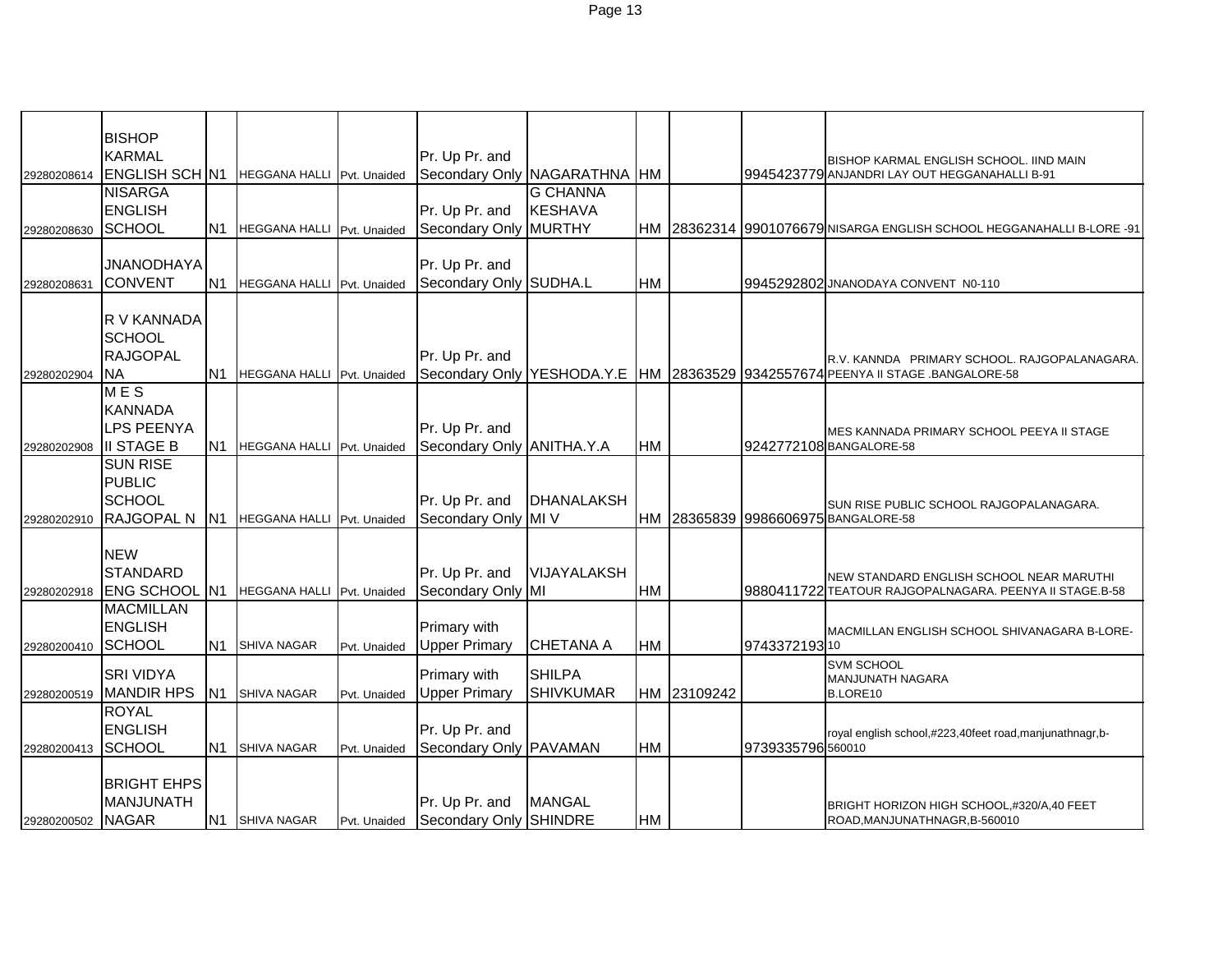| | | | | | | | | | | |
|---|---|---|---|---|---|---|---|---|---|---|
| 29280208614 | BISHOP KARMAL ENGLISH SCH | N1 | HEGGANA HALLI | Pvt. Unaided | Pr. Up Pr. and Secondary Only | NAGARATHNA | HM | | 9945423779 | BISHOP KARMAL ENGLISH SCHOOL. IIND MAIN ANJANDRI LAY OUT HEGGANAHALLI B-91 |
| 29280208630 | NISARGA ENGLISH SCHOOL | N1 | HEGGANA HALLI | Pvt. Unaided | Pr. Up Pr. and Secondary Only | G CHANNA KESHAVA MURTHY | HM | 28362314 | 9901076679 | NISARGA ENGLISH SCHOOL HEGGANAHALLI B-LORE -91 |
| 29280208631 | JNANODHAYA CONVENT | N1 | HEGGANA HALLI | Pvt. Unaided | Pr. Up Pr. and Secondary Only | SUDHA.L | HM | | 9945292802 | JNANODAYA CONVENT N0-110 |
| 29280202904 | R V KANNADA SCHOOL RAJGOPAL NA | N1 | HEGGANA HALLI | Pvt. Unaided | Pr. Up Pr. and Secondary Only | YESHODA.Y.E | HM | 28363529 | 9342557674 | R.V. KANNDA PRIMARY SCHOOL. RAJGOPALANAGARA. PEENYA II STAGE .BANGALORE-58 |
| 29280202908 | M E S KANNADA LPS PEENYA II STAGE B | N1 | HEGGANA HALLI | Pvt. Unaided | Pr. Up Pr. and Secondary Only | ANITHA.Y.A | HM | | 9242772108 | MES KANNADA PRIMARY SCHOOL PEEYA II STAGE BANGALORE-58 |
| 29280202910 | SUN RISE PUBLIC SCHOOL RAJGOPAL N | N1 | HEGGANA HALLI | Pvt. Unaided | Pr. Up Pr. and Secondary Only | DHANALAKSH MI V | HM | 28365839 | 9986606975 | SUN RISE PUBLIC SCHOOL RAJGOPALANAGARA. BANGALORE-58 |
| 29280202918 | NEW STANDARD ENG SCHOOL | N1 | HEGGANA HALLI | Pvt. Unaided | Pr. Up Pr. and Secondary Only | VIJAYALAKSH MI | HM | | 9880411722 | NEW STANDARD ENGLISH SCHOOL NEAR MARUTHI TEATOUR RAJGOPALNAGARA. PEENYA II STAGE.B-58 |
| 29280200410 | MACMILLAN ENGLISH SCHOOL | N1 | SHIVA NAGAR | Pvt. Unaided | Primary with Upper Primary | CHETANA A | HM | | 9743372193 | MACMILLAN ENGLISH SCHOOL SHIVANAGARA B-LORE-10 |
| 29280200519 | SRI VIDYA MANDIR HPS | N1 | SHIVA NAGAR | Pvt. Unaided | Primary with Upper Primary | SHILPA SHIVKUMAR | HM | 23109242 | | SVM SCHOOL MANJUNATH NAGARA B.LORE10 |
| 29280200413 | ROYAL ENGLISH SCHOOL | N1 | SHIVA NAGAR | Pvt. Unaided | Pr. Up Pr. and Secondary Only | PAVAMAN | HM | | 9739335796 | royal english school,#223,40feet road,manjunathnagr,b-560010 |
| 29280200502 | BRIGHT EHPS MANJUNATH NAGAR | N1 | SHIVA NAGAR | Pvt. Unaided | Pr. Up Pr. and Secondary Only | MANGAL SHINDRE | HM | | | BRIGHT HORIZON HIGH SCHOOL,#320/A,40 FEET ROAD,MANJUNATHNAGR,B-560010 |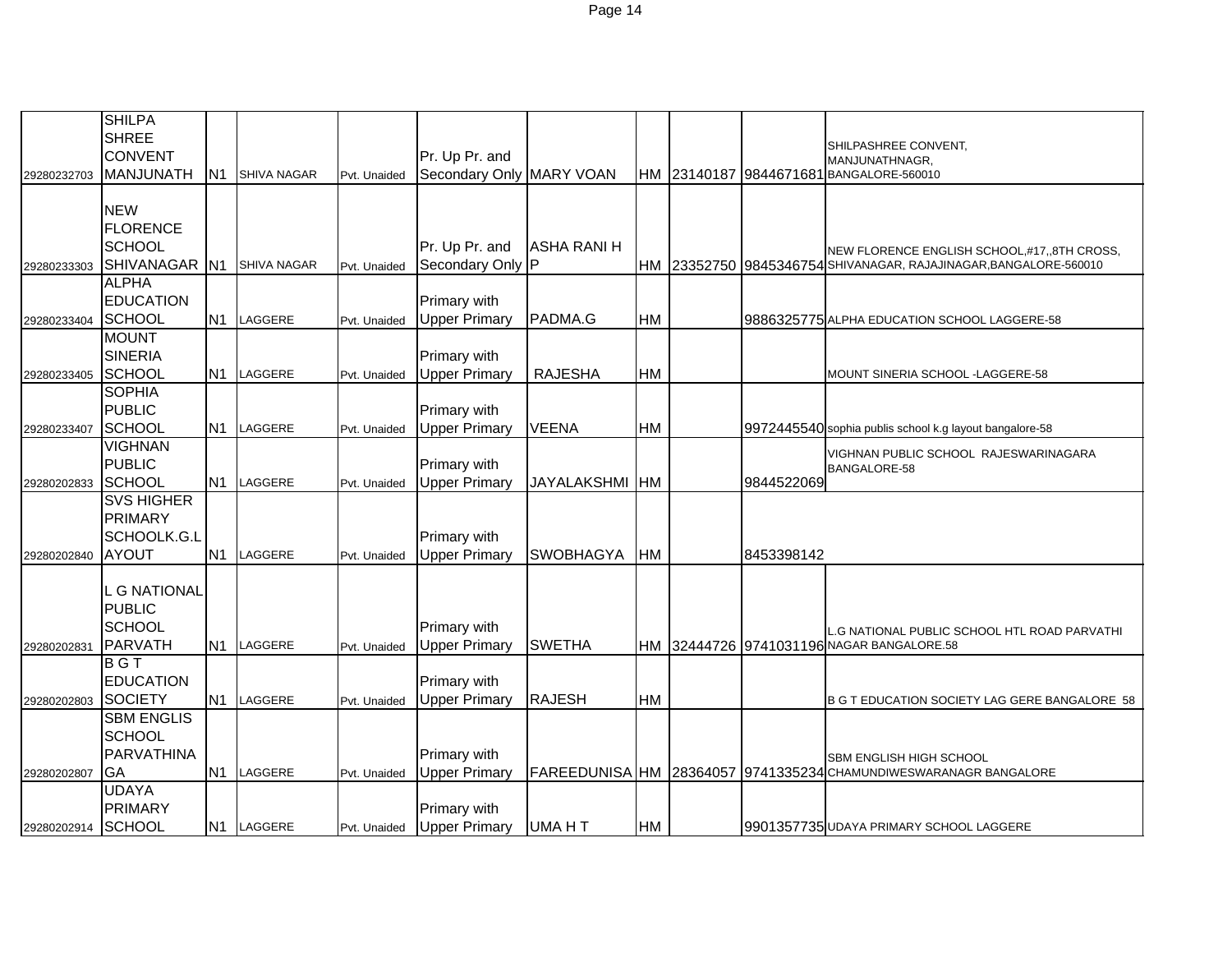| | | | | | | | | | | |
|---|---|---|---|---|---|---|---|---|---|---|
| 29280232703 | SHILPA SHREE CONVENT MANJUNATH | N1 | SHIVA NAGAR | Pvt. Unaided | Pr. Up Pr. and Secondary Only | MARY VOAN | HM | 23140187 | 9844671681 | SHILPASHREE CONVENT, MANJUNATHNAGR, BANGALORE-560010 |
| 29280233303 | NEW FLORENCE SCHOOL SHIVANAGAR | N1 | SHIVA NAGAR | Pvt. Unaided | Pr. Up Pr. and Secondary Only | ASHA RANI H P | HM | 23352750 | 9845346754 | NEW FLORENCE ENGLISH SCHOOL,#17,,8TH CROSS, SHIVANAGAR, RAJAJINAGAR,BANGALORE-560010 |
| 29280233404 | ALPHA EDUCATION SCHOOL | N1 | LAGGERE | Pvt. Unaided | Primary with Upper Primary | PADMA.G | HM | | 9886325775 | ALPHA EDUCATION SCHOOL LAGGERE-58 |
| 29280233405 | MOUNT SINERIA SCHOOL | N1 | LAGGERE | Pvt. Unaided | Primary with Upper Primary | RAJESHA | HM | | | MOUNT SINERIA SCHOOL -LAGGERE-58 |
| 29280233407 | SOPHIA PUBLIC SCHOOL | N1 | LAGGERE | Pvt. Unaided | Primary with Upper Primary | VEENA | HM | | 9972445540 | sophia publis school k.g layout bangalore-58 |
| 29280202833 | VIGHNAN PUBLIC SCHOOL | N1 | LAGGERE | Pvt. Unaided | Primary with Upper Primary | JAYALAKSHMI | HM | | 9844522069 | VIGHNAN PUBLIC SCHOOL RAJESWARINAGARA BANGALORE-58 |
| 29280202840 | SVS HIGHER PRIMARY SCHOOLK.G.LAYOUT | N1 | LAGGERE | Pvt. Unaided | Primary with Upper Primary | SWOBHAGYA | HM | | 8453398142 | |
| 29280202831 | L G NATIONAL PUBLIC SCHOOL PARVATH | N1 | LAGGERE | Pvt. Unaided | Primary with Upper Primary | SWETHA | HM | 32444726 | 9741031196 | L.G NATIONAL PUBLIC SCHOOL HTL ROAD PARVATHI NAGAR BANGALORE.58 |
| 29280202803 | B G T EDUCATION SOCIETY | N1 | LAGGERE | Pvt. Unaided | Primary with Upper Primary | RAJESH | HM | | | B G T EDUCATION SOCIETY LAG GERE BANGALORE 58 |
| 29280202807 | SBM ENGLIS SCHOOL PARVATHINAGA | N1 | LAGGERE | Pvt. Unaided | Primary with Upper Primary | FAREEDUNISA | HM | 28364057 | 9741335234 | SBM ENGLISH HIGH SCHOOL CHAMUNDIWESWARANAGR BANGALORE |
| 29280202914 | UDAYA PRIMARY SCHOOL | N1 | LAGGERE | Pvt. Unaided | Primary with Upper Primary | UMA H T | HM | | 9901357735 | UDAYA PRIMARY SCHOOL LAGGERE |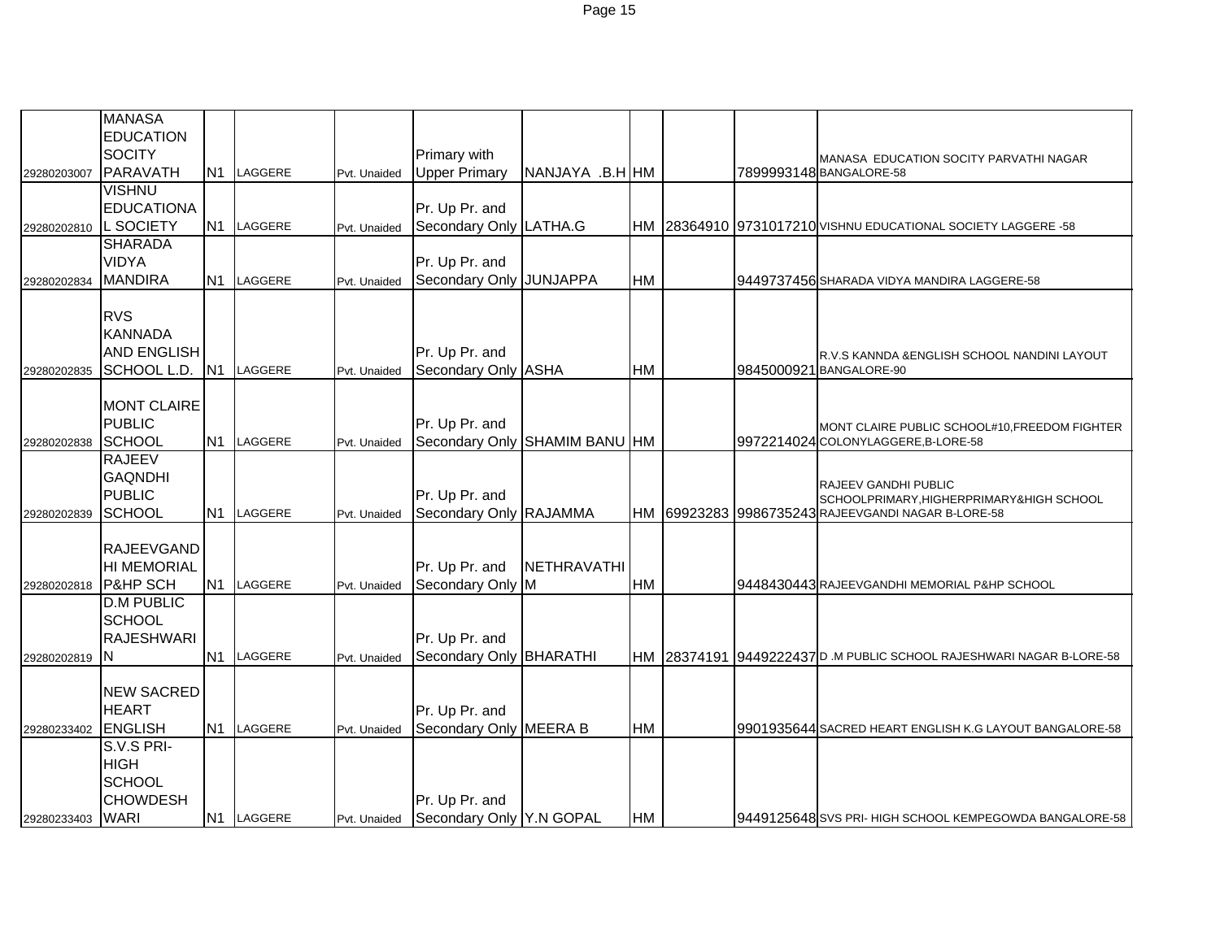| | | | | | | | | | | |
|---|---|---|---|---|---|---|---|---|---|---|
| 29280203007 | MANASA EDUCATION SOCITY PARAVATH | N1 | LAGGERE | Pvt. Unaided | Primary with Upper Primary | NANJAYA .B.H | HM | | 7899993148 | MANASA EDUCATION SOCITY PARVATHI NAGAR BANGALORE-58 |
| 29280202810 | VISHNU EDUCATIONAL SOCIETY | N1 | LAGGERE | Pvt. Unaided | Pr. Up Pr. and Secondary Only | LATHA.G | HM | 28364910 | 9731017210 | VISHNU EDUCATIONAL SOCIETY LAGGERE -58 |
| 29280202834 | SHARADA VIDYA MANDIRA | N1 | LAGGERE | Pvt. Unaided | Pr. Up Pr. and Secondary Only | JUNJAPPA | HM | | 9449737456 | SHARADA VIDYA MANDIRA LAGGERE-58 |
| 29280202835 | RVS KANNADA AND ENGLISH SCHOOL L.D. | N1 | LAGGERE | Pvt. Unaided | Pr. Up Pr. and Secondary Only | ASHA | HM | | 9845000921 | R.V.S KANNDA &ENGLISH SCHOOL NANDINI LAYOUT BANGALORE-90 |
| 29280202838 | MONT CLAIRE PUBLIC SCHOOL | N1 | LAGGERE | Pvt. Unaided | Pr. Up Pr. and Secondary Only | SHAMIM BANU | HM | | 9972214024 | MONT CLAIRE PUBLIC SCHOOL#10,FREEDOM FIGHTER COLONYLAGGERE,B-LORE-58 |
| 29280202839 | RAJEEV GAQNDHI PUBLIC SCHOOL | N1 | LAGGERE | Pvt. Unaided | Pr. Up Pr. and Secondary Only | RAJAMMA | HM | 69923283 | 9986735243 | RAJEEV GANDHI PUBLIC SCHOOLPRIMARY,HIGHERPRIMARY&HIGH SCHOOL RAJEEVGANDI NAGAR B-LORE-58 |
| 29280202818 | RAJEEVGANDHI MEMORIAL P&HP SCH | N1 | LAGGERE | Pvt. Unaided | Pr. Up Pr. and Secondary Only | NETHRAVATHI M | HM | | 9448430443 | RAJEEVGANDHI MEMORIAL P&HP SCHOOL |
| 29280202819 | D.M PUBLIC SCHOOL RAJESHWARI N | N1 | LAGGERE | Pvt. Unaided | Pr. Up Pr. and Secondary Only | BHARATHI | HM | 28374191 | 9449222437 | D .M PUBLIC SCHOOL RAJESHWARI NAGAR B-LORE-58 |
| 29280233402 | NEW SACRED HEART ENGLISH | N1 | LAGGERE | Pvt. Unaided | Pr. Up Pr. and Secondary Only | MEERA B | HM | | 9901935644 | SACRED HEART ENGLISH K.G LAYOUT BANGALORE-58 |
| 29280233403 | S.V.S PRI-HIGH SCHOOL CHOWDESHWARI | N1 | LAGGERE | Pvt. Unaided | Pr. Up Pr. and Secondary Only | Y.N GOPAL | HM | | 9449125648 | SVS PRI- HIGH SCHOOL KEMPEGOWDA BANGALORE-58 |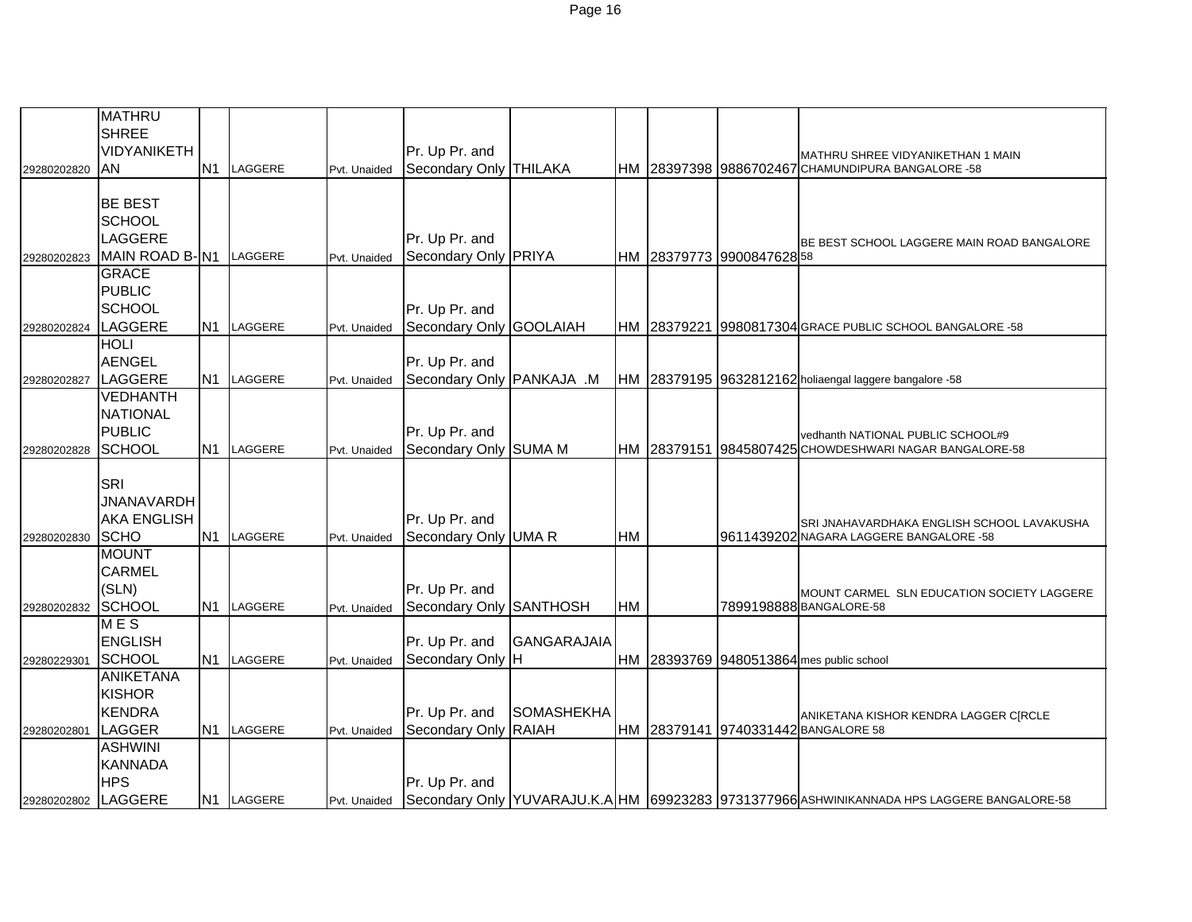| | | | | | | | | | | |
|---|---|---|---|---|---|---|---|---|---|---|
| 29280202820 | MATHRU SHREE VIDYANIKETHAN | N1 | LAGGERE | Pvt. Unaided | Pr. Up Pr. and Secondary Only | THILAKA | HM | 28397398 | 9886702467 | MATHRU SHREE VIDYANIKETHAN 1 MAIN CHAMUNDIPURA BANGALORE -58 |
| 29280202823 | BE BEST SCHOOL LAGGERE MAIN ROAD B- | N1 | LAGGERE | Pvt. Unaided | Pr. Up Pr. and Secondary Only | PRIYA | HM | 28379773 | 9900847628 | BE BEST SCHOOL LAGGERE MAIN ROAD BANGALORE 58 |
| 29280202824 | GRACE PUBLIC SCHOOL LAGGERE | N1 | LAGGERE | Pvt. Unaided | Pr. Up Pr. and Secondary Only | GOOLAIAH | HM | 28379221 | 9980817304 | GRACE PUBLIC SCHOOL BANGALORE -58 |
| 29280202827 | HOLI AENGEL LAGGERE | N1 | LAGGERE | Pvt. Unaided | Pr. Up Pr. and Secondary Only | PANKAJA .M | HM | 28379195 | 9632812162 | holiaengal laggere bangalore -58 |
| 29280202828 | VEDHANTH NATIONAL PUBLIC SCHOOL | N1 | LAGGERE | Pvt. Unaided | Pr. Up Pr. and Secondary Only | SUMA M | HM | 28379151 | 9845807425 | vedhanth NATIONAL PUBLIC SCHOOL#9 CHOWDESHWARI NAGAR BANGALORE-58 |
| 29280202830 | SRI JNANAVARDHAKA ENGLISH SCHO | N1 | LAGGERE | Pvt. Unaided | Pr. Up Pr. and Secondary Only | UMA R | HM | | 9611439202 | SRI JNHAVARDHAKA ENGLISH SCHOOL LAVAKUSHA NAGARA LAGGERE BANGALORE -58 |
| 29280202832 | MOUNT CARMEL (SLN) SCHOOL | N1 | LAGGERE | Pvt. Unaided | Pr. Up Pr. and Secondary Only | SANTHOSH | HM | | 7899198888 | MOUNT CARMEL SLN EDUCATION SOCIETY LAGGERE BANGALORE-58 |
| 29280229301 | M E S ENGLISH SCHOOL | N1 | LAGGERE | Pvt. Unaided | Pr. Up Pr. and Secondary Only | GANGARAJAIAH | HM | 28393769 | 9480513864 | mes public school |
| 29280202801 | ANIKETANA KISHOR KENDRA LAGGER | N1 | LAGGERE | Pvt. Unaided | Pr. Up Pr. and Secondary Only | SOMASHEKHARAIAH | HM | 28379141 | 9740331442 | ANIKETANA KISHOR KENDRA LAGGER C[RCLE BANGALORE 58 |
| 29280202802 | ASHWINI KANNADA HPS LAGGERE | N1 | LAGGERE | Pvt. Unaided | Pr. Up Pr. and Secondary Only | YUVARAJU.K.A | HM | 69923283 | 9731377966 | ASHWINIKANNADA HPS LAGGERE BANGALORE-58 |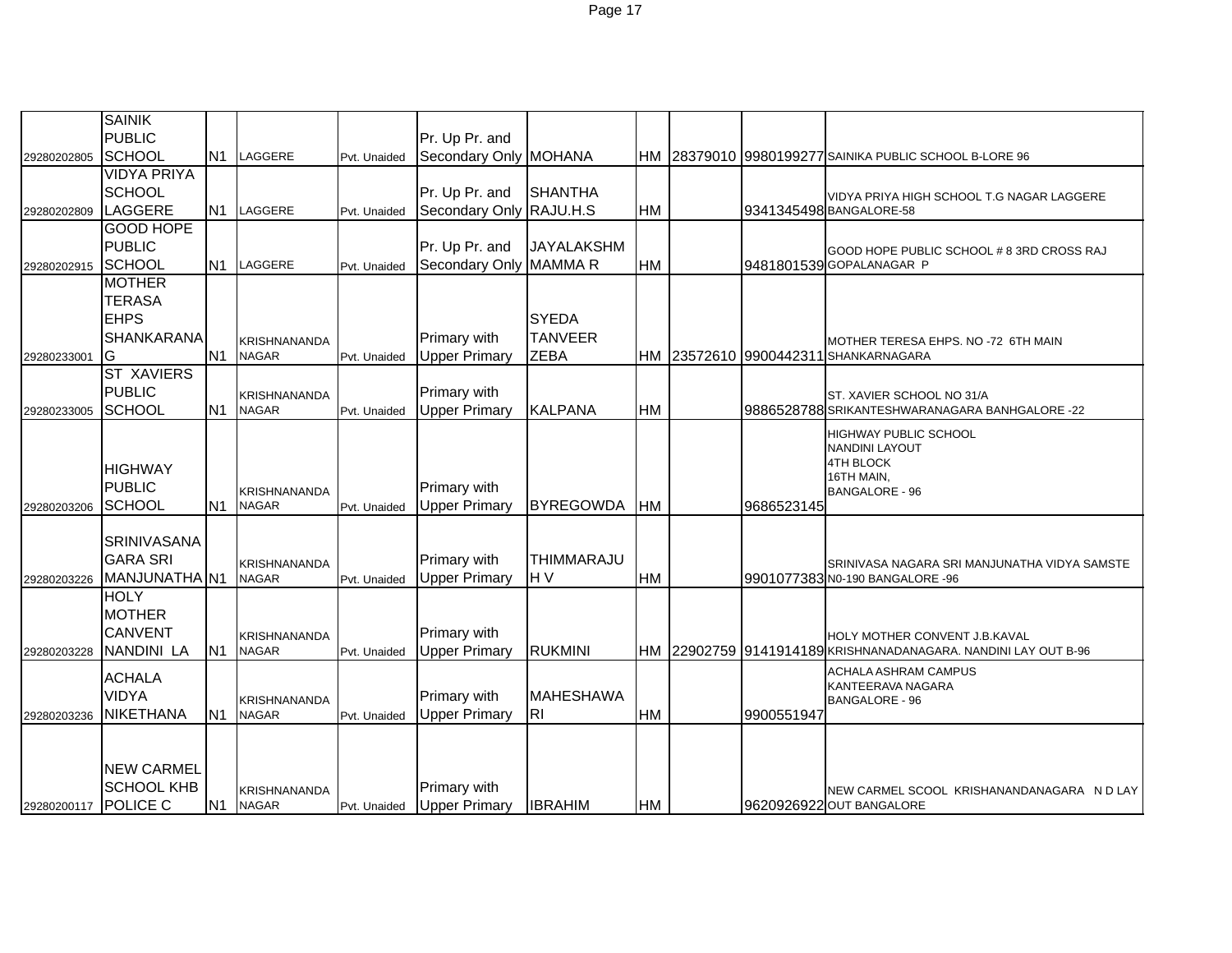| | | | | | | | | | | |
|---|---|---|---|---|---|---|---|---|---|---|
| 29280202805 | SAINIK PUBLIC SCHOOL | N1 | LAGGERE | Pvt. Unaided | Pr. Up Pr. and Secondary Only | MOHANA | HM | 28379010 | 9980199277 | SAINIKA PUBLIC SCHOOL B-LORE 96 |
| 29280202809 | VIDYA PRIYA SCHOOL LAGGERE | N1 | LAGGERE | Pvt. Unaided | Pr. Up Pr. and Secondary Only | SHANTHA RAJU.H.S | HM | | 9341345498 | VIDYA PRIYA HIGH SCHOOL T.G NAGAR LAGGERE BANGALORE-58 |
| 29280202915 | GOOD HOPE PUBLIC SCHOOL | N1 | LAGGERE | Pvt. Unaided | Pr. Up Pr. and Secondary Only | JAYALAKSHM MAMMA R | HM | | 9481801539 | GOOD HOPE PUBLIC SCHOOL # 8 3RD CROSS RAJ GOPALANAGAR P |
| 29280233001 | MOTHER TERASA EHPS SHANKARANA G | N1 | KRISHNANANDA NAGAR | Pvt. Unaided | Primary with Upper Primary | SYEDA TANVEER ZEBA | HM | 23572610 | 9900442311 | MOTHER TERESA EHPS. NO -72 6TH MAIN SHANKARNAGARA |
| 29280233005 | ST XAVIERS PUBLIC SCHOOL | N1 | KRISHNANANDA NAGAR | Pvt. Unaided | Primary with Upper Primary | KALPANA | HM | | 9886528788 | ST. XAVIER SCHOOL NO 31/A SRIKANTESHWARANAGARA BANHGALORE -22 |
| 29280203206 | HIGHWAY PUBLIC SCHOOL | N1 | KRISHNANANDA NAGAR | Pvt. Unaided | Primary with Upper Primary | BYREGOWDA | HM | | 9686523145 | HIGHWAY PUBLIC SCHOOL NANDINI LAYOUT 4TH BLOCK 16TH MAIN, BANGALORE - 96 |
| 29280203226 | SRINIVASANA GARA SRI MANJUNATHA | N1 | KRISHNANANDA NAGAR | Pvt. Unaided | Primary with Upper Primary | THIMMARAJU H V | HM | | 9901077383 | SRINIVASA NAGARA SRI MANJUNATHA VIDYA SAMSTE N0-190 BANGALORE -96 |
| 29280203228 | HOLY MOTHER CANVENT NANDINI LA | N1 | KRISHNANANDA NAGAR | Pvt. Unaided | Primary with Upper Primary | RUKMINI | HM | 22902759 | 9141914189 | HOLY MOTHER CONVENT J.B.KAVAL KRISHNANADANAGARA. NANDINI LAY OUT B-96 |
| 29280203236 | ACHALA VIDYA NIKETHANA | N1 | KRISHNANANDA NAGAR | Pvt. Unaided | Primary with Upper Primary | MAHESHAWA RI | HM | | 9900551947 | ACHALA ASHRAM CAMPUS KANTEERAVA NAGARA BANGALORE - 96 |
| 29280200117 | NEW CARMEL SCHOOL KHB POLICE C | N1 | KRISHNANANDA NAGAR | Pvt. Unaided | Primary with Upper Primary | IBRAHIM | HM | | 9620926922 | NEW CARMEL SCOOL KRISHANANDANAGARA N D LAY OUT BANGALORE |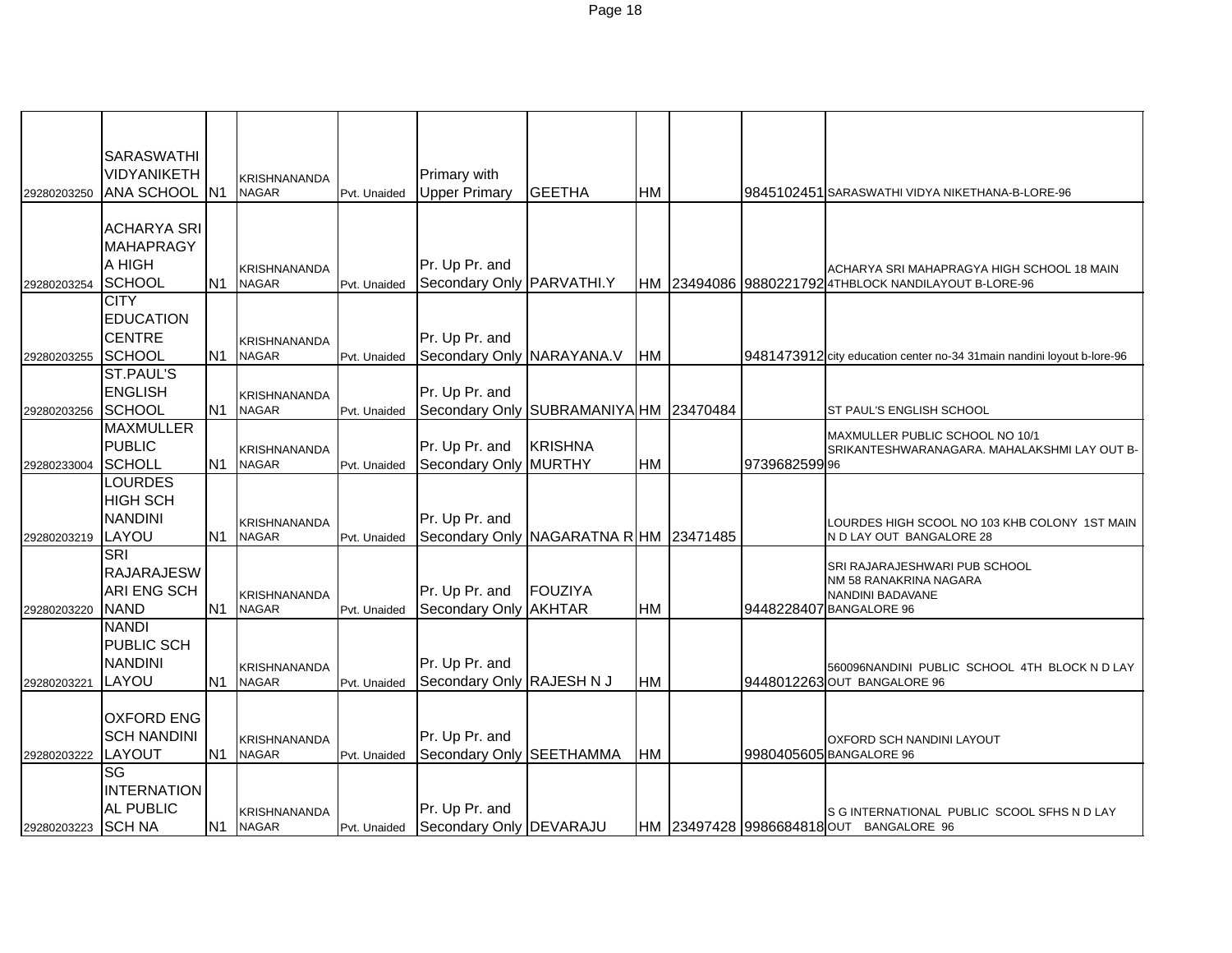| | | | | | | | | | | |
|---|---|---|---|---|---|---|---|---|---|---|
| 29280203250 | SARASWATHI VIDYANIKETHANA SCHOOL | N1 | KRISHNANANDA NAGAR | Pvt. Unaided | Primary with Upper Primary | GEETHA | HM | | 9845102451 | SARASWATHI VIDYA NIKETHANA-B-LORE-96 |
| 29280203254 | ACHARYA SRI MAHAPRAGYA HIGH SCHOOL | N1 | KRISHNANANDA NAGAR | Pvt. Unaided | Pr. Up Pr. and Secondary Only | PARVATHI.Y | HM | 23494086 | 9880221792 | ACHARYA SRI MAHAPRAGYA HIGH SCHOOL 18 MAIN 4THBLOCK NANDILAYOUT B-LORE-96 |
| 29280203255 | CITY EDUCATION CENTRE SCHOOL | N1 | KRISHNANANDA NAGAR | Pvt. Unaided | Pr. Up Pr. and Secondary Only | NARAYANA.V | HM | | 9481473912 | city education center no-34 31main nandini loyout b-lore-96 |
| 29280203256 | ST.PAUL'S ENGLISH SCHOOL | N1 | KRISHNANANDA NAGAR | Pvt. Unaided | Pr. Up Pr. and Secondary Only | SUBRAMANIYA | HM | 23470484 | | ST PAUL'S ENGLISH SCHOOL |
| 29280233004 | MAXMULLER PUBLIC SCHOLL | N1 | KRISHNANANDA NAGAR | Pvt. Unaided | Pr. Up Pr. and Secondary Only | KRISHNA MURTHY | HM | | 9739682599 | MAXMULLER PUBLIC SCHOOL NO 10/1 SRIKANTESHWARANAGARA. MAHALAKSHMI LAY OUT B-96 |
| 29280203219 | LOURDES HIGH SCH NANDINI LAYOU | N1 | KRISHNANANDA NAGAR | Pvt. Unaided | Pr. Up Pr. and Secondary Only | NAGARATNA R | HM | 23471485 | | LOURDES HIGH SCOOL NO 103 KHB COLONY 1ST MAIN N D LAY OUT BANGALORE 28 |
| 29280203220 | SRI RAJARAJESWARI ENG SCH NAND | N1 | KRISHNANANDA NAGAR | Pvt. Unaided | Pr. Up Pr. and Secondary Only | FOUZIYA AKHTAR | HM | | 9448228407 | SRI RAJARAJESHWARI PUB SCHOOL NM 58 RANAKRINA NAGARA NANDINI BADAVANE BANGALORE 96 |
| 29280203221 | NANDI PUBLIC SCH NANDINI LAYOU | N1 | KRISHNANANDA NAGAR | Pvt. Unaided | Pr. Up Pr. and Secondary Only | RAJESH N J | HM | | 9448012263 | 560096NANDINI PUBLIC SCHOOL 4TH BLOCK N D LAY OUT BANGALORE 96 |
| 29280203222 | OXFORD ENG SCH NANDINI LAYOUT | N1 | KRISHNANANDA NAGAR | Pvt. Unaided | Pr. Up Pr. and Secondary Only | SEETHAMMA | HM | | 9980405605 | OXFORD SCH NANDINI LAYOUT BANGALORE 96 |
| 29280203223 | SG INTERNATIONAL PUBLIC SCH NA | N1 | KRISHNANANDA NAGAR | Pvt. Unaided | Pr. Up Pr. and Secondary Only | DEVARAJU | HM | 23497428 | 9986684818 | S G INTERNATIONAL PUBLIC SCOOL SFHS N D LAY OUT BANGALORE 96 |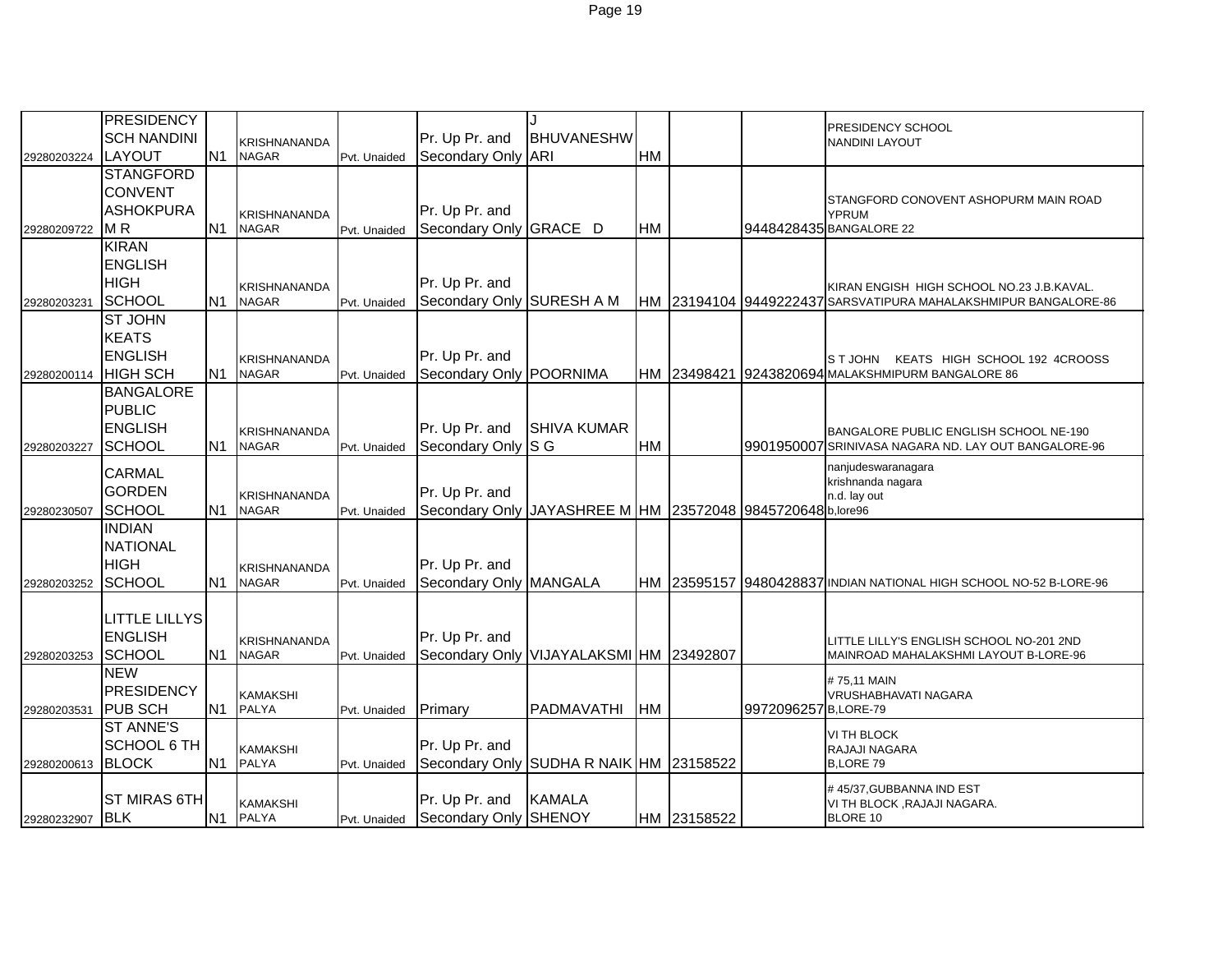| | | | | | | | | | | |
|---|---|---|---|---|---|---|---|---|---|---|
| 29280203224 | PRESIDENCY SCH NANDINI LAYOUT | N1 | KRISHNANANDA NAGAR | Pvt. Unaided | Pr. Up Pr. and Secondary Only | J BHUVANESHWARI | HM | | | PRESIDENCY SCHOOL NANDINI LAYOUT |
| 29280209722 | STANGFORD CONVENT ASHOKPURA M R | N1 | KRISHNANANDA NAGAR | Pvt. Unaided | Pr. Up Pr. and Secondary Only | GRACE D | HM | | 9448428435 | STANGFORD CONOVENT ASHOPURM MAIN ROAD YPRUM BANGALORE 22 |
| 29280203231 | KIRAN ENGLISH HIGH SCHOOL | N1 | KRISHNANANDA NAGAR | Pvt. Unaided | Pr. Up Pr. and Secondary Only | SURESH A M | HM | 23194104 | 9449222437 | KIRAN ENGISH HIGH SCHOOL NO.23 J.B.KAVAL. SARSVATIPURA MAHALAKSHMIPUR BANGALORE-86 |
| 29280200114 | ST JOHN KEATS ENGLISH HIGH SCH | N1 | KRISHNANANDA NAGAR | Pvt. Unaided | Pr. Up Pr. and Secondary Only | POORNIMA | HM | 23498421 | 9243820694 | S T JOHN KEATS HIGH SCHOOL 192 4CROOSS MALAKSHMIPURM BANGALORE 86 |
| 29280203227 | BANGALORE PUBLIC ENGLISH SCHOOL | N1 | KRISHNANANDA NAGAR | Pvt. Unaided | Pr. Up Pr. and Secondary Only | SHIVA KUMAR S G | HM | | 9901950007 | BANGALORE PUBLIC ENGLISH SCHOOL NE-190 SRINIVASA NAGARA ND. LAY OUT BANGALORE-96 |
| 29280230507 | CARMAL GORDEN SCHOOL | N1 | KRISHNANANDA NAGAR | Pvt. Unaided | Pr. Up Pr. and Secondary Only | JAYASHREE M | HM | 23572048 | 9845720648 | nanjudeswaranagara krishnanda nagara n.d. lay out b,lore96 |
| 29280203252 | INDIAN NATIONAL HIGH SCHOOL | N1 | KRISHNANANDA NAGAR | Pvt. Unaided | Pr. Up Pr. and Secondary Only | MANGALA | HM | 23595157 | 9480428837 | INDIAN NATIONAL HIGH SCHOOL NO-52 B-LORE-96 |
| 29280203253 | LITTLE LILLYS ENGLISH SCHOOL | N1 | KRISHNANANDA NAGAR | Pvt. Unaided | Pr. Up Pr. and Secondary Only | VIJAYALAKSMI | HM | 23492807 | | LITTLE LILLY'S ENGLISH SCHOOL NO-201 2ND MAINROAD MAHALAKSHMI LAYOUT B-LORE-96 |
| 29280203531 | NEW PRESIDENCY PUB SCH | N1 | KAMAKSHI PALYA | Pvt. Unaided | Primary | PADMAVATHI | HM | | 9972096257 | # 75,11 MAIN VRUSHABHAVATI NAGARA B,LORE-79 |
| 29280200613 | ST ANNE'S SCHOOL 6 TH BLOCK | N1 | KAMAKSHI PALYA | Pvt. Unaided | Pr. Up Pr. and Secondary Only | SUDHA R NAIK | HM | 23158522 | | VI TH BLOCK RAJAJI NAGARA B,LORE 79 |
| 29280232907 | ST MIRAS 6TH BLK | N1 | KAMAKSHI PALYA | Pvt. Unaided | Pr. Up Pr. and Secondary Only | KAMALA SHENOY | HM | 23158522 | | # 45/37,GUBBANNA IND EST VI TH BLOCK ,RAJAJI NAGARA. BLORE 10 |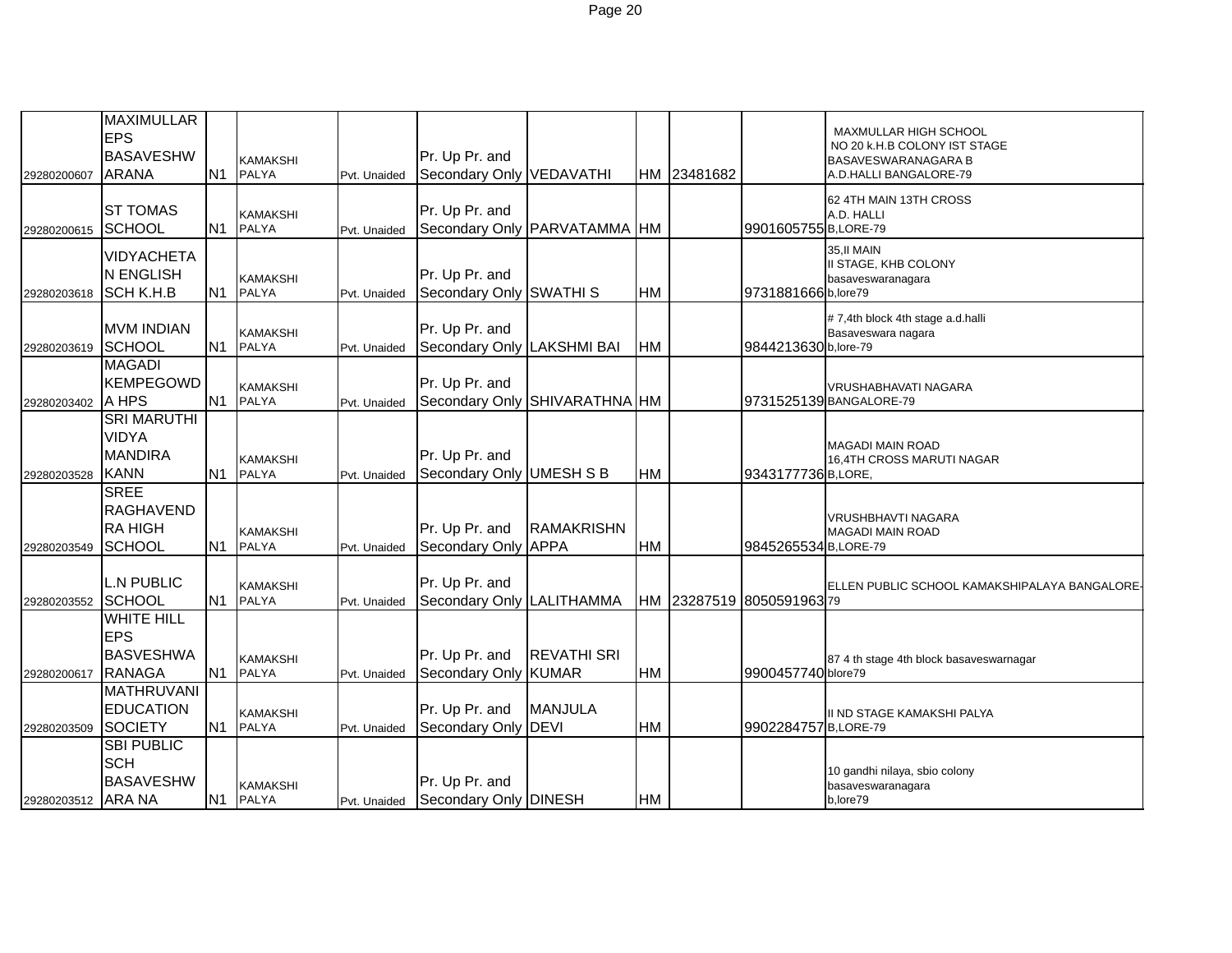| | | | | | | | | | | |
|---|---|---|---|---|---|---|---|---|---|---|
| 29280200607 | MAXIMULLAR EPS BASAVESHWARANA | N1 | KAMAKSHI PALYA | Pvt. Unaided | Pr. Up Pr. and Secondary Only | VEDAVATHI | HM | 23481682 | | MAXMULLAR HIGH SCHOOL NO 20 k.H.B COLONY IST STAGE BASAVESWARANAGARA B A.D.HALLI BANGALORE-79 |
| 29280200615 | ST TOMAS SCHOOL | N1 | KAMAKSHI PALYA | Pvt. Unaided | Pr. Up Pr. and Secondary Only | PARVATAMMA | HM | | 9901605755 | 62 4TH MAIN 13TH CROSS A.D. HALLI B,LORE-79 |
| 29280203618 | VIDYACHETAN ENGLISH SCH K.H.B | N1 | KAMAKSHI PALYA | Pvt. Unaided | Pr. Up Pr. and Secondary Only | SWATHI S | HM | | 9731881666 | 35,II MAIN II STAGE, KHB COLONY basaveswaranagara b,lore79 |
| 29280203619 | MVM INDIAN SCHOOL | N1 | KAMAKSHI PALYA | Pvt. Unaided | Pr. Up Pr. and Secondary Only | LAKSHMI BAI | HM | | 9844213630 | # 7,4th block 4th stage a.d.halli Basaveswara nagara b,lore-79 |
| 29280203402 | MAGADI KEMPEGOWDA HPS | N1 | KAMAKSHI PALYA | Pvt. Unaided | Pr. Up Pr. and Secondary Only | SHIVARATHNA | HM | | 9731525139 | VRUSHABHAVATI NAGARA BANGALORE-79 |
| 29280203528 | SRI MARUTHI VIDYA MANDIRA KANN | N1 | KAMAKSHI PALYA | Pvt. Unaided | Pr. Up Pr. and Secondary Only | UMESH S B | HM | | 9343177736 | MAGADI MAIN ROAD 16,4TH CROSS MARUTI NAGAR B,LORE, |
| 29280203549 | SREE RAGHAVENDRA HIGH SCHOOL | N1 | KAMAKSHI PALYA | Pvt. Unaided | Pr. Up Pr. and Secondary Only | RAMAKRISHNAPPA | HM | | 9845265534 | VRUSHBHAVTI NAGARA MAGADI MAIN ROAD B,LORE-79 |
| 29280203552 | L.N PUBLIC SCHOOL | N1 | KAMAKSHI PALYA | Pvt. Unaided | Pr. Up Pr. and Secondary Only | LALITHAMMA | HM | 23287519 | 8050591963 | ELLEN PUBLIC SCHOOL KAMAKSHIPALAYA BANGALORE-79 |
| 29280200617 | WHITE HILL EPS BASVESHWARANAGA | N1 | KAMAKSHI PALYA | Pvt. Unaided | Pr. Up Pr. and Secondary Only | REVATHI SRI KUMAR | HM | | 9900457740 | 87 4 th stage 4th block basaveswarnagar blore79 |
| 29280203509 | MATHRUVANI EDUCATION SOCIETY | N1 | KAMAKSHI PALYA | Pvt. Unaided | Pr. Up Pr. and Secondary Only | MANJULA DEVI | HM | | 9902284757 | II ND STAGE KAMAKSHI PALYA B,LORE-79 |
| 29280203512 | SBI PUBLIC SCH BASAVESHWARA NA | N1 | KAMAKSHI PALYA | Pvt. Unaided | Pr. Up Pr. and Secondary Only | DINESH | HM | | | 10 gandhi nilaya, sbio colony basaveswaranagara b,lore79 |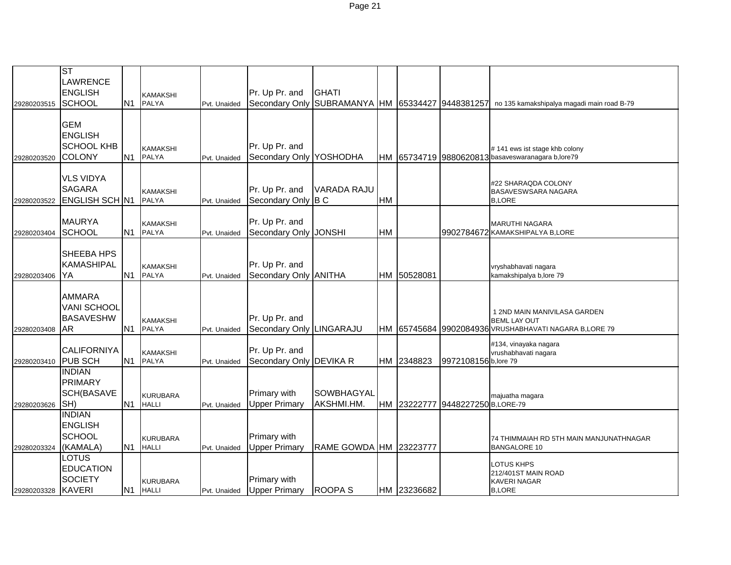| | | | | | | | | | | |
|---|---|---|---|---|---|---|---|---|---|---|
| 29280203515 | ST LAWRENCE ENGLISH SCHOOL | N1 | KAMAKSHI PALYA | Pvt. Unaided | Pr. Up Pr. and Secondary Only | GHATI SUBRAMANYA | HM | 65334427 | 9448381257 | no 135 kamakshipalya magadi main road B-79 |
| 29280203520 | GEM ENGLISH SCHOOL KHB COLONY | N1 | KAMAKSHI PALYA | Pvt. Unaided | Pr. Up Pr. and Secondary Only | YOSHODHA | HM | 65734719 | 9880620813 | # 141 ews ist stage khb colony basaveswaranagara b,lore79 |
| 29280203522 | VLS VIDYA SAGARA ENGLISH SCH | N1 | KAMAKSHI PALYA | Pvt. Unaided | Pr. Up Pr. and Secondary Only | VARADA RAJU B C | HM | | | #22 SHARAQDA COLONY BASAVESWSARA NAGARA B,LORE |
| 29280203404 | MAURYA SCHOOL | N1 | KAMAKSHI PALYA | Pvt. Unaided | Pr. Up Pr. and Secondary Only | JONSHI | HM | | 9902784672 | MARUTHI NAGARA KAMAKSHIPALYA B,LORE |
| 29280203406 | SHEEBA HPS KAMASHIPALYA | N1 | KAMAKSHI PALYA | Pvt. Unaided | Pr. Up Pr. and Secondary Only | ANITHA | HM | 50528081 | | vryshabhavati nagara kamakshipalya b,lore 79 |
| 29280203408 | AMMARA VANI SCHOOL BASAVESHWAR | N1 | KAMAKSHI PALYA | Pvt. Unaided | Pr. Up Pr. and Secondary Only | LINGARAJU | HM | 65745684 | 9902084936 | 1 2ND MAIN MANIVILASA GARDEN BEML LAY OUT VRUSHABHAVATI NAGARA B,LORE 79 |
| 29280203410 | CALIFORNIYA PUB SCH | N1 | KAMAKSHI PALYA | Pvt. Unaided | Pr. Up Pr. and Secondary Only | DEVIKA R | HM | 2348823 | 9972108156 | #134, vinayaka nagara vrushabhavati nagara b,lore 79 |
| 29280203626 | INDIAN PRIMARY SCH(BASAVESH) | N1 | KURUBARA HALLI | Pvt. Unaided | Primary with Upper Primary | SOWBHAGYALAKSHMI.HM. | HM | 23222777 | 9448227250 | majuatha magara B,LORE-79 |
| 29280203324 | INDIAN ENGLISH SCHOOL (KAMALA) | N1 | KURUBARA HALLI | Pvt. Unaided | Primary with Upper Primary | RAME GOWDA | HM | 23223777 | | 74 THIMMAIAH RD 5TH MAIN MANJUNATHNAGAR BANGALORE 10 |
| 29280203328 | LOTUS EDUCATION SOCIETY KAVERI | N1 | KURUBARA HALLI | Pvt. Unaided | Primary with Upper Primary | ROOPA S | HM | 23236682 | | LOTUS KHPS 212/401ST MAIN ROAD KAVERI NAGAR B,LORE |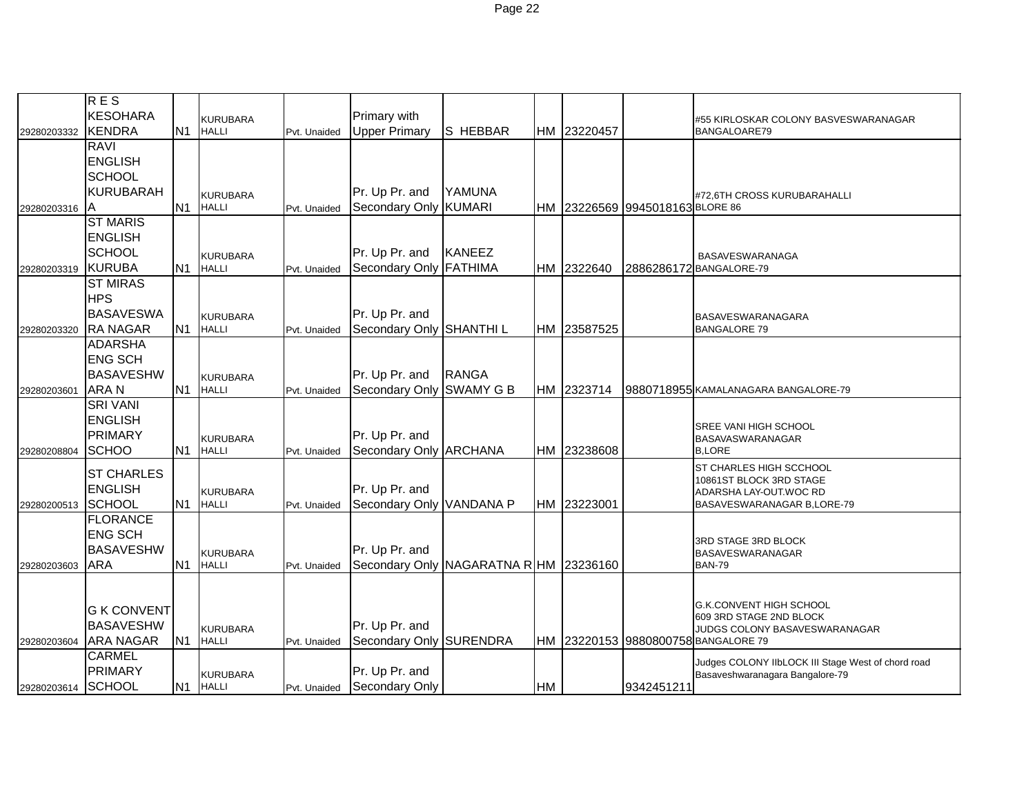| | | | | | | | | | | |
|---|---|---|---|---|---|---|---|---|---|---|
| 29280203332 | R E S KESOHARA KENDRA | N1 | KURUBARA HALLI | Pvt. Unaided | Primary with Upper Primary | S HEBBAR | HM | 23220457 | | #55 KIRLOSKAR COLONY BASVESWARANAGAR BANGALOARE79 |
| 29280203316 | RAVI ENGLISH SCHOOL KURUBARAHA | N1 | KURUBARA HALLI | Pvt. Unaided | Pr. Up Pr. and Secondary Only | YAMUNA KUMARI | HM | 23226569 | 9945018163 | #72,6TH CROSS KURUBARAHALLI BLORE 86 |
| 29280203319 | ST MARIS ENGLISH SCHOOL KURUBA | N1 | KURUBARA HALLI | Pvt. Unaided | Pr. Up Pr. and Secondary Only | KANEEZ FATHIMA | HM | 2322640 | 2886286172 | BASAVESWARANAGA BANGALORE-79 |
| 29280203320 | ST MIRAS HPS BASAVESWARA NAGAR | N1 | KURUBARA HALLI | Pvt. Unaided | Pr. Up Pr. and Secondary Only | SHANTHI L | HM | 23587525 | | BASAVESWARANAGARA BANGALORE 79 |
| 29280203601 | ADARSHA ENG SCH BASAVESHWARA N | N1 | KURUBARA HALLI | Pvt. Unaided | Pr. Up Pr. and Secondary Only | RANGA SWAMY G B | HM | 2323714 | 9880718955 | KAMALANAGARA BANGALORE-79 |
| 29280208804 | SRI VANI ENGLISH PRIMARY SCHOO | N1 | KURUBARA HALLI | Pvt. Unaided | Pr. Up Pr. and Secondary Only | ARCHANA | HM | 23238608 | | SREE VANI HIGH SCHOOL BASAVASWARANAGAR B,LORE |
| 29280200513 | ST CHARLES ENGLISH SCHOOL | N1 | KURUBARA HALLI | Pvt. Unaided | Pr. Up Pr. and Secondary Only | VANDANA P | HM | 23223001 | | ST CHARLES HIGH SCCHOOL 10861ST BLOCK 3RD STAGE ADARSHA LAY-OUT.WOC RD BASAVESWARANAGAR B,LORE-79 |
| 29280203603 | FLORANCE ENG SCH BASAVESHWARA | N1 | KURUBARA HALLI | Pvt. Unaided | Pr. Up Pr. and Secondary Only | NAGARATNA R | HM | 23236160 | | 3RD STAGE 3RD BLOCK BASAVESWARANAGAR BAN-79 |
| 29280203604 | G K CONVENT BASAVESHWARA NAGAR | N1 | KURUBARA HALLI | Pvt. Unaided | Pr. Up Pr. and Secondary Only | SURENDRA | HM | 23220153 | 9880800758 | G.K.CONVENT HIGH SCHOOL 609 3RD STAGE 2ND BLOCK JUDGS COLONY BASAVESWARANAGAR BANGALORE 79 |
| 29280203614 | CARMEL PRIMARY SCHOOL | N1 | KURUBARA HALLI | Pvt. Unaided | Pr. Up Pr. and Secondary Only | | HM | | 9342451211 | Judges COLONY IIbLOCK III Stage West of chord road Basaveshwaranagara Bangalore-79 |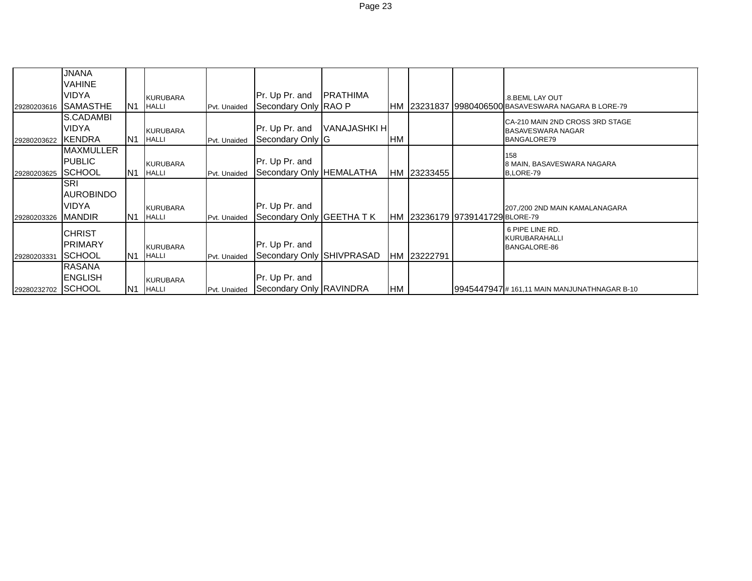| | | | | | | | | | | |
|---|---|---|---|---|---|---|---|---|---|---|
| 29280203616 | JNANA VAHINE VIDYA SAMASTHE | N1 | KURUBARA HALLI | Pvt. Unaided | Pr. Up Pr. and Secondary Only | PRATHIMA RAO P | HM | 23231837 | 9980406500 | .8.BEML LAY OUT BASAVESWARA NAGARA B LORE-79 |
| 29280203622 | S.CADAMBI VIDYA KENDRA | N1 | KURUBARA HALLI | Pvt. Unaided | Pr. Up Pr. and Secondary Only | VANAJASHKI H G | HM | | | CA-210 MAIN 2ND CROSS 3RD STAGE BASAVESWARA NAGAR BANGALORE79 |
| 29280203625 | MAXMULLER PUBLIC SCHOOL | N1 | KURUBARA HALLI | Pvt. Unaided | Pr. Up Pr. and Secondary Only | HEMALATHA | HM | 23233455 | | 158 8 MAIN, BASAVESWARA NAGARA B,LORE-79 |
| 29280203326 | SRI AUROBINDO VIDYA MANDIR | N1 | KURUBARA HALLI | Pvt. Unaided | Pr. Up Pr. and Secondary Only | GEETHA T K | HM | 23236179 | 9739141729 | 207,/200 2ND MAIN KAMALANAGARA BLORE-79 |
| 29280203331 | CHRIST PRIMARY SCHOOL | N1 | KURUBARA HALLI | Pvt. Unaided | Pr. Up Pr. and Secondary Only | SHIVPRASAD | HM | 23222791 | | 6 PIPE LINE RD. KURUBARAHALLI BANGALORE-86 |
| 29280232702 | RASANA ENGLISH SCHOOL | N1 | KURUBARA HALLI | Pvt. Unaided | Pr. Up Pr. and Secondary Only | RAVINDRA | HM | | 9945447947 | # 161,11 MAIN MANJUNATHNAGAR B-10 |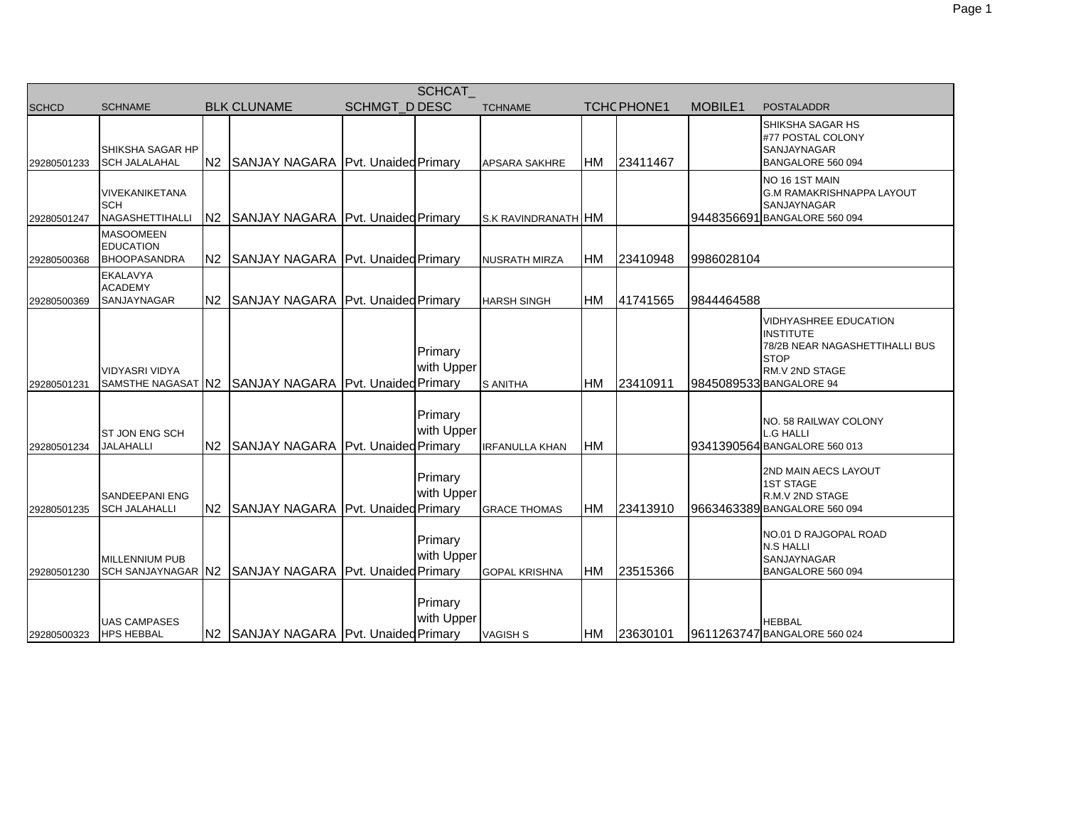| SCHCD | SCHNAME | BLK | CLUNAME | SCHMGT_D | SCHCAT_DESC | TCHNAME | TCHC | PHONE1 | MOBILE1 | POSTALADDR |
|---|---|---|---|---|---|---|---|---|---|---|
| 29280501233 | SHIKSHA SAGAR HP SCH JALALAHAL | N2 | SANJAY NAGARA | Pvt. Unaided | Primary | APSARA SAKHRE | HM | 23411467 | | SHIKSHA SAGAR HS #77 POSTAL COLONY SANJAYNAGAR BANGALORE 560 094 |
| 29280501247 | VIVEKANIKETANA SCH NAGASHETTIHALLI | N2 | SANJAY NAGARA | Pvt. Unaided | Primary | S.K RAVINDRANATH | HM | | 9448356691 | NO 16 1ST MAIN G.M RAMAKRISHNAPPA LAYOUT SANJAYNAGAR BANGALORE 560 094 |
| 29280500368 | MASOOMEEN EDUCATION BHOOPASANDRA | N2 | SANJAY NAGARA | Pvt. Unaided | Primary | NUSRATH MIRZA | HM | 23410948 | 9986028104 | |
| 29280500369 | EKALAVYA ACADEMY SANJAYNAGAR | N2 | SANJAY NAGARA | Pvt. Unaided | Primary | HARSH SINGH | HM | 41741565 | 9844464588 | |
| 29280501231 | VIDYASRI VIDYA SAMSTHE NAGASAT | N2 | SANJAY NAGARA | Pvt. Unaided | Primary with Upper Primary | S ANITHA | HM | 23410911 | 9845089533 | VIDHYASHREE EDUCATION INSTITUTE 78/2B NEAR NAGASHETTIHALLI BUS STOP RM.V 2ND STAGE BANGALORE 94 |
| 29280501234 | ST JON ENG SCH JALAHALLI | N2 | SANJAY NAGARA | Pvt. Unaided | Primary with Upper Primary | IRFANULLA KHAN | HM | | 9341390564 | NO. 58 RAILWAY COLONY L.G HALLI BANGALORE 560 013 |
| 29280501235 | SANDEEPANI ENG SCH JALAHALLI | N2 | SANJAY NAGARA | Pvt. Unaided | Primary with Upper Primary | GRACE THOMAS | HM | 23413910 | 9663463389 | 2ND MAIN AECS LAYOUT 1ST STAGE R.M.V 2ND STAGE BANGALORE 560 094 |
| 29280501230 | MILLENNIUM PUB SCH SANJAYNAGAR | N2 | SANJAY NAGARA | Pvt. Unaided | Primary with Upper Primary | GOPAL KRISHNA | HM | 23515366 | | NO.01 D RAJGOPAL ROAD N.S HALLI SANJAYNAGAR BANGALORE 560 094 |
| 29280500323 | UAS CAMPASES HPS HEBBAL | N2 | SANJAY NAGARA | Pvt. Unaided | Primary with Upper Primary | VAGISH S | HM | 23630101 | 9611263747 | HEBBAL BANGALORE 560 024 |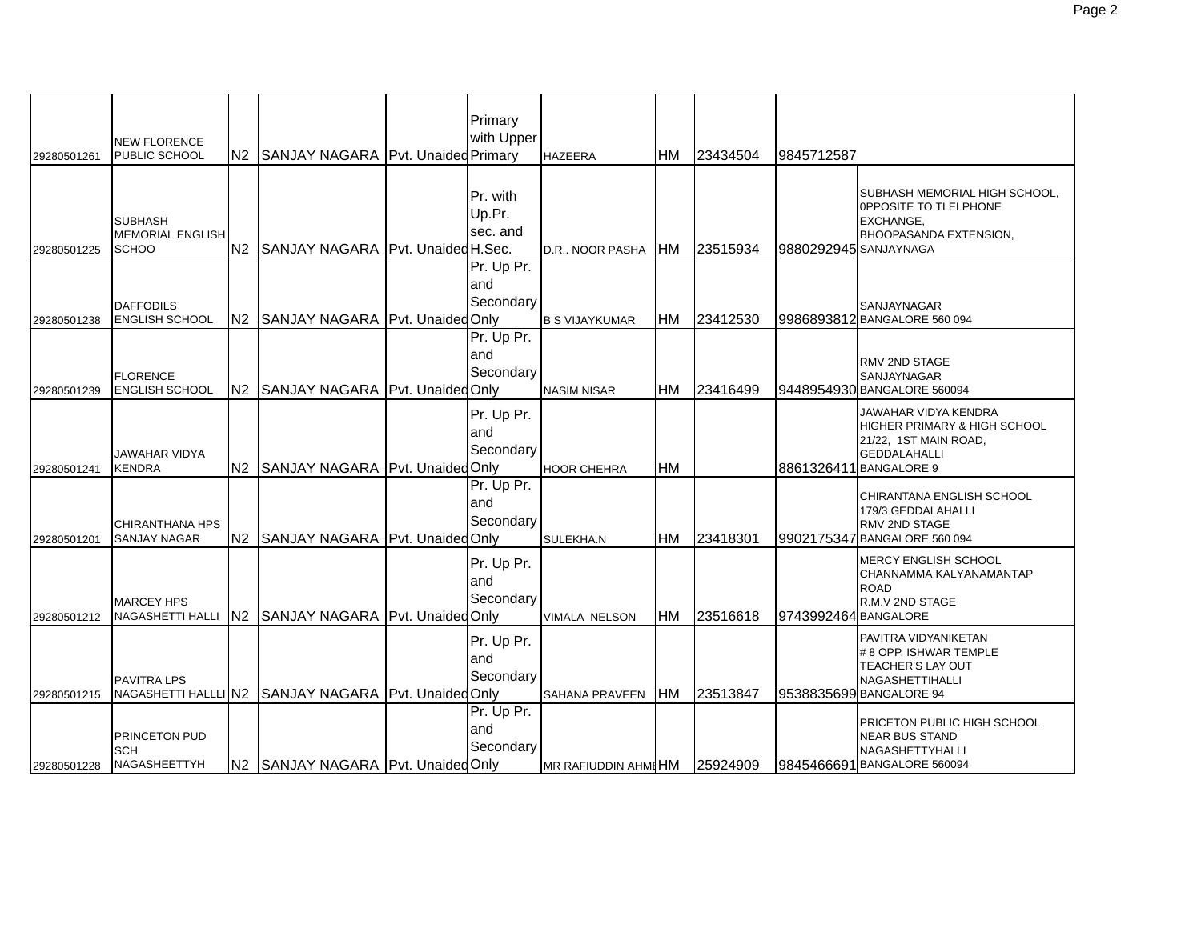| | | | | | | | | | | |
|---|---|---|---|---|---|---|---|---|---|---|
| 29280501261 | NEW FLORENCE PUBLIC SCHOOL | N2 | SANJAY NAGARA | Pvt. Unaided | Primary with Upper Primary | HAZEERA | HM | 23434504 | 9845712587 | |
| 29280501225 | SUBHASH MEMORIAL ENGLISH SCHOO | N2 | SANJAY NAGARA | Pvt. Unaided | Pr. with Up.Pr. sec. and H.Sec. | D.R.. NOOR PASHA | HM | 23515934 | 9880292945 | SUBHASH MEMORIAL HIGH SCHOOL, 0PPOSITE TO TLELPHONE EXCHANGE, BHOOPASANDA EXTENSION, SANJAYNAGA |
| 29280501238 | DAFFODILS ENGLISH SCHOOL | N2 | SANJAY NAGARA | Pvt. Unaided | Pr. Up Pr. and Secondary Only | B S VIJAYKUMAR | HM | 23412530 | 9986893812 | SANJAYNAGAR BANGALORE 560 094 |
| 29280501239 | FLORENCE ENGLISH SCHOOL | N2 | SANJAY NAGARA | Pvt. Unaided | Pr. Up Pr. and Secondary Only | NASIM NISAR | HM | 23416499 | 9448954930 | RMV 2ND STAGE SANJAYNAGAR BANGALORE 560094 |
| 29280501241 | JAWAHAR VIDYA KENDRA | N2 | SANJAY NAGARA | Pvt. Unaided | Pr. Up Pr. and Secondary Only | HOOR CHEHRA | HM | | 8861326411 | JAWAHAR VIDYA KENDRA HIGHER PRIMARY & HIGH SCHOOL 21/22, 1ST MAIN ROAD, GEDDALAHALLI BANGALORE 9 |
| 29280501201 | CHIRANTHANA HPS SANJAY NAGAR | N2 | SANJAY NAGARA | Pvt. Unaided | Pr. Up Pr. and Secondary Only | SULEKHA.N | HM | 23418301 | 9902175347 | CHIRANTANA ENGLISH SCHOOL 179/3 GEDDALAHALLI RMV 2ND STAGE BANGALORE 560 094 |
| 29280501212 | MARCEY HPS NAGASHETTI HALLI | N2 | SANJAY NAGARA | Pvt. Unaided | Pr. Up Pr. and Secondary Only | VIMALA NELSON | HM | 23516618 | 9743992464 | MERCY ENGLISH SCHOOL CHANNAMMA KALYANAMANTAP ROAD R.M.V 2ND STAGE BANGALORE |
| 29280501215 | PAVITRA LPS NAGASHETTI HALLLI | N2 | SANJAY NAGARA | Pvt. Unaided | Pr. Up Pr. and Secondary Only | SAHANA PRAVEEN | HM | 23513847 | 9538835699 | PAVITRA VIDYANIKETAN # 8 OPP. ISHWAR TEMPLE TEACHER'S LAY OUT NAGASHETTIHALLI BANGALORE 94 |
| 29280501228 | PRINCETON PUD SCH NAGASHEETTYH | N2 | SANJAY NAGARA | Pvt. Unaided | Pr. Up Pr. and Secondary Only | MR RAFIUDDIN AHMI | HM | 25924909 | 9845466691 | PRICETON PUBLIC HIGH SCHOOL NEAR BUS STAND NAGASHETTYHALLI BANGALORE 560094 |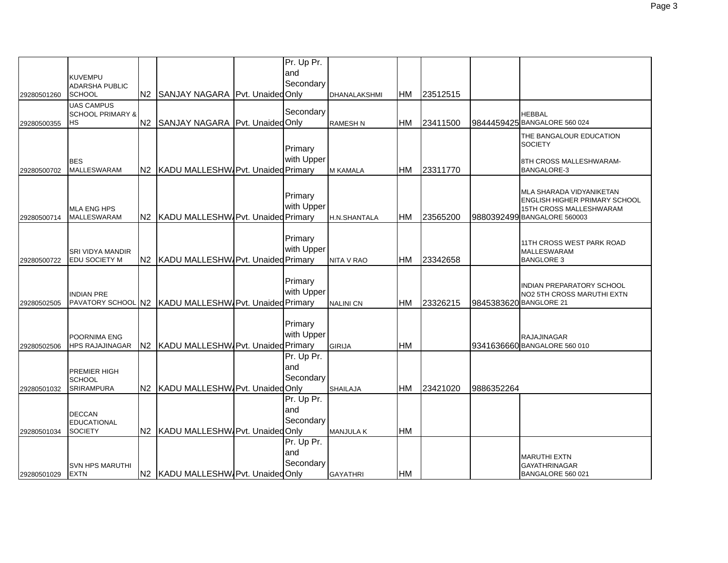| | | | | | | | | | | |
|---|---|---|---|---|---|---|---|---|---|---|
| 29280501260 | KUVEMPU ADARSHA PUBLIC SCHOOL | N2 | SANJAY NAGARA | Pvt. Unaided | Pr. Up Pr. and Secondary Only | DHANALAKSHMI | HM | 23512515 | | |
| 29280500355 | UAS CAMPUS SCHOOL PRIMARY & HS | N2 | SANJAY NAGARA | Pvt. Unaided | Secondary Only | RAMESH N | HM | 23411500 | 9844459425 | HEBBAL BANGALORE 560 024 |
| 29280500702 | BES MALLESWARAM | N2 | KADU MALLESHW | Pvt. Unaided | Primary with Upper Primary | M KAMALA | HM | 23311770 | | THE BANGALOUR EDUCATION SOCIETY 8TH CROSS MALLESHWARAM-BANGALORE-3 |
| 29280500714 | MLA ENG HPS MALLESWARAM | N2 | KADU MALLESHW | Pvt. Unaided | Primary with Upper Primary | H.N.SHANTALA | HM | 23565200 | 9880392499 | MLA SHARADA VIDYANIKETAN ENGLISH HIGHER PRIMARY SCHOOL 15TH CROSS MALLESHWARAM BANGALORE 560003 |
| 29280500722 | SRI VIDYA MANDIR EDU SOCIETY M | N2 | KADU MALLESHW | Pvt. Unaided | Primary with Upper Primary | NITA V RAO | HM | 23342658 | | 11TH CROSS WEST PARK ROAD MALLESWARAM BANGLORE 3 |
| 29280502505 | INDIAN PRE PAVATORY SCHOOL | N2 | KADU MALLESHW | Pvt. Unaided | Primary with Upper Primary | NALINI CN | HM | 23326215 | 9845383620 | INDIAN PREPARATORY SCHOOL NO2 5TH CROSS MARUTHI EXTN BANGLORE 21 |
| 29280502506 | POORNIMA ENG HPS RAJAJINAGAR | N2 | KADU MALLESHW | Pvt. Unaided | Primary with Upper Primary | GIRIJA | HM | | 9341636660 | RAJAJINAGAR BANGALORE 560 010 |
| 29280501032 | PREMIER HIGH SCHOOL SRIRAMPURA | N2 | KADU MALLESHW | Pvt. Unaided | Pr. Up Pr. and Secondary Only | SHAILAJA | HM | 23421020 | 9886352264 | |
| 29280501034 | DECCAN EDUCATIONAL SOCIETY | N2 | KADU MALLESHW | Pvt. Unaided | Pr. Up Pr. and Secondary Only | MANJULA K | HM | | | |
| 29280501029 | SVN HPS MARUTHI EXTN | N2 | KADU MALLESHW | Pvt. Unaided | Pr. Up Pr. and Secondary Only | GAYATHRI | HM | | | MARUTHI EXTN GAYATHRINAGAR BANGALORE 560 021 |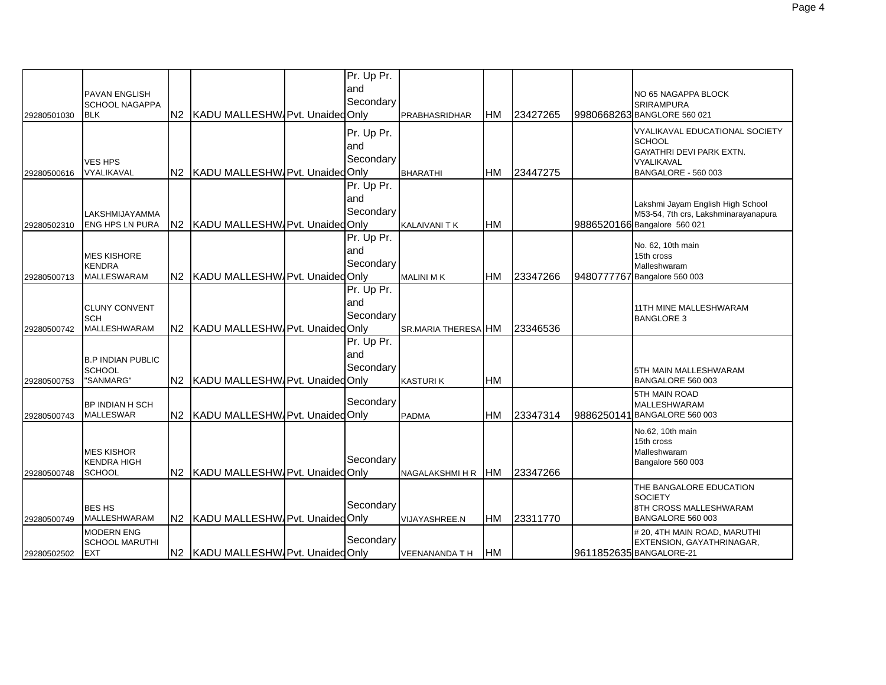| | | | | | | | | | | |
|---|---|---|---|---|---|---|---|---|---|---|
| 29280501030 | PAVAN ENGLISH SCHOOL NAGAPPA BLK | N2 | KADU MALLESHW | Pvt. Unaided | Pr. Up Pr. and Secondary Only | PRABHASRIDHAR | HM | 23427265 | 9980668263 | NO 65 NAGAPPA BLOCK SRIRAMPURA BANGLORE 560 021 |
| 29280500616 | VES HPS VYALIKAVAL | N2 | KADU MALLESHW | Pvt. Unaided | Pr. Up Pr. and Secondary Only | BHARATHI | HM | 23447275 | | VYALIKAVAL EDUCATIONAL SOCIETY SCHOOL GAYATHRI DEVI PARK EXTN. VYALIKAVAL BANGALORE - 560 003 |
| 29280502310 | LAKSHMIJAYAMMA ENG HPS LN PURA | N2 | KADU MALLESHW | Pvt. Unaided | Pr. Up Pr. and Secondary Only | KALAIVANI T K | HM | | 9886520166 | Lakshmi Jayam English High School M53-54, 7th crs, Lakshminarayanapura Bangalore 560 021 |
| 29280500713 | MES KISHORE KENDRA MALLESWARAM | N2 | KADU MALLESHW | Pvt. Unaided | Pr. Up Pr. and Secondary Only | MALINI M K | HM | 23347266 | 9480777767 | No. 62, 10th main 15th cross Malleshwaram Bangalore 560 003 |
| 29280500742 | CLUNY CONVENT SCH MALLESHWARAM | N2 | KADU MALLESHW | Pvt. Unaided | Pr. Up Pr. and Secondary Only | SR.MARIA THERESA | HM | 23346536 | | 11TH MINE MALLESHWARAM BANGLORE 3 |
| 29280500753 | B.P INDIAN PUBLIC SCHOOL "SANMARG" | N2 | KADU MALLESHW | Pvt. Unaided | Pr. Up Pr. and Secondary Only | KASTURI K | HM | | | 5TH MAIN MALLESHWARAM BANGALORE 560 003 |
| 29280500743 | BP INDIAN H SCH MALLESWAR | N2 | KADU MALLESHW | Pvt. Unaided | Secondary Only | PADMA | HM | 23347314 | 9886250141 | 5TH MAIN ROAD MALLESHWARAM BANGALORE 560 003 |
| 29280500748 | MES KISHOR KENDRA HIGH SCHOOL | N2 | KADU MALLESHW | Pvt. Unaided | Secondary Only | NAGALAKSHMI H R | HM | 23347266 | | No.62, 10th main 15th cross Malleshwaram Bangalore 560 003 |
| 29280500749 | BES HS MALLESHWARAM | N2 | KADU MALLESHW | Pvt. Unaided | Secondary Only | VIJAYASHREE.N | HM | 23311770 | | THE BANGALORE EDUCATION SOCIETY 8TH CROSS MALLESHWARAM BANGALORE 560 003 |
| 29280502502 | MODERN ENG SCHOOL MARUTHI EXT | N2 | KADU MALLESHW | Pvt. Unaided | Secondary Only | VEENANANDA T H | HM | | 9611852635 | # 20, 4TH MAIN ROAD, MARUTHI EXTENSION, GAYATHRINAGAR, BANGALORE-21 |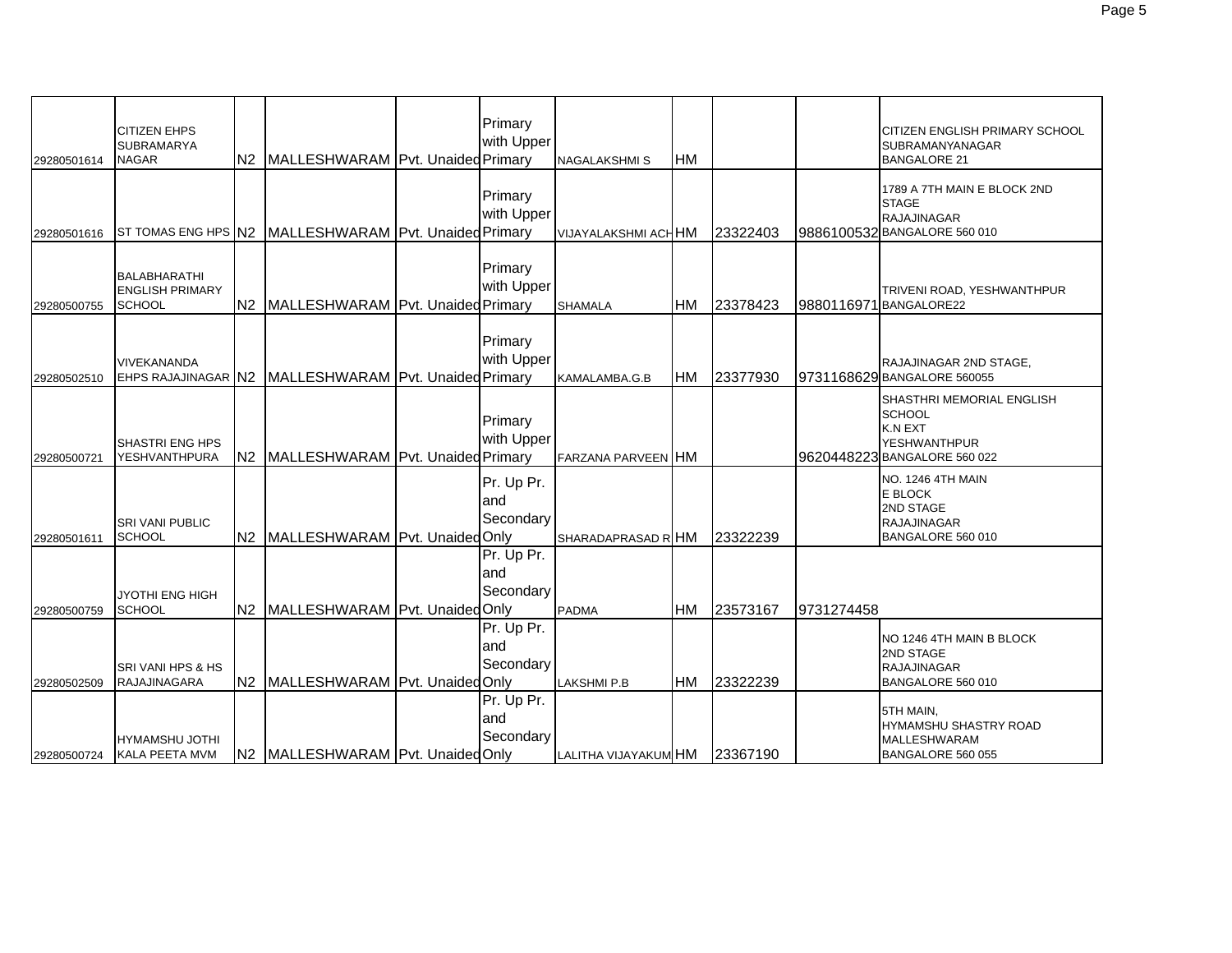| | | | | | | | | | | |
|---|---|---|---|---|---|---|---|---|---|---|
| 29280501614 | CITIZEN EHPS SUBRAMARYA NAGAR | N2 | MALLESHWARAM | Pvt. Unaided | Primary with Upper Primary | NAGALAKSHMI S | HM | | | CITIZEN ENGLISH PRIMARY SCHOOL SUBRAMANYANAGAR BANGALORE 21 |
| 29280501616 | ST TOMAS ENG HPS | N2 | MALLESHWARAM | Pvt. Unaided | Primary with Upper Primary | VIJAYALAKSHMI ACH | HM | 23322403 | 9886100532 | 1789 A 7TH MAIN E BLOCK 2ND STAGE RAJAJINAGAR BANGALORE 560 010 |
| 29280500755 | BALABHARATHI ENGLISH PRIMARY SCHOOL | N2 | MALLESHWARAM | Pvt. Unaided | Primary with Upper Primary | SHAMALA | HM | 23378423 | 9880116971 | TRIVENI ROAD, YESHWANTHPUR BANGALORE22 |
| 29280502510 | VIVEKANANDA EHPS RAJAJINAGAR | N2 | MALLESHWARAM | Pvt. Unaided | Primary with Upper Primary | KAMALAMBA.G.B | HM | 23377930 | 9731168629 | RAJAJINAGAR 2ND STAGE, BANGALORE 560055 |
| 29280500721 | SHASTRI ENG HPS YESHVANTHPURA | N2 | MALLESHWARAM | Pvt. Unaided | Primary with Upper Primary | FARZANA PARVEEN | HM | | 9620448223 | SHASTHRI MEMORIAL ENGLISH SCHOOL K.N EXT YESHWANTHPUR BANGALORE 560 022 |
| 29280501611 | SRI VANI PUBLIC SCHOOL | N2 | MALLESHWARAM | Pvt. Unaided | Pr. Up Pr. and Secondary Only | SHARADAPRASAD R | HM | 23322239 | | NO. 1246 4TH MAIN E BLOCK 2ND STAGE RAJAJINAGAR BANGALORE 560 010 |
| 29280500759 | JYOTHI ENG HIGH SCHOOL | N2 | MALLESHWARAM | Pvt. Unaided | Pr. Up Pr. and Secondary Only | PADMA | HM | 23573167 | 9731274458 | |
| 29280502509 | SRI VANI HPS & HS RAJAJINAGARA | N2 | MALLESHWARAM | Pvt. Unaided | Pr. Up Pr. and Secondary Only | LAKSHMI P.B | HM | 23322239 | | NO 1246 4TH MAIN B BLOCK 2ND STAGE RAJAJINAGAR BANGALORE 560 010 |
| 29280500724 | HYMAMSHU JOTHI KALA PEETA MVM | N2 | MALLESHWARAM | Pvt. Unaided | Pr. Up Pr. and Secondary Only | LALITHA VIJAYAKUM | HM | 23367190 | | 5TH MAIN, HYMAMSHU SHASTRY ROAD MALLESHWARAM BANGALORE 560 055 |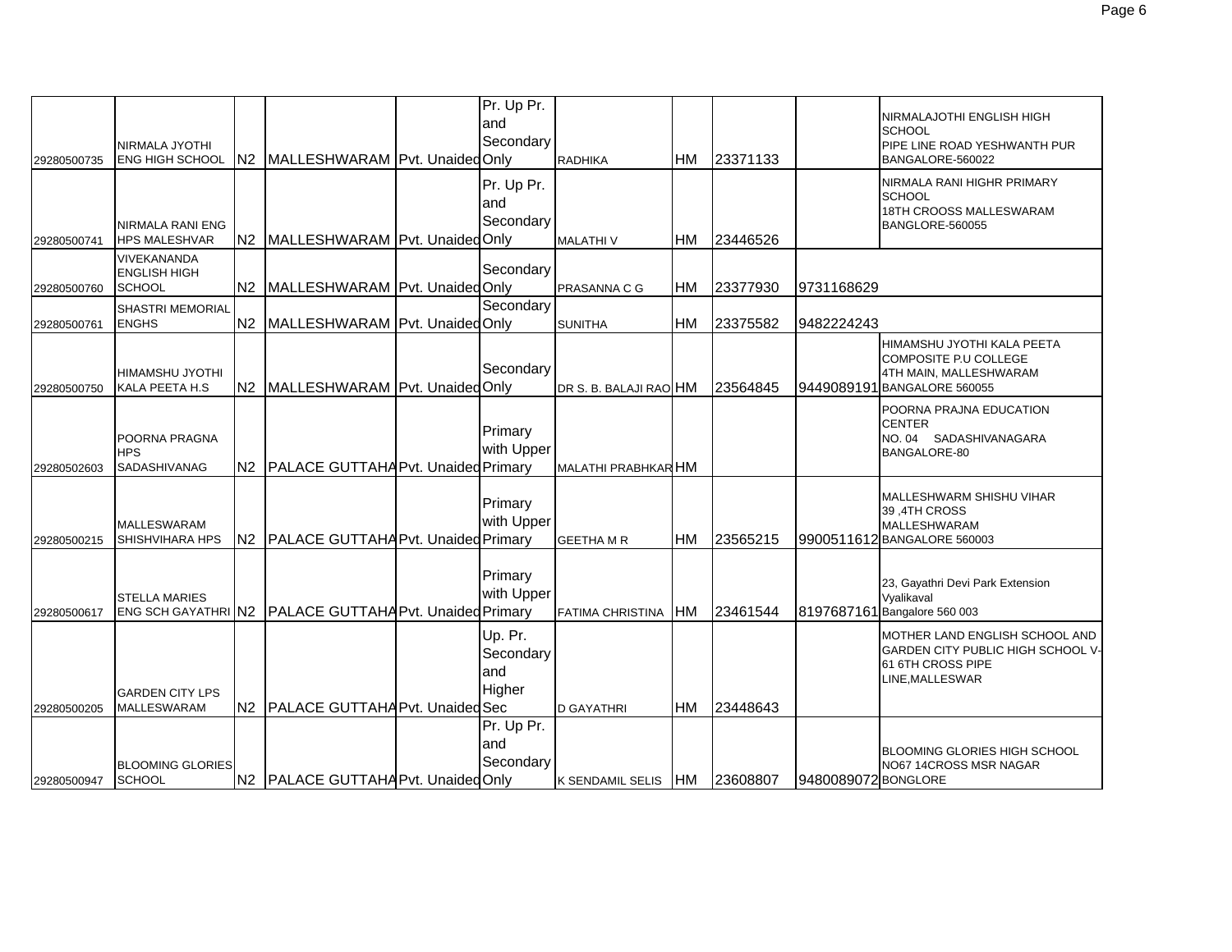| | | | | | | | | | | | |
|---|---|---|---|---|---|---|---|---|---|---|---|
| 29280500735 | NIRMALA JYOTHI ENG HIGH SCHOOL | N2 | MALLESHWARAM | Pvt. Unaided | | Pr. Up Pr. and Secondary Only | RADHIKA | HM | 23371133 | | NIRMALAJOTHI ENGLISH HIGH SCHOOL PIPE LINE ROAD YESHWANTH PUR BANGALORE-560022 |
| 29280500741 | NIRMALA RANI ENG HPS MALESHVAR | N2 | MALLESHWARAM | Pvt. Unaided | | Pr. Up Pr. and Secondary Only | MALATHI V | HM | 23446526 | | NIRMALA RANI HIGHR PRIMARY SCHOOL 18TH CROOSS MALLESWARAM BANGLORE-560055 |
| 29280500760 | VIVEKANANDA ENGLISH HIGH SCHOOL | N2 | MALLESHWARAM | Pvt. Unaided | | Secondary Only | PRASANNA C G | HM | 23377930 | 9731168629 | |
| 29280500761 | SHASTRI MEMORIAL ENGHS | N2 | MALLESHWARAM | Pvt. Unaided | | Secondary Only | SUNITHA | HM | 23375582 | 9482224243 | |
| 29280500750 | HIMAMSHU JYOTHI KALA PEETA H.S | N2 | MALLESHWARAM | Pvt. Unaided | | Secondary Only | DR S. B. BALAJI RAO | HM | 23564845 | 9449089191 | HIMAMSHU JYOTHI KALA PEETA COMPOSITE P.U COLLEGE 4TH MAIN, MALLESHWARAM BANGALORE 560055 |
| 29280502603 | POORNA PRAGNA HPS SADASHIVANAG | N2 | PALACE GUTTAHA | Pvt. Unaided | | Primary with Upper Primary | MALATHI PRABHKAR | HM | | | POORNA PRAJNA EDUCATION CENTER NO. 04 SADASHIVANAGARA BANGALORE-80 |
| 29280500215 | MALLESWARAM SHISHVIHARA HPS | N2 | PALACE GUTTAHA | Pvt. Unaided | | Primary with Upper Primary | GEETHA M R | HM | 23565215 | 9900511612 | MALLESHWARM SHISHU VIHAR 39 ,4TH CROSS MALLESHWARAM BANGALORE 560003 |
| 29280500617 | STELLA MARIES ENG SCH GAYATHRI | N2 | PALACE GUTTAHA | Pvt. Unaided | | Primary with Upper Primary | FATIMA CHRISTINA | HM | 23461544 | 8197687161 | 23, Gayathri Devi Park Extension Vyalikaval Bangalore 560 003 |
| 29280500205 | GARDEN CITY LPS MALLESWARAM | N2 | PALACE GUTTAHA | Pvt. Unaided | | Up. Pr. Secondary and Higher Sec | D GAYATHRI | HM | 23448643 | | MOTHER LAND ENGLISH SCHOOL AND GARDEN CITY PUBLIC HIGH SCHOOL V-61 6TH CROSS PIPE LINE,MALLESWAR |
| 29280500947 | BLOOMING GLORIES SCHOOL | N2 | PALACE GUTTAHA | Pvt. Unaided | | Pr. Up Pr. and Secondary Only | K SENDAMIL SELIS | HM | 23608807 | 9480089072 | BLOOMING GLORIES HIGH SCHOOL NO67 14CROSS MSR NAGAR BONGLORE |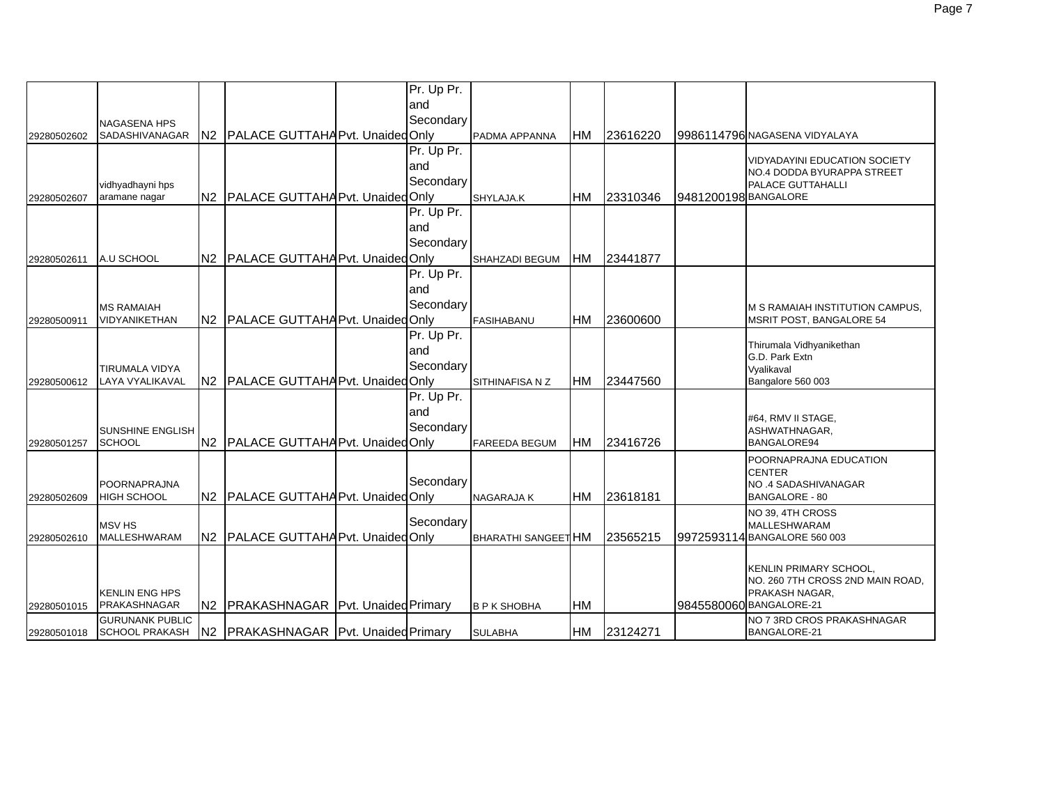| | | | | | | | | | | | |
|---|---|---|---|---|---|---|---|---|---|---|---|
| 29280502602 | NAGASENA HPS SADASHIVANAGAR | N2 | PALACE GUTTAHA | Pvt. Unaided | | Pr. Up Pr. and Secondary Only | PADMA APPANNA | HM | 23616220 | 9986114796 | NAGASENA VIDYALAYA |
| 29280502607 | vidhyadhayni hps aramane nagar | N2 | PALACE GUTTAHA | Pvt. Unaided | | Pr. Up Pr. and Secondary Only | SHYLAJA.K | HM | 23310346 | 9481200198 | VIDYADAYINI EDUCATION SOCIETY NO.4 DODDA BYURAPPA STREET PALACE GUTTAHALLI BANGALORE |
| 29280502611 | A.U SCHOOL | N2 | PALACE GUTTAHA | Pvt. Unaided | | Pr. Up Pr. and Secondary Only | SHAHZADI BEGUM | HM | 23441877 | | |
| 29280500911 | MS RAMAIAH VIDYANIKETHAN | N2 | PALACE GUTTAHA | Pvt. Unaided | | Pr. Up Pr. and Secondary Only | FASIHABANU | HM | 23600600 | | M S RAMAIAH INSTITUTION CAMPUS, MSRIT POST, BANGALORE 54 |
| 29280500612 | TIRUMALA VIDYA LAYA VYALIKAVAL | N2 | PALACE GUTTAHA | Pvt. Unaided | | Pr. Up Pr. and Secondary Only | SITHINAFISA N Z | HM | 23447560 | | Thirumala Vidhyanikethan G.D. Park Extn Vyalikaval Bangalore 560 003 |
| 29280501257 | SUNSHINE ENGLISH SCHOOL | N2 | PALACE GUTTAHA | Pvt. Unaided | | Pr. Up Pr. and Secondary Only | FAREEDA BEGUM | HM | 23416726 | | #64, RMV II STAGE, ASHWATHNAGAR, BANGALORE94 |
| 29280502609 | POORNAPRAJNA HIGH SCHOOL | N2 | PALACE GUTTAHA | Pvt. Unaided | | Secondary Only | NAGARAJA K | HM | 23618181 | | POORNAPRAJNA EDUCATION CENTER NO .4 SADASHIVANAGAR BANGALORE - 80 |
| 29280502610 | MSV HS MALLESHWARAM | N2 | PALACE GUTTAHA | Pvt. Unaided | | Secondary Only | BHARATHI SANGEET | HM | 23565215 | 9972593114 | NO 39, 4TH CROSS MALLESHWARAM BANGALORE 560 003 |
| 29280501015 | KENLIN ENG HPS PRAKASHNAGAR | N2 | PRAKASHNAGAR | Pvt. Unaided | | Primary | B P K SHOBHA | HM | | 9845580060 | KENLIN PRIMARY SCHOOL, NO. 260 7TH CROSS 2ND MAIN ROAD, PRAKASH NAGAR, BANGALORE-21 |
| 29280501018 | GURUNANK PUBLIC SCHOOL PRAKASH | N2 | PRAKASHNAGAR | Pvt. Unaided | | Primary | SULABHA | HM | 23124271 | | NO 7 3RD CROS PRAKASHNAGAR BANGALORE-21 |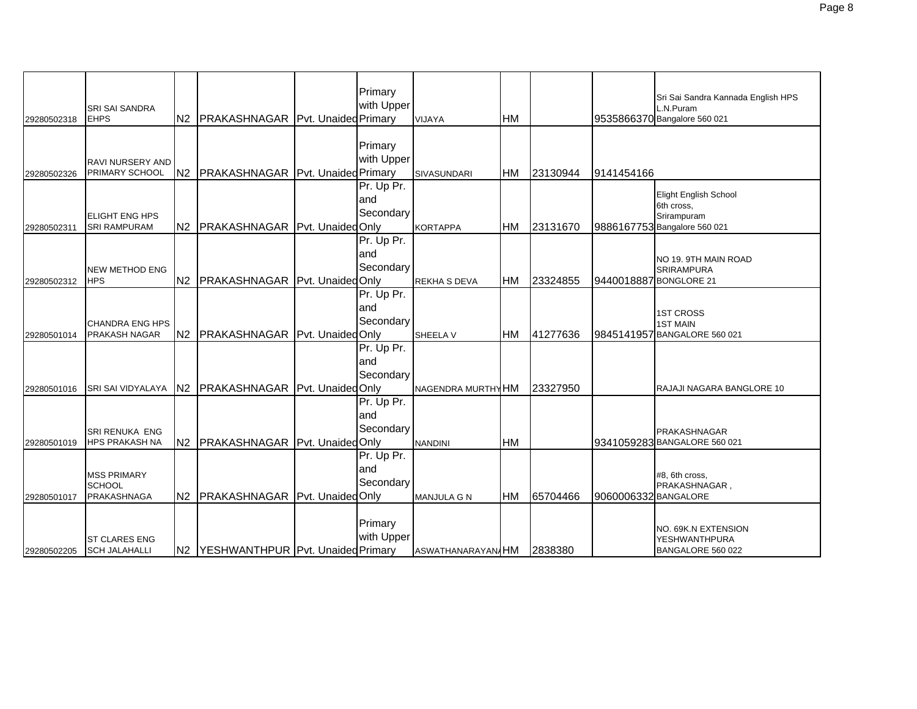| | | | | | | | | | | |
|---|---|---|---|---|---|---|---|---|---|---|
| 29280502318 | SRI SAI SANDRA EHPS | N2 | PRAKASHNAGAR | Pvt. Unaided | Primary with Upper Primary | VIJAYA | HM | | 9535866370 | Sri Sai Sandra Kannada English HPS L.N.Puram Bangalore 560 021 |
| 29280502326 | RAVI NURSERY AND PRIMARY SCHOOL | N2 | PRAKASHNAGAR | Pvt. Unaided | Primary with Upper Primary | SIVASUNDARI | HM | 23130944 | 9141454166 | |
| 29280502311 | ELIGHT ENG HPS SRI RAMPURAM | N2 | PRAKASHNAGAR | Pvt. Unaided | Pr. Up Pr. and Secondary Only | KORTAPPA | HM | 23131670 | 9886167753 | Elight English School 6th cross, Srirampuram Bangalore 560 021 |
| 29280502312 | NEW METHOD ENG HPS | N2 | PRAKASHNAGAR | Pvt. Unaided | Pr. Up Pr. and Secondary Only | REKHA S DEVA | HM | 23324855 | 9440018887 | NO 19. 9TH MAIN ROAD SRIRAMPURA BONGLORE 21 |
| 29280501014 | CHANDRA ENG HPS PRAKASH NAGAR | N2 | PRAKASHNAGAR | Pvt. Unaided | Pr. Up Pr. and Secondary Only | SHEELA V | HM | 41277636 | 9845141957 | 1ST CROSS 1ST MAIN BANGALORE 560 021 |
| 29280501016 | SRI SAI VIDYALAYA | N2 | PRAKASHNAGAR | Pvt. Unaided | Pr. Up Pr. and Secondary Only | NAGENDRA MURTHY | HM | 23327950 | | RAJAJI NAGARA BANGLORE 10 |
| 29280501019 | SRI RENUKA ENG HPS PRAKASH NA | N2 | PRAKASHNAGAR | Pvt. Unaided | Pr. Up Pr. and Secondary Only | NANDINI | HM | | 9341059283 | PRAKASHNAGAR BANGALORE 560 021 |
| 29280501017 | MSS PRIMARY SCHOOL PRAKASHNAGA | N2 | PRAKASHNAGAR | Pvt. Unaided | Pr. Up Pr. and Secondary Only | MANJULA G N | HM | 65704466 | 9060006332 | #8, 6th cross, PRAKASHNAGAR , BANGALORE |
| 29280502205 | ST CLARES ENG SCH JALAHALLI | N2 | YESHWANTHPUR | Pvt. Unaided | Primary with Upper Primary | ASWATHANARAYANA | HM | 2838380 | | NO. 69K.N EXTENSION YESHWANTHPURA BANGALORE 560 022 |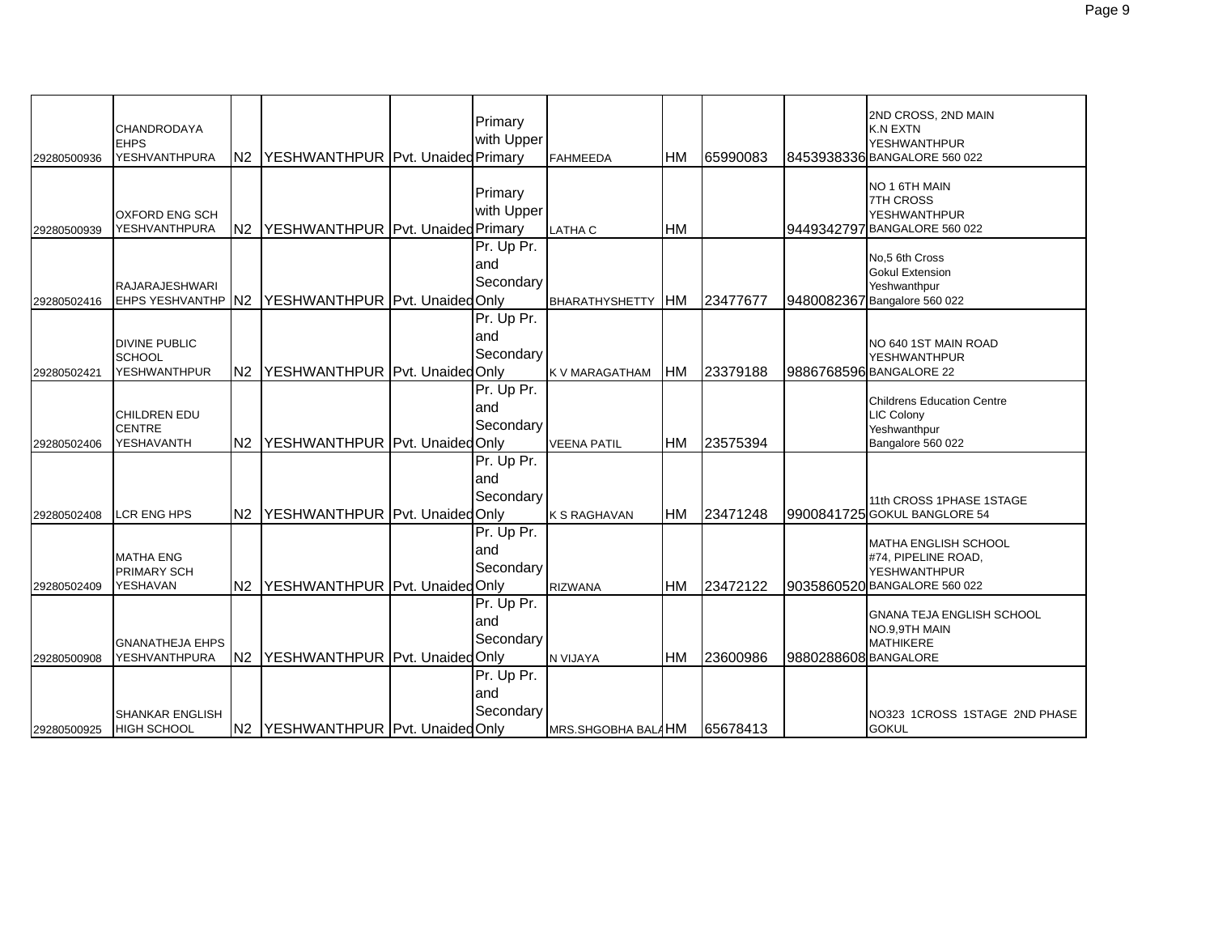| | | | | | | | | | | | |
|---|---|---|---|---|---|---|---|---|---|---|---|
| 29280500936 | CHANDRODAYA EHPS YESHVANTHPURA | N2 | YESHWANTHPUR | Pvt. Unaided | | Primary with Upper Primary | FAHMEEDA | HM | 65990083 | 8453938336 | 2ND CROSS, 2ND MAIN K.N EXTN YESHWANTHPUR BANGALORE 560 022 |
| 29280500939 | OXFORD ENG SCH YESHVANTHPURA | N2 | YESHWANTHPUR | Pvt. Unaided | | Primary with Upper Primary | LATHA C | HM | | 9449342797 | NO 1 6TH MAIN 7TH CROSS YESHWANTHPUR BANGALORE 560 022 |
| 29280502416 | RAJARAJESHWARI EHPS YESHVANTHP | N2 | YESHWANTHPUR | Pvt. Unaided | | Pr. Up Pr. and Secondary Only | BHARATHYSHETTY | HM | 23477677 | 9480082367 | No,5 6th Cross Gokul Extension Yeshwanthpur Bangalore 560 022 |
| 29280502421 | DIVINE PUBLIC SCHOOL YESHWANTHPUR | N2 | YESHWANTHPUR | Pvt. Unaided | | Pr. Up Pr. and Secondary Only | K V MARAGATHAM | HM | 23379188 | 9886768596 | NO 640 1ST MAIN ROAD YESHWANTHPUR BANGALORE 22 |
| 29280502406 | CHILDREN EDU CENTRE YESHAVANTH | N2 | YESHWANTHPUR | Pvt. Unaided | | Pr. Up Pr. and Secondary Only | VEENA PATIL | HM | 23575394 | | Childrens Education Centre LIC Colony Yeshwanthpur Bangalore 560 022 |
| 29280502408 | LCR ENG HPS | N2 | YESHWANTHPUR | Pvt. Unaided | | Pr. Up Pr. and Secondary Only | K S RAGHAVAN | HM | 23471248 | 9900841725 | 11th CROSS 1PHASE 1STAGE GOKUL BANGLORE 54 |
| 29280502409 | MATHA ENG PRIMARY SCH YESHAVAN | N2 | YESHWANTHPUR | Pvt. Unaided | | Pr. Up Pr. and Secondary Only | RIZWANA | HM | 23472122 | 9035860520 | MATHA ENGLISH SCHOOL #74, PIPELINE ROAD, YESHWANTHPUR BANGALORE 560 022 |
| 29280500908 | GNANATHEJA EHPS YESHVANTHPURA | N2 | YESHWANTHPUR | Pvt. Unaided | | Pr. Up Pr. and Secondary Only | N VIJAYA | HM | 23600986 | 9880288608 | GNANA TEJA ENGLISH SCHOOL NO.9,9TH MAIN MATHIKERE BANGALORE |
| 29280500925 | SHANKAR ENGLISH HIGH SCHOOL | N2 | YESHWANTHPUR | Pvt. Unaided | | Pr. Up Pr. and Secondary Only | MRS.SHGOBHA BALA | HM | 65678413 | | NO323 1CROSS 1STAGE 2ND PHASE GOKUL |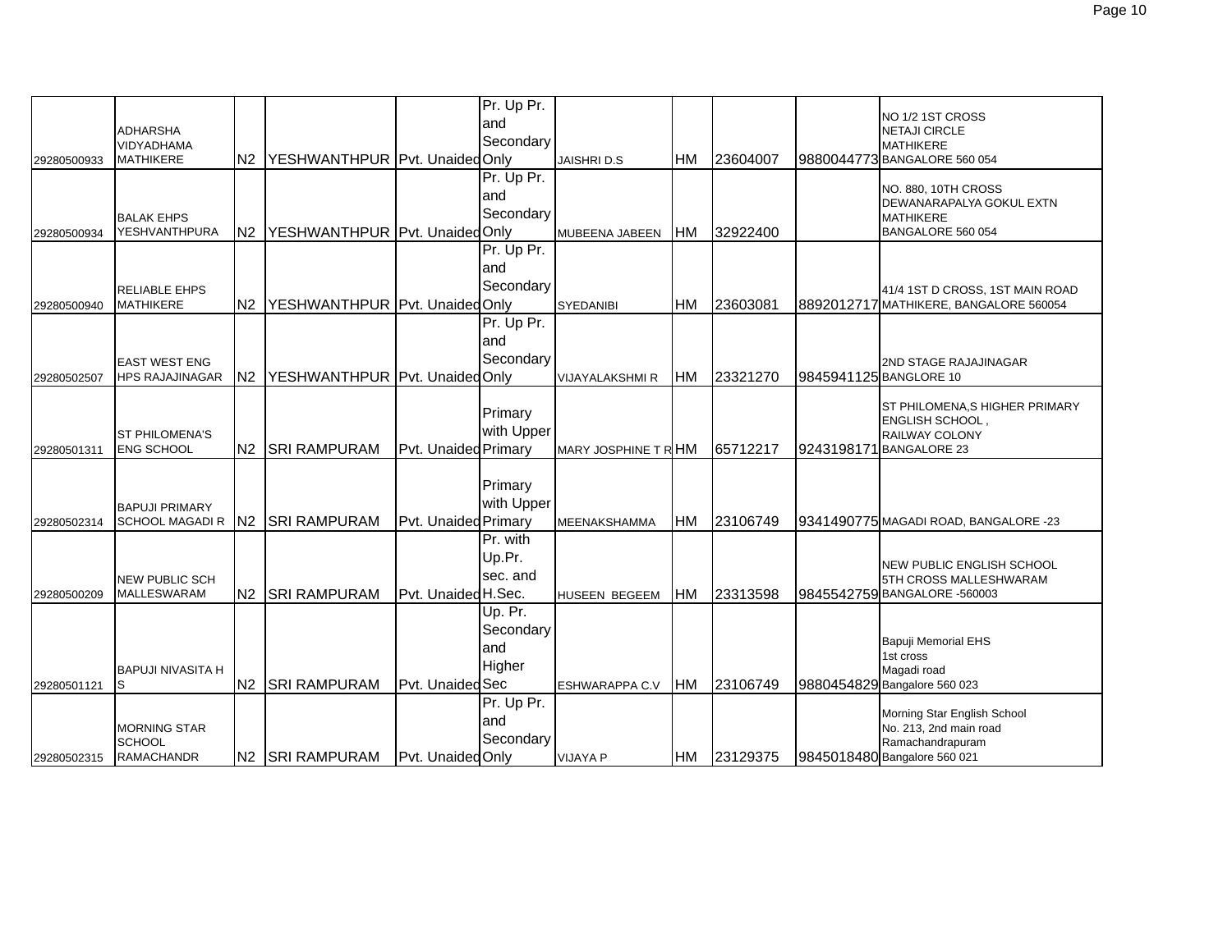| | | | | | | | | | | |
|---|---|---|---|---|---|---|---|---|---|---|
| 29280500933 | ADHARSHA VIDYADHAMA MATHIKERE | N2 | YESHWANTHPUR | Pvt. Unaided | Pr. Up Pr. and Secondary Only | JAISHRI D.S | HM | 23604007 | 9880044773 | NO 1/2 1ST CROSS NETAJI CIRCLE MATHIKERE BANGALORE 560 054 |
| 29280500934 | BALAK EHPS YESHVANTHPURA | N2 | YESHWANTHPUR | Pvt. Unaided | Pr. Up Pr. and Secondary Only | MUBEENA JABEEN | HM | 32922400 | | NO. 880, 10TH CROSS DEWANARAPALYA GOKUL EXTN MATHIKERE BANGALORE 560 054 |
| 29280500940 | RELIABLE EHPS MATHIKERE | N2 | YESHWANTHPUR | Pvt. Unaided | Pr. Up Pr. and Secondary Only | SYEDANIBI | HM | 23603081 | 8892012717 | 41/4 1ST D CROSS, 1ST MAIN ROAD MATHIKERE, BANGALORE 560054 |
| 29280502507 | EAST WEST ENG HPS RAJAJINAGAR | N2 | YESHWANTHPUR | Pvt. Unaided | Pr. Up Pr. and Secondary Only | VIJAYALAKSHMI R | HM | 23321270 | 9845941125 | 2ND STAGE RAJAJINAGAR BANGLORE 10 |
| 29280501311 | ST PHILOMENA'S ENG SCHOOL | N2 | SRI RAMPURAM | Pvt. Unaided | Primary with Upper Primary | MARY JOSPHINE T R | HM | 65712217 | 9243198171 | ST PHILOMENA,S HIGHER PRIMARY ENGLISH SCHOOL , RAILWAY COLONY BANGALORE 23 |
| 29280502314 | BAPUJI PRIMARY SCHOOL MAGADI R | N2 | SRI RAMPURAM | Pvt. Unaided | Primary with Upper Primary | MEENAKSHAMMA | HM | 23106749 | 9341490775 | MAGADI ROAD, BANGALORE -23 |
| 29280500209 | NEW PUBLIC SCH MALLESWARAM | N2 | SRI RAMPURAM | Pvt. Unaided | Pr. with Up.Pr. sec. and H.Sec. | HUSEEN BEGEEM | HM | 23313598 | 9845542759 | NEW PUBLIC ENGLISH SCHOOL 5TH CROSS MALLESHWARAM BANGALORE -560003 |
| 29280501121 | BAPUJI NIVASITA H S | N2 | SRI RAMPURAM | Pvt. Unaided | Up. Pr. Secondary and Higher Sec | ESHWARAPPA C.V | HM | 23106749 | 9880454829 | Bapuji Memorial EHS 1st cross Magadi road Bangalore 560 023 |
| 29280502315 | MORNING STAR SCHOOL RAMACHANDR | N2 | SRI RAMPURAM | Pvt. Unaided | Pr. Up Pr. and Secondary Only | VIJAYA P | HM | 23129375 | 9845018480 | Morning Star English School No. 213, 2nd main road Ramachandrapuram Bangalore 560 021 |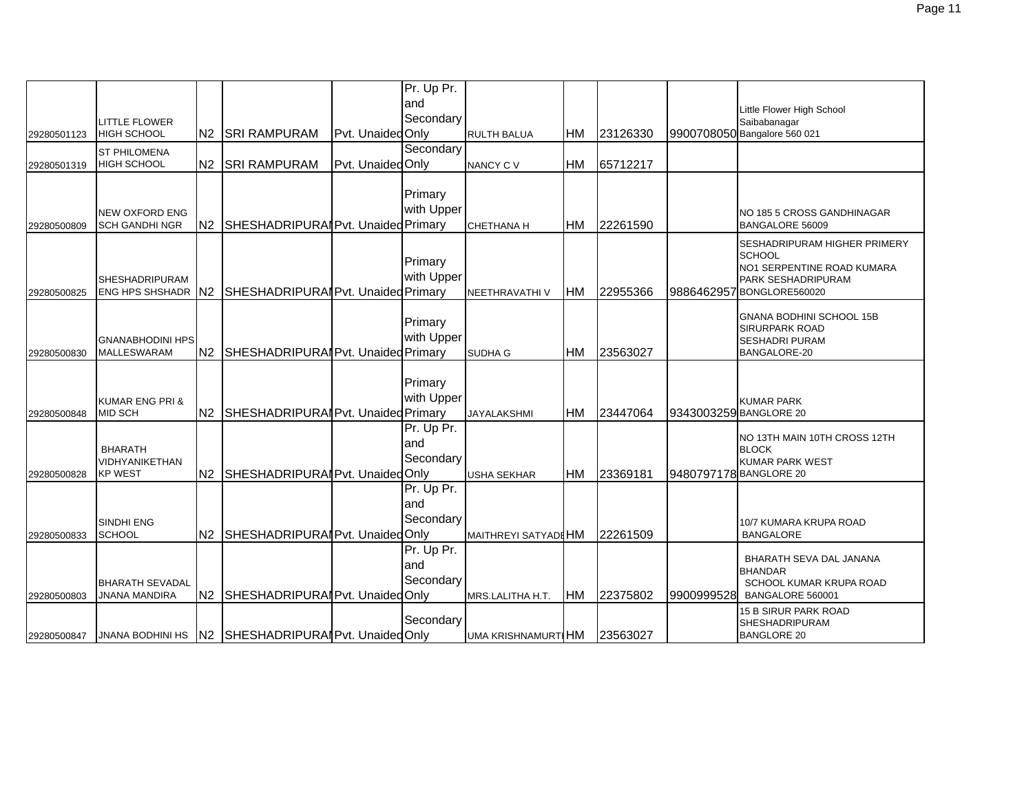| | | | | | | | | | | |
|---|---|---|---|---|---|---|---|---|---|---|
| 29280501123 | LITTLE FLOWER HIGH SCHOOL | N2 | SRI RAMPURAM | Pvt. Unaided | Pr. Up Pr. and Secondary Only | RULTH BALUA | HM | 23126330 | 9900708050 | Little Flower High School Saibabanagar Bangalore 560 021 |
| 29280501319 | ST PHILOMENA HIGH SCHOOL | N2 | SRI RAMPURAM | Pvt. Unaided | Secondary Only | NANCY C V | HM | 65712217 | | |
| 29280500809 | NEW OXFORD ENG SCH GANDHI NGR | N2 | SHESHADRIPURAI | Pvt. Unaided | Primary with Upper Primary | CHETHANA H | HM | 22261590 | | NO 185 5 CROSS GANDHINAGAR BANGALORE 56009 |
| 29280500825 | SHESHADRIPURAM ENG HPS SHSHADR | N2 | SHESHADRIPURAI | Pvt. Unaided | Primary with Upper Primary | NEETHRAVATHI V | HM | 22955366 | 9886462957 | SESHADRIPURAM HIGHER PRIMERY SCHOOL NO1 SERPENTINE ROAD KUMARA PARK SESHADRIPURAM BONGLORE560020 |
| 29280500830 | GNANABHODINI HPS MALLESWARAM | N2 | SHESHADRIPURAI | Pvt. Unaided | Primary with Upper Primary | SUDHA G | HM | 23563027 | | GNANA BODHINI SCHOOL 15B SIRURPARK ROAD SESHADRI PURAM BANGALORE-20 |
| 29280500848 | KUMAR ENG PRI & MID SCH | N2 | SHESHADRIPURAI | Pvt. Unaided | Primary with Upper Primary | JAYALAKSHMI | HM | 23447064 | 9343003259 | KUMAR PARK BANGLORE 20 |
| 29280500828 | BHARATH VIDHYANIKETHAN KP WEST | N2 | SHESHADRIPURAI | Pvt. Unaided | Pr. Up Pr. and Secondary Only | USHA SEKHAR | HM | 23369181 | 9480797178 | NO 13TH MAIN 10TH CROSS 12TH BLOCK KUMAR PARK WEST BANGLORE 20 |
| 29280500833 | SINDHI ENG SCHOOL | N2 | SHESHADRIPURAI | Pvt. Unaided | Pr. Up Pr. and Secondary Only | MAITHREYI SATYADE | HM | 22261509 | | 10/7 KUMARA KRUPA ROAD BANGALORE |
| 29280500803 | BHARATH SEVADAL JNANA MANDIRA | N2 | SHESHADRIPURAI | Pvt. Unaided | Pr. Up Pr. and Secondary Only | MRS.LALITHA H.T. | HM | 22375802 | 9900999528 | BHARATH SEVA DAL JANANA BHANDAR SCHOOL KUMAR KRUPA ROAD BANGALORE 560001 |
| 29280500847 | JNANA BODHINI HS | N2 | SHESHADRIPURAI | Pvt. Unaided | Secondary Only | UMA KRISHNAMURTI | HM | 23563027 | | 15 B SIRUR PARK ROAD SHESHADRIPURAM BANGLORE 20 |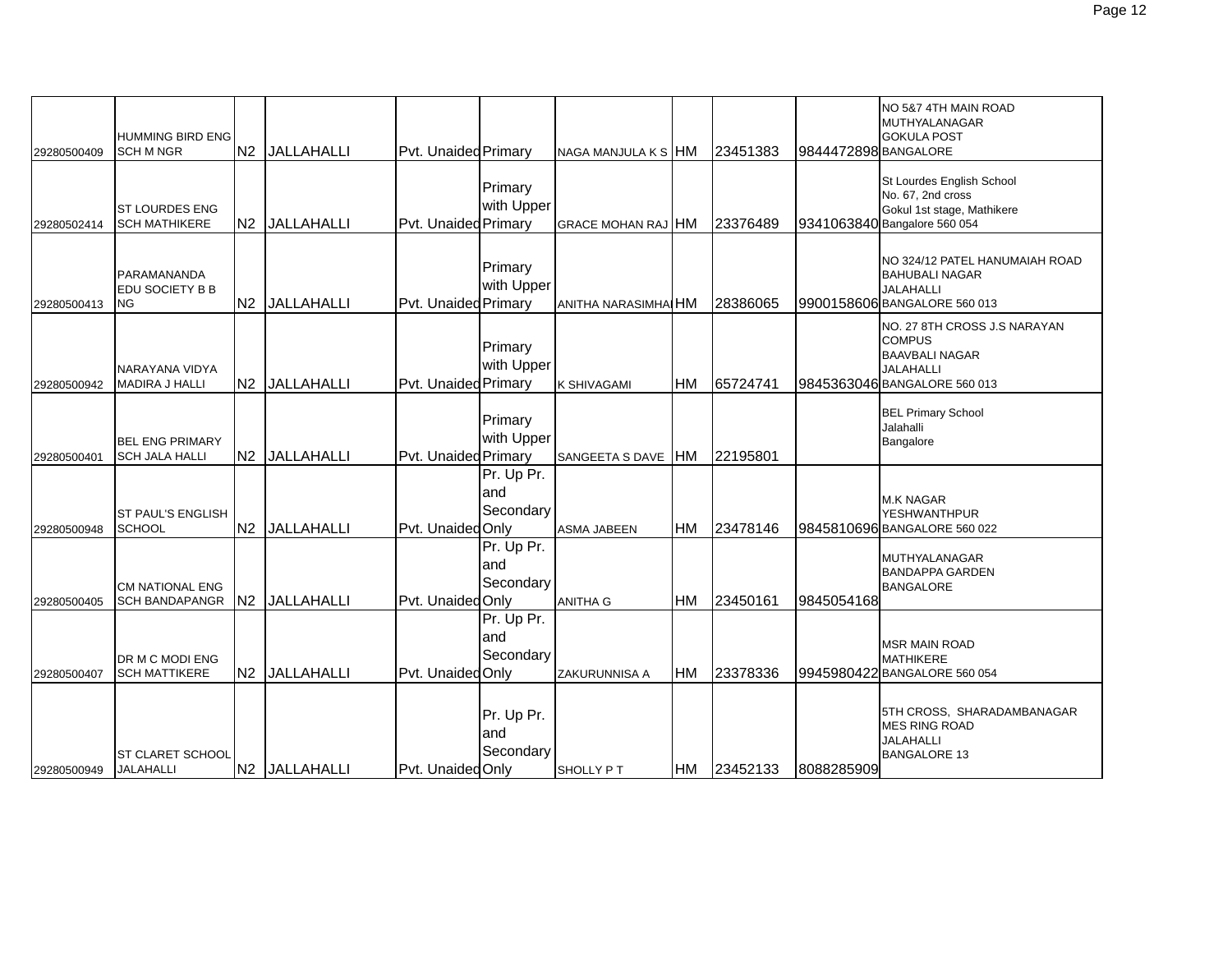| | | | | | | | | | | |
|---|---|---|---|---|---|---|---|---|---|---|
| 29280500409 | HUMMING BIRD ENG SCH M NGR | N2 | JALLAHALLI | Pvt. Unaided | Primary | NAGA MANJULA K S | HM | 23451383 | 9844472898 | NO 5&7 4TH MAIN ROAD MUTHYALANAGAR GOKULA POST BANGALORE |
| 29280502414 | ST LOURDES ENG SCH MATHIKERE | N2 | JALLAHALLI | Pvt. Unaided | Primary with Upper Primary | GRACE MOHAN RAJ | HM | 23376489 | 9341063840 | St Lourdes English School No. 67, 2nd cross Gokul 1st stage, Mathikere Bangalore 560 054 |
| 29280500413 | PARAMANANDA EDU SOCIETY B B NG | N2 | JALLAHALLI | Pvt. Unaided | Primary with Upper Primary | ANITHA NARASIMHA | HM | 28386065 | 9900158606 | NO 324/12 PATEL HANUMAIAH ROAD BAHUBALI NAGAR JALAHALLI BANGALORE 560 013 |
| 29280500942 | NARAYANA VIDYA MADIRA J HALLI | N2 | JALLAHALLI | Pvt. Unaided | Primary with Upper Primary | K SHIVAGAMI | HM | 65724741 | 9845363046 | NO. 27 8TH CROSS J.S NARAYAN COMPUS BAAVBALI NAGAR JALAHALLI BANGALORE 560 013 |
| 29280500401 | BEL ENG PRIMARY SCH JALA HALLI | N2 | JALLAHALLI | Pvt. Unaided | Primary with Upper Primary | SANGEETA S DAVE | HM | 22195801 | | BEL Primary School Jalahalli Bangalore |
| 29280500948 | ST PAUL'S ENGLISH SCHOOL | N2 | JALLAHALLI | Pvt. Unaided | Pr. Up Pr. and Secondary Only | ASMA JABEEN | HM | 23478146 | 9845810696 | M.K NAGAR YESHWANTHPUR BANGALORE 560 022 |
| 29280500405 | CM NATIONAL ENG SCH BANDAPANGR | N2 | JALLAHALLI | Pvt. Unaided | Pr. Up Pr. and Secondary Only | ANITHA G | HM | 23450161 | 9845054168 | MUTHYALANAGAR BANDAPPA GARDEN BANGALORE |
| 29280500407 | DR M C MODI ENG SCH MATTIKERE | N2 | JALLAHALLI | Pvt. Unaided | Pr. Up Pr. and Secondary Only | ZAKURUNNISA A | HM | 23378336 | 9945980422 | MSR MAIN ROAD MATHIKERE BANGALORE 560 054 |
| 29280500949 | ST CLARET SCHOOL JALAHALLI | N2 | JALLAHALLI | Pvt. Unaided | Pr. Up Pr. and Secondary Only | SHOLLY P T | HM | 23452133 | 8088285909 | 5TH CROSS, SHARADAMBANAGAR MES RING ROAD JALAHALLI BANGALORE 13 |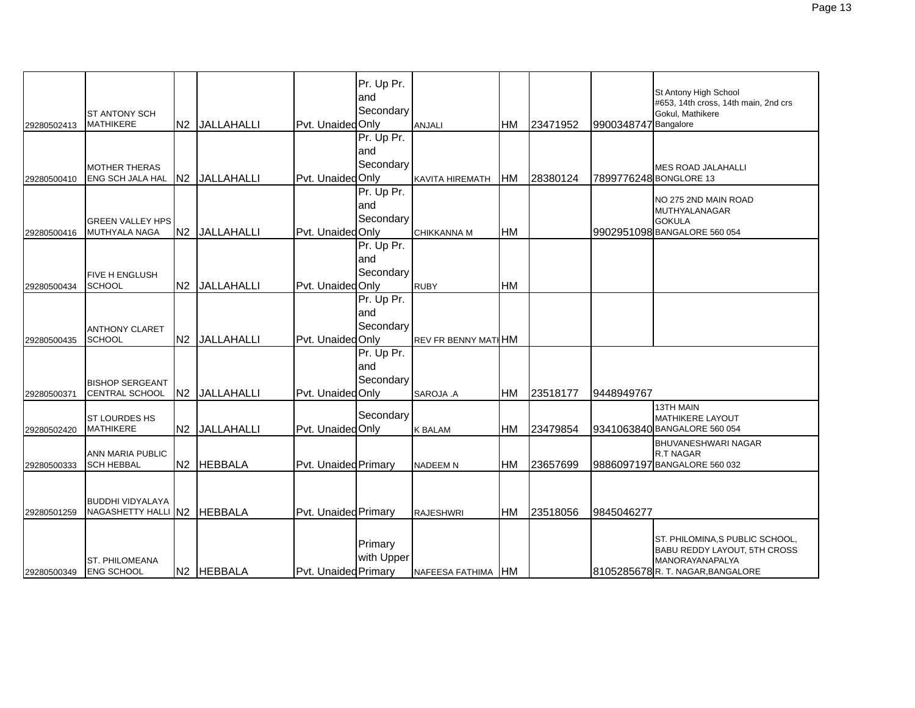| | | | | | | | | | | |
|---|---|---|---|---|---|---|---|---|---|---|
| 29280502413 | ST ANTONY SCH MATHIKERE | N2 | JALLAHALLI | Pvt. Unaided | Pr. Up Pr. and Secondary Only | ANJALI | HM | 23471952 | 9900348747 | St Antony High School #653, 14th cross, 14th main, 2nd crs Gokul, Mathikere Bangalore |
| 29280500410 | MOTHER THERAS ENG SCH JALA HAL | N2 | JALLAHALLI | Pvt. Unaided | Pr. Up Pr. and Secondary Only | KAVITA HIREMATH | HM | 28380124 | 7899776248 | MES ROAD JALAHALLI BONGLORE 13 |
| 29280500416 | GREEN VALLEY HPS MUTHYALA NAGA | N2 | JALLAHALLI | Pvt. Unaided | Pr. Up Pr. and Secondary Only | CHIKKANNA M | HM | | 9902951098 | NO 275 2ND MAIN ROAD MUTHYALANAGAR GOKULA BANGALORE 560 054 |
| 29280500434 | FIVE H ENGLUSH SCHOOL | N2 | JALLAHALLI | Pvt. Unaided | Pr. Up Pr. and Secondary Only | RUBY | HM | | | |
| 29280500435 | ANTHONY CLARET SCHOOL | N2 | JALLAHALLI | Pvt. Unaided | Pr. Up Pr. and Secondary Only | REV FR BENNY MATH | HM | | | |
| 29280500371 | BISHOP SERGEANT CENTRAL SCHOOL | N2 | JALLAHALLI | Pvt. Unaided | Pr. Up Pr. and Secondary Only | SAROJA .A | HM | 23518177 | 9448949767 | |
| 29280502420 | ST LOURDES HS MATHIKERE | N2 | JALLAHALLI | Pvt. Unaided | Secondary Only | K BALAM | HM | 23479854 | 9341063840 | 13TH MAIN MATHIKERE LAYOUT BANGALORE 560 054 |
| 29280500333 | ANN MARIA PUBLIC SCH HEBBAL | N2 | HEBBALA | Pvt. Unaided | Primary | NADEEM N | HM | 23657699 | 9886097197 | BHUVANESHWARI NAGAR R.T NAGAR BANGALORE 560 032 |
| 29280501259 | BUDDHI VIDYALAYA NAGASHETTY HALLI | N2 | HEBBALA | Pvt. Unaided | Primary | RAJESHWRI | HM | 23518056 | 9845046277 | |
| 29280500349 | ST. PHILOMEANA ENG SCHOOL | N2 | HEBBALA | Pvt. Unaided | Primary with Upper Primary | NAFEESA FATHIMA | HM | | 8105285678 | ST. PHILOMINA,S PUBLIC SCHOOL, BABU REDDY LAYOUT, 5TH CROSS MANORAYANAPALYA R. T. NAGAR,BANGALORE |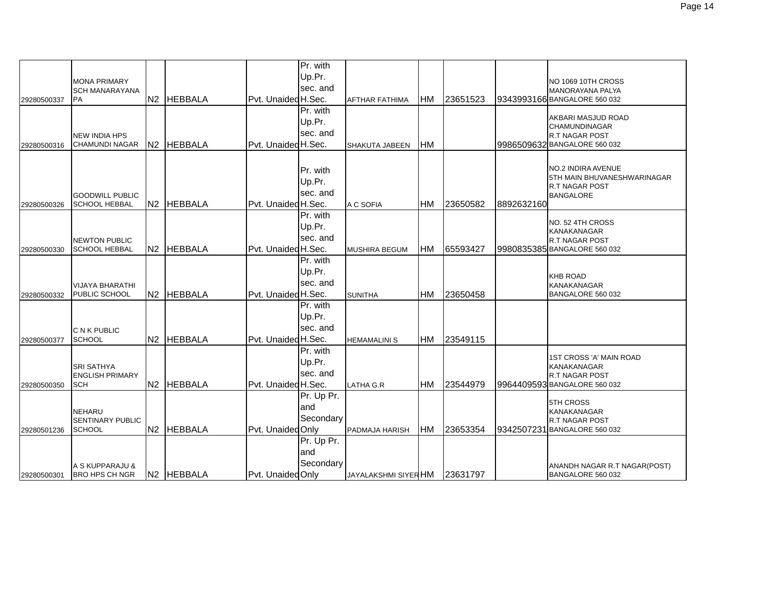| | | | | | | | | | | |
|---|---|---|---|---|---|---|---|---|---|---|
| 29280500337 | MONA PRIMARY SCH MANARAYANA PA | N2 | HEBBALA | Pvt. Unaided | Pr. with Up.Pr. sec. and H.Sec. | AFTHAR FATHIMA | HM | 23651523 | 9343993166 | NO 1069 10TH CROSS MANORAYANA PALYA BANGALORE 560 032 |
| 29280500316 | NEW INDIA HPS CHAMUNDI NAGAR | N2 | HEBBALA | Pvt. Unaided | Pr. with Up.Pr. sec. and H.Sec. | SHAKUTA JABEEN | HM | | 9986509632 | AKBARI MASJUD ROAD CHAMUNDINAGAR R.T NAGAR POST BANGALORE 560 032 |
| 29280500326 | GOODWILL PUBLIC SCHOOL HEBBAL | N2 | HEBBALA | Pvt. Unaided | Pr. with Up.Pr. sec. and H.Sec. | A C SOFIA | HM | 23650582 | 8892632160 | NO.2 INDIRA AVENUE 5TH MAIN BHUVANESHWARINAGAR R.T NAGAR POST BANGALORE |
| 29280500330 | NEWTON PUBLIC SCHOOL HEBBAL | N2 | HEBBALA | Pvt. Unaided | Pr. with Up.Pr. sec. and H.Sec. | MUSHIRA BEGUM | HM | 65593427 | 9980835385 | NO. 52 4TH CROSS KANAKANAGAR R.T NAGAR POST BANGALORE 560 032 |
| 29280500332 | VIJAYA BHARATHI PUBLIC SCHOOL | N2 | HEBBALA | Pvt. Unaided | Pr. with Up.Pr. sec. and H.Sec. | SUNITHA | HM | 23650458 | | KHB ROAD KANAKANAGAR BANGALORE 560 032 |
| 29280500377 | C N K PUBLIC SCHOOL | N2 | HEBBALA | Pvt. Unaided | Pr. with Up.Pr. sec. and H.Sec. | HEMAMALINI S | HM | 23549115 | | |
| 29280500350 | SRI SATHYA ENGLISH PRIMARY SCH | N2 | HEBBALA | Pvt. Unaided | Pr. with Up.Pr. sec. and H.Sec. | LATHA G.R | HM | 23544979 | 9964409593 | 1ST CROSS 'A' MAIN ROAD KANAKANAGAR R.T NAGAR POST BANGALORE 560 032 |
| 29280501236 | NEHARU SENTINARY PUBLIC SCHOOL | N2 | HEBBALA | Pvt. Unaided | Pr. Up Pr. and Secondary Only | PADMAJA HARISH | HM | 23653354 | 9342507231 | 5TH CROSS KANAKANAGAR R.T NAGAR POST BANGALORE 560 032 |
| 29280500301 | A S KUPPARAJU & BRO HPS CH NGR | N2 | HEBBALA | Pvt. Unaided | Pr. Up Pr. and Secondary Only | JAYALAKSHMI SIYER | HM | 23631797 | | ANANDH NAGAR R.T NAGAR(POST) BANGALORE 560 032 |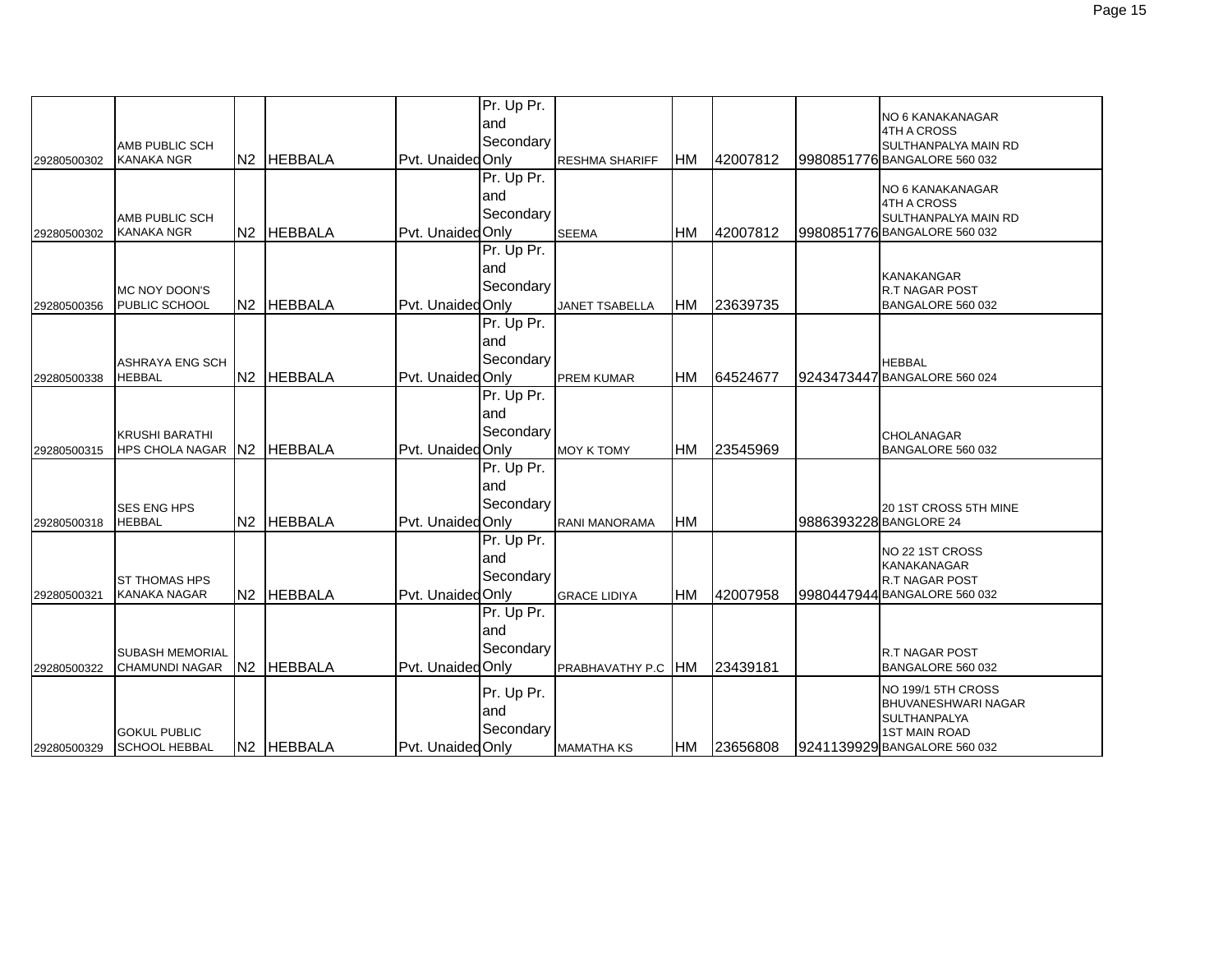| | | | | | | | | | | |
|---|---|---|---|---|---|---|---|---|---|---|
| 29280500302 | AMB PUBLIC SCH KANAKA NGR | N2 | HEBBALA | Pvt. Unaided | Pr. Up Pr. and Secondary Only | RESHMA SHARIFF | HM | 42007812 | 9980851776 | NO 6 KANAKANAGAR 4TH A CROSS SULTHANPALYA MAIN RD BANGALORE 560 032 |
| 29280500302 | AMB PUBLIC SCH KANAKA NGR | N2 | HEBBALA | Pvt. Unaided | Pr. Up Pr. and Secondary Only | SEEMA | HM | 42007812 | 9980851776 | NO 6 KANAKANAGAR 4TH A CROSS SULTHANPALYA MAIN RD BANGALORE 560 032 |
| 29280500356 | MC NOY DOON'S PUBLIC SCHOOL | N2 | HEBBALA | Pvt. Unaided | Pr. Up Pr. and Secondary Only | JANET TSABELLA | HM | 23639735 | | KANAKANGAR R.T NAGAR POST BANGALORE 560 032 |
| 29280500338 | ASHRAYA ENG SCH HEBBAL | N2 | HEBBALA | Pvt. Unaided | Pr. Up Pr. and Secondary Only | PREM KUMAR | HM | 64524677 | 9243473447 | HEBBAL BANGALORE 560 024 |
| 29280500315 | KRUSHI BARATHI HPS CHOLA NAGAR | N2 | HEBBALA | Pvt. Unaided | Pr. Up Pr. and Secondary Only | MOY K TOMY | HM | 23545969 | | CHOLANAGAR BANGALORE 560 032 |
| 29280500318 | SES ENG HPS HEBBAL | N2 | HEBBALA | Pvt. Unaided | Pr. Up Pr. and Secondary Only | RANI MANORAMA | HM | | 9886393228 | 20 1ST CROSS 5TH MINE BANGLORE 24 |
| 29280500321 | ST THOMAS HPS KANAKA NAGAR | N2 | HEBBALA | Pvt. Unaided | Pr. Up Pr. and Secondary Only | GRACE LIDIYA | HM | 42007958 | 9980447944 | NO 22 1ST CROSS KANAKANAGAR R.T NAGAR POST BANGALORE 560 032 |
| 29280500322 | SUBASH MEMORIAL CHAMUNDI NAGAR | N2 | HEBBALA | Pvt. Unaided | Pr. Up Pr. and Secondary Only | PRABHAVATHY P.C | HM | 23439181 | | R.T NAGAR POST BANGALORE 560 032 |
| 29280500329 | GOKUL PUBLIC SCHOOL HEBBAL | N2 | HEBBALA | Pvt. Unaided | Pr. Up Pr. and Secondary Only | MAMATHA KS | HM | 23656808 | 9241139929 | NO 199/1 5TH CROSS BHUVANESHWARI NAGAR SULTHANPALYA 1ST MAIN ROAD BANGALORE 560 032 |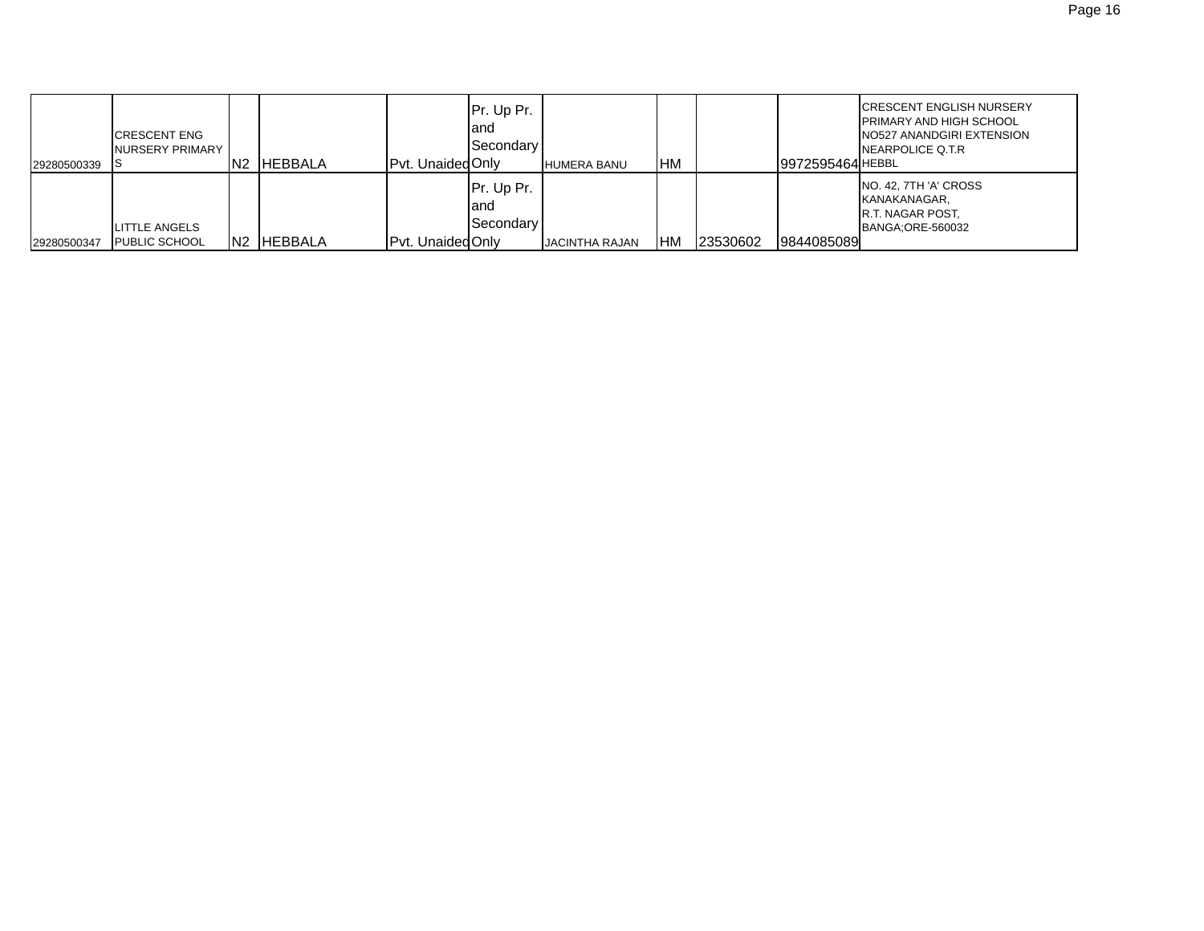| | | | | | | | | | | |
|---|---|---|---|---|---|---|---|---|---|---|
| 29280500339 | CRESCENT ENG NURSERY PRIMARY S | N2 | HEBBALA | Pvt. Unaided | Pr. Up Pr. and Secondary Only | HUMERA BANU | HM | | 9972595464 | CRESCENT ENGLISH NURSERY PRIMARY AND HIGH SCHOOL NO527 ANANDGIRI EXTENSION NEARPOLICE Q.T.R HEBBL |
| 29280500347 | LITTLE ANGELS PUBLIC SCHOOL | N2 | HEBBALA | Pvt. Unaided | Pr. Up Pr. and Secondary Only | JACINTHA RAJAN | HM | 23530602 | 9844085089 | NO. 42, 7TH 'A' CROSS KANAKANAGAR, R.T. NAGAR POST, BANGA;ORE-560032 |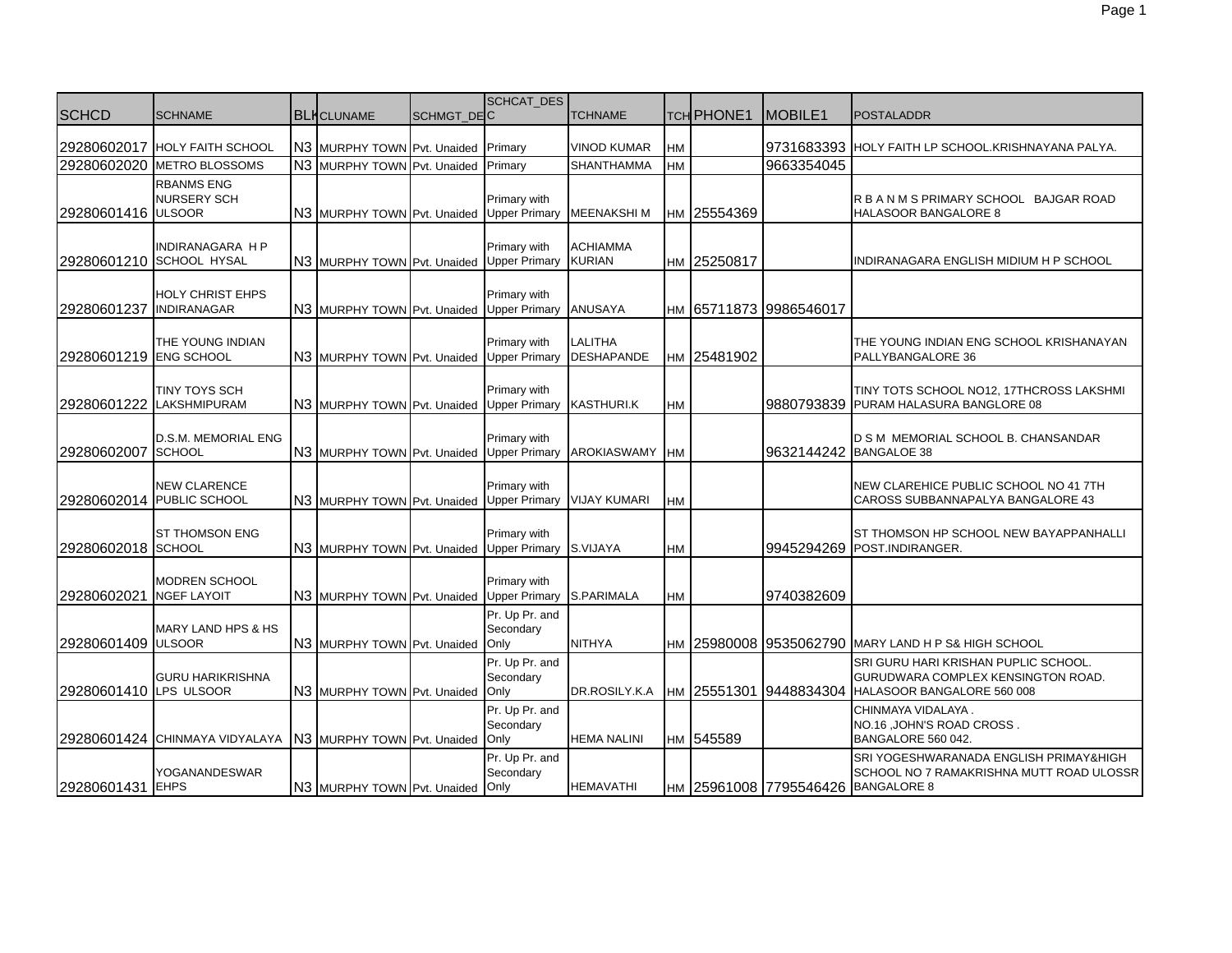| SCHCD | SCHNAME | BLK | CLUNAME | SCHMGT_DESC | SCHCAT_DESC | TCHNAME | TCH | PHONE1 | MOBILE1 | POSTALADDR |
|---|---|---|---|---|---|---|---|---|---|---|
| 29280602017 | HOLY FAITH SCHOOL | N3 | MURPHY TOWN | Pvt. Unaided | Primary | VINOD KUMAR | HM | | 9731683393 | HOLY FAITH LP SCHOOL.KRISHNAYANA PALYA. |
| 29280602020 | METRO BLOSSOMS | N3 | MURPHY TOWN | Pvt. Unaided | Primary | SHANTHAMMA | HM | | 9663354045 | |
| 29280601416 | RBANMS ENG NURSERY SCH ULSOOR | N3 | MURPHY TOWN | Pvt. Unaided | Primary with Upper Primary | MEENAKSHI M | HM | 25554369 | | R B A N M S PRIMARY SCHOOL BAJGAR ROAD HALASOOR BANGALORE 8 |
| 29280601210 | INDIRANAGARA H P SCHOOL HYSAL | N3 | MURPHY TOWN | Pvt. Unaided | Primary with Upper Primary | ACHIAMMA KURIAN | HM | 25250817 | | INDIRANAGARA ENGLISH MIDIUM H P SCHOOL |
| 29280601237 | HOLY CHRIST EHPS INDIRANAGAR | N3 | MURPHY TOWN | Pvt. Unaided | Primary with Upper Primary | ANUSAYA | HM | 65711873 | 9986546017 | |
| 29280601219 | THE YOUNG INDIAN ENG SCHOOL | N3 | MURPHY TOWN | Pvt. Unaided | Primary with Upper Primary | LALITHA DESHAPANDE | HM | 25481902 | | THE YOUNG INDIAN ENG SCHOOL KRISHANAYAN PALLYBANGALORE 36 |
| 29280601222 | TINY TOYS SCH LAKSHMIPURAM | N3 | MURPHY TOWN | Pvt. Unaided | Primary with Upper Primary | KASTHURI.K | HM | | 9880793839 | TINY TOTS SCHOOL NO12, 17THCROSS LAKSHMI PURAM HALASURA BANGLORE 08 |
| 29280602007 | D.S.M. MEMORIAL ENG SCHOOL | N3 | MURPHY TOWN | Pvt. Unaided | Primary with Upper Primary | AROKIASWAMY | HM | | 9632144242 | D S M MEMORIAL SCHOOL B. CHANSANDAR BANGALOE 38 |
| 29280602014 | NEW CLARENCE PUBLIC SCHOOL | N3 | MURPHY TOWN | Pvt. Unaided | Primary with Upper Primary | VIJAY KUMARI | HM | | | NEW CLAREHICE PUBLIC SCHOOL NO 41 7TH CAROSS SUBBANNAPALYA BANGALORE 43 |
| 29280602018 | ST THOMSON ENG SCHOOL | N3 | MURPHY TOWN | Pvt. Unaided | Primary with Upper Primary | S.VIJAYA | HM | | 9945294269 | ST THOMSON HP SCHOOL NEW BAYAPPANHALLI POST.INDIRANGER. |
| 29280602021 | MODREN SCHOOL NGEF LAYOIT | N3 | MURPHY TOWN | Pvt. Unaided | Primary with Upper Primary | S.PARIMALA | HM | | 9740382609 | |
| 29280601409 | MARY LAND HPS & HS ULSOOR | N3 | MURPHY TOWN | Pvt. Unaided | Pr. Up Pr. and Secondary Only | NITHYA | HM | 25980008 | 9535062790 | MARY LAND H P S& HIGH SCHOOL |
| 29280601410 | GURU HARIKRISHNA LPS ULSOOR | N3 | MURPHY TOWN | Pvt. Unaided | Pr. Up Pr. and Secondary Only | DR.ROSILY.K.A | HM | 25551301 | 9448834304 | SRI GURU HARI KRISHAN PUPLIC SCHOOL. GURUDWARA COMPLEX KENSINGTON ROAD. HALASOOR BANGALORE 560 008 |
| 29280601424 | CHINMAYA VIDYALAYA | N3 | MURPHY TOWN | Pvt. Unaided | Pr. Up Pr. and Secondary Only | HEMA NALINI | HM | 545589 | | CHINMAYA VIDALAYA . NO.16 ,JOHN'S ROAD CROSS . BANGALORE 560 042. |
| 29280601431 | YOGANANDESWAR EHPS | N3 | MURPHY TOWN | Pvt. Unaided | Pr. Up Pr. and Secondary Only | HEMAVATHI | HM | 25961008 | 7795546426 | SRI YOGESHWARANADA ENGLISH PRIMAY&HIGH SCHOOL NO 7 RAMAKRISHNA MUTT ROAD ULOSSR BANGALORE 8 |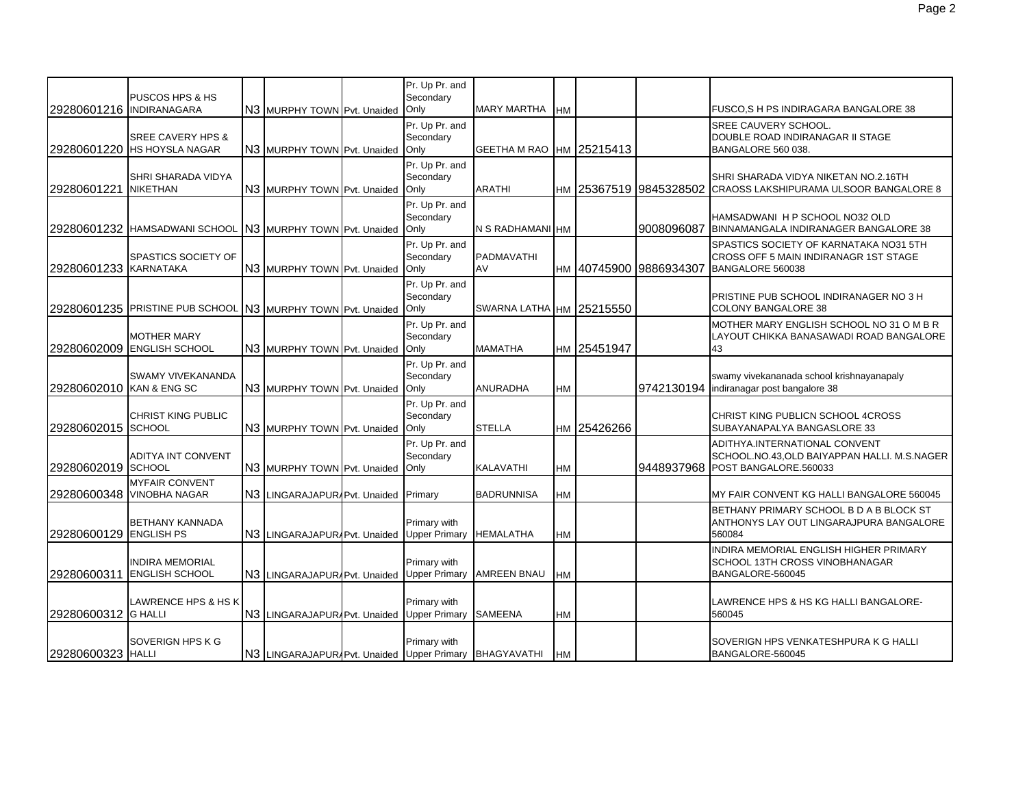| | | | | | | | | | | |
|---|---|---|---|---|---|---|---|---|---|---|
| 29280601216 | PUSCOS HPS & HS INDIRANAGARA | N3 | MURPHY TOWN | Pvt. Unaided | Pr. Up Pr. and Secondary Only | MARY MARTHA | HM | | | FUSCO,S H PS INDIRAGARA BANGALORE 38 |
| 29280601220 | SREE CAVERY HPS & HS HOYSLA NAGAR | N3 | MURPHY TOWN | Pvt. Unaided | Pr. Up Pr. and Secondary Only | GEETHA M RAO | HM | 25215413 | | SREE CAUVERY SCHOOL. DOUBLE ROAD INDIRANAGAR II STAGE BANGALORE 560 038. |
| 29280601221 | SHRI SHARADA VIDYA NIKETHAN | N3 | MURPHY TOWN | Pvt. Unaided | Pr. Up Pr. and Secondary Only | ARATHI | HM | 25367519 | 9845328502 | SHRI SHARADA VIDYA NIKETAN NO.2.16TH CRAOSS LAKSHIPURAMA ULSOOR BANGALORE 8 |
| 29280601232 | HAMSADWANI SCHOOL | N3 | MURPHY TOWN | Pvt. Unaided | Pr. Up Pr. and Secondary Only | N S RADHAMANI | HM | | 9008096087 | HAMSADWANI H P SCHOOL NO32 OLD BINNAMANGALA INDIRANAGER BANGALORE 38 |
| 29280601233 | SPASTICS SOCIETY OF KARNATAKA | N3 | MURPHY TOWN | Pvt. Unaided | Pr. Up Pr. and Secondary Only | PADMAVATHI AV | HM | 40745900 | 9886934307 | SPASTICS SOCIETY OF KARNATAKA NO31 5TH CROSS OFF 5 MAIN INDIRANAGR 1ST STAGE BANGALORE 560038 |
| 29280601235 | PRISTINE PUB SCHOOL | N3 | MURPHY TOWN | Pvt. Unaided | Pr. Up Pr. and Secondary Only | SWARNA LATHA | HM | 25215550 | | PRISTINE PUB SCHOOL INDIRANAGER NO 3 H COLONY BANGALORE 38 |
| 29280602009 | MOTHER MARY ENGLISH SCHOOL | N3 | MURPHY TOWN | Pvt. Unaided | Pr. Up Pr. and Secondary Only | MAMATHA | HM | 25451947 | | MOTHER MARY ENGLISH SCHOOL NO 31 O M B R LAYOUT CHIKKA BANASAWADI ROAD BANGALORE 43 |
| 29280602010 | SWAMY VIVEKANANDA KAN & ENG SC | N3 | MURPHY TOWN | Pvt. Unaided | Pr. Up Pr. and Secondary Only | ANURADHA | HM | | 9742130194 | swamy vivekananada school krishnayanapaly indiranagar post bangalore 38 |
| 29280602015 | CHRIST KING PUBLIC SCHOOL | N3 | MURPHY TOWN | Pvt. Unaided | Pr. Up Pr. and Secondary Only | STELLA | HM | 25426266 | | CHRIST KING PUBLICN SCHOOL 4CROSS SUBAYANAPALYA BANGASLORE 33 |
| 29280602019 | ADITYA INT CONVENT SCHOOL | N3 | MURPHY TOWN | Pvt. Unaided | Pr. Up Pr. and Secondary Only | KALAVATHI | HM | | 9448937968 | ADITHYA.INTERNATIONAL CONVENT SCHOOL.NO.43,OLD BAIYAPPAN HALLI. M.S.NAGER POST BANGALORE.560033 |
| 29280600348 | MYFAIR CONVENT VINOBHA NAGAR | N3 | LINGARAJAPUR/ | Pvt. Unaided | Primary | BADRUNNISA | HM | | | MY FAIR CONVENT KG HALLI BANGALORE 560045 |
| 29280600129 | BETHANY KANNADA ENGLISH PS | N3 | LINGARAJAPUR/ | Pvt. Unaided | Primary with Upper Primary | HEMALATHA | HM | | | BETHANY PRIMARY SCHOOL B D A B BLOCK ST ANTHONYS LAY OUT LINGARAJPURA BANGALORE 560084 |
| 29280600311 | INDIRA MEMORIAL ENGLISH SCHOOL | N3 | LINGARAJAPUR/ | Pvt. Unaided | Primary with Upper Primary | AMREEN BNAU | HM | | | INDIRA MEMORIAL ENGLISH HIGHER PRIMARY SCHOOL 13TH CROSS VINOBHANAGAR BANGALORE-560045 |
| 29280600312 | LAWRENCE HPS & HS K G HALLI | N3 | LINGARAJAPUR/ | Pvt. Unaided | Primary with Upper Primary | SAMEENA | HM | | | LAWRENCE HPS & HS KG HALLI BANGALORE-560045 |
| 29280600323 | SOVERIGN HPS K G HALLI | N3 | LINGARAJAPUR/ | Pvt. Unaided | Primary with Upper Primary | BHAGYAVATHI | HM | | | SOVERIGN HPS VENKATESHPURA K G HALLI BANGALORE-560045 |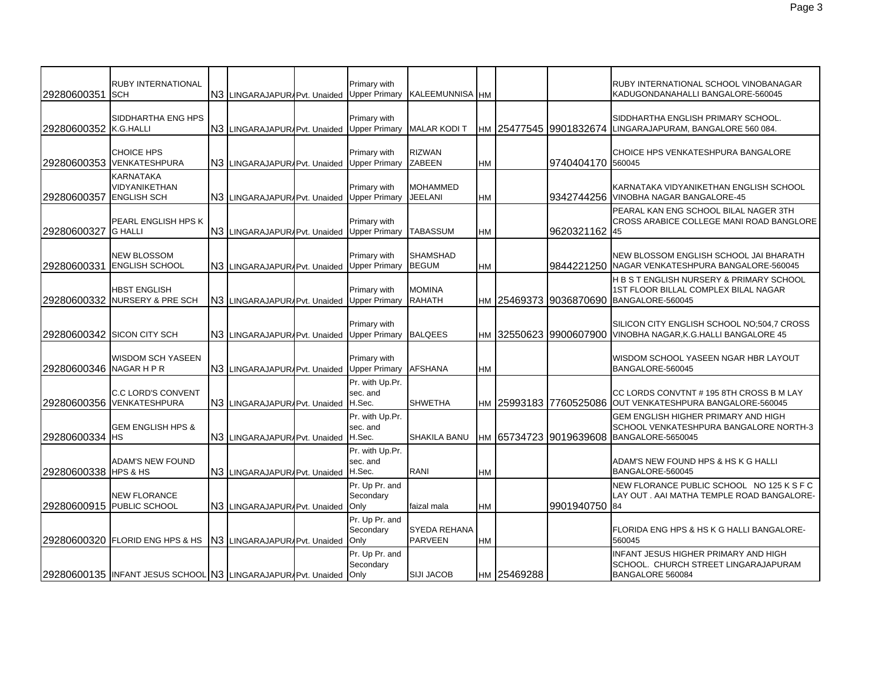| | | | | | | | | | | |
|---|---|---|---|---|---|---|---|---|---|---|
| 29280600351 | RUBY INTERNATIONAL SCH | N3 | LINGARAJAPURA | Pvt. Unaided | Primary with Upper Primary | KALEEMUNNISA | HM | | | RUBY INTERNATIONAL SCHOOL VINOBANAGAR KADUGONDANAHALLI BANGALORE-560045 |
| 29280600352 | SIDDHARTHA ENG HPS K.G.HALLI | N3 | LINGARAJAPURA | Pvt. Unaided | Primary with Upper Primary | MALAR KODI T | HM | 25477545 | 9901832674 | SIDDHARTHA ENGLISH PRIMARY SCHOOL. LINGARAJAPURAM, BANGALORE 560 084. |
| 29280600353 | CHOICE HPS VENKATESHPURA | N3 | LINGARAJAPURA | Pvt. Unaided | Primary with Upper Primary | RIZWAN ZABEEN | HM | | 9740404170 | CHOICE HPS VENKATESHPURA BANGALORE 560045 |
| 29280600357 | KARNATAKA VIDYANIKETHAN ENGLISH SCH | N3 | LINGARAJAPURA | Pvt. Unaided | Primary with Upper Primary | MOHAMMED JEELANI | HM | | 9342744256 | KARNATAKA VIDYANIKETHAN ENGLISH SCHOOL VINOBHA NAGAR BANGALORE-45 |
| 29280600327 | PEARL ENGLISH HPS K G HALLI | N3 | LINGARAJAPURA | Pvt. Unaided | Primary with Upper Primary | TABASSUM | HM | | 9620321162 | PEARAL KAN ENG SCHOOL BILAL NAGER 3TH CROSS ARABICE COLLEGE MANI ROAD BANGLORE 45 |
| 29280600331 | NEW BLOSSOM ENGLISH SCHOOL | N3 | LINGARAJAPURA | Pvt. Unaided | Primary with Upper Primary | SHAMSHAD BEGUM | HM | | 9844221250 | NEW BLOSSOM ENGLISH SCHOOL JAI BHARATH NAGAR VENKATESHPURA BANGALORE-560045 |
| 29280600332 | HBST ENGLISH NURSERY & PRE SCH | N3 | LINGARAJAPURA | Pvt. Unaided | Primary with Upper Primary | MOMINA RAHATH | HM | 25469373 | 9036870690 | H B S T ENGLISH NURSERY & PRIMARY SCHOOL 1ST FLOOR BILLAL COMPLEX BILAL NAGAR BANGALORE-560045 |
| 29280600342 | SICON CITY SCH | N3 | LINGARAJAPURA | Pvt. Unaided | Primary with Upper Primary | BALQEES | HM | 32550623 | 9900607900 | SILICON CITY ENGLISH SCHOOL NO;504,7 CROSS VINOBHA NAGAR,K.G.HALLI BANGALORE 45 |
| 29280600346 | WISDOM SCH YASEEN NAGAR H P R | N3 | LINGARAJAPURA | Pvt. Unaided | Primary with Upper Primary | AFSHANA | HM | | | WISDOM SCHOOL YASEEN NGAR HBR LAYOUT BANGALORE-560045 |
| 29280600356 | C.C LORD'S CONVENT VENKATESHPURA | N3 | LINGARAJAPURA | Pvt. Unaided | Pr. with Up.Pr. sec. and H.Sec. | SHWETHA | HM | 25993183 | 7760525086 | CC LORDS CONVTNT # 195 8TH CROSS B M LAY OUT VENKATESHPURA BANGALORE-560045 |
| 29280600334 | GEM ENGLISH HPS & HS | N3 | LINGARAJAPURA | Pvt. Unaided | Pr. with Up.Pr. sec. and H.Sec. | SHAKILA BANU | HM | 65734723 | 9019639608 | GEM ENGLISH HIGHER PRIMARY AND HIGH SCHOOL VENKATESHPURA BANGALORE NORTH-3 BANGALORE-5650045 |
| 29280600338 | ADAM'S NEW FOUND HPS & HS | N3 | LINGARAJAPURA | Pvt. Unaided | Pr. with Up.Pr. sec. and H.Sec. | RANI | HM | | | ADAM'S NEW FOUND HPS & HS K G HALLI BANGALORE-560045 |
| 29280600915 | NEW FLORANCE PUBLIC SCHOOL | N3 | LINGARAJAPURA | Pvt. Unaided | Pr. Up Pr. and Secondary Only | faizal mala | HM | | 9901940750 | NEW FLORANCE PUBLIC SCHOOL NO 125 K S F C LAY OUT . AAI MATHA TEMPLE ROAD BANGALORE-84 |
| 29280600320 | FLORID ENG HPS & HS | N3 | LINGARAJAPURA | Pvt. Unaided | Pr. Up Pr. and Secondary Only | SYEDA REHANA PARVEEN | HM | | | FLORIDA ENG HPS & HS K G HALLI BANGALORE-560045 |
| 29280600135 | INFANT JESUS SCHOOL | N3 | LINGARAJAPURA | Pvt. Unaided | Pr. Up Pr. and Secondary Only | SIJI JACOB | HM | 25469288 | | INFANT JESUS HIGHER PRIMARY AND HIGH SCHOOL. CHURCH STREET LINGARAJAPURAM BANGALORE 560084 |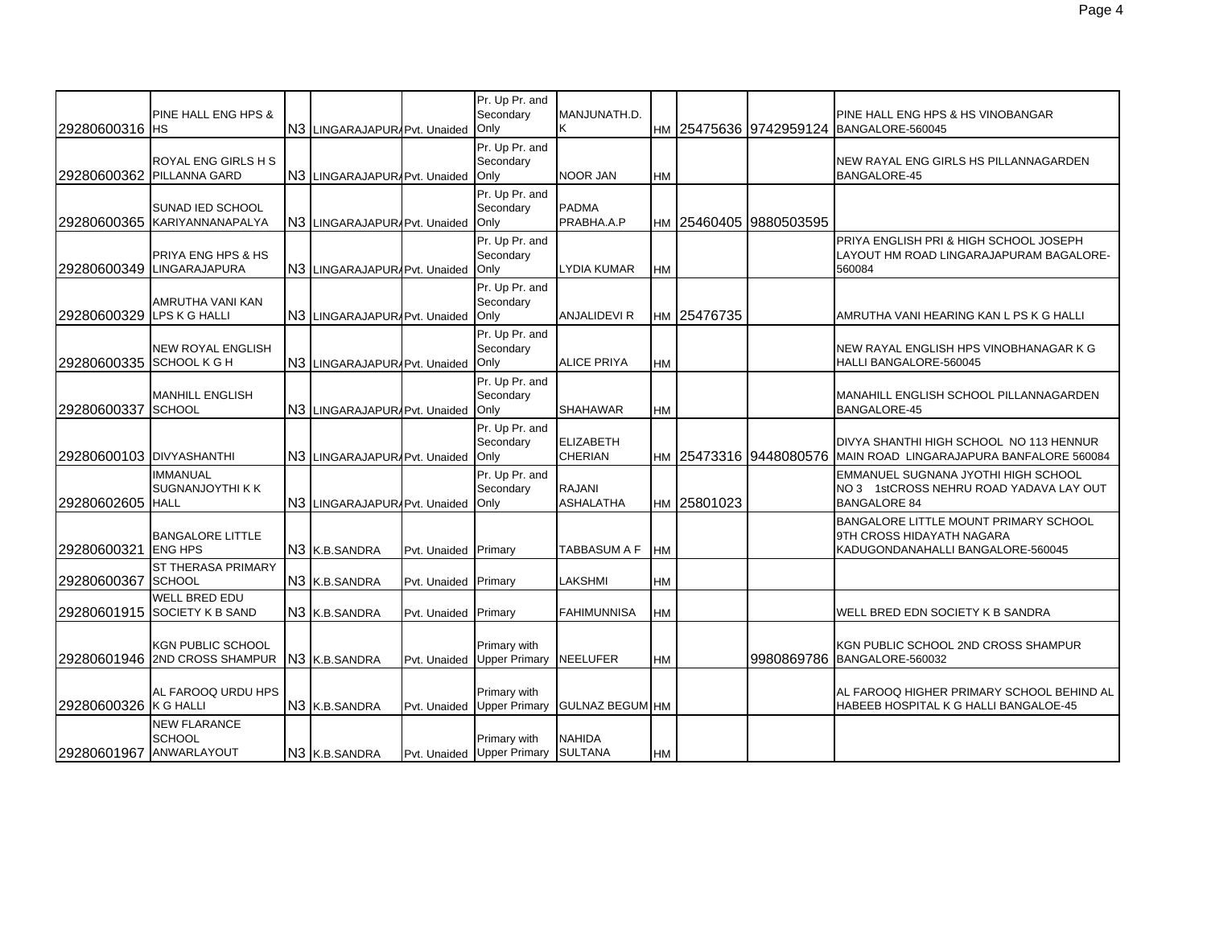| | | | | | | | | | | |
|---|---|---|---|---|---|---|---|---|---|---|
| 29280600316 | PINE HALL ENG HPS & HS | N3 | LINGARAJAPURA | Pvt. Unaided | Pr. Up Pr. and Secondary Only | MANJUNATH.D.K | HM | 25475636 | 9742959124 | PINE HALL ENG HPS & HS VINOBANGAR BANGALORE-560045 |
| 29280600362 | ROYAL ENG GIRLS H S PILLANNA GARD | N3 | LINGARAJAPURA | Pvt. Unaided | Pr. Up Pr. and Secondary Only | NOOR JAN | HM | | | NEW RAYAL ENG GIRLS HS PILLANNAGARDEN BANGALORE-45 |
| 29280600365 | SUNAD IED SCHOOL KARIYANNANAPALYA | N3 | LINGARAJAPURA | Pvt. Unaided | Pr. Up Pr. and Secondary Only | PADMA PRABHA.A.P | HM | 25460405 | 9880503595 | |
| 29280600349 | PRIYA ENG HPS & HS LINGARAJAPURA | N3 | LINGARAJAPURA | Pvt. Unaided | Pr. Up Pr. and Secondary Only | LYDIA KUMAR | HM | | | PRIYA ENGLISH PRI & HIGH SCHOOL JOSEPH LAYOUT HM ROAD LINGARAJAPURAM BAGALORE-560084 |
| 29280600329 | AMRUTHA VANI KAN LPS K G HALLI | N3 | LINGARAJAPURA | Pvt. Unaided | Pr. Up Pr. and Secondary Only | ANJALIDEVI R | HM | 25476735 | | AMRUTHA VANI HEARING KAN L PS K G HALLI |
| 29280600335 | NEW ROYAL ENGLISH SCHOOL K G H | N3 | LINGARAJAPURA | Pvt. Unaided | Pr. Up Pr. and Secondary Only | ALICE PRIYA | HM | | | NEW RAYAL ENGLISH HPS VINOBHANAGAR K G HALLI BANGALORE-560045 |
| 29280600337 | MANHILL ENGLISH SCHOOL | N3 | LINGARAJAPURA | Pvt. Unaided | Pr. Up Pr. and Secondary Only | SHAHAWAR | HM | | | MANAHILL ENGLISH SCHOOL PILLANNAGARDEN BANGALORE-45 |
| 29280600103 | DIVYASHANTHI | N3 | LINGARAJAPURA | Pvt. Unaided | Pr. Up Pr. and Secondary Only | ELIZABETH CHERIAN | HM | 25473316 | 9448080576 | DIVYA SHANTHI HIGH SCHOOL NO 113 HENNUR MAIN ROAD LINGARAJAPURA BANFALORE 560084 |
| 29280602605 | IMMANUAL SUGNANJOYTHI K K HALL | N3 | LINGARAJAPURA | Pvt. Unaided | Pr. Up Pr. and Secondary Only | RAJANI ASHALATHA | HM | 25801023 | | EMMANUEL SUGNANA JYOTHI HIGH SCHOOL NO 3 1stCROSS NEHRU ROAD YADAVA LAY OUT BANGALORE 84 |
| 29280600321 | BANGALORE LITTLE ENG HPS | N3 | K.B.SANDRA | Pvt. Unaided | Primary | TABBASUM A F | HM | | | BANGALORE LITTLE MOUNT PRIMARY SCHOOL 9TH CROSS HIDAYATH NAGARA KADUGONDANAHALLI BANGALORE-560045 |
| 29280600367 | ST THERASA PRIMARY SCHOOL | N3 | K.B.SANDRA | Pvt. Unaided | Primary | LAKSHMI | HM | | | |
| 29280601915 | WELL BRED EDU SOCIETY K B SAND | N3 | K.B.SANDRA | Pvt. Unaided | Primary | FAHIMUNNISA | HM | | | WELL BRED EDN SOCIETY K B SANDRA |
| 29280601946 | KGN PUBLIC SCHOOL 2ND CROSS SHAMPUR | N3 | K.B.SANDRA | Pvt. Unaided | Primary with Upper Primary | NEELUFER | HM | | 9980869786 | KGN PUBLIC SCHOOL 2ND CROSS SHAMPUR BANGALORE-560032 |
| 29280600326 | AL FAROOQ URDU HPS K G HALLI | N3 | K.B.SANDRA | Pvt. Unaided | Primary with Upper Primary | GULNAZ BEGUM | HM | | | AL FAROOQ HIGHER PRIMARY SCHOOL BEHIND AL HABEEB HOSPITAL K G HALLI BANGALOE-45 |
| 29280601967 | NEW FLARANCE SCHOOL ANWARLAYOUT | N3 | K.B.SANDRA | Pvt. Unaided | Primary with Upper Primary | NAHIDA SULTANA | HM | | | |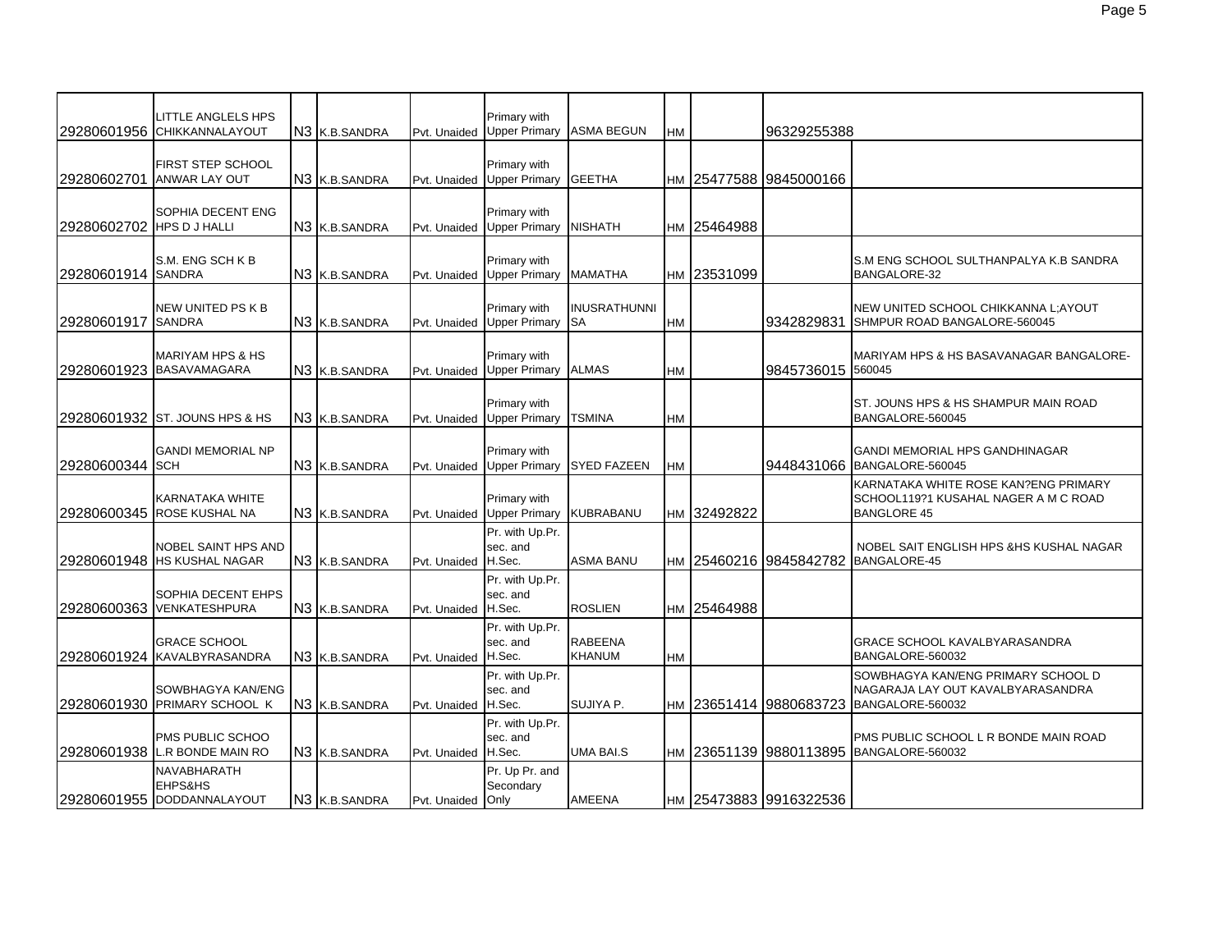| | | | | | | | | | | |
|---|---|---|---|---|---|---|---|---|---|---|
| 29280601956 | LITTLE ANGELS HPS CHIKKANNALAYOUT | N3 | K.B.SANDRA | Pvt. Unaided | Primary with Upper Primary | ASMA BEGUN | HM | | 96329255388 | |
| 29280602701 | FIRST STEP SCHOOL ANWAR LAY OUT | N3 | K.B.SANDRA | Pvt. Unaided | Primary with Upper Primary | GEETHA | HM | 25477588 | 9845000166 | |
| 29280602702 | SOPHIA DECENT ENG HPS D J HALLI | N3 | K.B.SANDRA | Pvt. Unaided | Primary with Upper Primary | NISHATH | HM | 25464988 | | |
| 29280601914 | S.M. ENG SCH K B SANDRA | N3 | K.B.SANDRA | Pvt. Unaided | Primary with Upper Primary | MAMATHA | HM | 23531099 | | S.M ENG SCHOOL SULTHANPALYA K.B SANDRA BANGALORE-32 |
| 29280601917 | NEW UNITED PS K B SANDRA | N3 | K.B.SANDRA | Pvt. Unaided | Primary with Upper Primary | INUSRATHUNNISA | HM | | 9342829831 | NEW UNITED SCHOOL CHIKKANNA L;AYOUT SHMPUR ROAD BANGALORE-560045 |
| 29280601923 | MARIYAM HPS & HS BASAVAMAGARA | N3 | K.B.SANDRA | Pvt. Unaided | Primary with Upper Primary | ALMAS | HM | | 9845736015 | MARIYAM HPS & HS BASAVANAGAR BANGALORE-560045 |
| 29280601932 | ST. JOUNS HPS & HS | N3 | K.B.SANDRA | Pvt. Unaided | Primary with Upper Primary | TSMINA | HM | | | ST. JOUNS HPS & HS SHAMPUR MAIN ROAD BANGALORE-560045 |
| 29280600344 | GANDI MEMORIAL NP SCH | N3 | K.B.SANDRA | Pvt. Unaided | Primary with Upper Primary | SYED FAZEEN | HM | | 9448431066 | GANDI MEMORIAL HPS GANDHINAGAR BANGALORE-560045 |
| 29280600345 | KARNATAKA WHITE ROSE KUSHAL NA | N3 | K.B.SANDRA | Pvt. Unaided | Primary with Upper Primary | KUBRABANU | HM | 32492822 | | KARNATAKA WHITE ROSE KAN?ENG PRIMARY SCHOOL119?1 KUSAHAL NAGER A M C ROAD BANGLORE 45 |
| 29280601948 | NOBEL SAINT HPS AND HS KUSHAL NAGAR | N3 | K.B.SANDRA | Pvt. Unaided | Pr. with Up.Pr. sec. and H.Sec. | ASMA BANU | HM | 25460216 | 9845842782 | NOBEL SAIT ENGLISH HPS &HS KUSHAL NAGAR BANGALORE-45 |
| 29280600363 | SOPHIA DECENT EHPS VENKATESHPURA | N3 | K.B.SANDRA | Pvt. Unaided | Pr. with Up.Pr. sec. and H.Sec. | ROSLIEN | HM | 25464988 | | |
| 29280601924 | GRACE SCHOOL KAVALBYRASANDRA | N3 | K.B.SANDRA | Pvt. Unaided | Pr. with Up.Pr. sec. and H.Sec. | RABEENA KHANUM | HM | | | GRACE SCHOOL KAVALBYARASANDRA BANGALORE-560032 |
| 29280601930 | SOWBHAGYA KAN/ENG PRIMARY SCHOOL K | N3 | K.B.SANDRA | Pvt. Unaided | Pr. with Up.Pr. sec. and H.Sec. | SUJIYA P. | HM | 23651414 | 9880683723 | SOWBHAGYA KAN/ENG PRIMARY SCHOOL D NAGARAJA LAY OUT KAVALBYARASANDRA BANGALORE-560032 |
| 29280601938 | PMS PUBLIC SCHOO L.R BONDE MAIN RO | N3 | K.B.SANDRA | Pvt. Unaided | Pr. with Up.Pr. sec. and H.Sec. | UMA BAI.S | HM | 23651139 | 9880113895 | PMS PUBLIC SCHOOL L R BONDE MAIN ROAD BANGALORE-560032 |
| 29280601955 | NAVABHARATH EHPS&HS DODDANNALAYOUT | N3 | K.B.SANDRA | Pvt. Unaided | Pr. Up Pr. and Secondary Only | AMEENA | HM | 25473883 | 9916322536 | |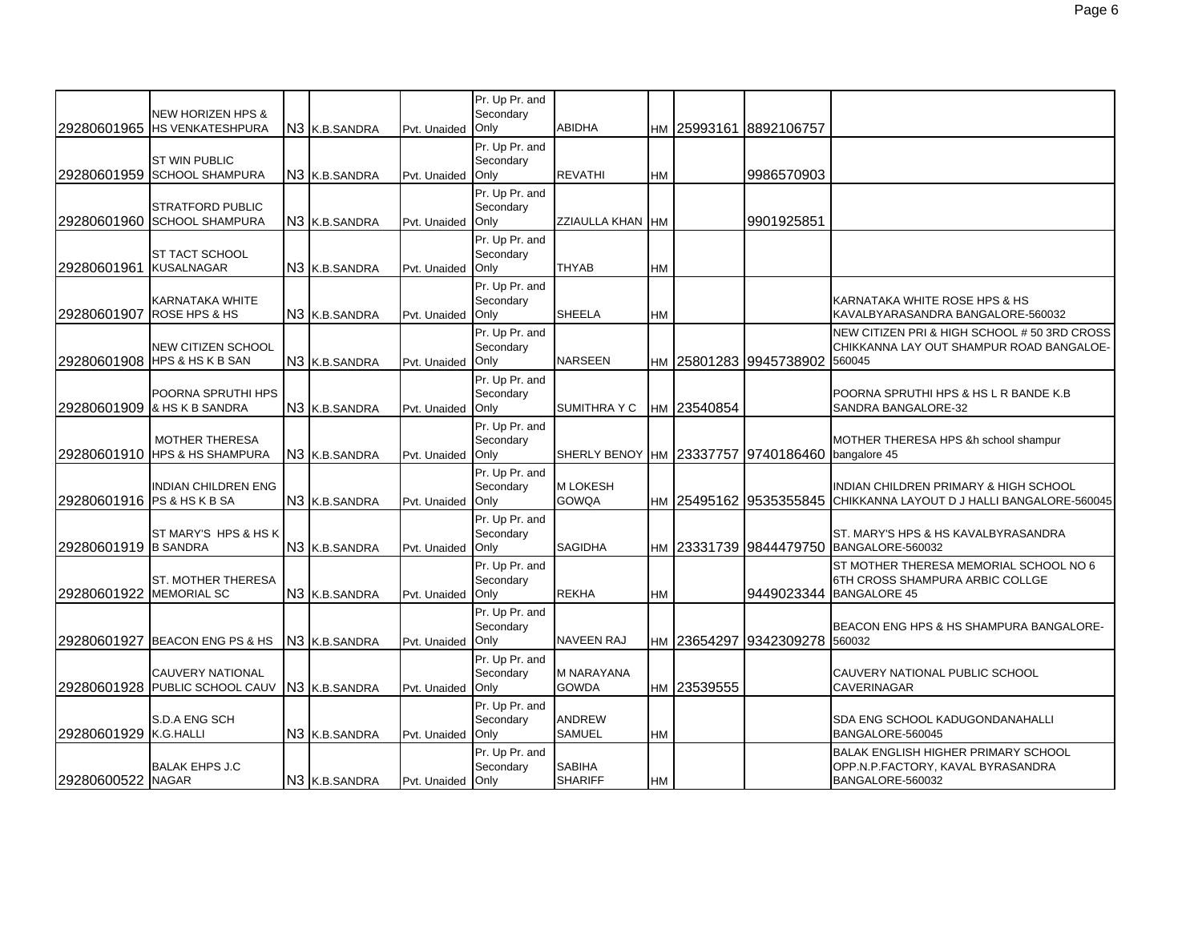| | | | | | | | | | | |
|---|---|---|---|---|---|---|---|---|---|---|
| 29280601965 | NEW HORIZEN HPS & HS VENKATESHPURA | N3 | K.B.SANDRA | Pvt. Unaided | Pr. Up Pr. and Secondary Only | ABIDHA | HM | 25993161 | 8892106757 | |
| 29280601959 | ST WIN PUBLIC SCHOOL SHAMPURA | N3 | K.B.SANDRA | Pvt. Unaided | Pr. Up Pr. and Secondary Only | REVATHI | HM | | 9986570903 | |
| 29280601960 | STRATFORD PUBLIC SCHOOL SHAMPURA | N3 | K.B.SANDRA | Pvt. Unaided | Pr. Up Pr. and Secondary Only | ZZIAULLA KHAN | HM | | 9901925851 | |
| 29280601961 | ST TACT SCHOOL KUSALNAGAR | N3 | K.B.SANDRA | Pvt. Unaided | Pr. Up Pr. and Secondary Only | THYAB | HM | | | |
| 29280601907 | KARNATAKA WHITE ROSE HPS & HS | N3 | K.B.SANDRA | Pvt. Unaided | Pr. Up Pr. and Secondary Only | SHEELA | HM | | | KARNATAKA WHITE ROSE HPS & HS KAVALBYARASANDRA BANGALORE-560032 |
| 29280601908 | NEW CITIZEN SCHOOL HPS & HS K B SAN | N3 | K.B.SANDRA | Pvt. Unaided | Pr. Up Pr. and Secondary Only | NARSEEN | HM | 25801283 | 9945738902 | NEW CITIZEN PRI & HIGH SCHOOL # 50 3RD CROSS CHIKKANNA LAY OUT SHAMPUR ROAD BANGALOE-560045 |
| 29280601909 | POORNA SPRUTHI HPS & HS K B SANDRA | N3 | K.B.SANDRA | Pvt. Unaided | Pr. Up Pr. and Secondary Only | SUMITHRA Y C | HM | 23540854 | | POORNA SPRUTHI HPS & HS L R BANDE K.B SANDRA BANGALORE-32 |
| 29280601910 | MOTHER THERESA HPS & HS SHAMPURA | N3 | K.B.SANDRA | Pvt. Unaided | Pr. Up Pr. and Secondary Only | SHERLY BENOY | HM | 23337757 | 9740186460 | MOTHER THERESA HPS &h school shampur bangalore 45 |
| 29280601916 | INDIAN CHILDREN ENG PS & HS K B SA | N3 | K.B.SANDRA | Pvt. Unaided | Pr. Up Pr. and Secondary Only | M LOKESH GOWQA | HM | 25495162 | 9535355845 | INDIAN CHILDREN PRIMARY & HIGH SCHOOL CHIKKANNA LAYOUT D J HALLI BANGALORE-560045 |
| 29280601919 | ST MARY'S HPS & HS K B SANDRA | N3 | K.B.SANDRA | Pvt. Unaided | Pr. Up Pr. and Secondary Only | SAGIDHA | HM | 23331739 | 9844479750 | ST. MARY'S HPS & HS KAVALBYRASANDRA BANGALORE-560032 |
| 29280601922 | ST. MOTHER THERESA MEMORIAL SC | N3 | K.B.SANDRA | Pvt. Unaided | Pr. Up Pr. and Secondary Only | REKHA | HM | | 9449023344 | ST MOTHER THERESA MEMORIAL SCHOOL NO 6 6TH CROSS SHAMPURA ARBIC COLLGE BANGALORE 45 |
| 29280601927 | BEACON ENG PS & HS | N3 | K.B.SANDRA | Pvt. Unaided | Pr. Up Pr. and Secondary Only | NAVEEN RAJ | HM | 23654297 | 9342309278 | BEACON ENG HPS & HS SHAMPURA BANGALORE-560032 |
| 29280601928 | CAUVERY NATIONAL PUBLIC SCHOOL CAUV | N3 | K.B.SANDRA | Pvt. Unaided | Pr. Up Pr. and Secondary Only | M NARAYANA GOWDA | HM | 23539555 | | CAUVERY NATIONAL PUBLIC SCHOOL CAVERINAGAR |
| 29280601929 | S.D.A ENG SCH K.G.HALLI | N3 | K.B.SANDRA | Pvt. Unaided | Pr. Up Pr. and Secondary Only | ANDREW SAMUEL | HM | | | SDA ENG SCHOOL KADUGONDANAHALLI BANGALORE-560045 |
| 29280600522 | BALAK EHPS J.C NAGAR | N3 | K.B.SANDRA | Pvt. Unaided | Pr. Up Pr. and Secondary Only | SABIHA SHARIFF | HM | | | BALAK ENGLISH HIGHER PRIMARY SCHOOL OPP.N.P.FACTORY, KAVAL BYRASANDRA BANGALORE-560032 |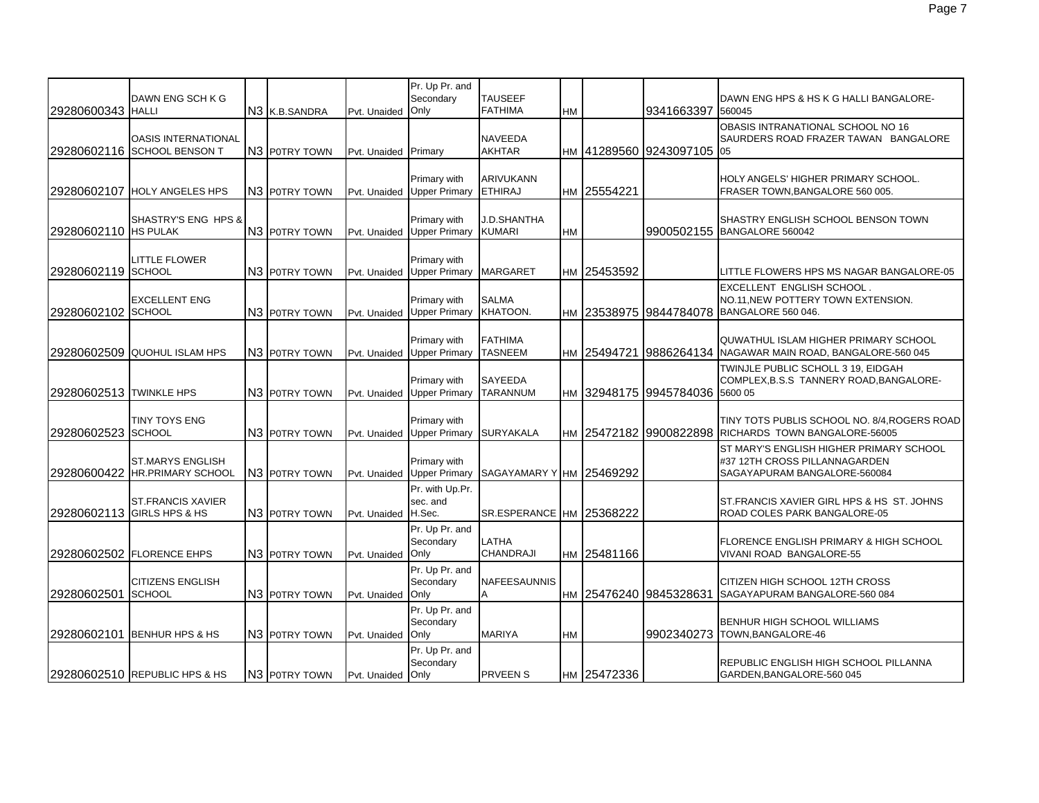| | | | | | | | | | | |
|---|---|---|---|---|---|---|---|---|---|---|
| 29280600343 | DAWN ENG SCH K G HALLI | N3 | K.B.SANDRA | Pvt. Unaided | Pr. Up Pr. and Secondary Only | TAUSEEF FATHIMA | HM | | 9341663397 | DAWN ENG HPS & HS K G HALLI BANGALORE-560045 |
| 29280602116 | OASIS INTERNATIONAL SCHOOL BENSON T | N3 | P0TRY TOWN | Pvt. Unaided | Primary | NAVEEDA AKHTAR | HM | 41289560 | 9243097105 | OBASIS INTRANATIONAL SCHOOL NO 16 SAURDERS ROAD FRAZER TAWAN BANGALORE 05 |
| 29280602107 | HOLY ANGELES HPS | N3 | P0TRY TOWN | Pvt. Unaided | Primary with Upper Primary | ARIVUKANN ETHIRAJ | HM | 25554221 | | HOLY ANGELS' HIGHER PRIMARY SCHOOL. FRASER TOWN,BANGALORE 560 005. |
| 29280602110 | SHASTRY'S ENG HPS & HS PULAK | N3 | P0TRY TOWN | Pvt. Unaided | Primary with Upper Primary | J.D.SHANTHA KUMARI | HM | | 9900502155 | SHASTRY ENGLISH SCHOOL BENSON TOWN BANGALORE 560042 |
| 29280602119 | LITTLE FLOWER SCHOOL | N3 | P0TRY TOWN | Pvt. Unaided | Primary with Upper Primary | MARGARET | HM | 25453592 | | LITTLE FLOWERS HPS MS NAGAR BANGALORE-05 |
| 29280602102 | EXCELLENT ENG SCHOOL | N3 | P0TRY TOWN | Pvt. Unaided | Primary with Upper Primary | SALMA KHATOON. | HM | 23538975 | 9844784078 | EXCELLENT ENGLISH SCHOOL . NO.11,NEW POTTERY TOWN EXTENSION. BANGALORE 560 046. |
| 29280602509 | QUOHUL ISLAM HPS | N3 | P0TRY TOWN | Pvt. Unaided | Primary with Upper Primary | FATHIMA TASNEEM | HM | 25494721 | 9886264134 | QUWATHUL ISLAM HIGHER PRIMARY SCHOOL NAGAWAR MAIN ROAD, BANGALORE-560 045 |
| 29280602513 | TWINKLE HPS | N3 | P0TRY TOWN | Pvt. Unaided | Primary with Upper Primary | SAYEEDA TARANNUM | HM | 32948175 | 9945784036 | TWINJLE PUBLIC SCHOLL 3 19, EIDGAH COMPLEX,B.S.S TANNERY ROAD,BANGALORE-5600 05 |
| 29280602523 | TINY TOYS ENG SCHOOL | N3 | P0TRY TOWN | Pvt. Unaided | Primary with Upper Primary | SURYAKALA | HM | 25472182 | 9900822898 | TINY TOTS PUBLIS SCHOOL NO. 8/4,ROGERS ROAD RICHARDS TOWN BANGALORE-56005 |
| 29280600422 | ST.MARYS ENGLISH HR.PRIMARY SCHOOL | N3 | P0TRY TOWN | Pvt. Unaided | Primary with Upper Primary | SAGAYAMARY Y | HM | 25469292 | | ST MARY'S ENGLISH HIGHER PRIMARY SCHOOL #37 12TH CROSS PILLANNAGARDEN SAGAYAPURAM BANGALORE-560084 |
| 29280602113 | ST.FRANCIS XAVIER GIRLS HPS & HS | N3 | P0TRY TOWN | Pvt. Unaided | Pr. with Up.Pr. sec. and H.Sec. | SR.ESPERANCE | HM | 25368222 | | ST.FRANCIS XAVIER GIRL HPS & HS ST. JOHNS ROAD COLES PARK BANGALORE-05 |
| 29280602502 | FLORENCE EHPS | N3 | P0TRY TOWN | Pvt. Unaided | Pr. Up Pr. and Secondary Only | LATHA CHANDRAJI | HM | 25481166 | | FLORENCE ENGLISH PRIMARY & HIGH SCHOOL VIVANI ROAD BANGALORE-55 |
| 29280602501 | CITIZENS ENGLISH SCHOOL | N3 | P0TRY TOWN | Pvt. Unaided | Pr. Up Pr. and Secondary Only | NAFEESAUNNISA | HM | 25476240 | 9845328631 | CITIZEN HIGH SCHOOL 12TH CROSS SAGAYAPURAM BANGALORE-560 084 |
| 29280602101 | BENHUR HPS & HS | N3 | P0TRY TOWN | Pvt. Unaided | Pr. Up Pr. and Secondary Only | MARIYA | HM | | 9902340273 | BENHUR HIGH SCHOOL WILLIAMS TOWN,BANGALORE-46 |
| 29280602510 | REPUBLIC HPS & HS | N3 | P0TRY TOWN | Pvt. Unaided | Pr. Up Pr. and Secondary Only | PRVEEN S | HM | 25472336 | | REPUBLIC ENGLISH HIGH SCHOOL PILLANNA GARDEN,BANGALORE-560 045 |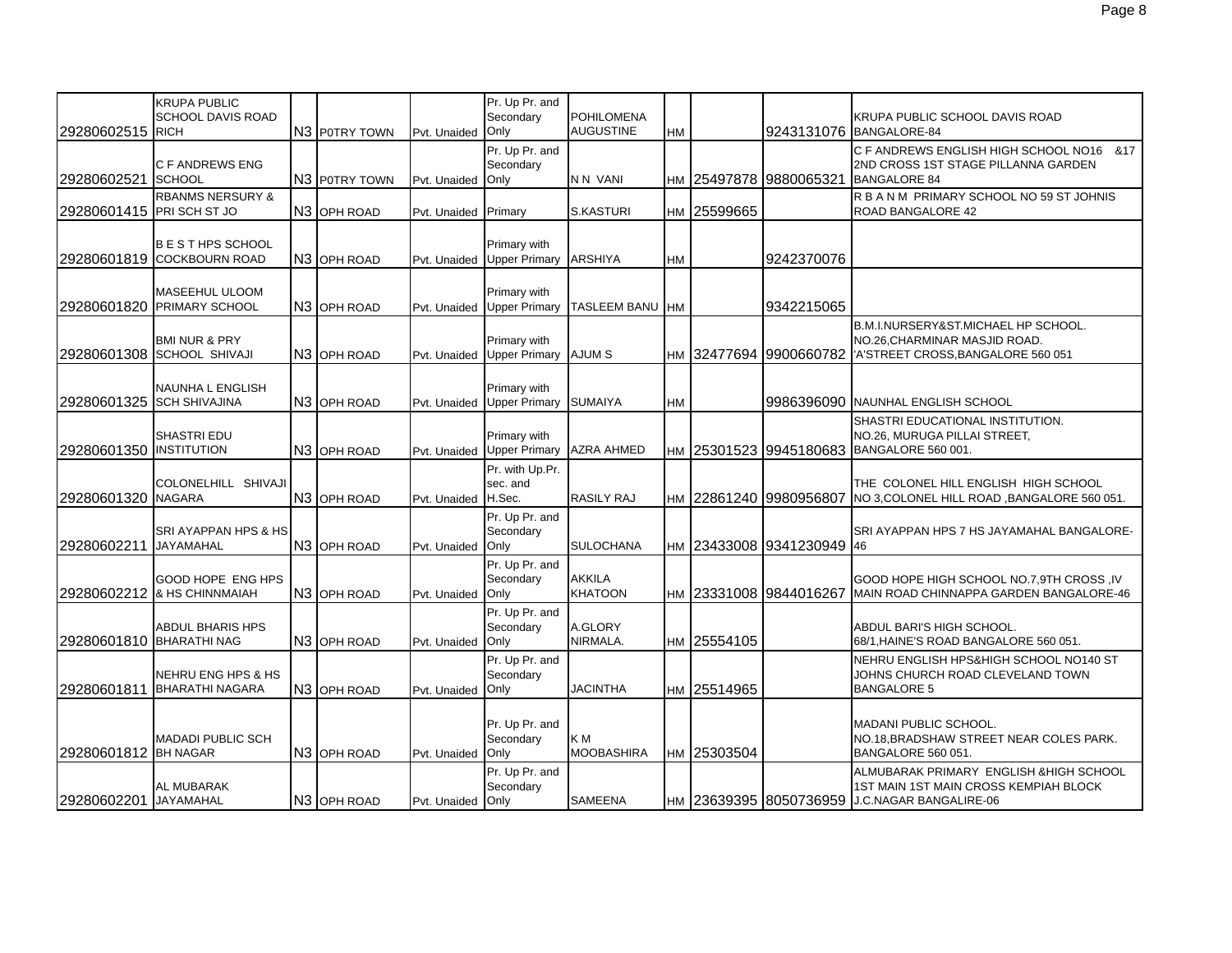| | | | | | | | | | | |
|---|---|---|---|---|---|---|---|---|---|---|
| 29280602515 | KRUPA PUBLIC SCHOOL DAVIS ROAD RICH | N3 | P0TRY TOWN | Pvt. Unaided | Pr. Up Pr. and Secondary Only | POHILOMENA AUGUSTINE | HM | | 9243131076 | KRUPA PUBLIC SCHOOL DAVIS ROAD BANGALORE-84 |
| 29280602521 | C F ANDREWS ENG SCHOOL | N3 | P0TRY TOWN | Pvt. Unaided | Pr. Up Pr. and Secondary Only | N N VANI | HM | 25497878 | 9880065321 | C F ANDREWS ENGLISH HIGH SCHOOL NO16 &17 2ND CROSS 1ST STAGE PILLANNA GARDEN BANGALORE 84 |
| 29280601415 | RBANMS NERSURY & PRI SCH ST JO | N3 | OPH ROAD | Pvt. Unaided | Primary | S.KASTURI | HM | 25599665 | | R B A N M PRIMARY SCHOOL NO 59 ST JOHNIS ROAD BANGALORE 42 |
| 29280601819 | B E S T HPS SCHOOL COCKBOURN ROAD | N3 | OPH ROAD | Pvt. Unaided | Primary with Upper Primary | ARSHIYA | HM | | 9242370076 | |
| 29280601820 | MASEEHUL ULOOM PRIMARY SCHOOL | N3 | OPH ROAD | Pvt. Unaided | Primary with Upper Primary | TASLEEM BANU | HM | | 9342215065 | |
| 29280601308 | BMI NUR & PRY SCHOOL SHIVAJI | N3 | OPH ROAD | Pvt. Unaided | Primary with Upper Primary | AJUM S | HM | 32477694 | 9900660782 | B.M.I.NURSERY&ST.MICHAEL HP SCHOOL. NO.26,CHARMINAR MASJID ROAD. 'A'STREET CROSS,BANGALORE 560 051 |
| 29280601325 | NAUNHA L ENGLISH SCH SHIVAJINA | N3 | OPH ROAD | Pvt. Unaided | Primary with Upper Primary | SUMAIYA | HM | | 9986396090 | NAUNHAL ENGLISH SCHOOL |
| 29280601350 | SHASTRI EDU INSTITUTION | N3 | OPH ROAD | Pvt. Unaided | Primary with Upper Primary | AZRA AHMED | HM | 25301523 | 9945180683 | SHASTRI EDUCATIONAL INSTITUTION. NO.26, MURUGA PILLAI STREET, BANGALORE 560 001. |
| 29280601320 | COLONELHILL SHIVAJI NAGARA | N3 | OPH ROAD | Pvt. Unaided | Pr. with Up.Pr. sec. and H.Sec. | RASILY RAJ | HM | 22861240 | 9980956807 | THE COLONEL HILL ENGLISH HIGH SCHOOL NO 3,COLONEL HILL ROAD ,BANGALORE 560 051. |
| 29280602211 | SRI AYAPPAN HPS & HS JAYAMAHAL | N3 | OPH ROAD | Pvt. Unaided | Pr. Up Pr. and Secondary Only | SULOCHANA | HM | 23433008 | 9341230949 | SRI AYAPPAN HPS 7 HS JAYAMAHAL BANGALORE-46 |
| 29280602212 | GOOD HOPE ENG HPS & HS CHINNMAIAH | N3 | OPH ROAD | Pvt. Unaided | Pr. Up Pr. and Secondary Only | AKKILA KHATOON | HM | 23331008 | 9844016267 | GOOD HOPE HIGH SCHOOL NO.7,9TH CROSS ,IV MAIN ROAD CHINNAPPA GARDEN BANGALORE-46 |
| 29280601810 | ABDUL BHARIS HPS BHARATHI NAG | N3 | OPH ROAD | Pvt. Unaided | Pr. Up Pr. and Secondary Only | A.GLORY NIRMALA. | HM | 25554105 | | ABDUL BARI'S HIGH SCHOOL. 68/1,HAINE'S ROAD BANGALORE 560 051. |
| 29280601811 | NEHRU ENG HPS & HS BHARATHI NAGARA | N3 | OPH ROAD | Pvt. Unaided | Pr. Up Pr. and Secondary Only | JACINTHA | HM | 25514965 | | NEHRU ENGLISH HPS&HIGH SCHOOL NO140 ST JOHNS CHURCH ROAD CLEVELAND TOWN BANGALORE 5 |
| 29280601812 | MADADI PUBLIC SCH BH NAGAR | N3 | OPH ROAD | Pvt. Unaided | Pr. Up Pr. and Secondary Only | K M MOOBASHIRA | HM | 25303504 | | MADANI PUBLIC SCHOOL. NO.18,BRADSHAW STREET NEAR COLES PARK. BANGALORE 560 051. |
| 29280602201 | AL MUBARAK JAYAMAHAL | N3 | OPH ROAD | Pvt. Unaided | Pr. Up Pr. and Secondary Only | SAMEENA | HM | 23639395 | 8050736959 | ALMUBARAK PRIMARY ENGLISH &HIGH SCHOOL 1ST MAIN 1ST MAIN CROSS KEMPIAH BLOCK J.C.NAGAR BANGALIRE-06 |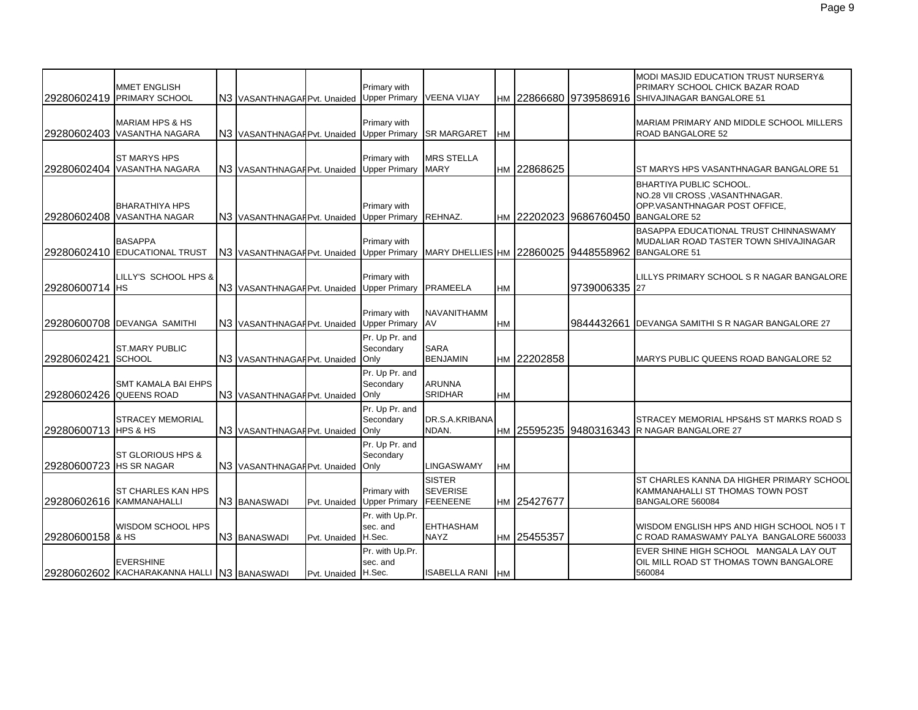| | | | | | | | | | | |
|---|---|---|---|---|---|---|---|---|---|---|
| 29280602419 | MMET ENGLISH PRIMARY SCHOOL | N3 | VASANTHNAGAR | Pvt. Unaided | Primary with Upper Primary | VEENA VIJAY | HM | 22866680 | 9739586916 | MODI MASJID EDUCATION TRUST NURSERY& PRIMARY SCHOOL CHICK BAZAR ROAD SHIVAJINAGAR BANGALORE 51 |
| 29280602403 | MARIAM HPS & HS VASANTHA NAGARA | N3 | VASANTHNAGAR | Pvt. Unaided | Primary with Upper Primary | SR MARGARET | HM | | | MARIAM PRIMARY AND MIDDLE SCHOOL MILLERS ROAD BANGALORE 52 |
| 29280602404 | ST MARYS HPS VASANTHA NAGARA | N3 | VASANTHNAGAR | Pvt. Unaided | Primary with Upper Primary | MRS STELLA MARY | HM | 22868625 | | ST MARYS HPS VASANTHNAGAR BANGALORE 51 |
| 29280602408 | BHARATHIYA HPS VASANTHA NAGAR | N3 | VASANTHNAGAR | Pvt. Unaided | Primary with Upper Primary | REHNAZ. | HM | 22202023 | 9686760450 | BHARTIYA PUBLIC SCHOOL. NO.28 VII CROSS ,VASANTHNAGAR. OPP.VASANTHNAGAR POST OFFICE, BANGALORE 52 |
| 29280602410 | BASAPPA EDUCATIONAL TRUST | N3 | VASANTHNAGAR | Pvt. Unaided | Primary with Upper Primary | MARY DHELLIES | HM | 22860025 | 9448558962 | BASAPPA EDUCATIONAL TRUST CHINNASWAMY MUDALIAR ROAD TASTER TOWN SHIVAJINAGAR BANGALORE 51 |
| 29280600714 | LILLY'S SCHOOL HPS & HS | N3 | VASANTHNAGAR | Pvt. Unaided | Primary with Upper Primary | PRAMEELA | HM | | 9739006335 | LILLYS PRIMARY SCHOOL S R NAGAR BANGALORE 27 |
| 29280600708 | DEVANGA SAMITHI | N3 | VASANTHNAGAR | Pvt. Unaided | Primary with Upper Primary | NAVANITHAMMAV | HM | | 9844432661 | DEVANGA SAMITHI S R NAGAR BANGALORE 27 |
| 29280602421 | ST.MARY PUBLIC SCHOOL | N3 | VASANTHNAGAR | Pvt. Unaided | Pr. Up Pr. and Secondary Only | SARA BENJAMIN | HM | 22202858 | | MARYS PUBLIC QUEENS ROAD BANGALORE 52 |
| 29280602426 | SMT KAMALA BAI EHPS QUEENS ROAD | N3 | VASANTHNAGAR | Pvt. Unaided | Pr. Up Pr. and Secondary Only | ARUNNA SRIDHAR | HM | | | |
| 29280600713 | STRACEY MEMORIAL HPS & HS | N3 | VASANTHNAGAR | Pvt. Unaided | Pr. Up Pr. and Secondary Only | DR.S.A.KRIBANANDAN. | HM | 25595235 | 9480316343 | STRACEY MEMORIAL HPS&HS ST MARKS ROAD S R NAGAR BANGALORE 27 |
| 29280600723 | ST GLORIOUS HPS & HS SR NAGAR | N3 | VASANTHNAGAR | Pvt. Unaided | Pr. Up Pr. and Secondary Only | LINGASWAMY | HM | | | |
| 29280602616 | ST CHARLES KAN HPS KAMMANAHALLI | N3 | BANASWADI | Pvt. Unaided | Primary with Upper Primary | SISTER SEVERISE FEENEENE | HM | 25427677 | | ST CHARLES KANNA DA HIGHER PRIMARY SCHOOL KAMMANAHALLI ST THOMAS TOWN POST BANGALORE 560084 |
| 29280600158 | WISDOM SCHOOL HPS & HS | N3 | BANASWADI | Pvt. Unaided | Pr. with Up.Pr. sec. and H.Sec. | EHTHASHAM NAYZ | HM | 25455357 | | WISDOM ENGLISH HPS AND HIGH SCHOOL NO5 I T C ROAD RAMASWAMY PALYA BANGALORE 560033 |
| 29280602602 | EVERSHINE KACHARAKANNA HALLI | N3 | BANASWADI | Pvt. Unaided | Pr. with Up.Pr. sec. and H.Sec. | ISABELLA RANI | HM | | | EVER SHINE HIGH SCHOOL MANGALA LAY OUT OIL MILL ROAD ST THOMAS TOWN BANGALORE 560084 |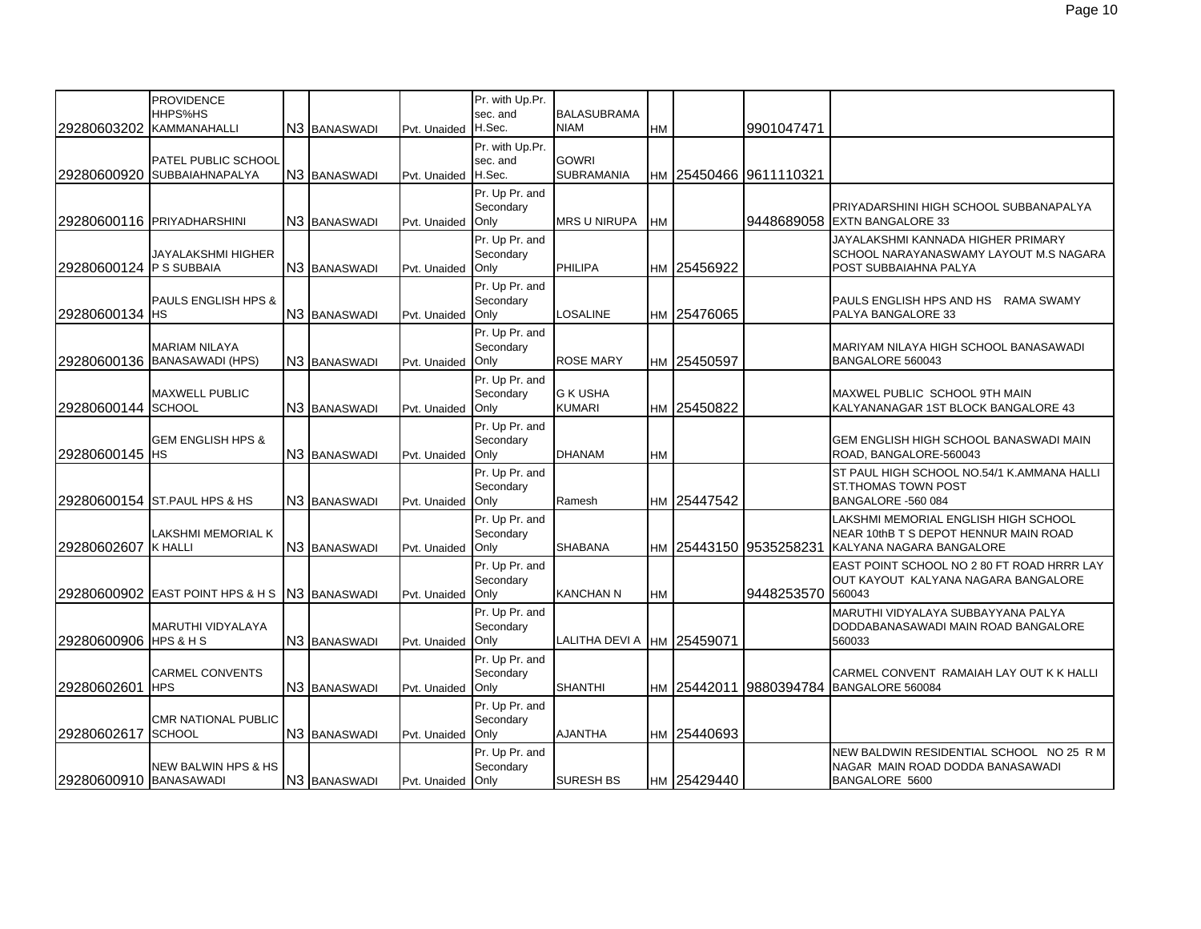| | | | | | | | | | | |
|---|---|---|---|---|---|---|---|---|---|---|
| 29280603202 | PROVIDENCE HHPS%HS KAMMANAHALLI | N3 | BANASWADI | Pvt. Unaided | Pr. with Up.Pr. sec. and H.Sec. | BALASUBRAMA NIAM | HM | | 9901047471 | |
| 29280600920 | PATEL PUBLIC SCHOOL SUBBAIAHNAPALYA | N3 | BANASWADI | Pvt. Unaided | Pr. with Up.Pr. sec. and H.Sec. | GOWRI SUBRAMANIA | HM | 25450466 | 9611110321 | |
| 29280600116 | PRIYADHARSHINI | N3 | BANASWADI | Pvt. Unaided | Pr. Up Pr. and Secondary Only | MRS U NIRUPA | HM | | 9448689058 | PRIYADARSHINI HIGH SCHOOL SUBBANAPALYA EXTN BANGALORE 33 |
| 29280600124 | JAYALAKSHMI HIGHER P S SUBBAIA | N3 | BANASWADI | Pvt. Unaided | Pr. Up Pr. and Secondary Only | PHILIPA | HM | 25456922 | | JAYALAKSHMI KANNADA HIGHER PRIMARY SCHOOL NARAYANASWAMY LAYOUT M.S NAGARA POST SUBBAIAHNA PALYA |
| 29280600134 | PAULS ENGLISH HPS & HS | N3 | BANASWADI | Pvt. Unaided | Pr. Up Pr. and Secondary Only | LOSALINE | HM | 25476065 | | PAULS ENGLISH HPS AND HS RAMA SWAMY PALYA BANGALORE 33 |
| 29280600136 | MARIAM NILAYA BANASAWADI (HPS) | N3 | BANASWADI | Pvt. Unaided | Pr. Up Pr. and Secondary Only | ROSE MARY | HM | 25450597 | | MARIYAM NILAYA HIGH SCHOOL BANASAWADI BANGALORE 560043 |
| 29280600144 | MAXWELL PUBLIC SCHOOL | N3 | BANASWADI | Pvt. Unaided | Pr. Up Pr. and Secondary Only | G K USHA KUMARI | HM | 25450822 | | MAXWEL PUBLIC SCHOOL 9TH MAIN KALYANANAGAR 1ST BLOCK BANGALORE 43 |
| 29280600145 | GEM ENGLISH HPS & HS | N3 | BANASWADI | Pvt. Unaided | Pr. Up Pr. and Secondary Only | DHANAM | HM | | | GEM ENGLISH HIGH SCHOOL BANASWADI MAIN ROAD, BANGALORE-560043 |
| 29280600154 | ST.PAUL HPS & HS | N3 | BANASWADI | Pvt. Unaided | Pr. Up Pr. and Secondary Only | Ramesh | HM | 25447542 | | ST PAUL HIGH SCHOOL NO.54/1 K.AMMANA HALLI ST.THOMAS TOWN POST BANGALORE -560 084 |
| 29280602607 | LAKSHMI MEMORIAL K K HALLI | N3 | BANASWADI | Pvt. Unaided | Pr. Up Pr. and Secondary Only | SHABANA | HM | 25443150 | 9535258231 | LAKSHMI MEMORIAL ENGLISH HIGH SCHOOL NEAR 10thB T S DEPOT HENNUR MAIN ROAD KALYANA NAGARA BANGALORE |
| 29280600902 | EAST POINT HPS & H S | N3 | BANASWADI | Pvt. Unaided | Pr. Up Pr. and Secondary Only | KANCHAN N | HM | | 9448253570 | EAST POINT SCHOOL NO 2 80 FT ROAD HRRR LAY OUT KAYOUT KALYANA NAGARA BANGALORE 560043 |
| 29280600906 | MARUTHI VIDYALAYA HPS & H S | N3 | BANASWADI | Pvt. Unaided | Pr. Up Pr. and Secondary Only | LALITHA DEVI A | HM | 25459071 | | MARUTHI VIDYALAYA SUBBAYYANA PALYA DODDABANASAWADI MAIN ROAD BANGALORE 560033 |
| 29280602601 | CARMEL CONVENTS HPS | N3 | BANASWADI | Pvt. Unaided | Pr. Up Pr. and Secondary Only | SHANTHI | HM | 25442011 | 9880394784 | CARMEL CONVENT RAMAIAH LAY OUT K K HALLI BANGALORE 560084 |
| 29280602617 | CMR NATIONAL PUBLIC SCHOOL | N3 | BANASWADI | Pvt. Unaided | Pr. Up Pr. and Secondary Only | AJANTHA | HM | 25440693 | | |
| 29280600910 | NEW BALWIN HPS & HS BANASAWADI | N3 | BANASWADI | Pvt. Unaided | Pr. Up Pr. and Secondary Only | SURESH BS | HM | 25429440 | | NEW BALDWIN RESIDENTIAL SCHOOL NO 25 R M NAGAR MAIN ROAD DODDA BANASAWADI BANGALORE 5600 |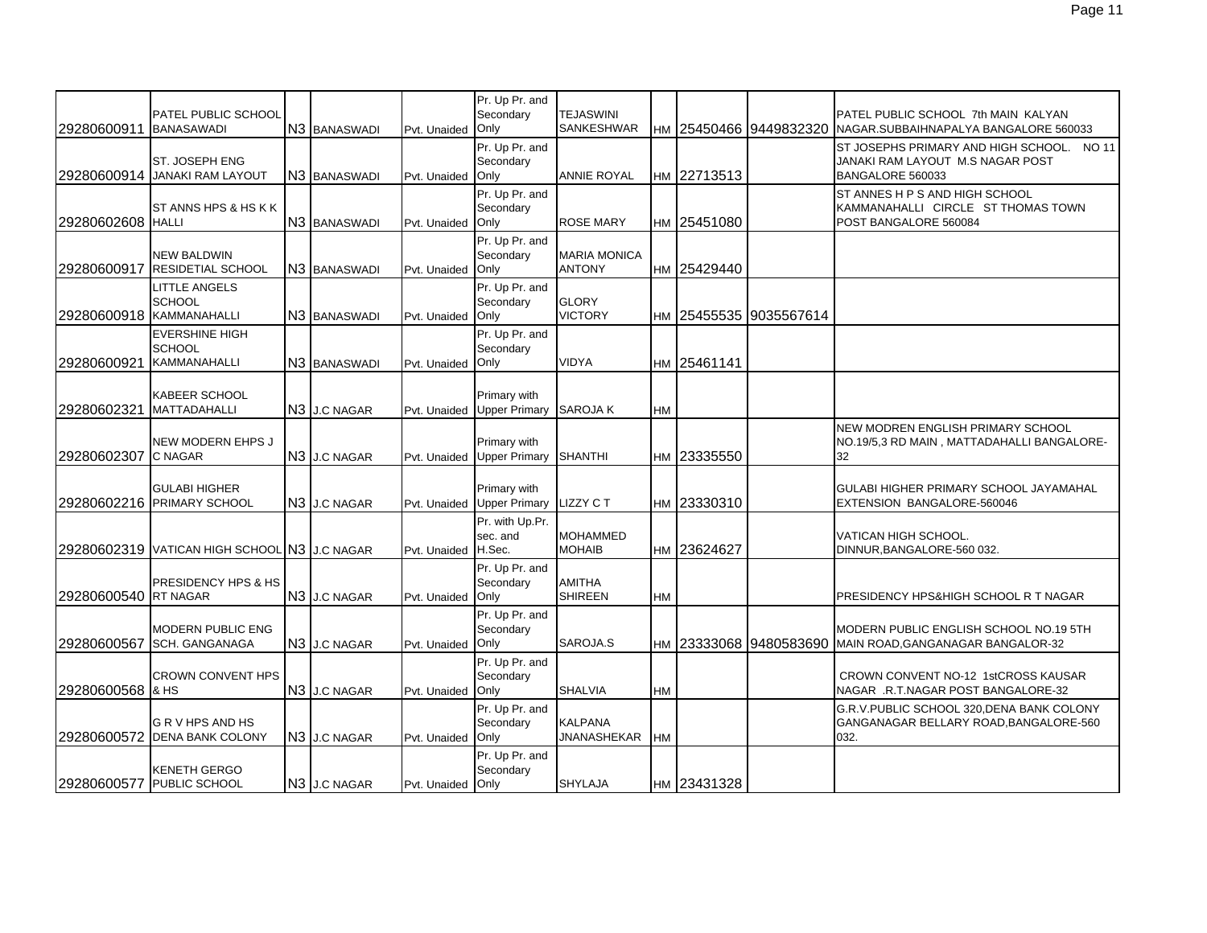| | | | | | | | | | | |
|---|---|---|---|---|---|---|---|---|---|---|
| 29280600911 | PATEL PUBLIC SCHOOL BANASAWADI | N3 | BANASWADI | Pvt. Unaided | Pr. Up Pr. and Secondary Only | TEJASWINI SANKESHWAR | HM | 25450466 | 9449832320 | PATEL PUBLIC SCHOOL 7th MAIN KALYAN NAGAR.SUBBAIHNAPALYA BANGALORE 560033 |
| 29280600914 | ST. JOSEPH ENG JANAKI RAM LAYOUT | N3 | BANASWADI | Pvt. Unaided | Pr. Up Pr. and Secondary Only | ANNIE ROYAL | HM | 22713513 | | ST JOSEPHS PRIMARY AND HIGH SCHOOL. NO 11 JANAKI RAM LAYOUT M.S NAGAR POST BANGALORE 560033 |
| 29280602608 | ST ANNS HPS & HS K K HALLI | N3 | BANASWADI | Pvt. Unaided | Pr. Up Pr. and Secondary Only | ROSE MARY | HM | 25451080 | | ST ANNES H P S AND HIGH SCHOOL KAMMANAHALLI CIRCLE ST THOMAS TOWN POST BANGALORE 560084 |
| 29280600917 | NEW BALDWIN RESIDETIAL SCHOOL | N3 | BANASWADI | Pvt. Unaided | Pr. Up Pr. and Secondary Only | MARIA MONICA ANTONY | HM | 25429440 | | |
| 29280600918 | LITTLE ANGELS SCHOOL KAMMANAHALLI | N3 | BANASWADI | Pvt. Unaided | Pr. Up Pr. and Secondary Only | GLORY VICTORY | HM | 25455535 | 9035567614 | |
| 29280600921 | EVERSHINE HIGH SCHOOL KAMMANAHALLI | N3 | BANASWADI | Pvt. Unaided | Pr. Up Pr. and Secondary Only | VIDYA | HM | 25461141 | | |
| 29280602321 | KABEER SCHOOL MATTADAHALLI | N3 | J.C NAGAR | Pvt. Unaided | Primary with Upper Primary | SAROJA K | HM | | | |
| 29280602307 | NEW MODERN EHPS J C NAGAR | N3 | J.C NAGAR | Pvt. Unaided | Primary with Upper Primary | SHANTHI | HM | 23335550 | | NEW MODREN ENGLISH PRIMARY SCHOOL NO.19/5,3 RD MAIN , MATTADAHALLI BANGALORE-32 |
| 29280602216 | GULABI HIGHER PRIMARY SCHOOL | N3 | J.C NAGAR | Pvt. Unaided | Primary with Upper Primary | LIZZY C T | HM | 23330310 | | GULABI HIGHER PRIMARY SCHOOL JAYAMAHAL EXTENSION BANGALORE-560046 |
| 29280602319 | VATICAN HIGH SCHOOL | N3 | J.C NAGAR | Pvt. Unaided | Pr. with Up.Pr. sec. and H.Sec. | MOHAMMED MOHAIB | HM | 23624627 | | VATICAN HIGH SCHOOL. DINNUR,BANGALORE-560 032. |
| 29280600540 | PRESIDENCY HPS & HS RT NAGAR | N3 | J.C NAGAR | Pvt. Unaided | Pr. Up Pr. and Secondary Only | AMITHA SHIREEN | HM | | | PRESIDENCY HPS&HIGH SCHOOL R T NAGAR |
| 29280600567 | MODERN PUBLIC ENG SCH. GANGANAGA | N3 | J.C NAGAR | Pvt. Unaided | Pr. Up Pr. and Secondary Only | SAROJA.S | HM | 23333068 | 9480583690 | MODERN PUBLIC ENGLISH SCHOOL NO.19 5TH MAIN ROAD,GANGANAGAR BANGALOR-32 |
| 29280600568 | CROWN CONVENT HPS & HS | N3 | J.C NAGAR | Pvt. Unaided | Pr. Up Pr. and Secondary Only | SHALVIA | HM | | | CROWN CONVENT NO-12 1stCROSS KAUSAR NAGAR .R.T.NAGAR POST BANGALORE-32 |
| 29280600572 | G R V HPS AND HS DENA BANK COLONY | N3 | J.C NAGAR | Pvt. Unaided | Pr. Up Pr. and Secondary Only | KALPANA JNANASHEKAR | HM | | | G.R.V.PUBLIC SCHOOL 320,DENA BANK COLONY GANGANAGAR BELLARY ROAD,BANGALORE-560 032. |
| 29280600577 | KENETH GERGO PUBLIC SCHOOL | N3 | J.C NAGAR | Pvt. Unaided | Pr. Up Pr. and Secondary Only | SHYLAJA | HM | 23431328 | | |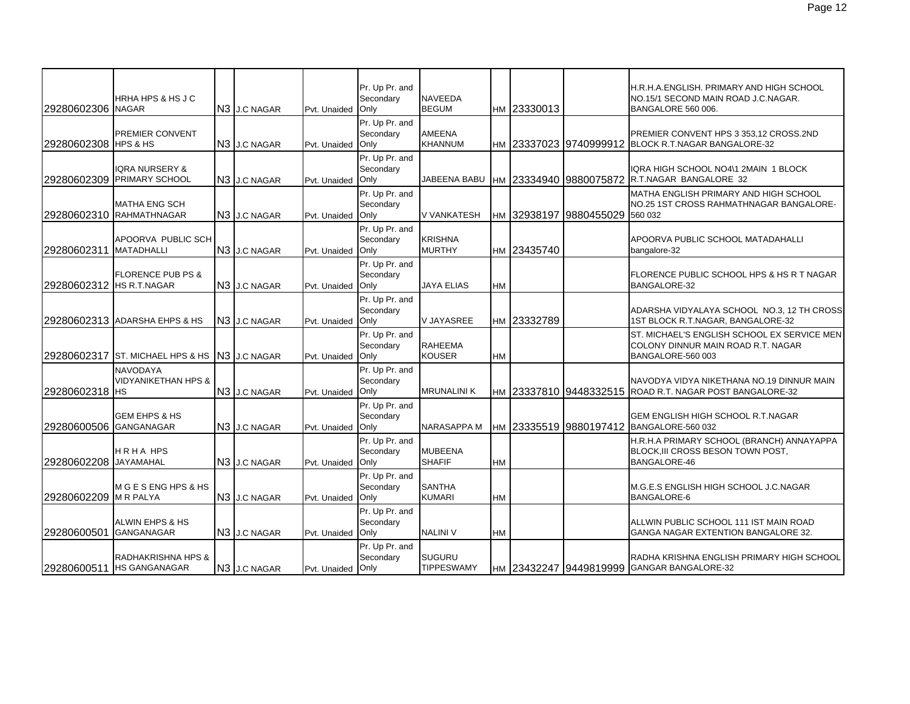| | | | | | | | | | | |
|---|---|---|---|---|---|---|---|---|---|---|
| 29280602306 | HRHA HPS & HS J C NAGAR | N3 | J.C NAGAR | Pvt. Unaided | Pr. Up Pr. and Secondary Only | NAVEEDA BEGUM | HM | 23330013 | | H.R.H.A.ENGLISH. PRIMARY AND HIGH SCHOOL NO.15/1 SECOND MAIN ROAD J.C.NAGAR. BANGALORE 560 006. |
| 29280602308 | PREMIER CONVENT HPS & HS | N3 | J.C NAGAR | Pvt. Unaided | Pr. Up Pr. and Secondary Only | AMEENA KHANNUM | HM | 23337023 | 9740999912 | PREMIER CONVENT HPS 3 353,12 CROSS.2ND BLOCK R.T.NAGAR BANGALORE-32 |
| 29280602309 | IQRA NURSERY & PRIMARY SCHOOL | N3 | J.C NAGAR | Pvt. Unaided | Pr. Up Pr. and Secondary Only | JABEENA BABU | HM | 23334940 | 9880075872 | IQRA HIGH SCHOOL NO4\1 2MAIN 1 BLOCK R.T.NAGAR BANGALORE 32 |
| 29280602310 | MATHA ENG SCH RAHMATHNAGAR | N3 | J.C NAGAR | Pvt. Unaided | Pr. Up Pr. and Secondary Only | V VANKATESH | HM | 32938197 | 9880455029 | MATHA ENGLISH PRIMARY AND HIGH SCHOOL NO.25 1ST CROSS RAHMATHNAGAR BANGALORE-560 032 |
| 29280602311 | APOORVA PUBLIC SCH MATADHALLI | N3 | J.C NAGAR | Pvt. Unaided | Pr. Up Pr. and Secondary Only | KRISHNA MURTHY | HM | 23435740 | | APOORVA PUBLIC SCHOOL MATADAHALLI bangalore-32 |
| 29280602312 | FLORENCE PUB PS & HS R.T.NAGAR | N3 | J.C NAGAR | Pvt. Unaided | Pr. Up Pr. and Secondary Only | JAYA ELIAS | HM | | | FLORENCE PUBLIC SCHOOL HPS & HS R T NAGAR BANGALORE-32 |
| 29280602313 | ADARSHA EHPS & HS | N3 | J.C NAGAR | Pvt. Unaided | Pr. Up Pr. and Secondary Only | V JAYASREE | HM | 23332789 | | ADARSHA VIDYALAYA SCHOOL NO.3, 12 TH CROSS 1ST BLOCK R.T.NAGAR, BANGALORE-32 |
| 29280602317 | ST. MICHAEL HPS & HS | N3 | J.C NAGAR | Pvt. Unaided | Pr. Up Pr. and Secondary Only | RAHEEMA KOUSER | HM | | | ST. MICHAEL'S ENGLISH SCHOOL EX SERVICE MEN COLONY DINNUR MAIN ROAD R.T. NAGAR BANGALORE-560 003 |
| 29280602318 | NAVODAYA VIDYANIKETHAN HPS & HS | N3 | J.C NAGAR | Pvt. Unaided | Pr. Up Pr. and Secondary Only | MRUNALINI K | HM | 23337810 | 9448332515 | NAVODYA VIDYA NIKETHANA NO.19 DINNUR MAIN ROAD R.T. NAGAR POST BANGALORE-32 |
| 29280600506 | GEM EHPS & HS GANGANAGAR | N3 | J.C NAGAR | Pvt. Unaided | Pr. Up Pr. and Secondary Only | NARASAPPA M | HM | 23335519 | 9880197412 | GEM ENGLISH HIGH SCHOOL R.T.NAGAR BANGALORE-560 032 |
| 29280602208 | H R H A HPS JAYAMAHAL | N3 | J.C NAGAR | Pvt. Unaided | Pr. Up Pr. and Secondary Only | MUBEENA SHAFIF | HM | | | H.R.H.A PRIMARY SCHOOL (BRANCH) ANNAYAPPA BLOCK,III CROSS BESON TOWN POST, BANGALORE-46 |
| 29280602209 | M G E S ENG HPS & HS M R PALYA | N3 | J.C NAGAR | Pvt. Unaided | Pr. Up Pr. and Secondary Only | SANTHA KUMARI | HM | | | M.G.E.S ENGLISH HIGH SCHOOL J.C.NAGAR BANGALORE-6 |
| 29280600501 | ALWIN EHPS & HS GANGANAGAR | N3 | J.C NAGAR | Pvt. Unaided | Pr. Up Pr. and Secondary Only | NALINI V | HM | | | ALLWIN PUBLIC SCHOOL 111 IST MAIN ROAD GANGA NAGAR EXTENTION BANGALORE 32. |
| 29280600511 | RADHAKRISHNA HPS & HS GANGANAGAR | N3 | J.C NAGAR | Pvt. Unaided | Pr. Up Pr. and Secondary Only | SUGURU TIPPESWAMY | HM | 23432247 | 9449819999 | RADHA KRISHNA ENGLISH PRIMARY HIGH SCHOOL GANGAR BANGALORE-32 |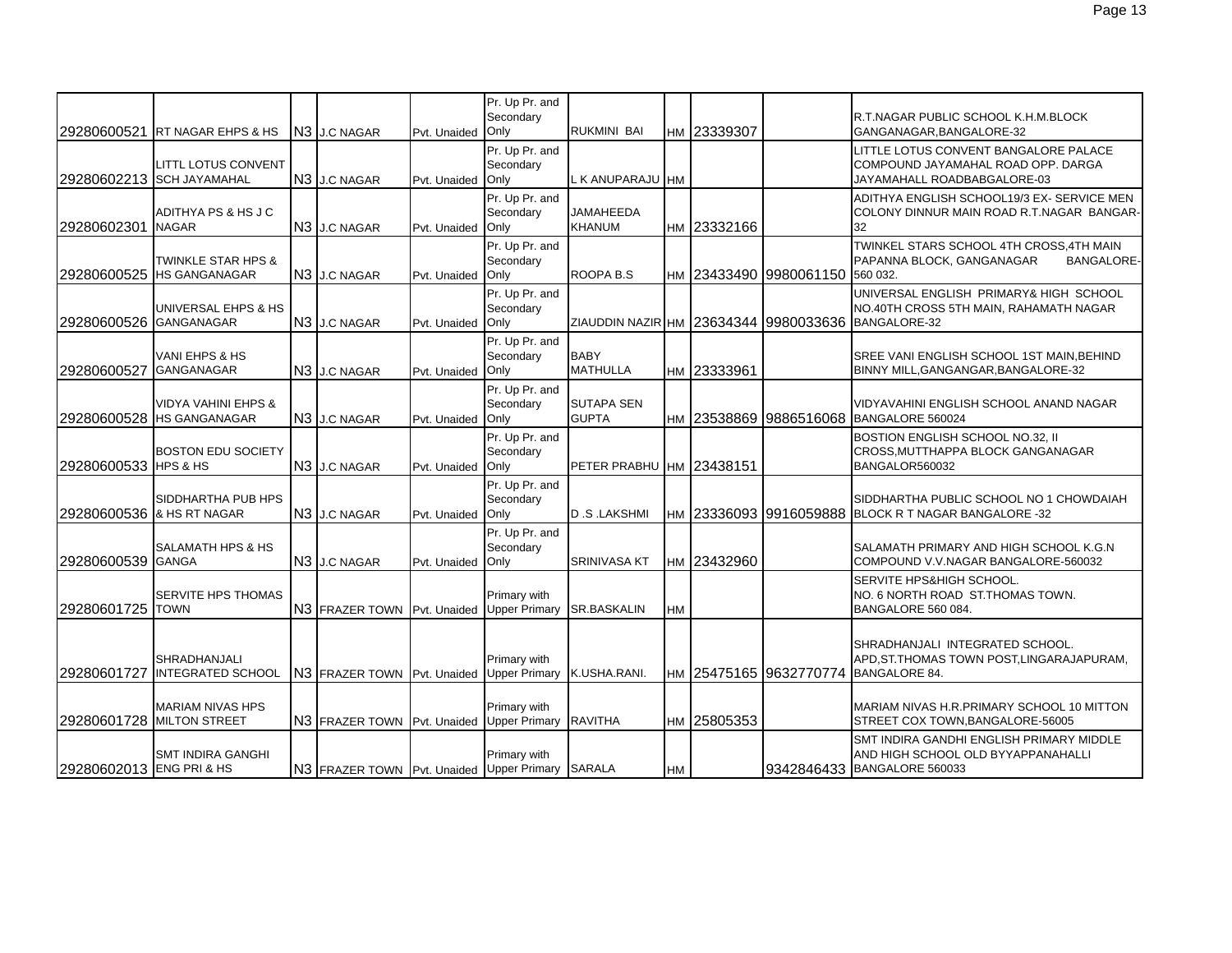| | | | | | | | | | | |
|---|---|---|---|---|---|---|---|---|---|---|
| 29280600521 | RT NAGAR EHPS & HS | N3 | J.C NAGAR | Pvt. Unaided | Pr. Up Pr. and Secondary Only | RUKMINI BAI | HM | 23339307 | | R.T.NAGAR PUBLIC SCHOOL K.H.M.BLOCK GANGANAGAR,BANGALORE-32 |
| 29280602213 | LITTL LOTUS CONVENT SCH JAYAMAHAL | N3 | J.C NAGAR | Pvt. Unaided | Pr. Up Pr. and Secondary Only | L K ANUPARAJU | HM | | | LITTLE LOTUS CONVENT BANGALORE PALACE COMPOUND JAYAMAHAL ROAD OPP. DARGA JAYAMAHALL ROADBABGALORE-03 |
| 29280602301 | ADITHYA PS & HS J C NAGAR | N3 | J.C NAGAR | Pvt. Unaided | Pr. Up Pr. and Secondary Only | JAMAHEEDA KHANUM | HM | 23332166 | | ADITHYA ENGLISH SCHOOL19/3 EX- SERVICE MEN COLONY DINNUR MAIN ROAD R.T.NAGAR BANGAR-32 |
| 29280600525 | TWINKLE STAR HPS & HS GANGANAGAR | N3 | J.C NAGAR | Pvt. Unaided | Pr. Up Pr. and Secondary Only | ROOPA B.S | HM | 23433490 | 9980061150 | TWINKEL STARS SCHOOL 4TH CROSS,4TH MAIN PAPANNA BLOCK, GANGANAGAR BANGALORE-560 032. |
| 29280600526 | UNIVERSAL EHPS & HS GANGANAGAR | N3 | J.C NAGAR | Pvt. Unaided | Pr. Up Pr. and Secondary Only | ZIAUDDIN NAZIR | HM | 23634344 | 9980033636 | UNIVERSAL ENGLISH PRIMARY& HIGH SCHOOL NO.40TH CROSS 5TH MAIN, RAHAMATH NAGAR BANGALORE-32 |
| 29280600527 | VANI EHPS & HS GANGANAGAR | N3 | J.C NAGAR | Pvt. Unaided | Pr. Up Pr. and Secondary Only | BABY MATHULLA | HM | 23333961 | | SREE VANI ENGLISH SCHOOL 1ST MAIN,BEHIND BINNY MILL,GANGANGAR,BANGALORE-32 |
| 29280600528 | VIDYA VAHINI EHPS & HS GANGANAGAR | N3 | J.C NAGAR | Pvt. Unaided | Pr. Up Pr. and Secondary Only | SUTAPA SEN GUPTA | HM | 23538869 | 9886516068 | VIDYAVAHINI ENGLISH SCHOOL ANAND NAGAR BANGALORE 560024 |
| 29280600533 | BOSTON EDU SOCIETY HPS & HS | N3 | J.C NAGAR | Pvt. Unaided | Pr. Up Pr. and Secondary Only | PETER PRABHU | HM | 23438151 | | BOSTION ENGLISH SCHOOL NO.32, II CROSS,MUTTHAPPA BLOCK GANGANAGAR BANGALOR560032 |
| 29280600536 | SIDDHARTHA PUB HPS & HS RT NAGAR | N3 | J.C NAGAR | Pvt. Unaided | Pr. Up Pr. and Secondary Only | D .S .LAKSHMI | HM | 23336093 | 9916059888 | SIDDHARTHA PUBLIC SCHOOL NO 1 CHOWDAIAH BLOCK R T NAGAR BANGALORE -32 |
| 29280600539 | SALAMATH HPS & HS GANGA | N3 | J.C NAGAR | Pvt. Unaided | Pr. Up Pr. and Secondary Only | SRINIVASA KT | HM | 23432960 | | SALAMATH PRIMARY AND HIGH SCHOOL K.G.N COMPOUND V.V.NAGAR BANGALORE-560032 |
| 29280601725 | SERVITE HPS THOMAS TOWN | N3 | FRAZER TOWN | Pvt. Unaided | Primary with Upper Primary | SR.BASKALIN | HM | | | SERVITE HPS&HIGH SCHOOL. NO. 6 NORTH ROAD ST.THOMAS TOWN. BANGALORE 560 084. |
| 29280601727 | SHRADHANJALI INTEGRATED SCHOOL | N3 | FRAZER TOWN | Pvt. Unaided | Primary with Upper Primary | K.USHA.RANI. | HM | 25475165 | 9632770774 | SHRADHANJALI INTEGRATED SCHOOL. APD,ST.THOMAS TOWN POST,LINGARAJAPURAM, BANGALORE 84. |
| 29280601728 | MARIAM NIVAS HPS MILTON STREET | N3 | FRAZER TOWN | Pvt. Unaided | Primary with Upper Primary | RAVITHA | HM | 25805353 | | MARIAM NIVAS H.R.PRIMARY SCHOOL 10 MITTON STREET COX TOWN,BANGALORE-56005 |
| 29280602013 | SMT INDIRA GANGHI ENG PRI & HS | N3 | FRAZER TOWN | Pvt. Unaided | Primary with Upper Primary | SARALA | HM | | 9342846433 | SMT INDIRA GANDHI ENGLISH PRIMARY MIDDLE AND HIGH SCHOOL OLD BYYAPPANAHALLI BANGALORE 560033 |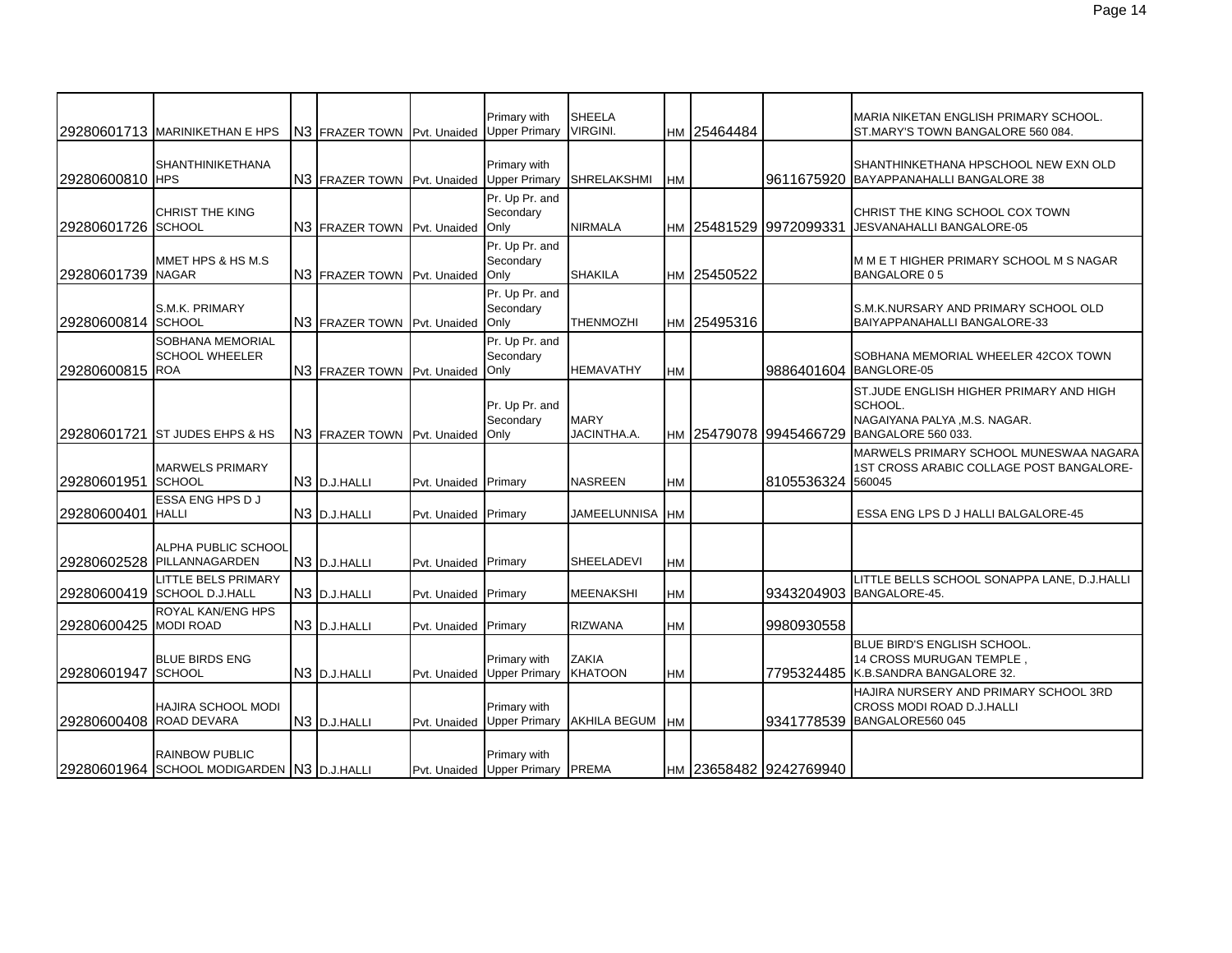| | | | | | | | | | | |
|---|---|---|---|---|---|---|---|---|---|---|
| 29280601713 | MARINIKETHAN E HPS | N3 | FRAZER TOWN | Pvt. Unaided | Primary with Upper Primary | SHEELA VIRGINI. | HM | 25464484 | | MARIA NIKETAN ENGLISH PRIMARY SCHOOL. ST.MARY'S TOWN BANGALORE 560 084. |
| 29280600810 | SHANTHINIKETHANA HPS | N3 | FRAZER TOWN | Pvt. Unaided | Primary with Upper Primary | SHRELAKSHMI | HM | | 9611675920 | SHANTHINKETHANA HPSCHOOL NEW EXN OLD BAYAPPANAHALLI BANGALORE 38 |
| 29280601726 | CHRIST THE KING SCHOOL | N3 | FRAZER TOWN | Pvt. Unaided | Pr. Up Pr. and Secondary Only | NIRMALA | HM | 25481529 | 9972099331 | CHRIST THE KING SCHOOL COX TOWN JESVANAHALLI BANGALORE-05 |
| 29280601739 | MMET HPS & HS M.S NAGAR | N3 | FRAZER TOWN | Pvt. Unaided | Pr. Up Pr. and Secondary Only | SHAKILA | HM | 25450522 | | M M E T HIGHER PRIMARY SCHOOL M S NAGAR BANGALORE 0 5 |
| 29280600814 | S.M.K. PRIMARY SCHOOL | N3 | FRAZER TOWN | Pvt. Unaided | Pr. Up Pr. and Secondary Only | THENMOZHI | HM | 25495316 | | S.M.K.NURSARY AND PRIMARY SCHOOL OLD BAIYAPPANAHALLI BANGALORE-33 |
| 29280600815 | SOBHANA MEMORIAL SCHOOL WHEELER ROA | N3 | FRAZER TOWN | Pvt. Unaided | Pr. Up Pr. and Secondary Only | HEMAVATHY | HM | | 9886401604 | SOBHANA MEMORIAL WHEELER 42COX TOWN BANGLORE-05 |
| 29280601721 | ST JUDES EHPS & HS | N3 | FRAZER TOWN | Pvt. Unaided | Pr. Up Pr. and Secondary Only | MARY JACINTHA.A. | HM | 25479078 | 9945466729 | ST.JUDE ENGLISH HIGHER PRIMARY AND HIGH SCHOOL. NAGAIYANA PALYA ,M.S. NAGAR. BANGALORE 560 033. |
| 29280601951 | MARWELS PRIMARY SCHOOL | N3 | D.J.HALLI | Pvt. Unaided | Primary | NASREEN | HM | | 8105536324 | MARWELS PRIMARY SCHOOL MUNESWAA NAGARA 1ST CROSS ARABIC COLLAGE POST BANGALORE-560045 |
| 29280600401 | ESSA ENG HPS D J HALLI | N3 | D.J.HALLI | Pvt. Unaided | Primary | JAMEELUNNISA | HM | | | ESSA ENG LPS D J HALLI BALGALORE-45 |
| 29280602528 | ALPHA PUBLIC SCHOOL PILLANNAGARDEN | N3 | D.J.HALLI | Pvt. Unaided | Primary | SHEELADEVI | HM | | | |
| 29280600419 | LITTLE BELS PRIMARY SCHOOL D.J.HALL | N3 | D.J.HALLI | Pvt. Unaided | Primary | MEENAKSHI | HM | | 9343204903 | LITTLE BELLS SCHOOL SONAPPA LANE, D.J.HALLI BANGALORE-45. |
| 29280600425 | ROYAL KAN/ENG HPS MODI ROAD | N3 | D.J.HALLI | Pvt. Unaided | Primary | RIZWANA | HM | | 9980930558 | |
| 29280601947 | BLUE BIRDS ENG SCHOOL | N3 | D.J.HALLI | Pvt. Unaided | Primary with Upper Primary | ZAKIA KHATOON | HM | | 7795324485 | BLUE BIRD'S ENGLISH SCHOOL. 14 CROSS MURUGAN TEMPLE , K.B.SANDRA BANGALORE 32. |
| 29280600408 | HAJIRA SCHOOL MODI ROAD DEVARA | N3 | D.J.HALLI | Pvt. Unaided | Primary with Upper Primary | AKHILA BEGUM | HM | | 9341778539 | HAJIRA NURSERY AND PRIMARY SCHOOL 3RD CROSS MODI ROAD D.J.HALLI BANGALORE560 045 |
| 29280601964 | RAINBOW PUBLIC SCHOOL MODIGARDEN | N3 | D.J.HALLI | Pvt. Unaided | Primary with Upper Primary | PREMA | HM | 23658482 | 9242769940 | |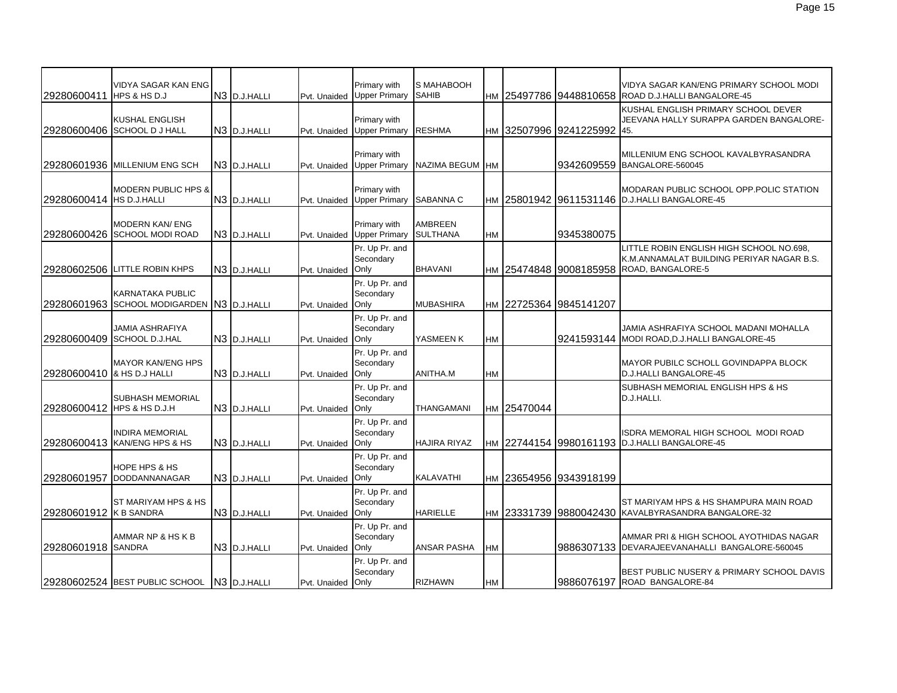| | | | | | | | | | | |
|---|---|---|---|---|---|---|---|---|---|---|
| 29280600411 | VIDYA SAGAR KAN ENG HPS & HS D.J | N3 | D.J.HALLI | Pvt. Unaided | Primary with Upper Primary | S MAHABOOH SAHIB | HM | 25497786 | 9448810658 | VIDYA SAGAR KAN/ENG PRIMARY SCHOOL MODI ROAD D.J.HALLI BANGALORE-45 |
| 29280600406 | KUSHAL ENGLISH SCHOOL D J HALL | N3 | D.J.HALLI | Pvt. Unaided | Primary with Upper Primary | RESHMA | HM | 32507996 | 9241225992 | KUSHAL ENGLISH PRIMARY SCHOOL DEVER JEEVANA HALLY SURAPPA GARDEN BANGALORE-45. |
| 29280601936 | MILLENIUM ENG SCH | N3 | D.J.HALLI | Pvt. Unaided | Primary with Upper Primary | NAZIMA BEGUM | HM | | 9342609559 | MILLENIUM ENG SCHOOL KAVALBYRASANDRA BANGALORE-560045 |
| 29280600414 | MODERN PUBLIC HPS & HS D.J.HALLI | N3 | D.J.HALLI | Pvt. Unaided | Primary with Upper Primary | SABANNA C | HM | 25801942 | 9611531146 | MODARAN PUBLIC SCHOOL OPP.POLIC STATION D.J.HALLI BANGALORE-45 |
| 29280600426 | MODERN KAN/ ENG SCHOOL MODI ROAD | N3 | D.J.HALLI | Pvt. Unaided | Primary with Upper Primary | AMBREEN SULTHANA | HM | | 9345380075 | |
| 29280602506 | LITTLE ROBIN KHPS | N3 | D.J.HALLI | Pvt. Unaided | Pr. Up Pr. and Secondary Only | BHAVANI | HM | 25474848 | 9008185958 | LITTLE ROBIN ENGLISH HIGH SCHOOL NO.698, K.M.ANNAMALAT BUILDING PERIYAR NAGAR B.S. ROAD, BANGALORE-5 |
| 29280601963 | KARNATAKA PUBLIC SCHOOL MODIGARDEN | N3 | D.J.HALLI | Pvt. Unaided | Pr. Up Pr. and Secondary Only | MUBASHIRA | HM | 22725364 | 9845141207 | |
| 29280600409 | JAMIA ASHRAFIYA SCHOOL D.J.HAL | N3 | D.J.HALLI | Pvt. Unaided | Pr. Up Pr. and Secondary Only | YASMEEN K | HM | | 9241593144 | JAMIA ASHRAFIYA SCHOOL MADANI MOHALLA MODI ROAD,D.J.HALLI BANGALORE-45 |
| 29280600410 | MAYOR KAN/ENG HPS & HS D.J HALLI | N3 | D.J.HALLI | Pvt. Unaided | Pr. Up Pr. and Secondary Only | ANITHA.M | HM | | | MAYOR PUBILC SCHOLL GOVINDAPPA BLOCK D.J.HALLI BANGALORE-45 |
| 29280600412 | SUBHASH MEMORIAL HPS & HS D.J.H | N3 | D.J.HALLI | Pvt. Unaided | Pr. Up Pr. and Secondary Only | THANGAMANI | HM | 25470044 | | SUBHASH MEMORIAL ENGLISH HPS & HS D.J.HALLI. |
| 29280600413 | INDIRA MEMORIAL KAN/ENG HPS & HS | N3 | D.J.HALLI | Pvt. Unaided | Pr. Up Pr. and Secondary Only | HAJIRA RIYAZ | HM | 22744154 | 9980161193 | ISDRA MEMORAL HIGH SCHOOL MODI ROAD D.J.HALLI BANGALORE-45 |
| 29280601957 | HOPE HPS & HS DODDANNANAGAR | N3 | D.J.HALLI | Pvt. Unaided | Pr. Up Pr. and Secondary Only | KALAVATHI | HM | 23654956 | 9343918199 | |
| 29280601912 | ST MARIYAM HPS & HS K B SANDRA | N3 | D.J.HALLI | Pvt. Unaided | Pr. Up Pr. and Secondary Only | HARIELLE | HM | 23331739 | 9880042430 | ST MARIYAM HPS & HS SHAMPURA MAIN ROAD KAVALBYRASANDRA BANGALORE-32 |
| 29280601918 | AMMAR NP & HS K B SANDRA | N3 | D.J.HALLI | Pvt. Unaided | Pr. Up Pr. and Secondary Only | ANSAR PASHA | HM | | 9886307133 | AMMAR PRI & HIGH SCHOOL AYOTHIDAS NAGAR DEVARAJEEVANAHALLI BANGALORE-560045 |
| 29280602524 | BEST PUBLIC SCHOOL | N3 | D.J.HALLI | Pvt. Unaided | Pr. Up Pr. and Secondary Only | RIZHAWN | HM | | 9886076197 | BEST PUBLIC NUSERY & PRIMARY SCHOOL DAVIS ROAD BANGALORE-84 |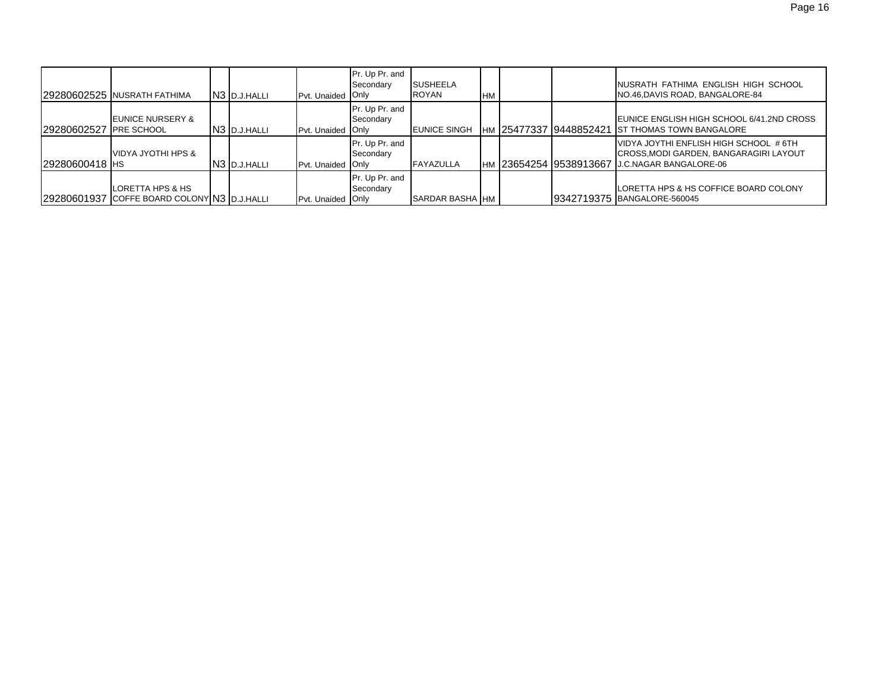| | | | | | | | | | | |
|---|---|---|---|---|---|---|---|---|---|---|
| 29280602525 | NUSRATH FATHIMA | N3 | D.J.HALLI | Pvt. Unaided | Pr. Up Pr. and Secondary Only | SUSHEELA ROYAN | HM | | | NUSRATH FATHIMA ENGLISH HIGH SCHOOL NO.46,DAVIS ROAD, BANGALORE-84 |
| 29280602527 | EUNICE NURSERY & PRE SCHOOL | N3 | D.J.HALLI | Pvt. Unaided | Pr. Up Pr. and Secondary Only | EUNICE SINGH | HM | 25477337 | 9448852421 | EUNICE ENGLISH HIGH SCHOOL 6/41.2ND CROSS ST THOMAS TOWN BANGALORE |
| 29280600418 | VIDYA JYOTHI HPS & HS | N3 | D.J.HALLI | Pvt. Unaided | Pr. Up Pr. and Secondary Only | FAYAZULLA | HM | 23654254 | 9538913667 | VIDYA JOYTHI ENFLISH HIGH SCHOOL # 6TH CROSS,MODI GARDEN, BANGARAGIRI LAYOUT J.C.NAGAR BANGALORE-06 |
| 29280601937 | LORETTA HPS & HS COFFE BOARD COLONY | N3 | D.J.HALLI | Pvt. Unaided | Pr. Up Pr. and Secondary Only | SARDAR BASHA | HM | | 9342719375 | LORETTA HPS & HS COFFICE BOARD COLONY BANGALORE-560045 |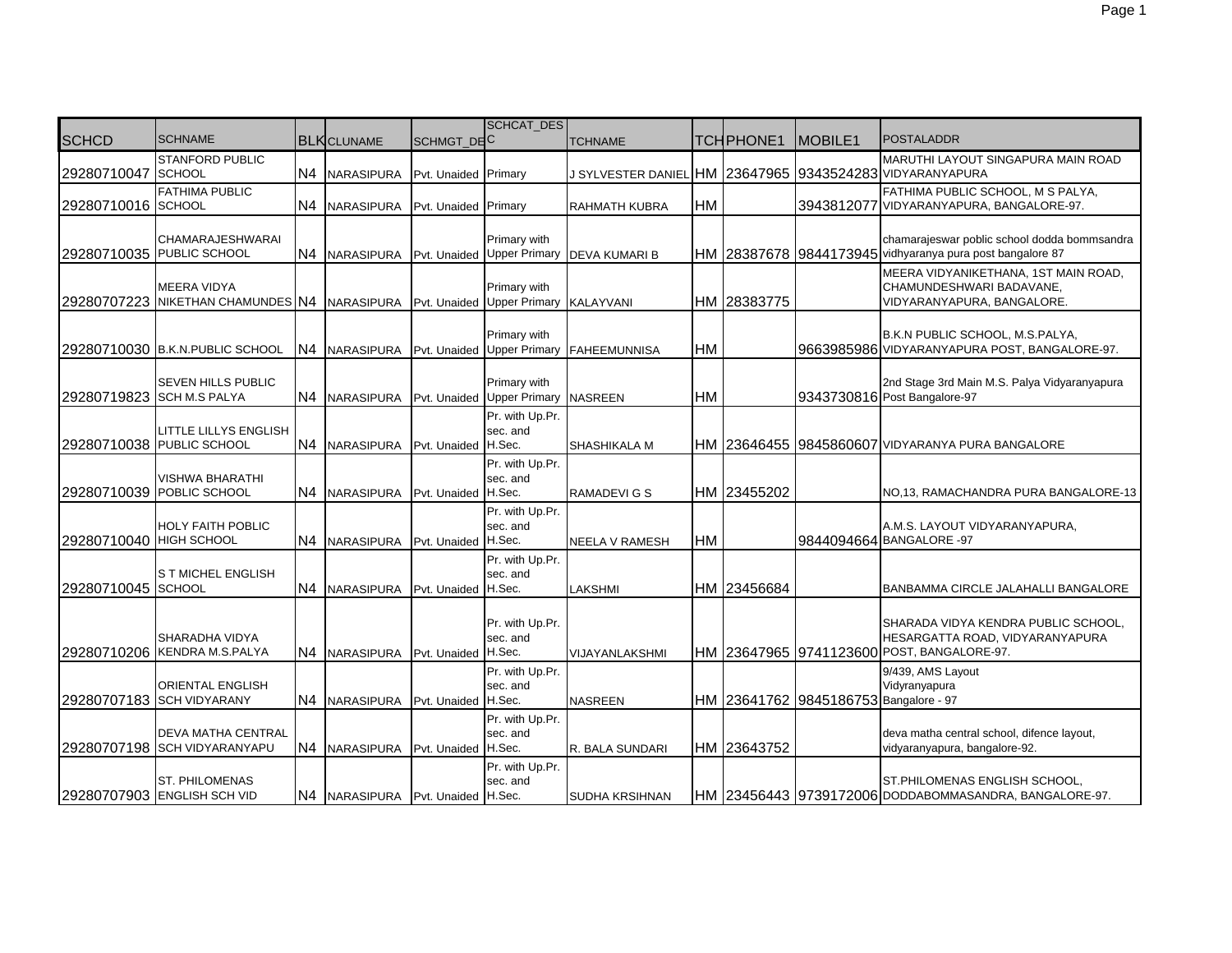| SCHCD | SCHNAME | BLK | CLUNAME | SCHMGT_DESC | SCHCAT_DESC | TCHNAME | TCH | PHONE1 | MOBILE1 | POSTALADDR |
|---|---|---|---|---|---|---|---|---|---|---|
| 29280710047 | STANFORD PUBLIC SCHOOL | N4 | NARASIPURA | Pvt. Unaided | Primary | J SYLVESTER DANIEL | HM | 23647965 | 9343524283 | MARUTHI LAYOUT SINGAPURA MAIN ROAD VIDYARANYAPURA |
| 29280710016 | FATHIMA PUBLIC SCHOOL | N4 | NARASIPURA | Pvt. Unaided | Primary | RAHMATH KUBRA | HM | | 3943812077 | FATHIMA PUBLIC SCHOOL, M S PALYA, VIDYARANYAPURA, BANGALORE-97. |
| 29280710035 | CHAMARAJESHWARAI PUBLIC SCHOOL | N4 | NARASIPURA | Pvt. Unaided | Primary with Upper Primary | DEVA KUMARI B | HM | 28387678 | 9844173945 | chamarajeswar public school dodda bommsandra vidhyaranya pura post bangalore 87 |
| 29280707223 | MEERA VIDYA NIKETHAN CHAMUNDES | N4 | NARASIPURA | Pvt. Unaided | Primary with Upper Primary | KALAYVANI | HM | 28383775 | | MEERA VIDYANIKETHANA, 1ST MAIN ROAD, CHAMUNDESHWARI BADAVANE, VIDYARANYAPURA, BANGALORE. |
| 29280710030 | B.K.N.PUBLIC SCHOOL | N4 | NARASIPURA | Pvt. Unaided | Primary with Upper Primary | FAHEEMUNNISA | HM | | 9663985986 | B.K.N PUBLIC SCHOOL, M.S.PALYA, VIDYARANYAPURA POST, BANGALORE-97. |
| 29280719823 | SEVEN HILLS PUBLIC SCH M.S PALYA | N4 | NARASIPURA | Pvt. Unaided | Primary with Upper Primary | NASREEN | HM | | 9343730816 | 2nd Stage 3rd Main M.S. Palya Vidyaranyapura Post Bangalore-97 |
| 29280710038 | LITTLE LILLYS ENGLISH PUBLIC SCHOOL | N4 | NARASIPURA | Pvt. Unaided | Pr. with Up.Pr. sec. and H.Sec. | SHASHIKALA M | HM | 23646455 | 9845860607 | VIDYARANYA PURA BANGALORE |
| 29280710039 | VISHWA BHARATHI POBLIC SCHOOL | N4 | NARASIPURA | Pvt. Unaided | Pr. with Up.Pr. sec. and H.Sec. | RAMADEVI G S | HM | 23455202 | | NO,13, RAMACHANDRA PURA BANGALORE-13 |
| 29280710040 | HOLY FAITH POBLIC HIGH SCHOOL | N4 | NARASIPURA | Pvt. Unaided | Pr. with Up.Pr. sec. and H.Sec. | NEELA V RAMESH | HM | | 9844094664 | A.M.S. LAYOUT VIDYARANYAPURA, BANGALORE -97 |
| 29280710045 | S T MICHEL ENGLISH SCHOOL | N4 | NARASIPURA | Pvt. Unaided | Pr. with Up.Pr. sec. and H.Sec. | LAKSHMI | HM | 23456684 | | BANBAMMA CIRCLE JALAHALLI BANGALORE |
| 29280710206 | SHARADHA VIDYA KENDRA M.S.PALYA | N4 | NARASIPURA | Pvt. Unaided | Pr. with Up.Pr. sec. and H.Sec. | VIJAYANLAKSHMI | HM | 23647965 | 9741123600 | SHARADA VIDYA KENDRA PUBLIC SCHOOL, HESARGATTA ROAD, VIDYARANYAPURA POST, BANGALORE-97. |
| 29280707183 | ORIENTAL ENGLISH SCH VIDYARANY | N4 | NARASIPURA | Pvt. Unaided | Pr. with Up.Pr. sec. and H.Sec. | NASREEN | HM | 23641762 | 9845186753 | 9/439, AMS Layout Vidyranyapura Bangalore - 97 |
| 29280707198 | DEVA MATHA CENTRAL SCH VIDYARANYAPU | N4 | NARASIPURA | Pvt. Unaided | Pr. with Up.Pr. sec. and H.Sec. | R. BALA SUNDARI | HM | 23643752 | | deva matha central school, difence layout, vidyaranyapura, bangalore-92. |
| 29280707903 | ST. PHILOMENAS ENGLISH SCH VID | N4 | NARASIPURA | Pvt. Unaided | Pr. with Up.Pr. sec. and H.Sec. | SUDHA KRSIHNAN | HM | 23456443 | 9739172006 | ST.PHILOMENAS ENGLISH SCHOOL, DODDABOMMASANDRA, BANGALORE-97. |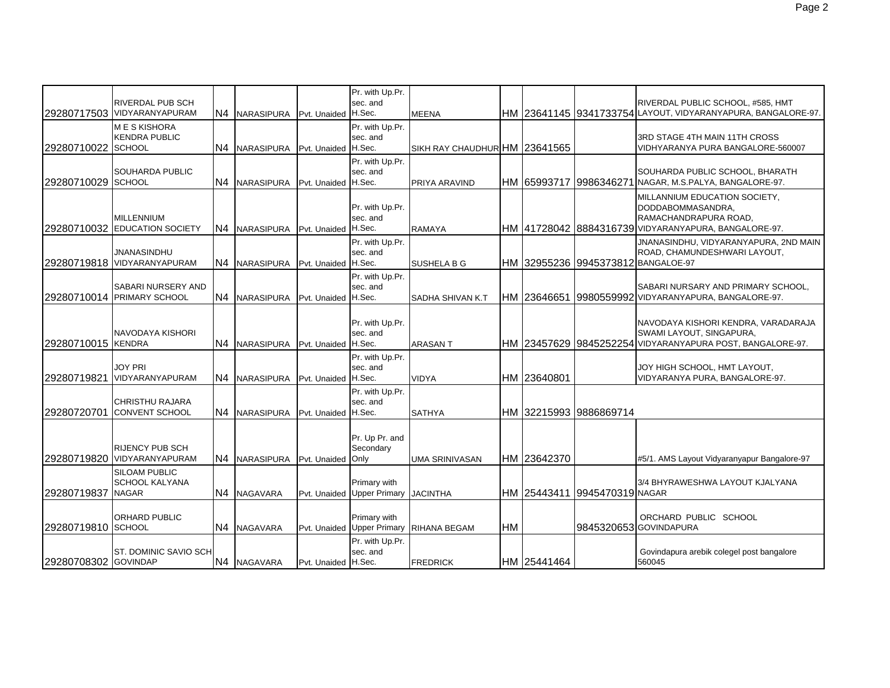| | | | | | | | | | | |
|---|---|---|---|---|---|---|---|---|---|---|
| 29280717503 | RIVERDAL PUB SCH VIDYARANYAPURAM | N4 | NARASIPURA | Pvt. Unaided | Pr. with Up.Pr. sec. and H.Sec. | MEENA | HM | 23641145 | 9341733754 | RIVERDAL PUBLIC SCHOOL, #585, HMT LAYOUT, VIDYARANYAPURA, BANGALORE-97. |
| 29280710022 | M E S KISHORA KENDRA PUBLIC SCHOOL | N4 | NARASIPURA | Pvt. Unaided | Pr. with Up.Pr. sec. and H.Sec. | SIKH RAY CHAUDHUR | HM | 23641565 | | 3RD STAGE 4TH MAIN 11TH CROSS VIDHYARANYA PURA BANGALORE-560007 |
| 29280710029 | SOUHARDA PUBLIC SCHOOL | N4 | NARASIPURA | Pvt. Unaided | Pr. with Up.Pr. sec. and H.Sec. | PRIYA ARAVIND | HM | 65993717 | 9986346271 | SOUHARDA PUBLIC SCHOOL, BHARATH NAGAR, M.S.PALYA, BANGALORE-97. |
| 29280710032 | MILLENNIUM EDUCATION SOCIETY | N4 | NARASIPURA | Pvt. Unaided | Pr. with Up.Pr. sec. and H.Sec. | RAMAYA | HM | 41728042 | 8884316739 | MILLANNIUM EDUCATION SOCIETY, DODDABOMMASANDRA, RAMACHANDRAPURA ROAD, VIDYARANYAPURA, BANGALORE-97. |
| 29280719818 | JNANASINDHU VIDYARANYAPURAM | N4 | NARASIPURA | Pvt. Unaided | Pr. with Up.Pr. sec. and H.Sec. | SUSHELA B G | HM | 32955236 | 9945373812 | JNANASINDHU, VIDYARANYAPURA, 2ND MAIN ROAD, CHAMUNDESHWARI LAYOUT, BANGALOE-97 |
| 29280710014 | SABARI NURSERY AND PRIMARY SCHOOL | N4 | NARASIPURA | Pvt. Unaided | Pr. with Up.Pr. sec. and H.Sec. | SADHA SHIVAN K.T | HM | 23646651 | 9980559992 | SABARI NURSARY AND PRIMARY SCHOOL, VIDYARANYAPURA, BANGALORE-97. |
| 29280710015 | NAVODAYA KISHORI KENDRA | N4 | NARASIPURA | Pvt. Unaided | Pr. with Up.Pr. sec. and H.Sec. | ARASAN T | HM | 23457629 | 9845252254 | NAVODAYA KISHORI KENDRA, VARADARAJA SWAMI LAYOUT, SINGAPURA, VIDYARANYAPURA POST, BANGALORE-97. |
| 29280719821 | JOY PRI VIDYARANYAPURAM | N4 | NARASIPURA | Pvt. Unaided | Pr. with Up.Pr. sec. and H.Sec. | VIDYA | HM | 23640801 | | JOY HIGH SCHOOL, HMT LAYOUT, VIDYARANYA PURA, BANGALORE-97. |
| 29280720701 | CHRISTHU RAJARA CONVENT SCHOOL | N4 | NARASIPURA | Pvt. Unaided | Pr. with Up.Pr. sec. and H.Sec. | SATHYA | HM | 32215993 | 9886869714 | |
| 29280719820 | RIJENCY PUB SCH VIDYARANYAPURAM | N4 | NARASIPURA | Pvt. Unaided | Pr. Up Pr. and Secondary Only | UMA SRINIVASAN | HM | 23642370 | | #5/1. AMS Layout Vidyaranyapur Bangalore-97 |
| 29280719837 | SILOAM PUBLIC SCHOOL KALYANA NAGAR | N4 | NAGAVARA | Pvt. Unaided | Primary with Upper Primary | JACINTHA | HM | 25443411 | 9945470319 | 3/4 BHYRAWESHWA LAYOUT KJALYANA NAGAR |
| 29280719810 | ORHARD PUBLIC SCHOOL | N4 | NAGAVARA | Pvt. Unaided | Primary with Upper Primary | RIHANA BEGAM | HM | | 9845320653 | ORCHARD PUBLIC SCHOOL GOVINDAPURA |
| 29280708302 | ST. DOMINIC SAVIO SCH GOVINDAP | N4 | NAGAVARA | Pvt. Unaided | Pr. with Up.Pr. sec. and H.Sec. | FREDRICK | HM | 25441464 | | Govindapura arebik colegel post bangalore 560045 |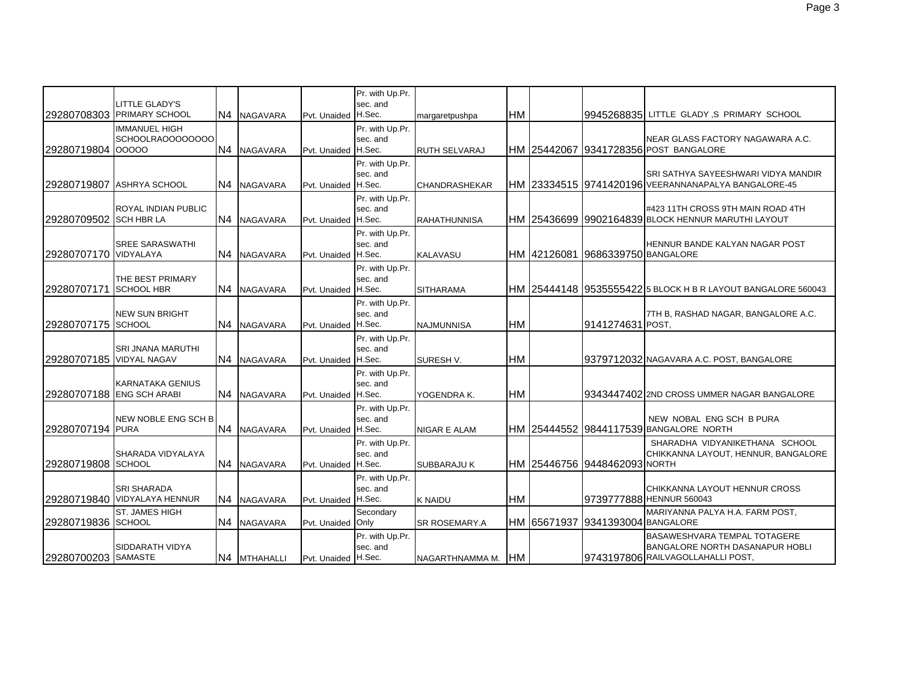| | | | | | | | | | | |
|---|---|---|---|---|---|---|---|---|---|---|
| 29280708303 | LITTLE GLADY'S PRIMARY SCHOOL | N4 | NAGAVARA | Pvt. Unaided | Pr. with Up.Pr. sec. and H.Sec. | margaretpushpa | HM | | 9945268835 | LITTLE GLADY ,S PRIMARY SCHOOL |
| 29280719804 | IMMANUEL HIGH SCHOOLRAOOOOOOOOOOOOO | N4 | NAGAVARA | Pvt. Unaided | Pr. with Up.Pr. sec. and H.Sec. | RUTH SELVARAJ | HM | 25442067 | 9341728356 | NEAR GLASS FACTORY NAGAWARA A.C. POST BANGALORE |
| 29280719807 | ASHRYA SCHOOL | N4 | NAGAVARA | Pvt. Unaided | Pr. with Up.Pr. sec. and H.Sec. | CHANDRASHEKAR | HM | 23334515 | 9741420196 | SRI SATHYA SAYEESHWARI VIDYA MANDIR VEERANNANAPALYA BANGALORE-45 |
| 29280709502 | ROYAL INDIAN PUBLIC SCH HBR LA | N4 | NAGAVARA | Pvt. Unaided | Pr. with Up.Pr. sec. and H.Sec. | RAHATHUNNISA | HM | 25436699 | 9902164839 | #423 11TH CROSS 9TH MAIN ROAD 4TH BLOCK HENNUR MARUTHI LAYOUT |
| 29280707170 | SREE SARASWATHI VIDYALAYA | N4 | NAGAVARA | Pvt. Unaided | Pr. with Up.Pr. sec. and H.Sec. | KALAVASU | HM | 42126081 | 9686339750 | HENNUR BANDE KALYAN NAGAR POST BANGALORE |
| 29280707171 | THE BEST PRIMARY SCHOOL HBR | N4 | NAGAVARA | Pvt. Unaided | Pr. with Up.Pr. sec. and H.Sec. | SITHARAMA | HM | 25444148 | 9535555422 | 5 BLOCK H B R LAYOUT BANGALORE 560043 |
| 29280707175 | NEW SUN BRIGHT SCHOOL | N4 | NAGAVARA | Pvt. Unaided | Pr. with Up.Pr. sec. and H.Sec. | NAJMUNNISA | HM | | 9141274631 | 7TH B, RASHAD NAGAR, BANGALORE A.C. POST, |
| 29280707185 | SRI JNANA MARUTHI VIDYAL NAGAV | N4 | NAGAVARA | Pvt. Unaided | Pr. with Up.Pr. sec. and H.Sec. | SURESH V. | HM | | 9379712032 | NAGAVARA A.C. POST, BANGALORE |
| 29280707188 | KARNATAKA GENIUS ENG SCH ARABI | N4 | NAGAVARA | Pvt. Unaided | Pr. with Up.Pr. sec. and H.Sec. | YOGENDRA K. | HM | | 9343447402 | 2ND CROSS UMMER NAGAR BANGALORE |
| 29280707194 | NEW NOBLE ENG SCH B PURA | N4 | NAGAVARA | Pvt. Unaided | Pr. with Up.Pr. sec. and H.Sec. | NIGAR E ALAM | HM | 25444552 | 9844117539 | NEW NOBAL ENG SCH B PURA BANGALORE NORTH |
| 29280719808 | SHARADA VIDYALAYA SCHOOL | N4 | NAGAVARA | Pvt. Unaided | Pr. with Up.Pr. sec. and H.Sec. | SUBBARAJU K | HM | 25446756 | 9448462093 | SHARADHA VIDYANIKETHANA SCHOOL CHIKKANNA LAYOUT, HENNUR, BANGALORE NORTH |
| 29280719840 | SRI SHARADA VIDYALAYA HENNUR | N4 | NAGAVARA | Pvt. Unaided | Pr. with Up.Pr. sec. and H.Sec. | K NAIDU | HM | | 9739777888 | CHIKKANNA LAYOUT HENNUR CROSS HENNUR 560043 |
| 29280719836 | ST. JAMES HIGH SCHOOL | N4 | NAGAVARA | Pvt. Unaided | Secondary Only | SR ROSEMARY.A | HM | 65671937 | 9341393004 | MARIYANNA PALYA H.A. FARM POST, BANGALORE |
| 29280700203 | SIDDARATH VIDYA SAMASTE | N4 | MTHAHALLI | Pvt. Unaided | Pr. with Up.Pr. sec. and H.Sec. | NAGARTHNAMMA M. | HM | | 9743197806 | BASAWESHVARA TEMPAL TOTAGERE BANGALORE NORTH DASANAPUR HOBLI RAILVAGOLLAHALLI POST, |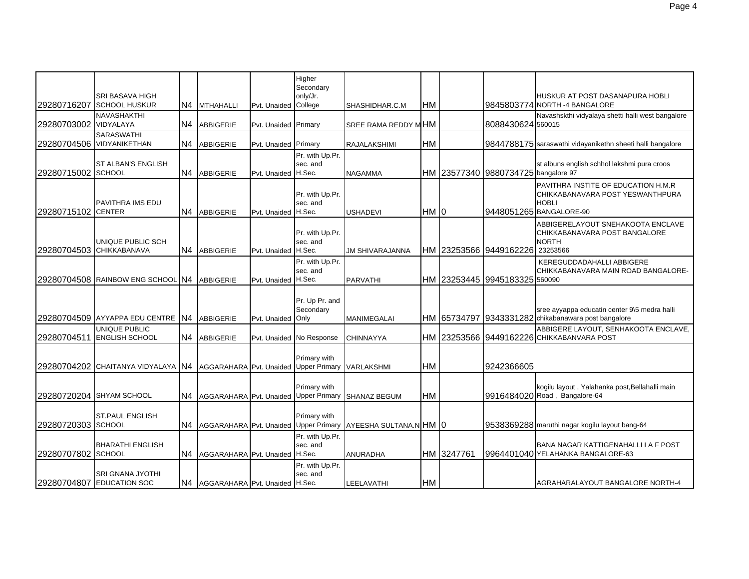| | | | | | | | | | | |
|---|---|---|---|---|---|---|---|---|---|---|
| 29280716207 | SRI BASAVA HIGH SCHOOL HUSKUR | N4 | MTHAHALLI | Pvt. Unaided | Higher Secondary only/Jr. College | SHASHIDHAR.C.M | HM | | 9845803774 | HUSKUR AT POST DASANAPURA HOBLI NORTH -4 BANGALORE |
| 29280703002 | NAVASHAKTHI VIDYALAYA | N4 | ABBIGERIE | Pvt. Unaided | Primary | SREE RAMA REDDY M | HM | | 8088430624 | Navashskthi vidyalaya shetti halli west bangalore 560015 |
| 29280704506 | SARASWATHI VIDYANIKETHAN | N4 | ABBIGERIE | Pvt. Unaided | Primary | RAJALAKSHIMI | HM | | 9844788175 | saraswathi vidayanikethn sheeti halli bangalore |
| 29280715002 | ST ALBAN'S ENGLISH SCHOOL | N4 | ABBIGERIE | Pvt. Unaided | Pr. with Up.Pr. sec. and H.Sec. | NAGAMMA | HM | 23577340 | 9880734725 | st albuns english schhol lakshmi pura croos bangalore 97 |
| 29280715102 | PAVITHRA IMS EDU CENTER | N4 | ABBIGERIE | Pvt. Unaided | Pr. with Up.Pr. sec. and H.Sec. | USHADEVI | HM | 0 | 9448051265 | PAVITHRA INSTITE OF EDUCATION H.M.R CHIKKABANAVARA POST YESWANTHPURA HOBLI BANGALORE-90 |
| 29280704503 | UNIQUE PUBLIC SCH CHIKKABANAVA | N4 | ABBIGERIE | Pvt. Unaided | Pr. with Up.Pr. sec. and H.Sec. | JM SHIVARAJANNA | HM | 23253566 | 9449162226 | ABBIGERELAYOUT SNEHAKOOTA ENCLAVE CHIKKABANAVARA POST BANGALORE NORTH 23253566 |
| 29280704508 | RAINBOW ENG SCHOOL | N4 | ABBIGERIE | Pvt. Unaided | Pr. with Up.Pr. sec. and H.Sec. | PARVATHI | HM | 23253445 | 9945183325 | KEREGUDDADAHALLI ABBIGERE CHIKKABANAVARA MAIN ROAD BANGALORE-560090 |
| 29280704509 | AYYAPPA EDU CENTRE | N4 | ABBIGERIE | Pvt. Unaided | Pr. Up Pr. and Secondary Only | MANIMEGALAI | HM | 65734797 | 9343331282 | sree ayyappa educatin center 9\5 medra halli chikabanawara post bangalore |
| 29280704511 | UNIQUE PUBLIC ENGLISH SCHOOL | N4 | ABBIGERIE | Pvt. Unaided | No Response | CHINNAYYA | HM | 23253566 | 9449162226 | ABBIGERE LAYOUT, SENHAKOOTA ENCLAVE, CHIKKABANVARA POST |
| 29280704202 | CHAITANYA VIDYALAYA | N4 | AGGARAHARA | Pvt. Unaided | Primary with Upper Primary | VARLAKSHMI | HM | | 9242366605 | |
| 29280720204 | SHYAM SCHOOL | N4 | AGGARAHARA | Pvt. Unaided | Primary with Upper Primary | SHANAZ BEGUM | HM | | 9916484020 | kogilu layout , Yalahanka post,Bellahalli main Road , Bangalore-64 |
| 29280720303 | ST.PAUL ENGLISH SCHOOL | N4 | AGGARAHARA | Pvt. Unaided | Primary with Upper Primary | AYEESHA SULTANA.N | HM | 0 | 9538369288 | maruthi nagar kogilu layout bang-64 |
| 29280707802 | BHARATHI ENGLISH SCHOOL | N4 | AGGARAHARA | Pvt. Unaided | Pr. with Up.Pr. sec. and H.Sec. | ANURADHA | HM | 3247761 | 9964401040 | BANA NAGAR KATTIGENAHALLI I A F POST YELAHANKA BANGALORE-63 |
| 29280704807 | SRI GNANA JYOTHI EDUCATION SOC | N4 | AGGARAHARA | Pvt. Unaided | Pr. with Up.Pr. sec. and H.Sec. | LEELAVATHI | HM | | | AGRAHARALAYOUT BANGALORE NORTH-4 |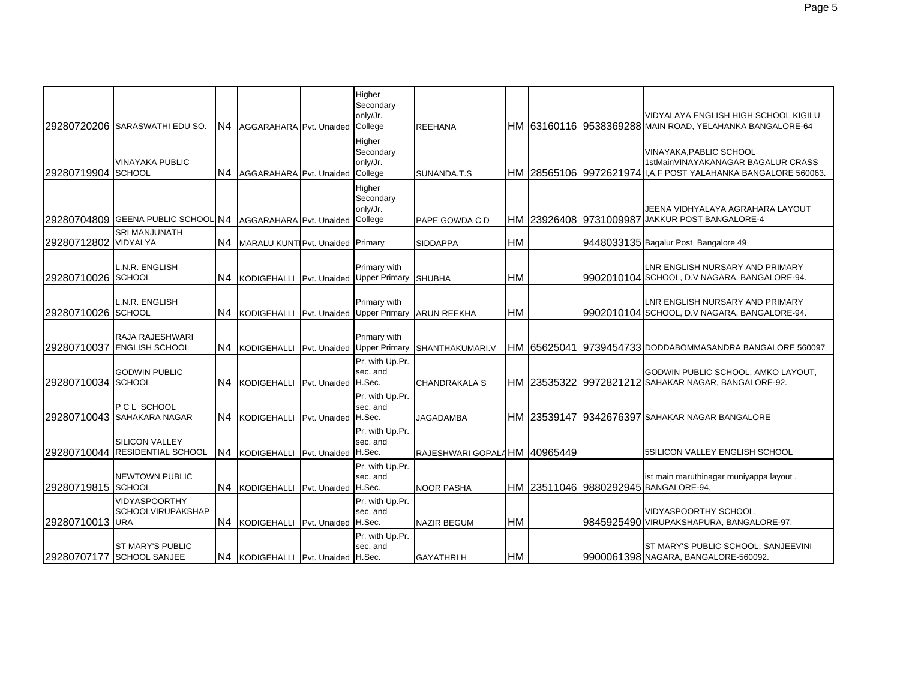| | | | | | | | | | | |
|---|---|---|---|---|---|---|---|---|---|---|
| 29280720206 | SARASWATHI EDU SO. | N4 | AGGARAHARA | Pvt. Unaided | Higher Secondary only/Jr. College | REEHANA | HM | 63160116 | 9538369288 | VIDYALAYA ENGLISH HIGH SCHOOL KIGILU MAIN ROAD, YELAHANKA BANGALORE-64 |
| 29280719904 | VINAYAKA PUBLIC SCHOOL | N4 | AGGARAHARA | Pvt. Unaided | Higher Secondary only/Jr. College | SUNANDA.T.S | HM | 28565106 | 9972621974 | VINAYAKA,PABLIC SCHOOL 1stMainVINAYAKANAGAR BAGALUR CRASS I,A,F POST YALAHANKA BANGALORE 560063. |
| 29280704809 | GEENA PUBLIC SCHOOL | N4 | AGGARAHARA | Pvt. Unaided | Higher Secondary only/Jr. College | PAPE GOWDA C D | HM | 23926408 | 9731009987 | JEENA VIDHYALAYA AGRAHARA LAYOUT JAKKUR POST BANGALORE-4 |
| 29280712802 | SRI MANJUNATH VIDYALYA | N4 | MARALU KUNTI | Pvt. Unaided | Primary | SIDDAPPA | HM | | 9448033135 | Bagalur Post Bangalore 49 |
| 29280710026 | L.N.R. ENGLISH SCHOOL | N4 | KODIGEHALLI | Pvt. Unaided | Primary with Upper Primary | SHUBHA | HM | | 9902010104 | LNR ENGLISH NURSARY AND PRIMARY SCHOOL, D.V NAGARA, BANGALORE-94. |
| 29280710026 | L.N.R. ENGLISH SCHOOL | N4 | KODIGEHALLI | Pvt. Unaided | Primary with Upper Primary | ARUN REEKHA | HM | | 9902010104 | LNR ENGLISH NURSARY AND PRIMARY SCHOOL, D.V NAGARA, BANGALORE-94. |
| 29280710037 | RAJA RAJESHWARI ENGLISH SCHOOL | N4 | KODIGEHALLI | Pvt. Unaided | Primary with Upper Primary | SHANTHAKUMARI.V | HM | 65625041 | 9739454733 | DODDABOMMASANDRA BANGALORE 560097 |
| 29280710034 | GODWIN PUBLIC SCHOOL | N4 | KODIGEHALLI | Pvt. Unaided | Pr. with Up.Pr. sec. and H.Sec. | CHANDRAKALA S | HM | 23535322 | 9972821212 | GODWIN PUBLIC SCHOOL, AMKO LAYOUT, SAHAKAR NAGAR, BANGALORE-92. |
| 29280710043 | P C L SCHOOL SAHAKARA NAGAR | N4 | KODIGEHALLI | Pvt. Unaided | Pr. with Up.Pr. sec. and H.Sec. | JAGADAMBA | HM | 23539147 | 9342676397 | SAHAKAR NAGAR BANGALORE |
| 29280710044 | SILICON VALLEY RESIDENTIAL SCHOOL | N4 | KODIGEHALLI | Pvt. Unaided | Pr. with Up.Pr. sec. and H.Sec. | RAJESHWARI GOPALA | HM | 40965449 | | 5SILICON VALLEY ENGLISH SCHOOL |
| 29280719815 | NEWTOWN PUBLIC SCHOOL | N4 | KODIGEHALLI | Pvt. Unaided | Pr. with Up.Pr. sec. and H.Sec. | NOOR PASHA | HM | 23511046 | 9880292945 | ist main maruthinagar muniyappa layout . BANGALORE-94. |
| 29280710013 | VIDYASPOORTHY SCHOOLVIRUPAKSHAPURA | N4 | KODIGEHALLI | Pvt. Unaided | Pr. with Up.Pr. sec. and H.Sec. | NAZIR BEGUM | HM | | 9845925490 | VIDYASPOORTHY SCHOOL, VIRUPAKSHAPURA, BANGALORE-97. |
| 29280707177 | ST MARY'S PUBLIC SCHOOL SANJEE | N4 | KODIGEHALLI | Pvt. Unaided | Pr. with Up.Pr. sec. and H.Sec. | GAYATHRI H | HM | | 9900061398 | ST MARY'S PUBLIC SCHOOL, SANJEEVINI NAGARA, BANGALORE-560092. |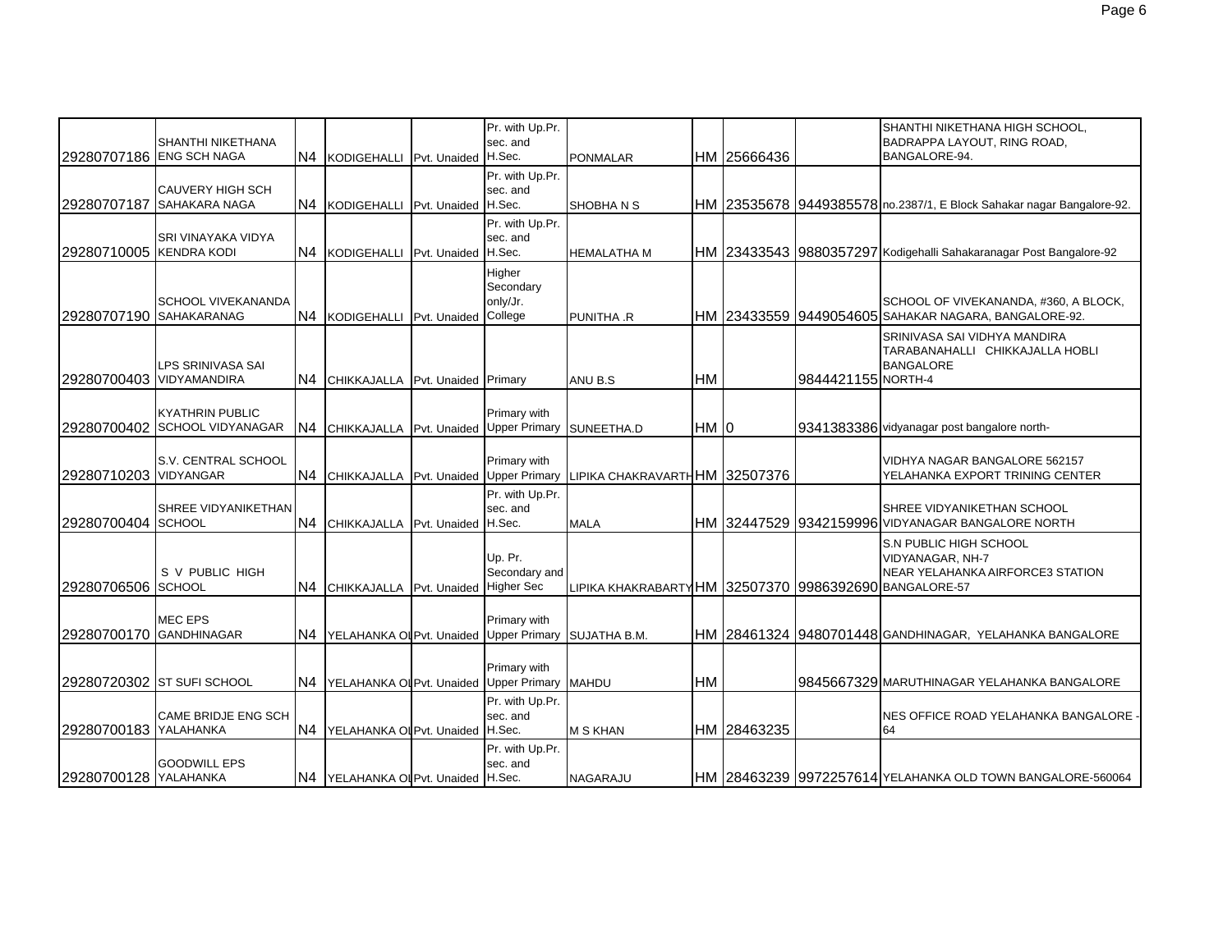| | | | | | | | | | | |
|---|---|---|---|---|---|---|---|---|---|---|
| 29280707186 | SHANTHI NIKETHANA ENG SCH NAGA | N4 | KODIGEHALLI | Pvt. Unaided | Pr. with Up.Pr. sec. and H.Sec. | PONMALAR | HM | 25666436 | | SHANTHI NIKETHANA HIGH SCHOOL, BADRAPPA LAYOUT, RING ROAD, BANGALORE-94. |
| 29280707187 | CAUVERY HIGH SCH SAHAKARA NAGA | N4 | KODIGEHALLI | Pvt. Unaided | Pr. with Up.Pr. sec. and H.Sec. | SHOBHA N S | HM | 23535678 | 9449385578 | no.2387/1, E Block Sahakar nagar Bangalore-92. |
| 29280710005 | SRI VINAYAKA VIDYA KENDRA KODI | N4 | KODIGEHALLI | Pvt. Unaided | Pr. with Up.Pr. sec. and H.Sec. | HEMALATHA M | HM | 23433543 | 9880357297 | Kodigehalli Sahakaranagar Post Bangalore-92 |
| 29280707190 | SCHOOL VIVEKANANDA SAHAKARANAG | N4 | KODIGEHALLI | Pvt. Unaided | Higher Secondary only/Jr. College | PUNITHA .R | HM | 23433559 | 9449054605 | SCHOOL OF VIVEKANANDA, #360, A BLOCK, SAHAKAR NAGARA, BANGALORE-92. |
| 29280700403 | LPS SRINIVASA SAI VIDYAMANDIRA | N4 | CHIKKAJALLA | Pvt. Unaided | Primary | ANU B.S | HM | | 9844421155 | SRINIVASA SAI VIDHYA MANDIRA TARABANAHALLI CHIKKAJALLA HOBLI BANGALORE NORTH-4 |
| 29280700402 | KYATHRIN PUBLIC SCHOOL VIDYANAGAR | N4 | CHIKKAJALLA | Pvt. Unaided | Primary with Upper Primary | SUNEETHA.D | HM | 0 | 9341383386 | vidyanagar post bangalore north- |
| 29280710203 | S.V. CENTRAL SCHOOL VIDYANGAR | N4 | CHIKKAJALLA | Pvt. Unaided | Primary with Upper Primary | LIPIKA CHAKRAVARTH | HM | 32507376 | | VIDHYA NAGAR BANGALORE 562157 YELAHANKA EXPORT TRINING CENTER |
| 29280700404 | SHREE VIDYANIKETHAN SCHOOL | N4 | CHIKKAJALLA | Pvt. Unaided | Pr. with Up.Pr. sec. and H.Sec. | MALA | HM | 32447529 | 9342159996 | SHREE VIDYANIKETHAN SCHOOL VIDYANAGAR BANGALORE NORTH |
| 29280706506 | S V PUBLIC HIGH SCHOOL | N4 | CHIKKAJALLA | Pvt. Unaided | Up. Pr. Secondary and Higher Sec | LIPIKA KHAKRABARTY | HM | 32507370 | 9986392690 | S.N PUBLIC HIGH SCHOOL VIDYANAGAR, NH-7 NEAR YELAHANKA AIRFORCE3 STATION BANGALORE-57 |
| 29280700170 | MEC EPS GANDHINAGAR | N4 | YELAHANKA OL | Pvt. Unaided | Primary with Upper Primary | SUJATHA B.M. | HM | 28461324 | 9480701448 | GANDHINAGAR, YELAHANKA BANGALORE |
| 29280720302 | ST SUFI SCHOOL | N4 | YELAHANKA OL | Pvt. Unaided | Primary with Upper Primary | MAHDU | HM | | 9845667329 | MARUTHINAGAR YELAHANKA BANGALORE |
| 29280700183 | CAME BRIDJE ENG SCH YALAHANKA | N4 | YELAHANKA OL | Pvt. Unaided | Pr. with Up.Pr. sec. and H.Sec. | M S KHAN | HM | 28463235 | | NES OFFICE ROAD YELAHANKA BANGALORE - 64 |
| 29280700128 | GOODWILL EPS YALAHANKA | N4 | YELAHANKA OL | Pvt. Unaided | Pr. with Up.Pr. sec. and H.Sec. | NAGARAJU | HM | 28463239 | 9972257614 | YELAHANKA OLD TOWN BANGALORE-560064 |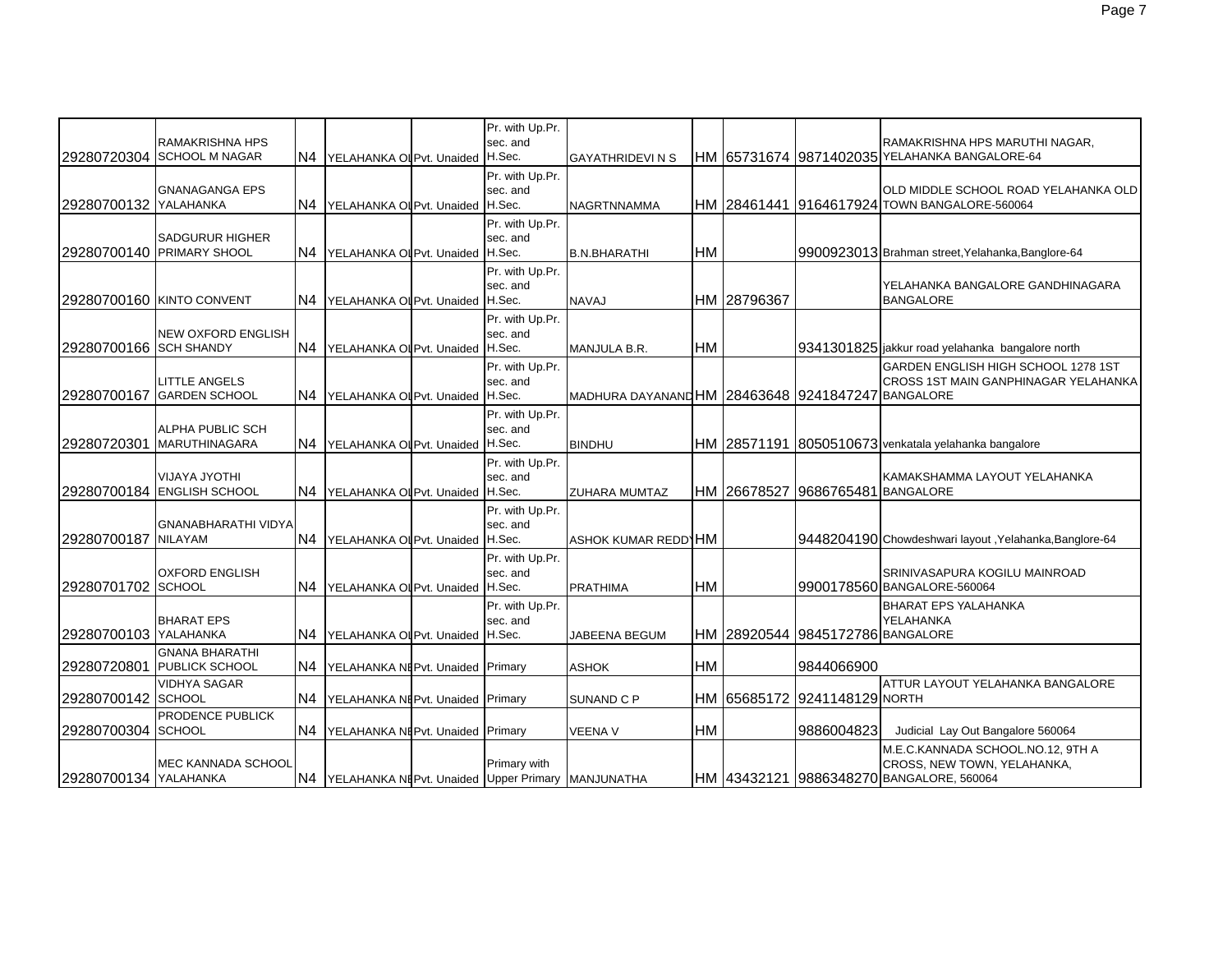| | | | | | | | | | | |
|---|---|---|---|---|---|---|---|---|---|---|
| 29280720304 | RAMAKRISHNA HPS SCHOOL M NAGAR | N4 | YELAHANKA OL | Pvt. Unaided | Pr. with Up.Pr. sec. and H.Sec. | GAYATHRIDEVI N S | HM | 65731674 | 9871402035 | RAMAKRISHNA HPS MARUTHI NAGAR, YELAHANKA BANGALORE-64 |
| 29280700132 | GNANAGANGA EPS YALAHANKA | N4 | YELAHANKA OL | Pvt. Unaided | Pr. with Up.Pr. sec. and H.Sec. | NAGRTNNAMMA | HM | 28461441 | 9164617924 | OLD MIDDLE SCHOOL ROAD YELAHANKA OLD TOWN BANGALORE-560064 |
| 29280700140 | SADGURUR HIGHER PRIMARY SHOOL | N4 | YELAHANKA OL | Pvt. Unaided | Pr. with Up.Pr. sec. and H.Sec. | B.N.BHARATHI | HM | | 9900923013 | Brahman street,Yelahanka,Banglore-64 |
| 29280700160 | KINTO CONVENT | N4 | YELAHANKA OL | Pvt. Unaided | Pr. with Up.Pr. sec. and H.Sec. | NAVAJ | HM | 28796367 | | YELAHANKA BANGALORE GANDHINAGARA BANGALORE |
| 29280700166 | NEW OXFORD ENGLISH SCH SHANDY | N4 | YELAHANKA OL | Pvt. Unaided | Pr. with Up.Pr. sec. and H.Sec. | MANJULA B.R. | HM | | 9341301825 | jakkur road yelahanka bangalore north |
| 29280700167 | LITTLE ANGELS GARDEN SCHOOL | N4 | YELAHANKA OL | Pvt. Unaided | Pr. with Up.Pr. sec. and H.Sec. | MADHURA DAYANAND | HM | 28463648 | 9241847247 | GARDEN ENGLISH HIGH SCHOOL 1278 1ST CROSS 1ST MAIN GANPHINAGAR YELAHANKA BANGALORE |
| 29280720301 | ALPHA PUBLIC SCH MARUTHINAGARA | N4 | YELAHANKA OL | Pvt. Unaided | Pr. with Up.Pr. sec. and H.Sec. | BINDHU | HM | 28571191 | 8050510673 | venkatala yelahanka bangalore |
| 29280700184 | VIJAYA JYOTHI ENGLISH SCHOOL | N4 | YELAHANKA OL | Pvt. Unaided | Pr. with Up.Pr. sec. and H.Sec. | ZUHARA MUMTAZ | HM | 26678527 | 9686765481 | KAMAKSHAMMA LAYOUT YELAHANKA BANGALORE |
| 29280700187 | GNANABHARATHI VIDYA NILAYAM | N4 | YELAHANKA OL | Pvt. Unaided | Pr. with Up.Pr. sec. and H.Sec. | ASHOK KUMAR REDDY | HM | | 9448204190 | Chowdeshwari layout ,Yelahanka,Banglore-64 |
| 29280701702 | OXFORD ENGLISH SCHOOL | N4 | YELAHANKA OL | Pvt. Unaided | Pr. with Up.Pr. sec. and H.Sec. | PRATHIMA | HM | | 9900178560 | SRINIVASAPURA KOGILU MAINROAD BANGALORE-560064 |
| 29280700103 | BHARAT EPS YALAHANKA | N4 | YELAHANKA OL | Pvt. Unaided | Pr. with Up.Pr. sec. and H.Sec. | JABEENA BEGUM | HM | 28920544 | 9845172786 | BHARAT EPS YALAHANKA YELAHANKA BANGALORE |
| 29280720801 | GNANA BHARATHI PUBLICK SCHOOL | N4 | YELAHANKA NE | Pvt. Unaided | Primary | ASHOK | HM | | 9844066900 | |
| 29280700142 | VIDHYA SAGAR SCHOOL | N4 | YELAHANKA NE | Pvt. Unaided | Primary | SUNAND C P | HM | 65685172 | 9241148129 | ATTUR LAYOUT YELAHANKA BANGALORE NORTH |
| 29280700304 | PRODENCE PUBLICK SCHOOL | N4 | YELAHANKA NE | Pvt. Unaided | Primary | VEENA V | HM | | 9886004823 | Judicial Lay Out Bangalore 560064 |
| 29280700134 | MEC KANNADA SCHOOL YALAHANKA | N4 | YELAHANKA NE | Pvt. Unaided | Primary with Upper Primary | MANJUNATHA | HM | 43432121 | 9886348270 | M.E.C.KANNADA SCHOOL.NO.12, 9TH A CROSS, NEW TOWN, YELAHANKA, BANGALORE, 560064 |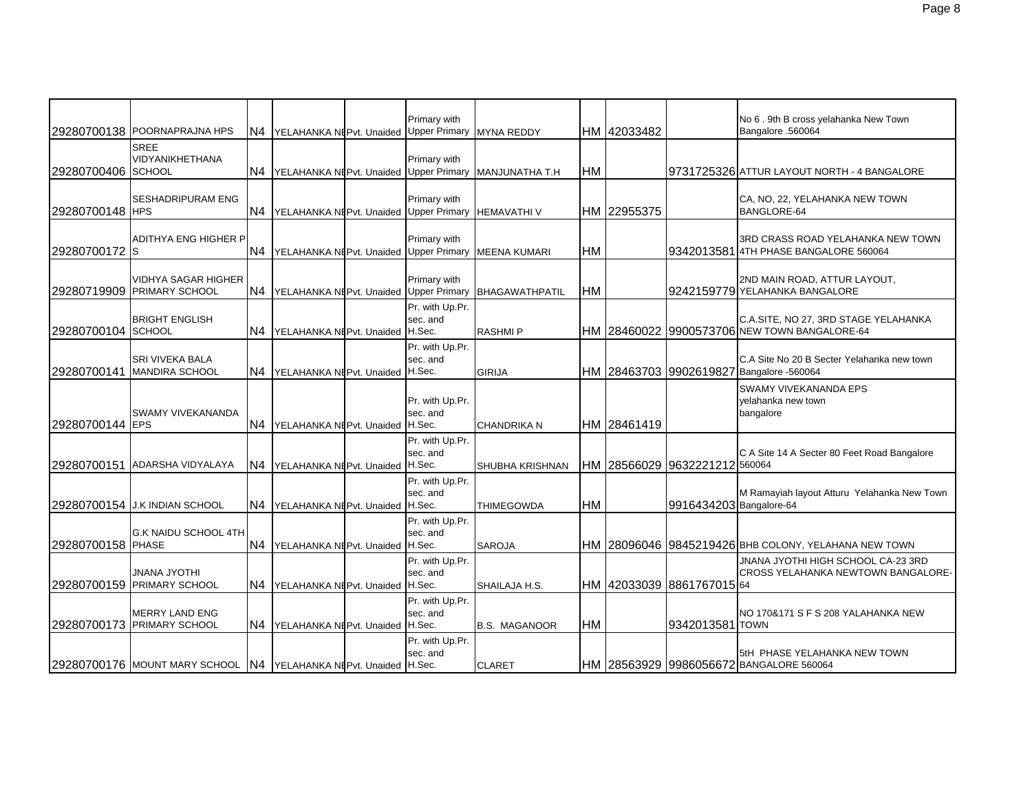| | | | | | | | | | | | |
|---|---|---|---|---|---|---|---|---|---|---|---|
| 29280700138 | POORNAPRAJNA HPS | N4 | YELAHANKA NE | Pvt. Unaided | Primary with Upper Primary | MYNA REDDY | HM | 42033482 | | No 6 . 9th B cross yelahanka New Town Bangalore .560064 |
| 29280700406 | SREE VIDYANIKHETHANA SCHOOL | N4 | YELAHANKA NE | Pvt. Unaided | Primary with Upper Primary | MANJUNATHA T.H | HM | | 9731725326 | ATTUR LAYOUT NORTH - 4 BANGALORE |
| 29280700148 | SESHADRIPURAM ENG HPS | N4 | YELAHANKA NE | Pvt. Unaided | Primary with Upper Primary | HEMAVATHI V | HM | 22955375 | | CA, NO, 22, YELAHANKA NEW TOWN BANGLORE-64 |
| 29280700172 | ADITHYA ENG HIGHER P S | N4 | YELAHANKA NE | Pvt. Unaided | Primary with Upper Primary | MEENA KUMARI | HM | | 9342013581 | 3RD CRASS ROAD YELAHANKA NEW TOWN 4TH PHASE BANGALORE 560064 |
| 29280719909 | VIDHYA SAGAR HIGHER PRIMARY SCHOOL | N4 | YELAHANKA NE | Pvt. Unaided | Primary with Upper Primary | BHAGAWATHPATIL | HM | | 9242159779 | 2ND MAIN ROAD, ATTUR LAYOUT, YELAHANKA BANGALORE |
| 29280700104 | BRIGHT ENGLISH SCHOOL | N4 | YELAHANKA NE | Pvt. Unaided | Pr. with Up.Pr. sec. and H.Sec. | RASHMI P | HM | 28460022 | 9900573706 | C.A.SITE, NO 27, 3RD STAGE YELAHANKA NEW TOWN BANGALORE-64 |
| 29280700141 | SRI VIVEKA BALA MANDIRA SCHOOL | N4 | YELAHANKA NE | Pvt. Unaided | Pr. with Up.Pr. sec. and H.Sec. | GIRIJA | HM | 28463703 | 9902619827 | C.A Site No 20 B Secter Yelahanka new town Bangalore -560064 |
| 29280700144 | SWAMY VIVEKANANDA EPS | N4 | YELAHANKA NE | Pvt. Unaided | Pr. with Up.Pr. sec. and H.Sec. | CHANDRIKA N | HM | 28461419 | | SWAMY VIVEKANANDA EPS yelahanka new town bangalore |
| 29280700151 | ADARSHA VIDYALAYA | N4 | YELAHANKA NE | Pvt. Unaided | Pr. with Up.Pr. sec. and H.Sec. | SHUBHA KRISHNAN | HM | 28566029 | 9632221212 | C A Site 14 A Secter 80 Feet Road Bangalore 560064 |
| 29280700154 | J.K INDIAN SCHOOL | N4 | YELAHANKA NE | Pvt. Unaided | Pr. with Up.Pr. sec. and H.Sec. | THIMEGOWDA | HM | | 9916434203 | M Ramayiah layout Atturu Yelahanka New Town Bangalore-64 |
| 29280700158 | G.K NAIDU SCHOOL 4TH PHASE | N4 | YELAHANKA NE | Pvt. Unaided | Pr. with Up.Pr. sec. and H.Sec. | SAROJA | HM | 28096046 | 9845219426 | BHB COLONY, YELAHANA NEW TOWN |
| 29280700159 | JNANA JYOTHI PRIMARY SCHOOL | N4 | YELAHANKA NE | Pvt. Unaided | Pr. with Up.Pr. sec. and H.Sec. | SHAILAJA H.S. | HM | 42033039 | 8861767015 | JNANA JYOTHI HIGH SCHOOL CA-23 3RD CROSS YELAHANKA NEWTOWN BANGALORE-64 |
| 29280700173 | MERRY LAND ENG PRIMARY SCHOOL | N4 | YELAHANKA NE | Pvt. Unaided | Pr. with Up.Pr. sec. and H.Sec. | B.S. MAGANOOR | HM | | 9342013581 | NO 170&171 S F S 208 YALAHANKA NEW TOWN |
| 29280700176 | MOUNT MARY SCHOOL | N4 | YELAHANKA NE | Pvt. Unaided | Pr. with Up.Pr. sec. and H.Sec. | CLARET | HM | 28563929 | 9986056672 | 5tH PHASE YELAHANKA NEW TOWN BANGALORE 560064 |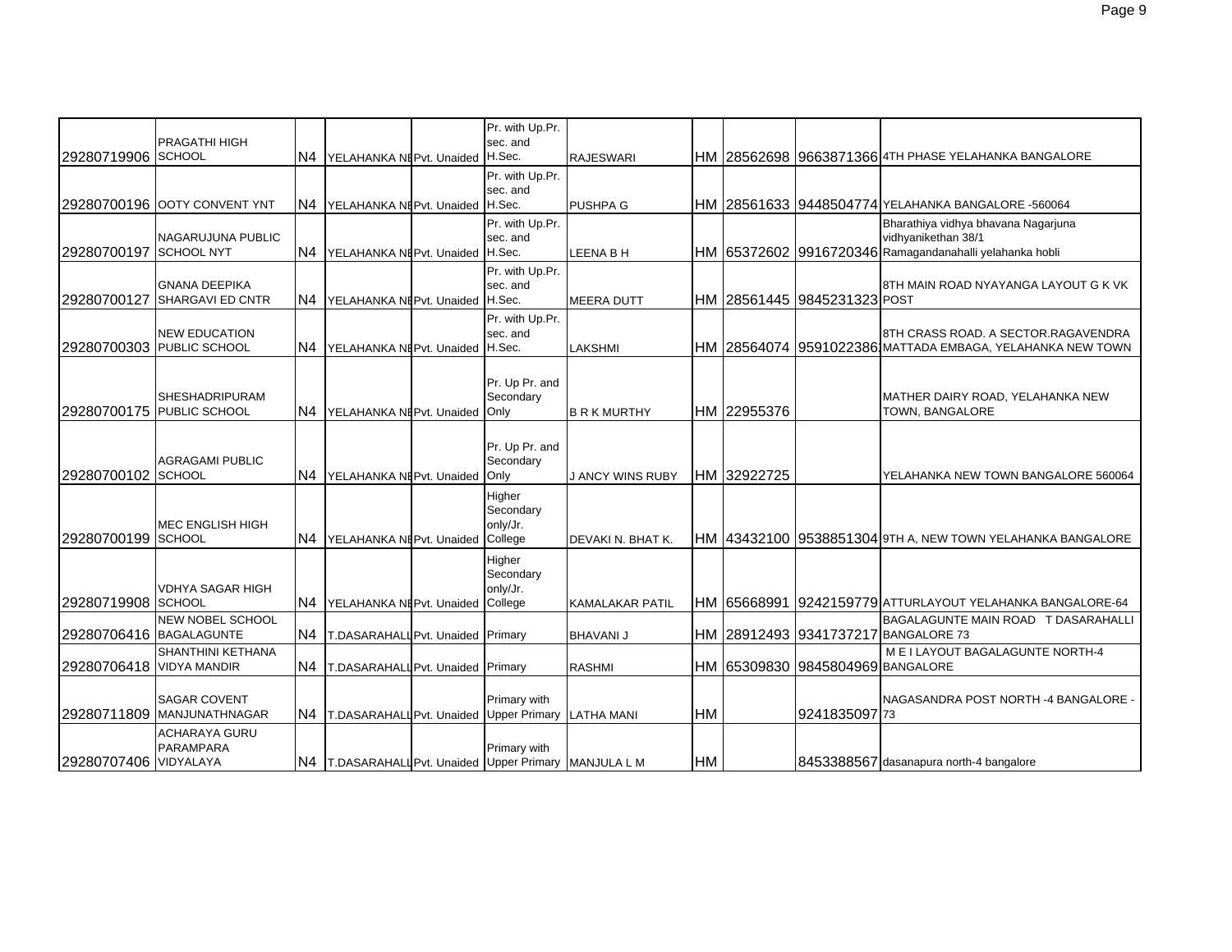| | | | | | | | | | | |
|---|---|---|---|---|---|---|---|---|---|---|
| 29280719906 | PRAGATHI HIGH SCHOOL | N4 | YELAHANKA NE | Pvt. Unaided | Pr. with Up.Pr. sec. and H.Sec. | RAJESWARI | HM | 28562698 | 9663871366 | 4TH PHASE YELAHANKA BANGALORE |
| 29280700196 | OOTY CONVENT YNT | N4 | YELAHANKA NE | Pvt. Unaided | Pr. with Up.Pr. sec. and H.Sec. | PUSHPA G | HM | 28561633 | 9448504774 | YELAHANKA BANGALORE -560064 |
| 29280700197 | NAGARUJUNA PUBLIC SCHOOL NYT | N4 | YELAHANKA NE | Pvt. Unaided | Pr. with Up.Pr. sec. and H.Sec. | LEENA B H | HM | 65372602 | 9916720346 | Bharathiya vidhya bhavana Nagarjuna vidhyanikethan 38/1 Ramagandanahalli yelahanka hobli |
| 29280700127 | GNANA DEEPIKA SHARGAVI ED CNTR | N4 | YELAHANKA NE | Pvt. Unaided | Pr. with Up.Pr. sec. and H.Sec. | MEERA DUTT | HM | 28561445 | 9845231323 | 8TH MAIN ROAD NYAYANGA LAYOUT G K VK POST |
| 29280700303 | NEW EDUCATION PUBLIC SCHOOL | N4 | YELAHANKA NE | Pvt. Unaided | Pr. with Up.Pr. sec. and H.Sec. | LAKSHMI | HM | 28564074 | 9591022386 | 8TH CRASS ROAD. A SECTOR.RAGAVENDRA MATTADA EMBAGA, YELAHANKA NEW TOWN |
| 29280700175 | SHESHADRIPURAM PUBLIC SCHOOL | N4 | YELAHANKA NE | Pvt. Unaided | Pr. Up Pr. and Secondary Only | B R K MURTHY | HM | 22955376 | | MATHER DAIRY ROAD, YELAHANKA NEW TOWN, BANGALORE |
| 29280700102 | AGRAGAMI PUBLIC SCHOOL | N4 | YELAHANKA NE | Pvt. Unaided | Pr. Up Pr. and Secondary Only | J ANCY WINS RUBY | HM | 32922725 | | YELAHANKA NEW TOWN BANGALORE 560064 |
| 29280700199 | MEC ENGLISH HIGH SCHOOL | N4 | YELAHANKA NE | Pvt. Unaided | Higher Secondary only/Jr. College | DEVAKI N. BHAT K. | HM | 43432100 | 9538851304 | 9TH A, NEW TOWN YELAHANKA BANGALORE |
| 29280719908 | VDHYA SAGAR HIGH SCHOOL | N4 | YELAHANKA NE | Pvt. Unaided | Higher Secondary only/Jr. College | KAMALAKAR PATIL | HM | 65668991 | 9242159779 | ATTURLAYOUT YELAHANKA BANGALORE-64 |
| 29280706416 | NEW NOBEL SCHOOL BAGALAGUNTE | N4 | T.DASARAHALL | Pvt. Unaided | Primary | BHAVANI J | HM | 28912493 | 9341737217 | BAGALAGUNTE MAIN ROAD T DASARAHALLI BANGALORE 73 |
| 29280706418 | SHANTHINI KETHANA VIDYA MANDIR | N4 | T.DASARAHALL | Pvt. Unaided | Primary | RASHMI | HM | 65309830 | 9845804969 | M E I LAYOUT BAGALAGUNTE NORTH-4 BANGALORE |
| 29280711809 | SAGAR COVENT MANJUNATHNAGAR | N4 | T.DASARAHALL | Pvt. Unaided | Primary with Upper Primary | LATHA MANI | HM | | 9241835097 | NAGASANDRA POST NORTH -4 BANGALORE - 73 |
| 29280707406 | ACHARAYA GURU PARAMPARA VIDYALAYA | N4 | T.DASARAHALL | Pvt. Unaided | Primary with Upper Primary | MANJULA L M | HM | | 8453388567 | dasanapura north-4 bangalore |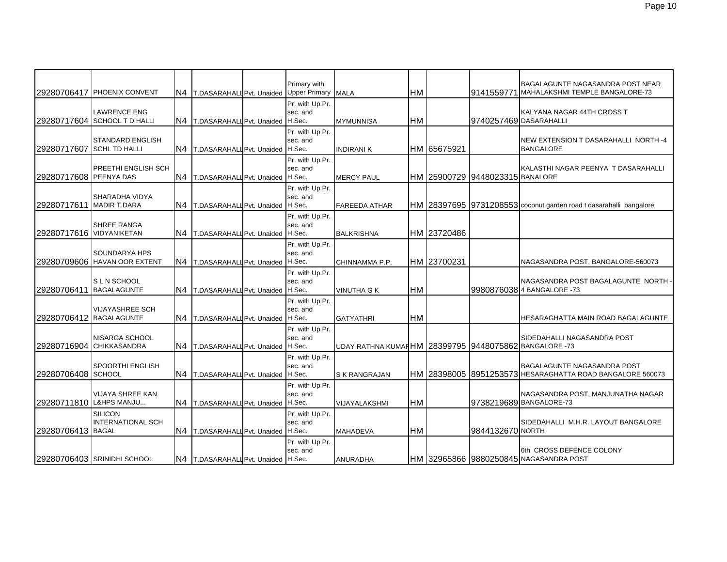| | | | | | | | | | | |
|---|---|---|---|---|---|---|---|---|---|---|
| 29280706417 | PHOENIX CONVENT | N4 | T.DASARAHALLI | Pvt. Unaided | Primary with Upper Primary | MALA | HM | | 9141559771 | BAGALAGUNTE NAGASANDRA POST NEAR MAHALAKSHMI TEMPLE BANGALORE-73 |
| 29280717604 | LAWRENCE ENG SCHOOL T D HALLI | N4 | T.DASARAHALLI | Pvt. Unaided | Pr. with Up.Pr. sec. and H.Sec. | MYMUNNISA | HM | | 9740257469 | KALYANA NAGAR 44TH CROSS T DASARAHALLI |
| 29280717607 | STANDARD ENGLISH SCHL TD HALLI | N4 | T.DASARAHALLI | Pvt. Unaided | Pr. with Up.Pr. sec. and H.Sec. | INDIRANI K | HM | 65675921 | | NEW EXTENSION T DASARAHALLI NORTH -4 BANGALORE |
| 29280717608 | PREETHI ENGLISH SCH PEENYA DAS | N4 | T.DASARAHALLI | Pvt. Unaided | Pr. with Up.Pr. sec. and H.Sec. | MERCY PAUL | HM | 25900729 | 9448023315 | KALASTHI NAGAR PEENYA T DASARAHALLI BANALORE |
| 29280717611 | SHARADHA VIDYA MADIR T.DARA | N4 | T.DASARAHALLI | Pvt. Unaided | Pr. with Up.Pr. sec. and H.Sec. | FAREEDA ATHAR | HM | 28397695 | 9731208553 | coconut garden road t dasarahalli bangalore |
| 29280717616 | SHREE RANGA VIDYANIKETAN | N4 | T.DASARAHALLI | Pvt. Unaided | Pr. with Up.Pr. sec. and H.Sec. | BALKRISHNA | HM | 23720486 | | |
| 29280709606 | SOUNDARYA HPS HAVAN OOR EXTENT | N4 | T.DASARAHALLI | Pvt. Unaided | Pr. with Up.Pr. sec. and H.Sec. | CHINNAMMA P.P. | HM | 23700231 | | NAGASANDRA POST, BANGALORE-560073 |
| 29280706411 | S L N SCHOOL BAGALAGUNTE | N4 | T.DASARAHALLI | Pvt. Unaided | Pr. with Up.Pr. sec. and H.Sec. | VINUTHA G K | HM | | 9980876038 | NAGASANDRA POST BAGALAGUNTE NORTH -4 BANGALORE -73 |
| 29280706412 | VIJAYASHREE SCH BAGALAGUNTE | N4 | T.DASARAHALLI | Pvt. Unaided | Pr. with Up.Pr. sec. and H.Sec. | GATYATHRI | HM | | | HESARAGHATTA MAIN ROAD BAGALAGUNTE |
| 29280716904 | NISARGA SCHOOL CHIKKASANDRA | N4 | T.DASARAHALLI | Pvt. Unaided | Pr. with Up.Pr. sec. and H.Sec. | UDAY RATHNA KUMAR | HM | 28399795 | 9448075862 | SIDEDAHALLI NAGASANDRA POST BANGALORE -73 |
| 29280706408 | SPOORTHI ENGLISH SCHOOL | N4 | T.DASARAHALLI | Pvt. Unaided | Pr. with Up.Pr. sec. and H.Sec. | S K RANGRAJAN | HM | 28398005 | 8951253573 | BAGALAGUNTE NAGASANDRA POST HESARAGHATTA ROAD BANGALORE 560073 |
| 29280711810 | VIJAYA SHREE KAN L&HPS MANJU... | N4 | T.DASARAHALLI | Pvt. Unaided | Pr. with Up.Pr. sec. and H.Sec. | VIJAYALAKSHMI | HM | | 9738219689 | NAGASANDRA POST, MANJUNATHA NAGAR BANGALORE-73 |
| 29280706413 | SILICON INTERNATIONAL SCH BAGAL | N4 | T.DASARAHALLI | Pvt. Unaided | Pr. with Up.Pr. sec. and H.Sec. | MAHADEVA | HM | | 9844132670 | SIDEDAHALLI M.H.R. LAYOUT BANGALORE NORTH |
| 29280706403 | SRINIDHI SCHOOL | N4 | T.DASARAHALLI | Pvt. Unaided | Pr. with Up.Pr. sec. and H.Sec. | ANURADHA | HM | 32965866 | 9880250845 | 6th CROSS DEFENCE COLONY NAGASANDRA POST |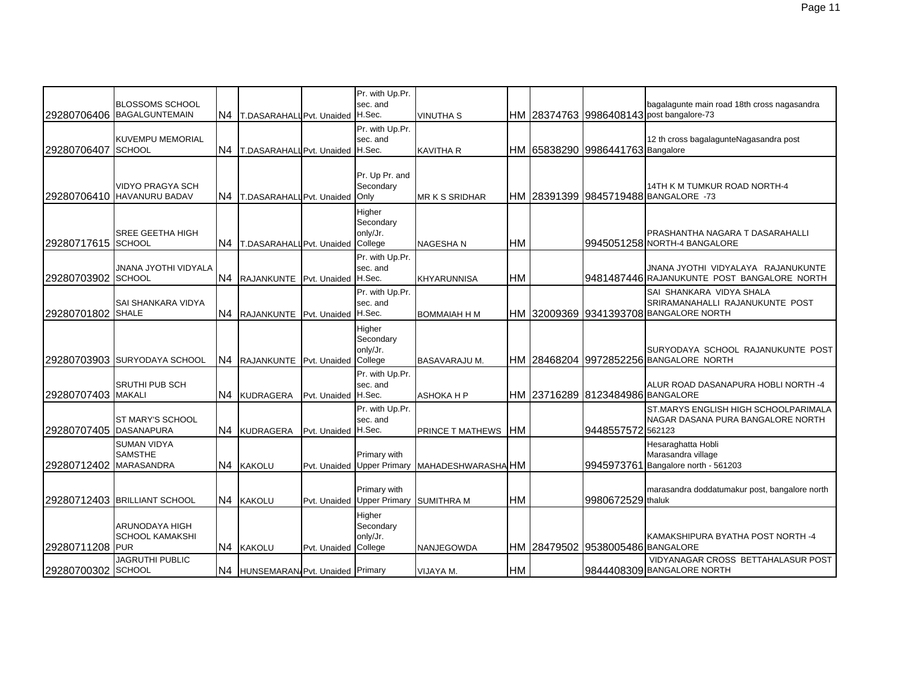| | | | | | | | | | | |
|---|---|---|---|---|---|---|---|---|---|---|
| 29280706406 | BLOSSOMS SCHOOL BAGALGUNTEMAIN | N4 | T.DASARAHALLI | Pvt. Unaided | Pr. with Up.Pr. sec. and H.Sec. | VINUTHA S | HM | 28374763 | 9986408143 | bagalagunte main road 18th cross nagasandra post bangalore-73 |
| 29280706407 | KUVEMPU MEMORIAL SCHOOL | N4 | T.DASARAHALLI | Pvt. Unaided | Pr. with Up.Pr. sec. and H.Sec. | KAVITHA R | HM | 65838290 | 9986441763 | 12 th cross bagalagunteNagasandra post Bangalore |
| 29280706410 | VIDYO PRAGYA SCH HAVANURU BADAV | N4 | T.DASARAHALLI | Pvt. Unaided | Pr. Up Pr. and Secondary Only | MR K S SRIDHAR | HM | 28391399 | 9845719488 | 14TH K M TUMKUR ROAD NORTH-4 BANGALORE -73 |
| 29280717615 | SREE GEETHA HIGH SCHOOL | N4 | T.DASARAHALLI | Pvt. Unaided | Higher Secondary only/Jr. College | NAGESHA N | HM | | 9945051258 | PRASHANTHA NAGARA T DASARAHALLI NORTH-4 BANGALORE |
| 29280703902 | JNANA JYOTHI VIDYALA SCHOOL | N4 | RAJANKUNTE | Pvt. Unaided | Pr. with Up.Pr. sec. and H.Sec. | KHYARUNNISA | HM | | 9481487446 | JNANA JYOTHI VIDYALAYA RAJANUKUNTE RAJANUKUNTE POST BANGALORE NORTH |
| 29280701802 | SAI SHANKARA VIDYA SHALE | N4 | RAJANKUNTE | Pvt. Unaided | Pr. with Up.Pr. sec. and H.Sec. | BOMMAIAH H M | HM | 32009369 | 9341393708 | SAI SHANKARA VIDYA SHALA SRIRAMANAHALLI RAJANUKUNTE POST BANGALORE NORTH |
| 29280703903 | SURYODAYA SCHOOL | N4 | RAJANKUNTE | Pvt. Unaided | Higher Secondary only/Jr. College | BASAVARAJU M. | HM | 28468204 | 9972852256 | SURYODAYA SCHOOL RAJANUKUNTE POST BANGALORE NORTH |
| 29280707403 | SRUTHI PUB SCH MAKALI | N4 | KUDRAGERA | Pvt. Unaided | Pr. with Up.Pr. sec. and H.Sec. | ASHOKA H P | HM | 23716289 | 8123484986 | ALUR ROAD DASANAPURA HOBLI NORTH -4 BANGALORE |
| 29280707405 | ST MARY'S SCHOOL DASANAPURA | N4 | KUDRAGERA | Pvt. Unaided | Pr. with Up.Pr. sec. and H.Sec. | PRINCE T MATHEWS | HM | | 9448557572 | ST.MARYS ENGLISH HIGH SCHOOLPARIMALA NAGAR DASANA PURA BANGALORE NORTH 562123 |
| 29280712402 | SUMAN VIDYA SAMSTHE MARASANDRA | N4 | KAKOLU | Pvt. Unaided | Primary with Upper Primary | MAHADESHWARASHA | HM | | 9945973761 | Hesaraghatta Hobli Marasandra village Bangalore north - 561203 |
| 29280712403 | BRILLIANT SCHOOL | N4 | KAKOLU | Pvt. Unaided | Primary with Upper Primary | SUMITHRA M | HM | | 9980672529 | marasandra doddatumakur post, bangalore north thaluk |
| 29280711208 | ARUNODAYA HIGH SCHOOL KAMAKSHI PUR | N4 | KAKOLU | Pvt. Unaided | Higher Secondary only/Jr. College | NANJEGOWDA | HM | 28479502 | 9538005486 | KAMAKSHIPURA BYATHA POST NORTH -4 BANGALORE |
| 29280700302 | JAGRUTHI PUBLIC SCHOOL | N4 | HUNSEMARANA | Pvt. Unaided | Primary | VIJAYA M. | HM | | 9844408309 | VIDYANAGAR CROSS BETTAHALASUR POST BANGALORE NORTH |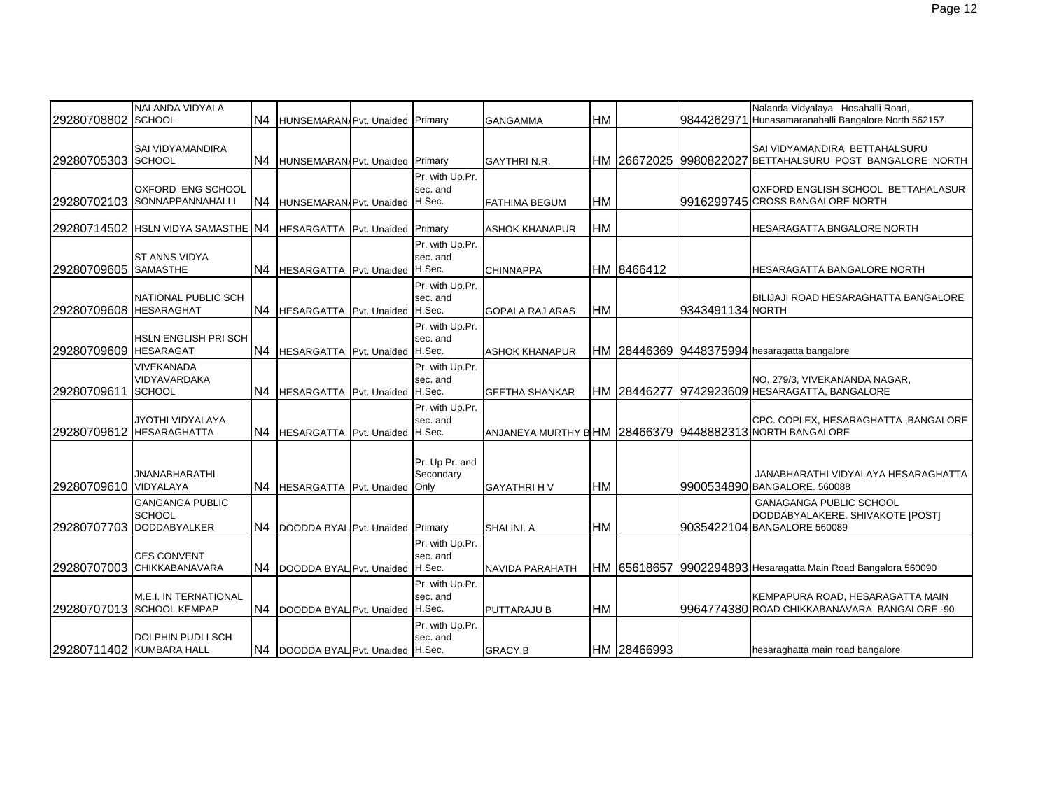| | | | | | | | | | | |
|---|---|---|---|---|---|---|---|---|---|---|
| 29280708802 | NALANDA VIDYALA SCHOOL | N4 | HUNSEMARAN | Pvt. Unaided | Primary | GANGAMMA | HM | | 9844262971 | Nalanda Vidyalaya Hosahalli Road, Hunasamaranahalli Bangalore North 562157 |
| 29280705303 | SAI VIDYAMANDIRA SCHOOL | N4 | HUNSEMARAN | Pvt. Unaided | Primary | GAYTHRI N.R. | HM | 26672025 | 9980822027 | SAI VIDYAMANDIRA BETTAHALSURU BETTAHALSURU POST BANGALORE NORTH |
| 29280702103 | OXFORD ENG SCHOOL SONNAPPANNAHALLI | N4 | HUNSEMARAN | Pvt. Unaided | Pr. with Up.Pr. sec. and H.Sec. | FATHIMA BEGUM | HM | | 9916299745 | OXFORD ENGLISH SCHOOL BETTAHALASUR CROSS BANGALORE NORTH |
| 29280714502 | HSLN VIDYA SAMASTHE | N4 | HESARGATTA | Pvt. Unaided | Primary | ASHOK KHANAPUR | HM | | | HESARAGATTA BNGALORE NORTH |
| 29280709605 | ST ANNS VIDYA SAMASTHE | N4 | HESARGATTA | Pvt. Unaided | Pr. with Up.Pr. sec. and H.Sec. | CHINNAPPA | HM | 8466412 | | HESARAGATTA BANGALORE NORTH |
| 29280709608 | NATIONAL PUBLIC SCH HESARAGHAT | N4 | HESARGATTA | Pvt. Unaided | Pr. with Up.Pr. sec. and H.Sec. | GOPALA RAJ ARAS | HM | | 9343491134 | BILIJAJI ROAD HESARAGHATTA BANGALORE NORTH |
| 29280709609 | HSLN ENGLISH PRI SCH HESARAGAT | N4 | HESARGATTA | Pvt. Unaided | Pr. with Up.Pr. sec. and H.Sec. | ASHOK KHANAPUR | HM | 28446369 | 9448375994 | hesaragatta bangalore |
| 29280709611 | VIVEKANADA VIDYAVARDAKA SCHOOL | N4 | HESARGATTA | Pvt. Unaided | Pr. with Up.Pr. sec. and H.Sec. | GEETHA SHANKAR | HM | 28446277 | 9742923609 | NO. 279/3, VIVEKANANDA NAGAR, HESARAGATTA, BANGALORE |
| 29280709612 | JYOTHI VIDYALAYA HESARAGHATTA | N4 | HESARGATTA | Pvt. Unaided | Pr. with Up.Pr. sec. and H.Sec. | ANJANEYA MURTHY B | HM | 28466379 | 9448882313 | CPC. COPLEX, HESARAGHATTA ,BANGALORE NORTH BANGALORE |
| 29280709610 | JNANABHARATHI VIDYALAYA | N4 | HESARGATTA | Pvt. Unaided | Pr. Up Pr. and Secondary Only | GAYATHRI H V | HM | | 9900534890 | JANABHARATHI VIDYALAYA HESARAGHATTA BANGALORE. 560088 |
| 29280707703 | GANGANGA PUBLIC SCHOOL DODDABYALKER | N4 | DOODDA BYAL | Pvt. Unaided | Primary | SHALINI. A | HM | | 9035422104 | GANAGANGA PUBLIC SCHOOL DODDABYALAKERE. SHIVAKOTE [POST] BANGALORE 560089 |
| 29280707003 | CES CONVENT CHIKKABANAVARA | N4 | DOODDA BYAL | Pvt. Unaided | Pr. with Up.Pr. sec. and H.Sec. | NAVIDA PARAHATH | HM | 65618657 | 9902294893 | Hesaragatta Main Road Bangalora 560090 |
| 29280707013 | M.E.I. IN TERNATIONAL SCHOOL KEMPAP | N4 | DOODDA BYAL | Pvt. Unaided | Pr. with Up.Pr. sec. and H.Sec. | PUTTARAJU B | HM | | 9964774380 | KEMPAPURA ROAD, HESARAGATTA MAIN ROAD CHIKKABANAVARA BANGALORE -90 |
| 29280711402 | DOLPHIN PUDLI SCH KUMBARA HALL | N4 | DOODDA BYAL | Pvt. Unaided | Pr. with Up.Pr. sec. and H.Sec. | GRACY.B | HM | 28466993 | | hesaraghatta main road bangalore |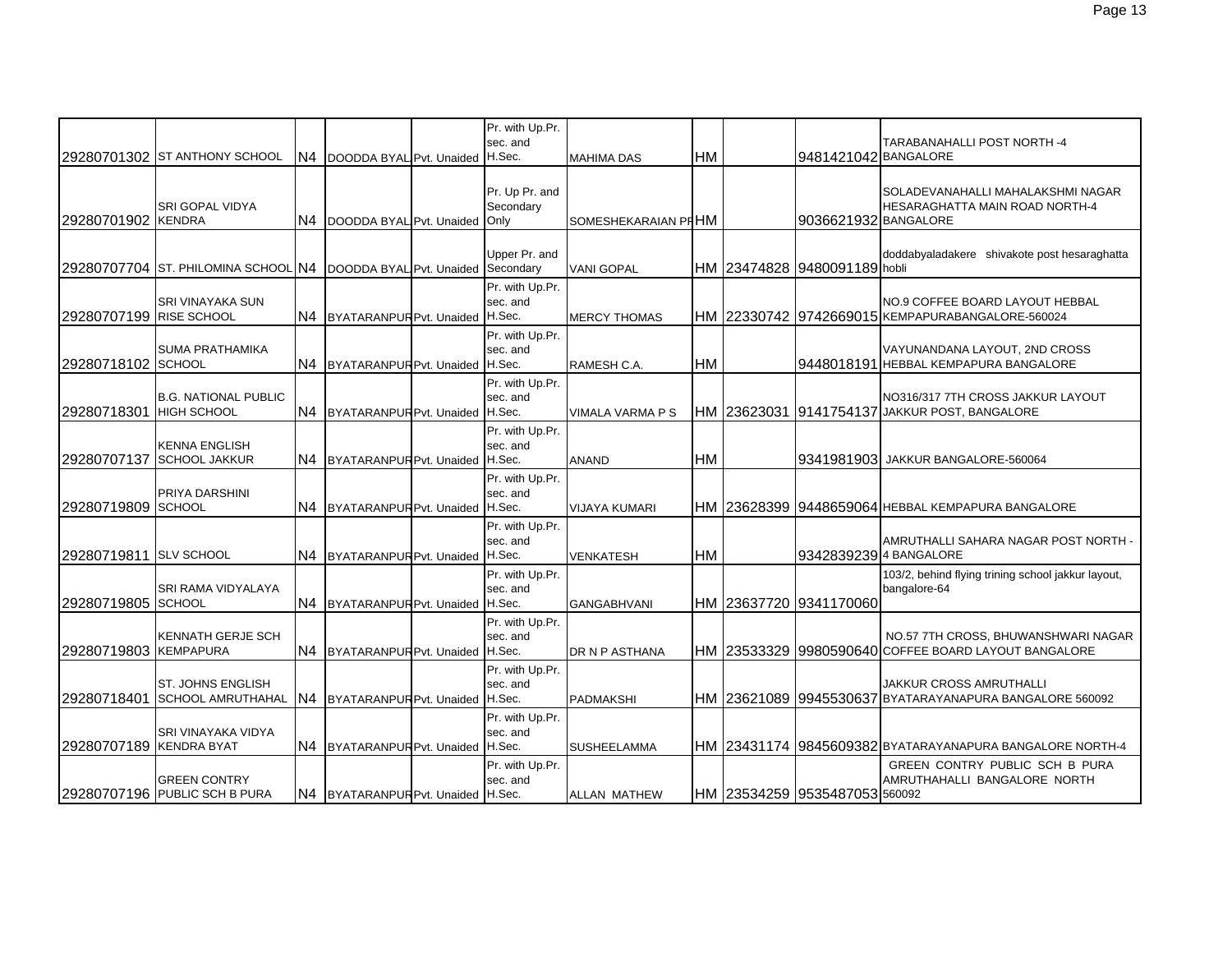| | | | | | | | | | | |
|---|---|---|---|---|---|---|---|---|---|---|
| 29280701302 | ST ANTHONY SCHOOL | N4 | DOODDA BYAL | Pvt. Unaided | Pr. with Up.Pr. sec. and H.Sec. | MAHIMA DAS | HM | | 9481421042 | TARABANAHALLI POST NORTH -4 BANGALORE |
| 29280701902 | SRI GOPAL VIDYA KENDRA | N4 | DOODDA BYAL | Pvt. Unaided | Pr. Up Pr. and Secondary Only | SOMESHEKARAIAN PF | HM | | 9036621932 | SOLADEVANAHALLI MAHALAKSHMI NAGAR HESARAGHATTA MAIN ROAD NORTH-4 BANGALORE |
| 29280707704 | ST. PHILOMINA SCHOOL | N4 | DOODDA BYAL | Pvt. Unaided | Upper Pr. and Secondary | VANI GOPAL | HM | 23474828 | 9480091189 | doddabyaladakere shivakote post hesaraghatta hobli |
| 29280707199 | SRI VINAYAKA SUN RISE SCHOOL | N4 | BYATARANPUR | Pvt. Unaided | Pr. with Up.Pr. sec. and H.Sec. | MERCY THOMAS | HM | 22330742 | 9742669015 | NO.9 COFFEE BOARD LAYOUT HEBBAL KEMPAPURABANGALORE-560024 |
| 29280718102 | SUMA PRATHAMIKA SCHOOL | N4 | BYATARANPUR | Pvt. Unaided | Pr. with Up.Pr. sec. and H.Sec. | RAMESH C.A. | HM | | 9448018191 | VAYUNANDANA LAYOUT, 2ND CROSS HEBBAL KEMPAPURA BANGALORE |
| 29280718301 | B.G. NATIONAL PUBLIC HIGH SCHOOL | N4 | BYATARANPUR | Pvt. Unaided | Pr. with Up.Pr. sec. and H.Sec. | VIMALA VARMA P S | HM | 23623031 | 9141754137 | NO316/317 7TH CROSS JAKKUR LAYOUT JAKKUR POST, BANGALORE |
| 29280707137 | KENNA ENGLISH SCHOOL JAKKUR | N4 | BYATARANPUR | Pvt. Unaided | Pr. with Up.Pr. sec. and H.Sec. | ANAND | HM | | 9341981903 | JAKKUR BANGALORE-560064 |
| 29280719809 | PRIYA DARSHINI SCHOOL | N4 | BYATARANPUR | Pvt. Unaided | Pr. with Up.Pr. sec. and H.Sec. | VIJAYA KUMARI | HM | 23628399 | 9448659064 | HEBBAL KEMPAPURA BANGALORE |
| 29280719811 | SLV SCHOOL | N4 | BYATARANPUR | Pvt. Unaided | Pr. with Up.Pr. sec. and H.Sec. | VENKATESH | HM | | 9342839239 | AMRUTHALLI SAHARA NAGAR POST NORTH - 4 BANGALORE |
| 29280719805 | SRI RAMA VIDYALAYA SCHOOL | N4 | BYATARANPUR | Pvt. Unaided | Pr. with Up.Pr. sec. and H.Sec. | GANGABHVANI | HM | 23637720 | 9341170060 | 103/2, behind flying trining school jakkur layout, bangalore-64 |
| 29280719803 | KENNATH GERJE SCH KEMPAPURA | N4 | BYATARANPUR | Pvt. Unaided | Pr. with Up.Pr. sec. and H.Sec. | DR N P ASTHANA | HM | 23533329 | 9980590640 | NO.57 7TH CROSS, BHUWANSHWARI NAGAR COFFEE BOARD LAYOUT BANGALORE |
| 29280718401 | ST. JOHNS ENGLISH SCHOOL AMRUTHAHAL | N4 | BYATARANPUR | Pvt. Unaided | Pr. with Up.Pr. sec. and H.Sec. | PADMAKSHI | HM | 23621089 | 9945530637 | JAKKUR CROSS AMRUTHALLI BYATARAYANAPURA BANGALORE 560092 |
| 29280707189 | SRI VINAYAKA VIDYA KENDRA BYAT | N4 | BYATARANPUR | Pvt. Unaided | Pr. with Up.Pr. sec. and H.Sec. | SUSHEELAMMA | HM | 23431174 | 9845609382 | BYATARAYANAPURA BANGALORE NORTH-4 |
| 29280707196 | GREEN CONTRY PUBLIC SCH B PURA | N4 | BYATARANPUR | Pvt. Unaided | Pr. with Up.Pr. sec. and H.Sec. | ALLAN MATHEW | HM | 23534259 | 9535487053 | GREEN CONTRY PUBLIC SCH B PURA AMRUTHAHALLI BANGALORE NORTH 560092 |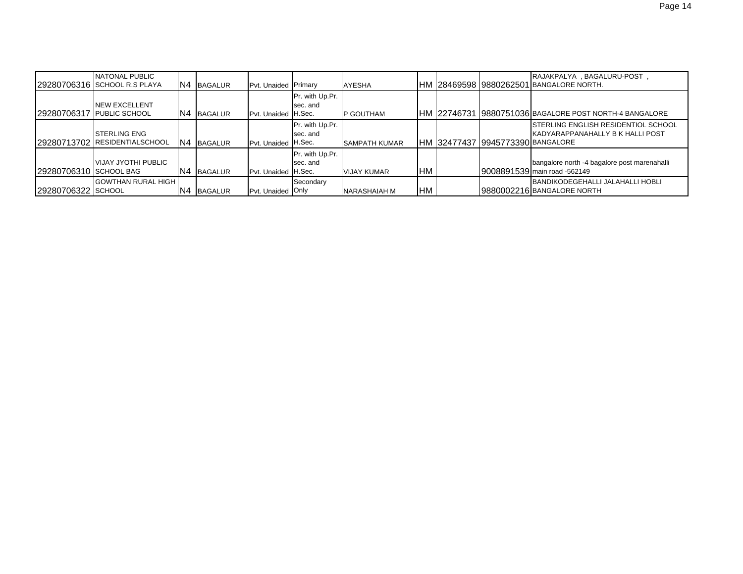| | | | | | | | | | | |
|---|---|---|---|---|---|---|---|---|---|---|
| 29280706316 | NATONAL PUBLIC SCHOOL R.S PLAYA | N4 | BAGALUR | Pvt. Unaided | Primary | AYESHA | HM | 28469598 | 9880262501 | RAJAKPALYA , BAGALURU-POST , BANGALORE NORTH. |
| 29280706317 | NEW EXCELLENT PUBLIC SCHOOL | N4 | BAGALUR | Pvt. Unaided | Pr. with Up.Pr. sec. and H.Sec. | P GOUTHAM | HM | 22746731 | 9880751036 | BAGALORE POST NORTH-4 BANGALORE |
| 29280713702 | STERLING ENG RESIDENTIALSCHOOL | N4 | BAGALUR | Pvt. Unaided | Pr. with Up.Pr. sec. and H.Sec. | SAMPATH KUMAR | HM | 32477437 | 9945773390 | STERLING ENGLISH RESIDENTIOL SCHOOL KADYARAPPANAHALLY B K HALLI POST BANGALORE |
| 29280706310 | VIJAY JYOTHI PUBLIC SCHOOL BAG | N4 | BAGALUR | Pvt. Unaided | Pr. with Up.Pr. sec. and H.Sec. | VIJAY KUMAR | HM | | 9008891539 | bangalore north -4 bagalore post marenahalli main road -562149 |
| 29280706322 | GOWTHAN RURAL HIGH SCHOOL | N4 | BAGALUR | Pvt. Unaided | Secondary Only | NARASHAIAH M | HM | | 9880002216 | BANDIKODEGEHALLI JALAHALLI HOBLI BANGALORE NORTH |